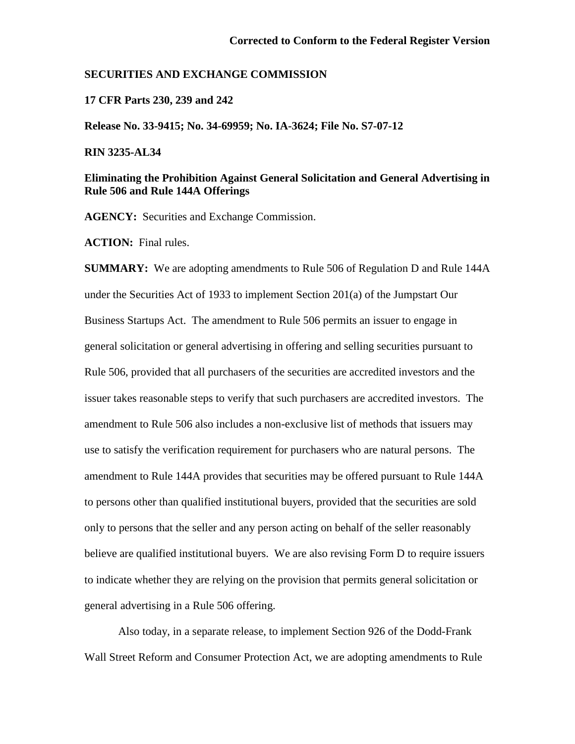**Corrected to Conform to the Federal Register Version**

**SECURITIES AND EXCHANGE COMMISSION**

**17 CFR Parts 230, 239 and 242**

**Release No. 33-9415; No. 34-69959; No. IA-3624; File No. S7-07-12**

**RIN 3235-AL34**

**Eliminating the Prohibition Against General Solicitation and General Advertising in Rule 506 and Rule 144A Offerings**

**AGENCY:** Securities and Exchange Commission.

**ACTION:** Final rules.

**SUMMARY:** We are adopting amendments to Rule 506 of Regulation D and Rule 144A under the Securities Act of 1933 to implement Section 201(a) of the Jumpstart Our Business Startups Act. The amendment to Rule 506 permits an issuer to engage in general solicitation or general advertising in offering and selling securities pursuant to Rule 506, provided that all purchasers of the securities are accredited investors and the issuer takes reasonable steps to verify that such purchasers are accredited investors. The amendment to Rule 506 also includes a non-exclusive list of methods that issuers may use to satisfy the verification requirement for purchasers who are natural persons. The amendment to Rule 144A provides that securities may be offered pursuant to Rule 144A to persons other than qualified institutional buyers, provided that the securities are sold only to persons that the seller and any person acting on behalf of the seller reasonably believe are qualified institutional buyers. We are also revising Form D to require issuers to indicate whether they are relying on the provision that permits general solicitation or general advertising in a Rule 506 offering.

Also today, in a separate release, to implement Section 926 of the Dodd-Frank Wall Street Reform and Consumer Protection Act, we are adopting amendments to Rule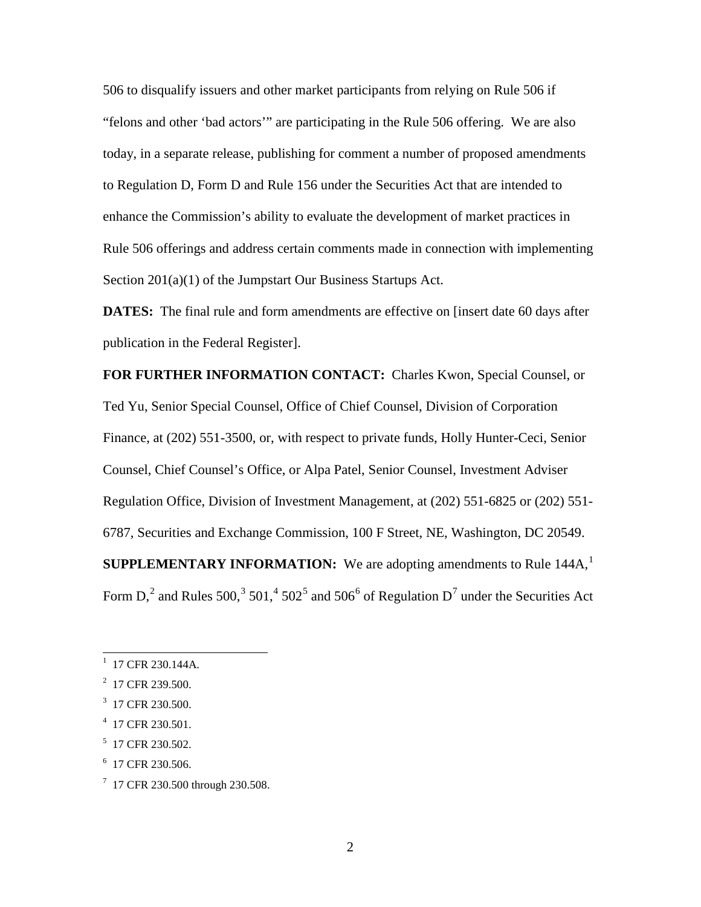506 to disqualify issuers and other market participants from relying on Rule 506 if "felons and other 'bad actors'" are participating in the Rule 506 offering. We are also today, in a separate release, publishing for comment a number of proposed amendments to Regulation D, Form D and Rule 156 under the Securities Act that are intended to enhance the Commission's ability to evaluate the development of market practices in Rule 506 offerings and address certain comments made in connection with implementing Section 201(a)(1) of the Jumpstart Our Business Startups Act.

**DATES:** The final rule and form amendments are effective on [insert date 60 days after publication in the Federal Register].

**FOR FURTHER INFORMATION CONTACT:** Charles Kwon, Special Counsel, or Ted Yu, Senior Special Counsel, Office of Chief Counsel, Division of Corporation Finance, at (202) 551-3500, or, with respect to private funds, Holly Hunter-Ceci, Senior Counsel, Chief Counsel's Office, or Alpa Patel, Senior Counsel, Investment Adviser Regulation Office, Division of Investment Management, at (202) 551-6825 or (202) 551-6787, Securities and Exchange Commission, 100 F Street, NE, Washington, DC 20549.

**SUPPLEMENTARY INFORMATION:** We are adopting amendments to Rule 144A,[1] Form D,[2] and Rules 500,[3] 501,[4] 502[5] and 506[6] of Regulation D[7] under the Securities Act

---

[1] 17 CFR 230.144A.

[2] 17 CFR 239.500.

[3] 17 CFR 230.500.

[4] 17 CFR 230.501.

[5] 17 CFR 230.502.

[6] 17 CFR 230.506.

[7] 17 CFR 230.500 through 230.508.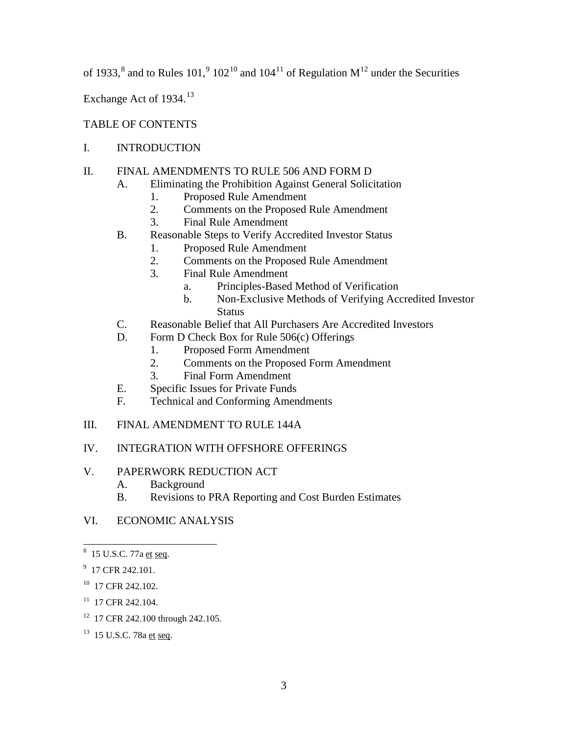of 1933,[8] and to Rules 101,[9] 102[10] and 104[11] of Regulation M[12] under the Securities Exchange Act of 1934.[13]

TABLE OF CONTENTS

I. INTRODUCTION

II. FINAL AMENDMENTS TO RULE 506 AND FORM D
- A. Eliminating the Prohibition Against General Solicitation
  - 1. Proposed Rule Amendment
  - 2. Comments on the Proposed Rule Amendment
  - 3. Final Rule Amendment
- B. Reasonable Steps to Verify Accredited Investor Status
  - 1. Proposed Rule Amendment
  - 2. Comments on the Proposed Rule Amendment
  - 3. Final Rule Amendment
    - a. Principles-Based Method of Verification
    - b. Non-Exclusive Methods of Verifying Accredited Investor Status
- C. Reasonable Belief that All Purchasers Are Accredited Investors
- D. Form D Check Box for Rule 506(c) Offerings
  - 1. Proposed Form Amendment
  - 2. Comments on the Proposed Form Amendment
  - 3. Final Form Amendment
- E. Specific Issues for Private Funds
- F. Technical and Conforming Amendments

III. FINAL AMENDMENT TO RULE 144A

IV. INTEGRATION WITH OFFSHORE OFFERINGS

V. PAPERWORK REDUCTION ACT
- A. Background
- B. Revisions to PRA Reporting and Cost Burden Estimates

VI. ECONOMIC ANALYSIS

---

[8] 15 U.S.C. 77a et seq.

[9] 17 CFR 242.101.

[10] 17 CFR 242.102.

[11] 17 CFR 242.104.

[12] 17 CFR 242.100 through 242.105.

[13] 15 U.S.C. 78a et seq.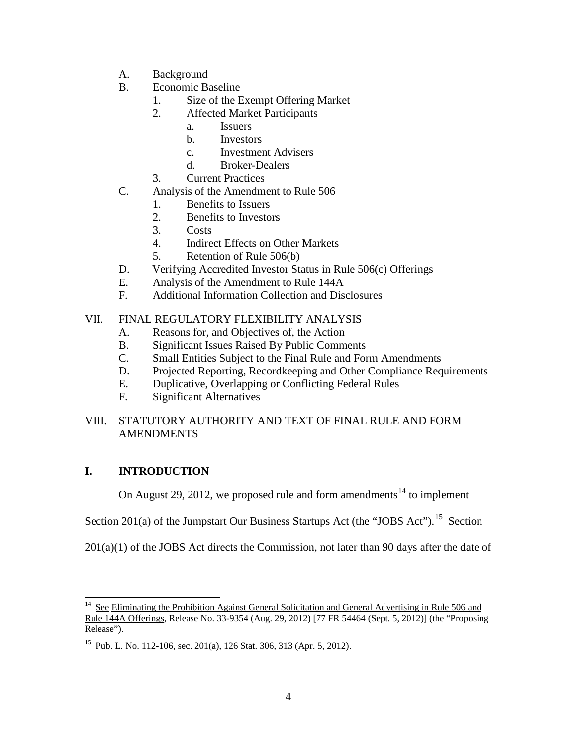- A. Background
- B. Economic Baseline
  - 1. Size of the Exempt Offering Market
  - 2. Affected Market Participants
    - a. Issuers
    - b. Investors
    - c. Investment Advisers
    - d. Broker-Dealers
  - 3. Current Practices
- C. Analysis of the Amendment to Rule 506
  - 1. Benefits to Issuers
  - 2. Benefits to Investors
  - 3. Costs
  - 4. Indirect Effects on Other Markets
  - 5. Retention of Rule 506(b)
- D. Verifying Accredited Investor Status in Rule 506(c) Offerings
- E. Analysis of the Amendment to Rule 144A
- F. Additional Information Collection and Disclosures

VII. FINAL REGULATORY FLEXIBILITY ANALYSIS
- A. Reasons for, and Objectives of, the Action
- B. Significant Issues Raised By Public Comments
- C. Small Entities Subject to the Final Rule and Form Amendments
- D. Projected Reporting, Recordkeeping and Other Compliance Requirements
- E. Duplicative, Overlapping or Conflicting Federal Rules
- F. Significant Alternatives

VIII. STATUTORY AUTHORITY AND TEXT OF FINAL RULE AND FORM AMENDMENTS

## I. INTRODUCTION

On August 29, 2012, we proposed rule and form amendments[14] to implement Section 201(a) of the Jumpstart Our Business Startups Act (the "JOBS Act").[15] Section 201(a)(1) of the JOBS Act directs the Commission, not later than 90 days after the date of

---

[14] See Eliminating the Prohibition Against General Solicitation and General Advertising in Rule 506 and Rule 144A Offerings, Release No. 33-9354 (Aug. 29, 2012) [77 FR 54464 (Sept. 5, 2012)] (the "Proposing Release").

[15] Pub. L. No. 112-106, sec. 201(a), 126 Stat. 306, 313 (Apr. 5, 2012).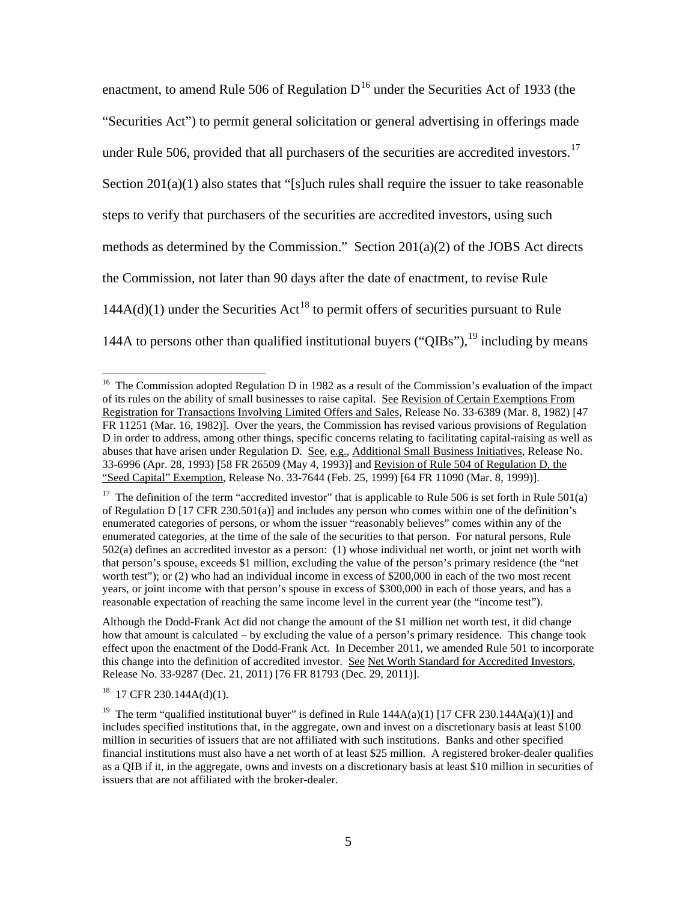enactment, to amend Rule 506 of Regulation D[16] under the Securities Act of 1933 (the "Securities Act") to permit general solicitation or general advertising in offerings made under Rule 506, provided that all purchasers of the securities are accredited investors.[17] Section 201(a)(1) also states that "[s]uch rules shall require the issuer to take reasonable steps to verify that purchasers of the securities are accredited investors, using such methods as determined by the Commission." Section 201(a)(2) of the JOBS Act directs the Commission, not later than 90 days after the date of enactment, to revise Rule 144A(d)(1) under the Securities Act[18] to permit offers of securities pursuant to Rule 144A to persons other than qualified institutional buyers ("QIBs"),[19] including by means

---

[16] The Commission adopted Regulation D in 1982 as a result of the Commission's evaluation of the impact of its rules on the ability of small businesses to raise capital. See Revision of Certain Exemptions From Registration for Transactions Involving Limited Offers and Sales, Release No. 33-6389 (Mar. 8, 1982) [47 FR 11251 (Mar. 16, 1982)]. Over the years, the Commission has revised various provisions of Regulation D in order to address, among other things, specific concerns relating to facilitating capital-raising as well as abuses that have arisen under Regulation D. See, e.g., Additional Small Business Initiatives, Release No. 33-6996 (Apr. 28, 1993) [58 FR 26509 (May 4, 1993)] and Revision of Rule 504 of Regulation D, the "Seed Capital" Exemption, Release No. 33-7644 (Feb. 25, 1999) [64 FR 11090 (Mar. 8, 1999)].

[17] The definition of the term "accredited investor" that is applicable to Rule 506 is set forth in Rule 501(a) of Regulation D [17 CFR 230.501(a)] and includes any person who comes within one of the definition's enumerated categories of persons, or whom the issuer "reasonably believes" comes within any of the enumerated categories, at the time of the sale of the securities to that person. For natural persons, Rule 502(a) defines an accredited investor as a person: (1) whose individual net worth, or joint net worth with that person's spouse, exceeds $1 million, excluding the value of the person's primary residence (the "net worth test"); or (2) who had an individual income in excess of $200,000 in each of the two most recent years, or joint income with that person's spouse in excess of $300,000 in each of those years, and has a reasonable expectation of reaching the same income level in the current year (the "income test").

Although the Dodd-Frank Act did not change the amount of the $1 million net worth test, it did change how that amount is calculated – by excluding the value of a person's primary residence. This change took effect upon the enactment of the Dodd-Frank Act. In December 2011, we amended Rule 501 to incorporate this change into the definition of accredited investor. See Net Worth Standard for Accredited Investors, Release No. 33-9287 (Dec. 21, 2011) [76 FR 81793 (Dec. 29, 2011)].

[18] 17 CFR 230.144A(d)(1).

[19] The term "qualified institutional buyer" is defined in Rule 144A(a)(1) [17 CFR 230.144A(a)(1)] and includes specified institutions that, in the aggregate, own and invest on a discretionary basis at least $100 million in securities of issuers that are not affiliated with such institutions. Banks and other specified financial institutions must also have a net worth of at least $25 million. A registered broker-dealer qualifies as a QIB if it, in the aggregate, owns and invests on a discretionary basis at least $10 million in securities of issuers that are not affiliated with the broker-dealer.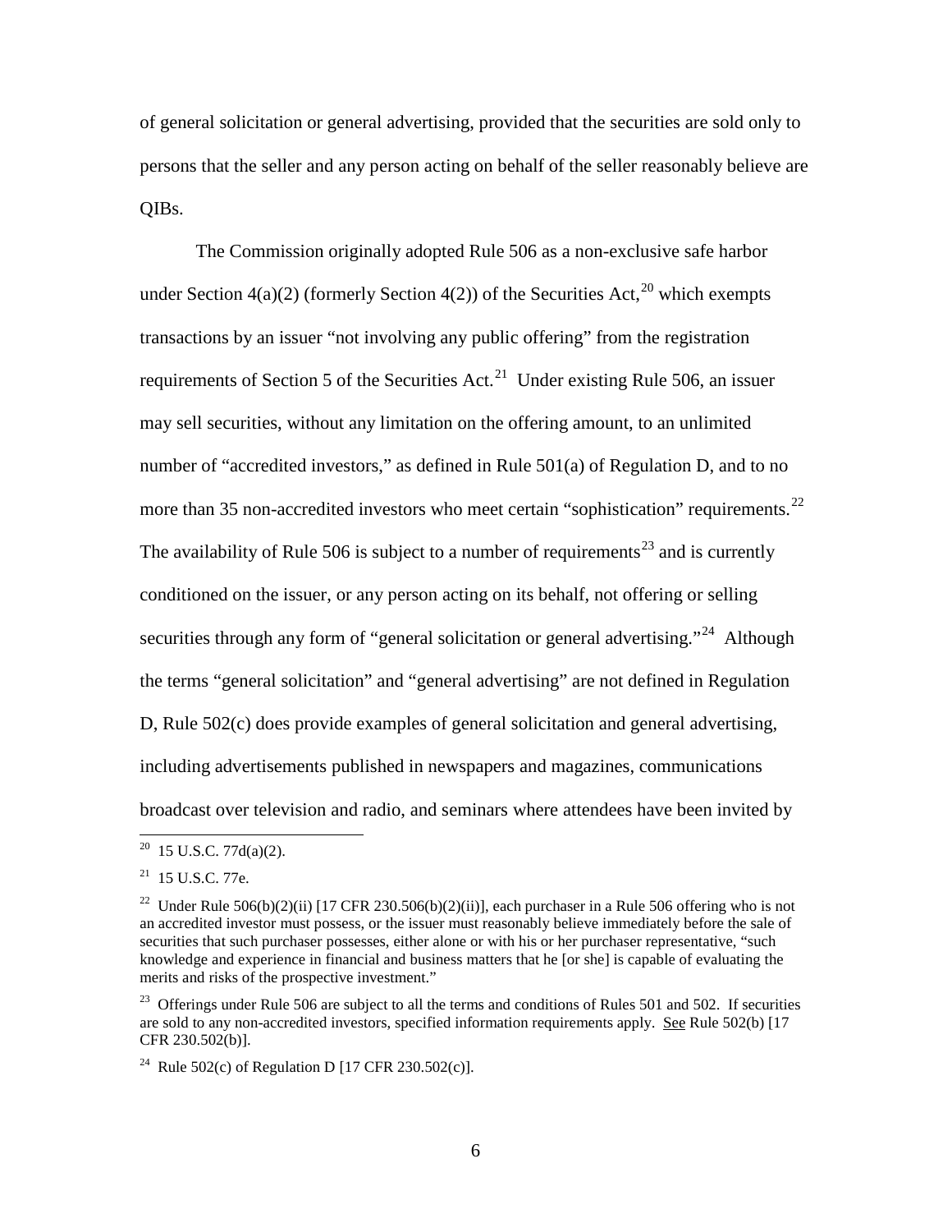of general solicitation or general advertising, provided that the securities are sold only to persons that the seller and any person acting on behalf of the seller reasonably believe are QIBs.

The Commission originally adopted Rule 506 as a non-exclusive safe harbor under Section 4(a)(2) (formerly Section 4(2)) of the Securities Act,[20] which exempts transactions by an issuer "not involving any public offering" from the registration requirements of Section 5 of the Securities Act.[21] Under existing Rule 506, an issuer may sell securities, without any limitation on the offering amount, to an unlimited number of "accredited investors," as defined in Rule 501(a) of Regulation D, and to no more than 35 non-accredited investors who meet certain "sophistication" requirements.[22] The availability of Rule 506 is subject to a number of requirements[23] and is currently conditioned on the issuer, or any person acting on its behalf, not offering or selling securities through any form of "general solicitation or general advertising."[24] Although the terms "general solicitation" and "general advertising" are not defined in Regulation D, Rule 502(c) does provide examples of general solicitation and general advertising, including advertisements published in newspapers and magazines, communications broadcast over television and radio, and seminars where attendees have been invited by

---

[20] 15 U.S.C. 77d(a)(2).

[21] 15 U.S.C. 77e.

[22] Under Rule 506(b)(2)(ii) [17 CFR 230.506(b)(2)(ii)], each purchaser in a Rule 506 offering who is not an accredited investor must possess, or the issuer must reasonably believe immediately before the sale of securities that such purchaser possesses, either alone or with his or her purchaser representative, "such knowledge and experience in financial and business matters that he [or she] is capable of evaluating the merits and risks of the prospective investment."

[23] Offerings under Rule 506 are subject to all the terms and conditions of Rules 501 and 502. If securities are sold to any non-accredited investors, specified information requirements apply. See Rule 502(b) [17 CFR 230.502(b)].

[24] Rule 502(c) of Regulation D [17 CFR 230.502(c)].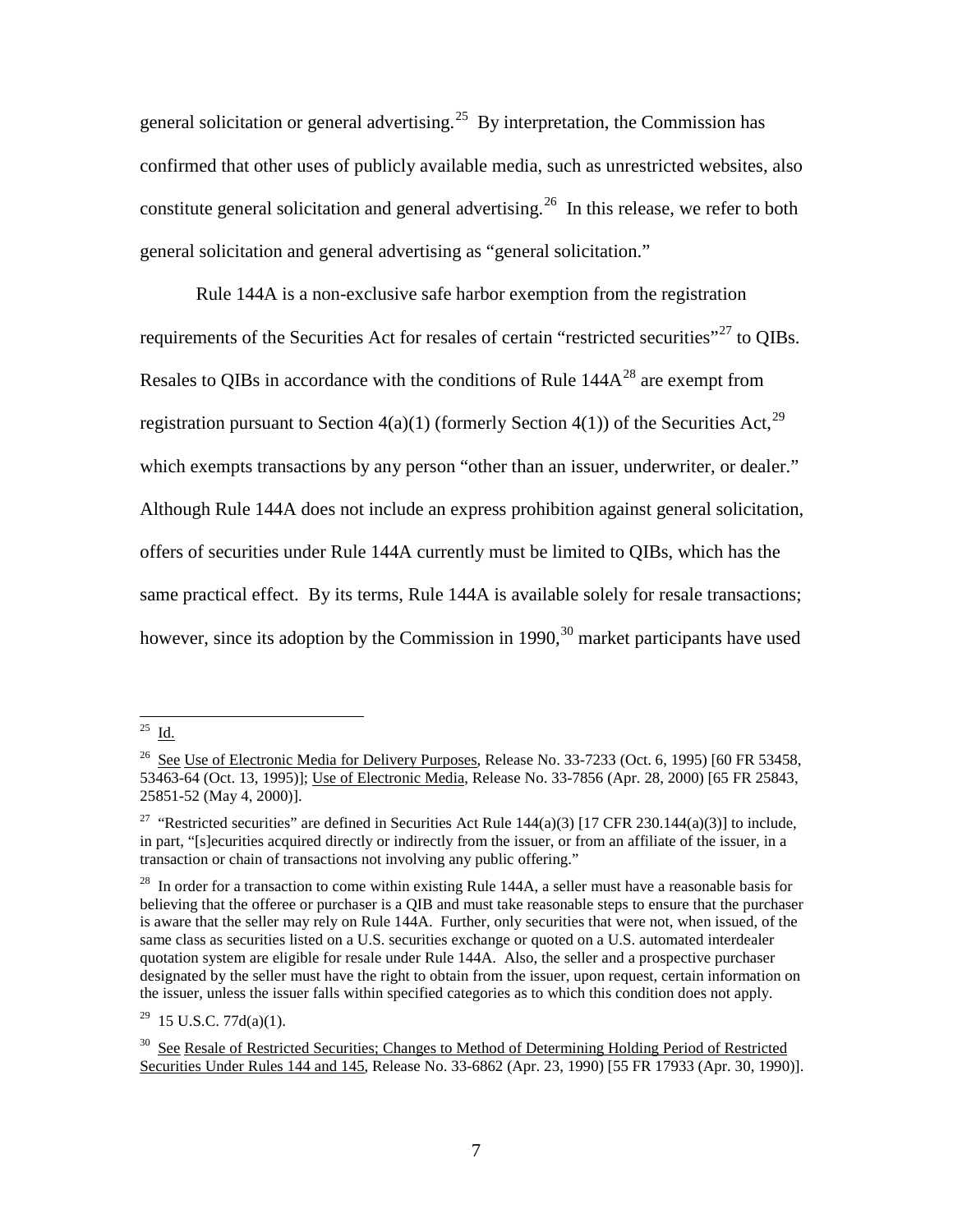general solicitation or general advertising.[25] By interpretation, the Commission has confirmed that other uses of publicly available media, such as unrestricted websites, also constitute general solicitation and general advertising.[26] In this release, we refer to both general solicitation and general advertising as "general solicitation."

Rule 144A is a non-exclusive safe harbor exemption from the registration requirements of the Securities Act for resales of certain "restricted securities"[27] to QIBs. Resales to QIBs in accordance with the conditions of Rule 144A[28] are exempt from registration pursuant to Section 4(a)(1) (formerly Section 4(1)) of the Securities Act,[29] which exempts transactions by any person "other than an issuer, underwriter, or dealer." Although Rule 144A does not include an express prohibition against general solicitation, offers of securities under Rule 144A currently must be limited to QIBs, which has the same practical effect. By its terms, Rule 144A is available solely for resale transactions; however, since its adoption by the Commission in 1990,[30] market participants have used

---

[25] Id.

[26] See Use of Electronic Media for Delivery Purposes, Release No. 33-7233 (Oct. 6, 1995) [60 FR 53458, 53463-64 (Oct. 13, 1995)]; Use of Electronic Media, Release No. 33-7856 (Apr. 28, 2000) [65 FR 25843, 25851-52 (May 4, 2000)].

[27] "Restricted securities" are defined in Securities Act Rule 144(a)(3) [17 CFR 230.144(a)(3)] to include, in part, "[s]ecurities acquired directly or indirectly from the issuer, or from an affiliate of the issuer, in a transaction or chain of transactions not involving any public offering."

[28] In order for a transaction to come within existing Rule 144A, a seller must have a reasonable basis for believing that the offeree or purchaser is a QIB and must take reasonable steps to ensure that the purchaser is aware that the seller may rely on Rule 144A. Further, only securities that were not, when issued, of the same class as securities listed on a U.S. securities exchange or quoted on a U.S. automated interdealer quotation system are eligible for resale under Rule 144A. Also, the seller and a prospective purchaser designated by the seller must have the right to obtain from the issuer, upon request, certain information on the issuer, unless the issuer falls within specified categories as to which this condition does not apply.

[29] 15 U.S.C. 77d(a)(1).

[30] See Resale of Restricted Securities; Changes to Method of Determining Holding Period of Restricted Securities Under Rules 144 and 145, Release No. 33-6862 (Apr. 23, 1990) [55 FR 17933 (Apr. 30, 1990)].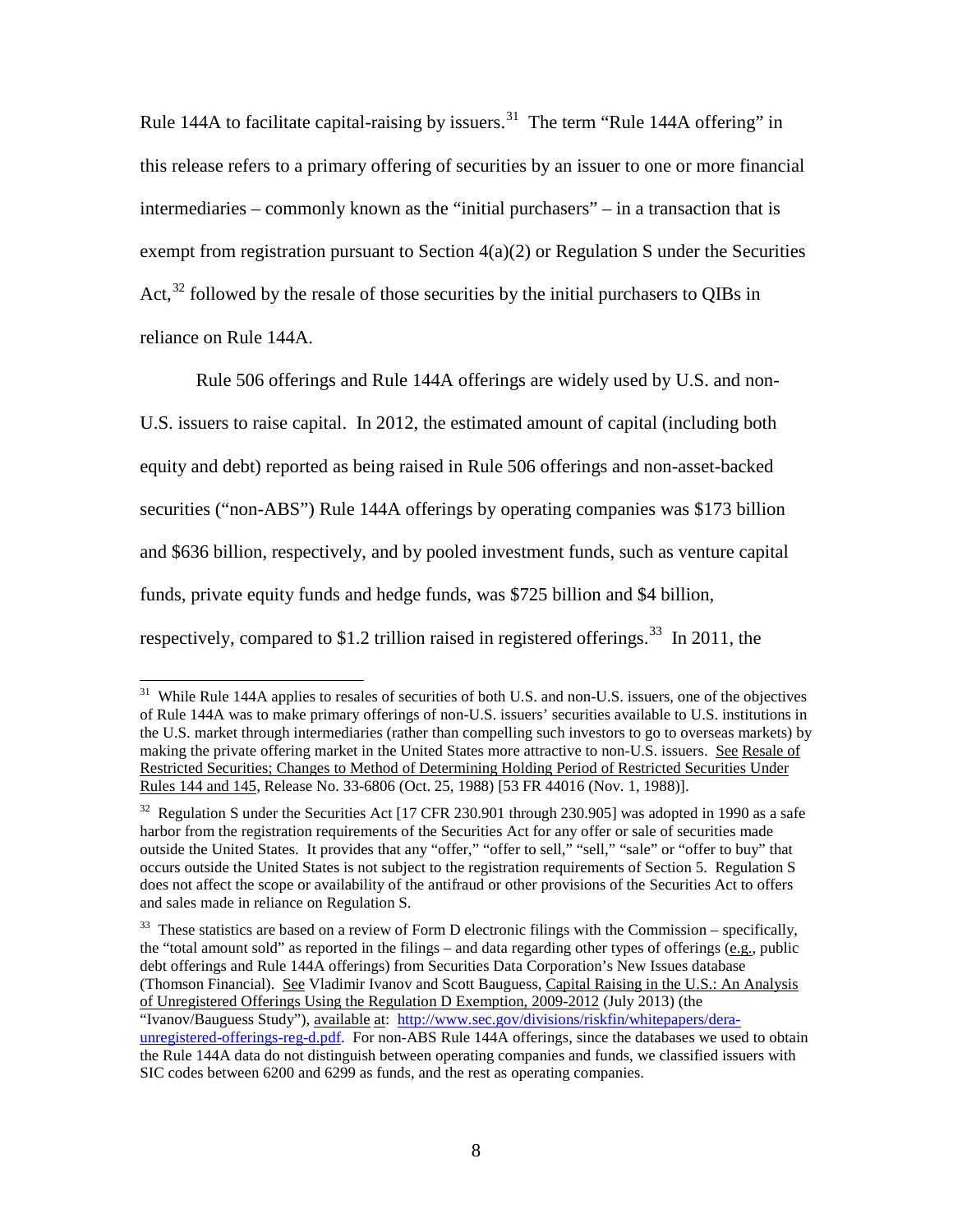Rule 144A to facilitate capital-raising by issuers.[31] The term "Rule 144A offering" in this release refers to a primary offering of securities by an issuer to one or more financial intermediaries – commonly known as the "initial purchasers" – in a transaction that is exempt from registration pursuant to Section 4(a)(2) or Regulation S under the Securities Act,[32] followed by the resale of those securities by the initial purchasers to QIBs in reliance on Rule 144A.

Rule 506 offerings and Rule 144A offerings are widely used by U.S. and non-U.S. issuers to raise capital. In 2012, the estimated amount of capital (including both equity and debt) reported as being raised in Rule 506 offerings and non-asset-backed securities ("non-ABS") Rule 144A offerings by operating companies was $173 billion and $636 billion, respectively, and by pooled investment funds, such as venture capital funds, private equity funds and hedge funds, was $725 billion and $4 billion, respectively, compared to $1.2 trillion raised in registered offerings.[33] In 2011, the

---

[31] While Rule 144A applies to resales of securities of both U.S. and non-U.S. issuers, one of the objectives of Rule 144A was to make primary offerings of non-U.S. issuers' securities available to U.S. institutions in the U.S. market through intermediaries (rather than compelling such investors to go to overseas markets) by making the private offering market in the United States more attractive to non-U.S. issuers. See Resale of Restricted Securities; Changes to Method of Determining Holding Period of Restricted Securities Under Rules 144 and 145, Release No. 33-6806 (Oct. 25, 1988) [53 FR 44016 (Nov. 1, 1988)].

[32] Regulation S under the Securities Act [17 CFR 230.901 through 230.905] was adopted in 1990 as a safe harbor from the registration requirements of the Securities Act for any offer or sale of securities made outside the United States. It provides that any "offer," "offer to sell," "sell," "sale" or "offer to buy" that occurs outside the United States is not subject to the registration requirements of Section 5. Regulation S does not affect the scope or availability of the antifraud or other provisions of the Securities Act to offers and sales made in reliance on Regulation S.

[33] These statistics are based on a review of Form D electronic filings with the Commission – specifically, the "total amount sold" as reported in the filings – and data regarding other types of offerings (e.g., public debt offerings and Rule 144A offerings) from Securities Data Corporation's New Issues database (Thomson Financial). See Vladimir Ivanov and Scott Bauguess, Capital Raising in the U.S.: An Analysis of Unregistered Offerings Using the Regulation D Exemption, 2009-2012 (July 2013) (the "Ivanov/Bauguess Study"), available at: http://www.sec.gov/divisions/riskfin/whitepapers/dera-unregistered-offerings-reg-d.pdf. For non-ABS Rule 144A offerings, since the databases we used to obtain the Rule 144A data do not distinguish between operating companies and funds, we classified issuers with SIC codes between 6200 and 6299 as funds, and the rest as operating companies.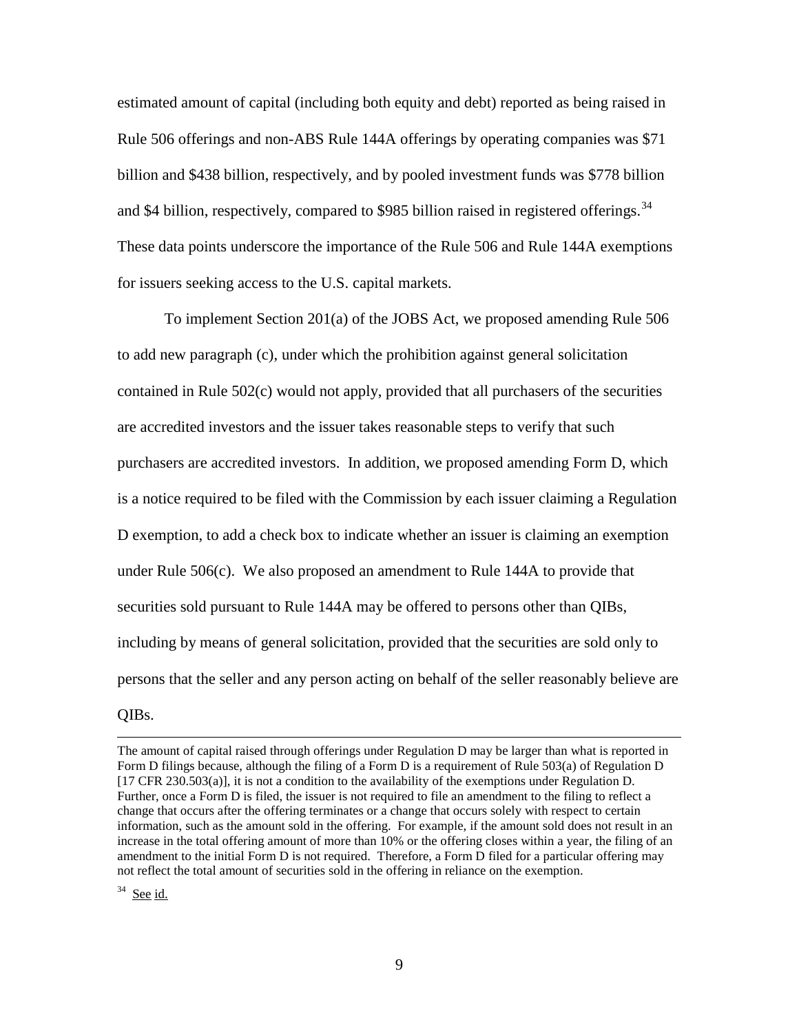estimated amount of capital (including both equity and debt) reported as being raised in Rule 506 offerings and non-ABS Rule 144A offerings by operating companies was $71 billion and $438 billion, respectively, and by pooled investment funds was $778 billion and $4 billion, respectively, compared to $985 billion raised in registered offerings.[34] These data points underscore the importance of the Rule 506 and Rule 144A exemptions for issuers seeking access to the U.S. capital markets.

To implement Section 201(a) of the JOBS Act, we proposed amending Rule 506 to add new paragraph (c), under which the prohibition against general solicitation contained in Rule 502(c) would not apply, provided that all purchasers of the securities are accredited investors and the issuer takes reasonable steps to verify that such purchasers are accredited investors. In addition, we proposed amending Form D, which is a notice required to be filed with the Commission by each issuer claiming a Regulation D exemption, to add a check box to indicate whether an issuer is claiming an exemption under Rule 506(c). We also proposed an amendment to Rule 144A to provide that securities sold pursuant to Rule 144A may be offered to persons other than QIBs, including by means of general solicitation, provided that the securities are sold only to persons that the seller and any person acting on behalf of the seller reasonably believe are QIBs.

---

The amount of capital raised through offerings under Regulation D may be larger than what is reported in Form D filings because, although the filing of a Form D is a requirement of Rule 503(a) of Regulation D [17 CFR 230.503(a)], it is not a condition to the availability of the exemptions under Regulation D. Further, once a Form D is filed, the issuer is not required to file an amendment to the filing to reflect a change that occurs after the offering terminates or a change that occurs solely with respect to certain information, such as the amount sold in the offering. For example, if the amount sold does not result in an increase in the total offering amount of more than 10% or the offering closes within a year, the filing of an amendment to the initial Form D is not required. Therefore, a Form D filed for a particular offering may not reflect the total amount of securities sold in the offering in reliance on the exemption.

[34] See id.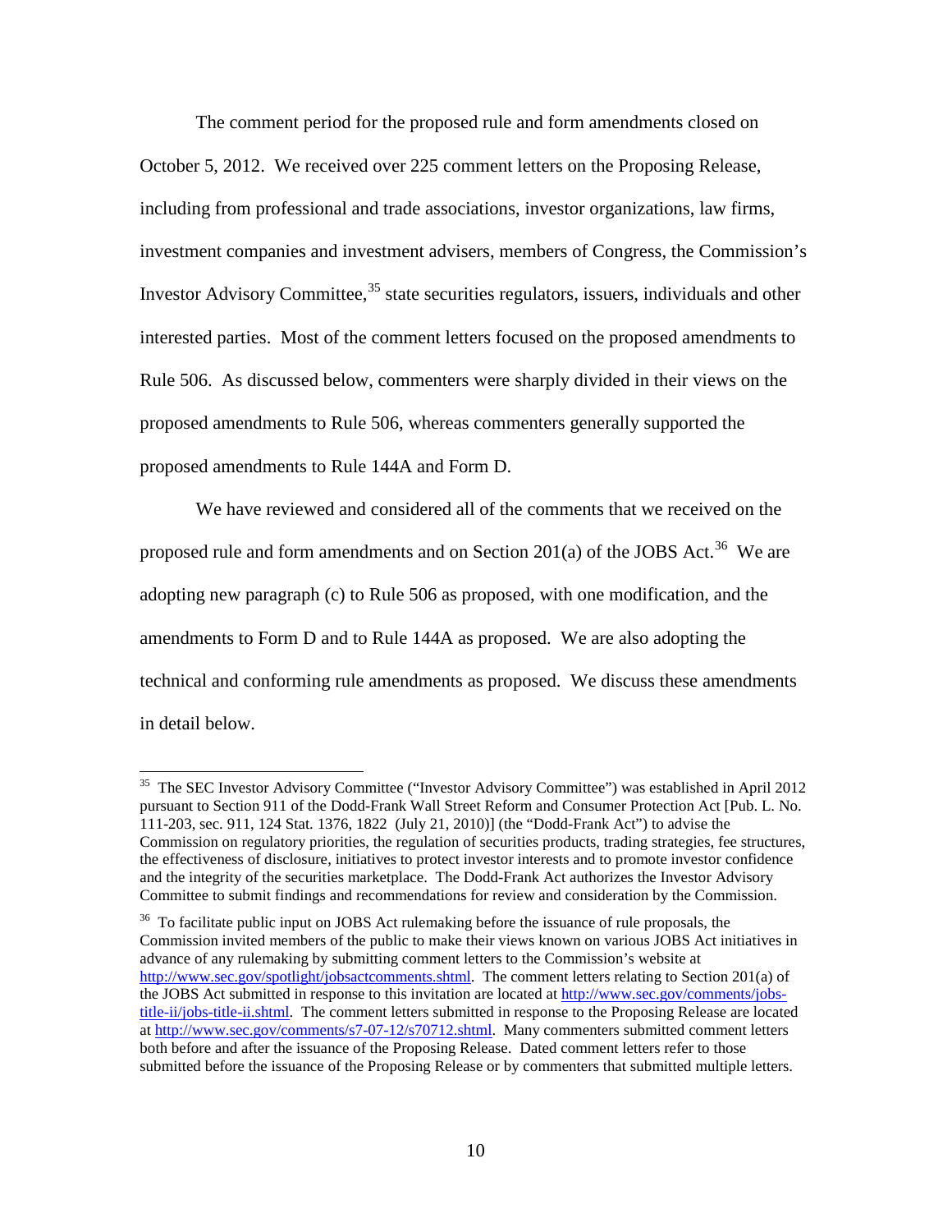The comment period for the proposed rule and form amendments closed on October 5, 2012. We received over 225 comment letters on the Proposing Release, including from professional and trade associations, investor organizations, law firms, investment companies and investment advisers, members of Congress, the Commission's Investor Advisory Committee,[35] state securities regulators, issuers, individuals and other interested parties. Most of the comment letters focused on the proposed amendments to Rule 506. As discussed below, commenters were sharply divided in their views on the proposed amendments to Rule 506, whereas commenters generally supported the proposed amendments to Rule 144A and Form D.

We have reviewed and considered all of the comments that we received on the proposed rule and form amendments and on Section 201(a) of the JOBS Act.[36] We are adopting new paragraph (c) to Rule 506 as proposed, with one modification, and the amendments to Form D and to Rule 144A as proposed. We are also adopting the technical and conforming rule amendments as proposed. We discuss these amendments in detail below.

---

[35] The SEC Investor Advisory Committee ("Investor Advisory Committee") was established in April 2012 pursuant to Section 911 of the Dodd-Frank Wall Street Reform and Consumer Protection Act [Pub. L. No. 111-203, sec. 911, 124 Stat. 1376, 1822 (July 21, 2010)] (the "Dodd-Frank Act") to advise the Commission on regulatory priorities, the regulation of securities products, trading strategies, fee structures, the effectiveness of disclosure, initiatives to protect investor interests and to promote investor confidence and the integrity of the securities marketplace. The Dodd-Frank Act authorizes the Investor Advisory Committee to submit findings and recommendations for review and consideration by the Commission.

[36] To facilitate public input on JOBS Act rulemaking before the issuance of rule proposals, the Commission invited members of the public to make their views known on various JOBS Act initiatives in advance of any rulemaking by submitting comment letters to the Commission's website at http://www.sec.gov/spotlight/jobsactcomments.shtml. The comment letters relating to Section 201(a) of the JOBS Act submitted in response to this invitation are located at http://www.sec.gov/comments/jobs-title-ii/jobs-title-ii.shtml. The comment letters submitted in response to the Proposing Release are located at http://www.sec.gov/comments/s7-07-12/s70712.shtml. Many commenters submitted comment letters both before and after the issuance of the Proposing Release. Dated comment letters refer to those submitted before the issuance of the Proposing Release or by commenters that submitted multiple letters.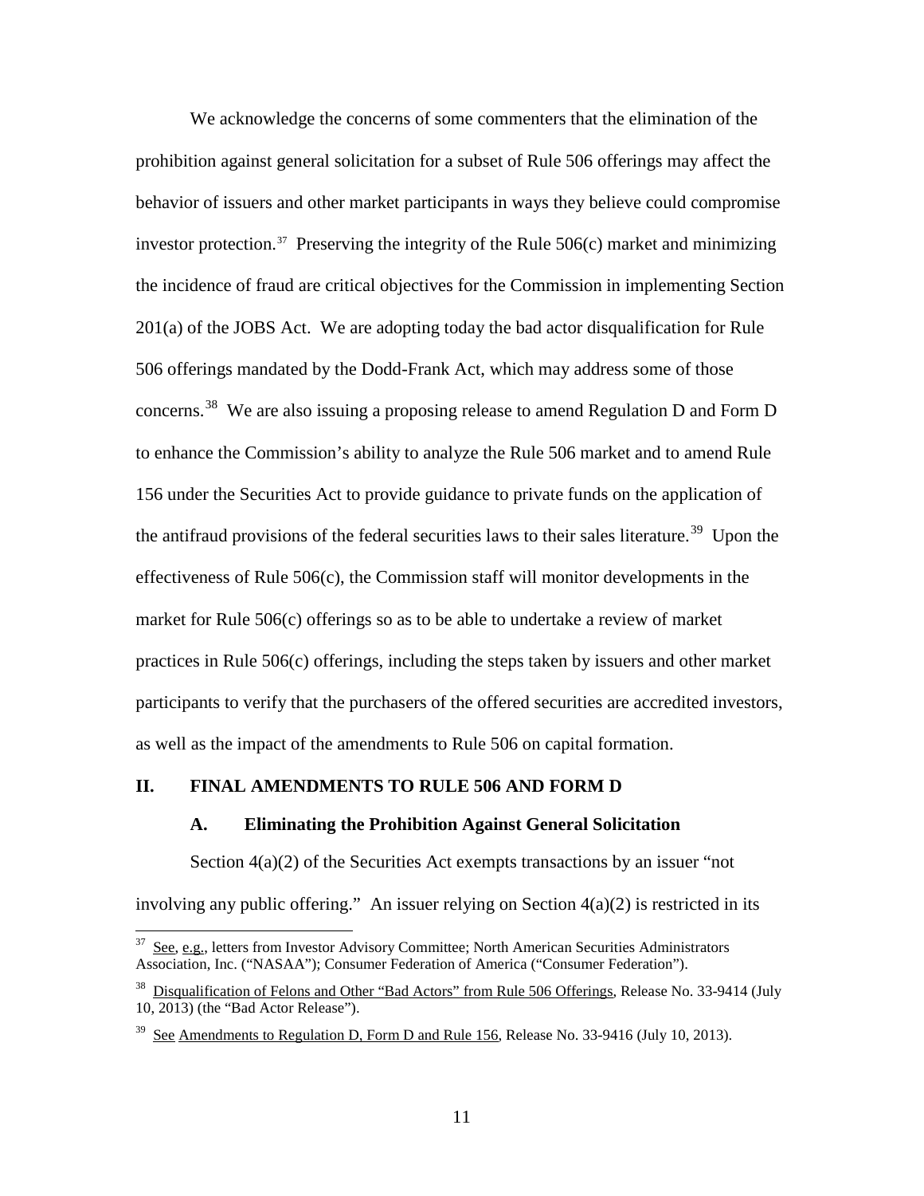We acknowledge the concerns of some commenters that the elimination of the prohibition against general solicitation for a subset of Rule 506 offerings may affect the behavior of issuers and other market participants in ways they believe could compromise investor protection.[37] Preserving the integrity of the Rule 506(c) market and minimizing the incidence of fraud are critical objectives for the Commission in implementing Section 201(a) of the JOBS Act. We are adopting today the bad actor disqualification for Rule 506 offerings mandated by the Dodd-Frank Act, which may address some of those concerns.[38] We are also issuing a proposing release to amend Regulation D and Form D to enhance the Commission's ability to analyze the Rule 506 market and to amend Rule 156 under the Securities Act to provide guidance to private funds on the application of the antifraud provisions of the federal securities laws to their sales literature.[39] Upon the effectiveness of Rule 506(c), the Commission staff will monitor developments in the market for Rule 506(c) offerings so as to be able to undertake a review of market practices in Rule 506(c) offerings, including the steps taken by issuers and other market participants to verify that the purchasers of the offered securities are accredited investors, as well as the impact of the amendments to Rule 506 on capital formation.

## II. FINAL AMENDMENTS TO RULE 506 AND FORM D

### A. Eliminating the Prohibition Against General Solicitation

Section 4(a)(2) of the Securities Act exempts transactions by an issuer "not involving any public offering." An issuer relying on Section 4(a)(2) is restricted in its

---

[37] See, e.g., letters from Investor Advisory Committee; North American Securities Administrators Association, Inc. ("NASAA"); Consumer Federation of America ("Consumer Federation").

[38] Disqualification of Felons and Other "Bad Actors" from Rule 506 Offerings, Release No. 33-9414 (July 10, 2013) (the "Bad Actor Release").

[39] See Amendments to Regulation D, Form D and Rule 156, Release No. 33-9416 (July 10, 2013).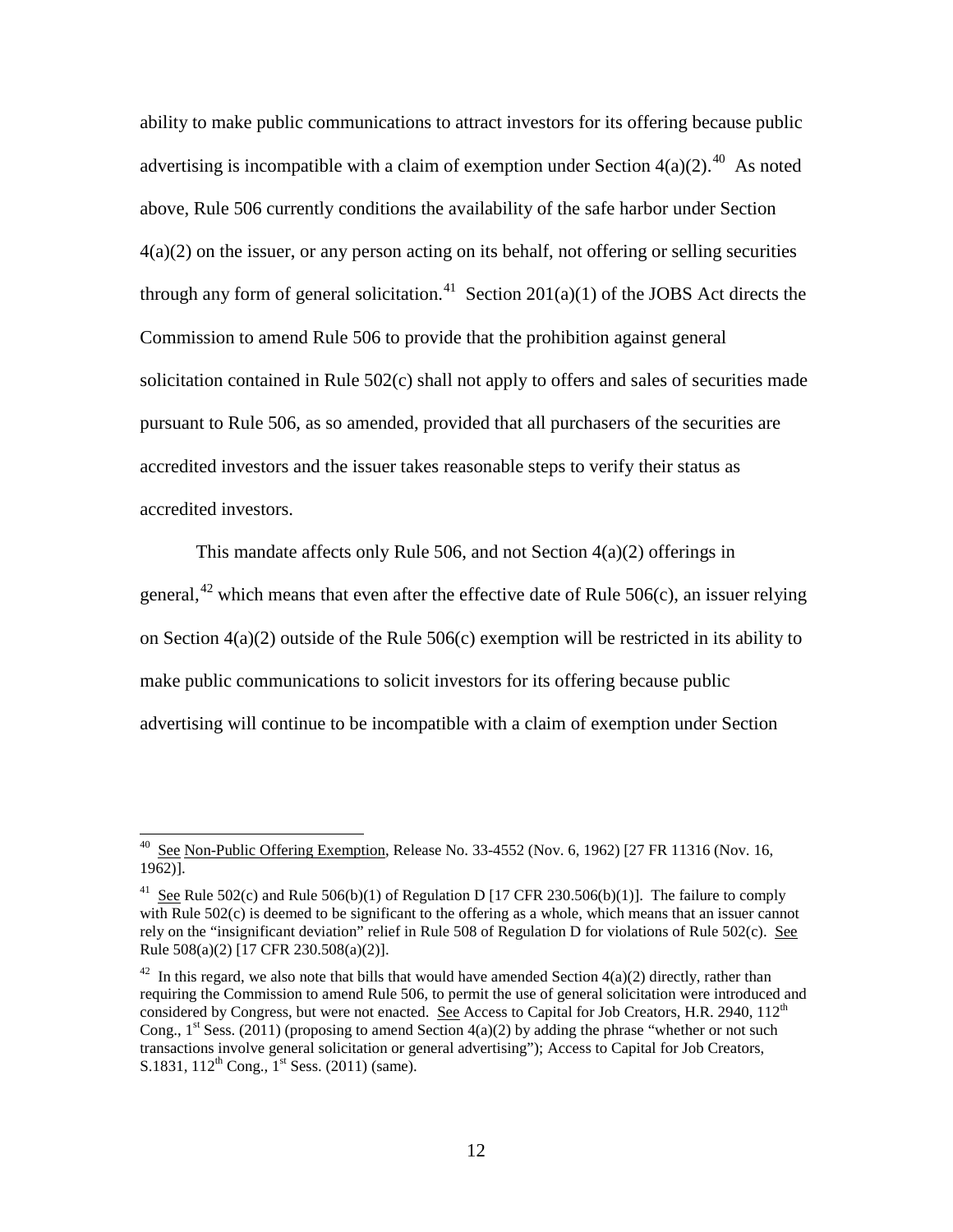ability to make public communications to attract investors for its offering because public advertising is incompatible with a claim of exemption under Section 4(a)(2).[40] As noted above, Rule 506 currently conditions the availability of the safe harbor under Section 4(a)(2) on the issuer, or any person acting on its behalf, not offering or selling securities through any form of general solicitation.[41] Section 201(a)(1) of the JOBS Act directs the Commission to amend Rule 506 to provide that the prohibition against general solicitation contained in Rule 502(c) shall not apply to offers and sales of securities made pursuant to Rule 506, as so amended, provided that all purchasers of the securities are accredited investors and the issuer takes reasonable steps to verify their status as accredited investors.

This mandate affects only Rule 506, and not Section 4(a)(2) offerings in general,[42] which means that even after the effective date of Rule 506(c), an issuer relying on Section 4(a)(2) outside of the Rule 506(c) exemption will be restricted in its ability to make public communications to solicit investors for its offering because public advertising will continue to be incompatible with a claim of exemption under Section

---

[40] See Non-Public Offering Exemption, Release No. 33-4552 (Nov. 6, 1962) [27 FR 11316 (Nov. 16, 1962)].

[41] See Rule 502(c) and Rule 506(b)(1) of Regulation D [17 CFR 230.506(b)(1)]. The failure to comply with Rule 502(c) is deemed to be significant to the offering as a whole, which means that an issuer cannot rely on the "insignificant deviation" relief in Rule 508 of Regulation D for violations of Rule 502(c). See Rule 508(a)(2) [17 CFR 230.508(a)(2)].

[42] In this regard, we also note that bills that would have amended Section 4(a)(2) directly, rather than requiring the Commission to amend Rule 506, to permit the use of general solicitation were introduced and considered by Congress, but were not enacted. See Access to Capital for Job Creators, H.R. 2940, 112th Cong., 1st Sess. (2011) (proposing to amend Section 4(a)(2) by adding the phrase "whether or not such transactions involve general solicitation or general advertising"); Access to Capital for Job Creators, S.1831, 112th Cong., 1st Sess. (2011) (same).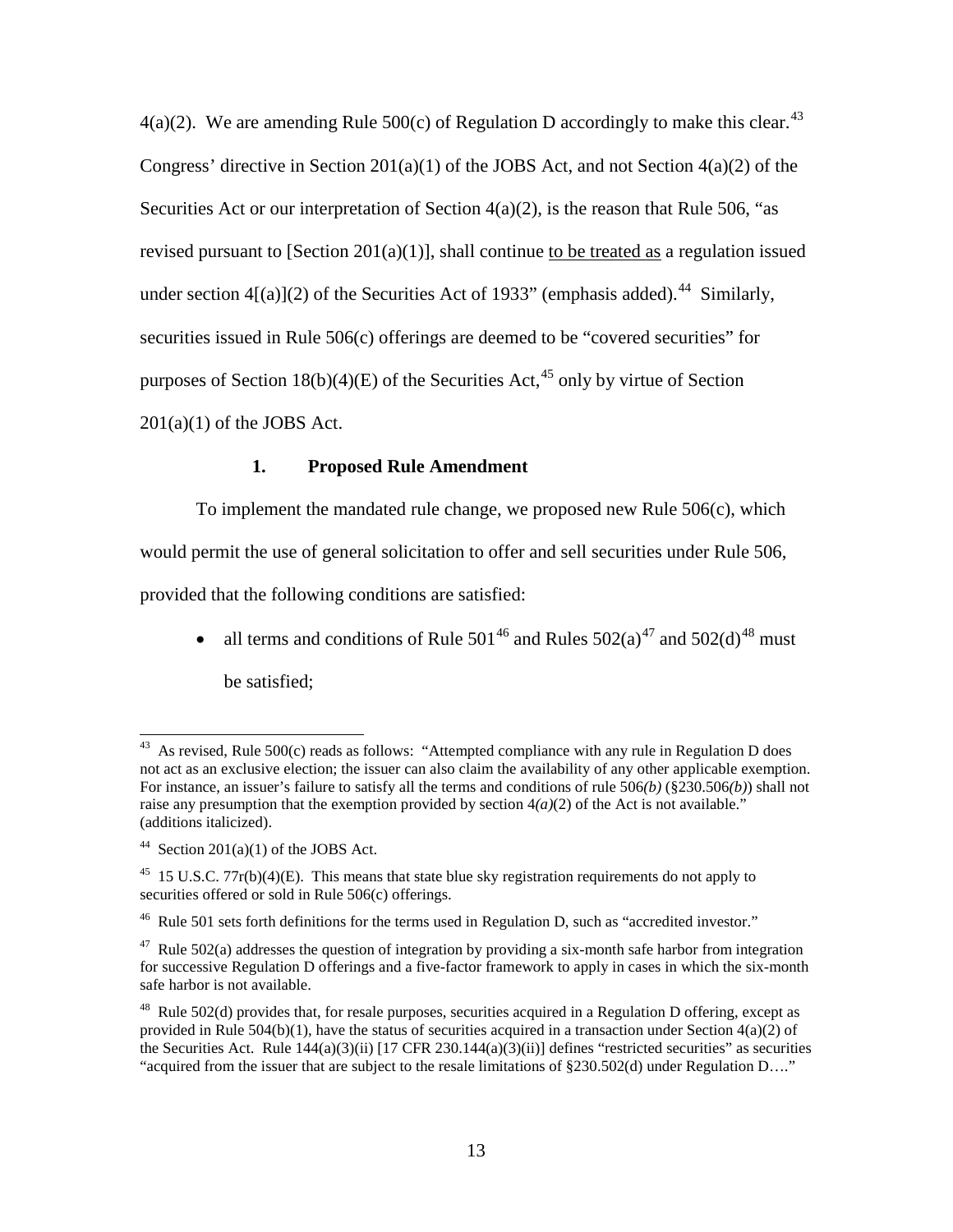4(a)(2). We are amending Rule 500(c) of Regulation D accordingly to make this clear.[43] Congress' directive in Section 201(a)(1) of the JOBS Act, and not Section 4(a)(2) of the Securities Act or our interpretation of Section 4(a)(2), is the reason that Rule 506, "as revised pursuant to [Section 201(a)(1)], shall continue to be treated as a regulation issued under section 4[(a)](2) of the Securities Act of 1933" (emphasis added).[44] Similarly, securities issued in Rule 506(c) offerings are deemed to be "covered securities" for purposes of Section 18(b)(4)(E) of the Securities Act,[45] only by virtue of Section 201(a)(1) of the JOBS Act.

### 1. Proposed Rule Amendment

To implement the mandated rule change, we proposed new Rule 506(c), which would permit the use of general solicitation to offer and sell securities under Rule 506, provided that the following conditions are satisfied:

- all terms and conditions of Rule 501[46] and Rules 502(a)[47] and 502(d)[48] must be satisfied;

---

[43] As revised, Rule 500(c) reads as follows: "Attempted compliance with any rule in Regulation D does not act as an exclusive election; the issuer can also claim the availability of any other applicable exemption. For instance, an issuer's failure to satisfy all the terms and conditions of rule 506*(b)* (§230.506*(b)*) shall not raise any presumption that the exemption provided by section 4*(a)*(2) of the Act is not available." (additions italicized).

[44] Section 201(a)(1) of the JOBS Act.

[45] 15 U.S.C. 77r(b)(4)(E). This means that state blue sky registration requirements do not apply to securities offered or sold in Rule 506(c) offerings.

[46] Rule 501 sets forth definitions for the terms used in Regulation D, such as "accredited investor."

[47] Rule 502(a) addresses the question of integration by providing a six-month safe harbor from integration for successive Regulation D offerings and a five-factor framework to apply in cases in which the six-month safe harbor is not available.

[48] Rule 502(d) provides that, for resale purposes, securities acquired in a Regulation D offering, except as provided in Rule 504(b)(1), have the status of securities acquired in a transaction under Section 4(a)(2) of the Securities Act. Rule 144(a)(3)(ii) [17 CFR 230.144(a)(3)(ii)] defines "restricted securities" as securities "acquired from the issuer that are subject to the resale limitations of §230.502(d) under Regulation D…."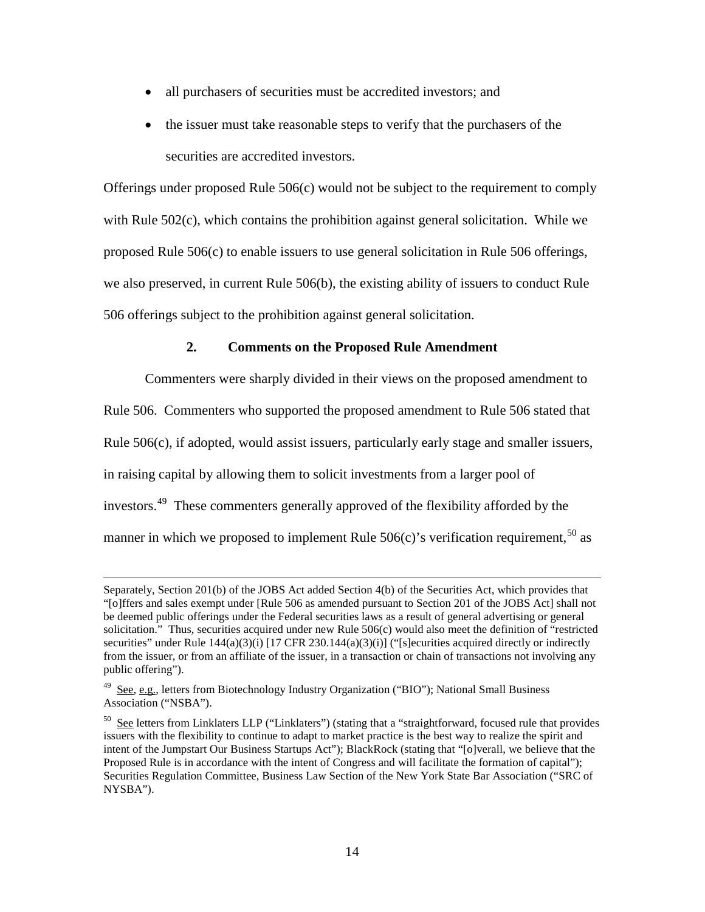- all purchasers of securities must be accredited investors; and
- the issuer must take reasonable steps to verify that the purchasers of the securities are accredited investors.

Offerings under proposed Rule 506(c) would not be subject to the requirement to comply with Rule 502(c), which contains the prohibition against general solicitation. While we proposed Rule 506(c) to enable issuers to use general solicitation in Rule 506 offerings, we also preserved, in current Rule 506(b), the existing ability of issuers to conduct Rule 506 offerings subject to the prohibition against general solicitation.

### 2. Comments on the Proposed Rule Amendment

Commenters were sharply divided in their views on the proposed amendment to Rule 506. Commenters who supported the proposed amendment to Rule 506 stated that Rule 506(c), if adopted, would assist issuers, particularly early stage and smaller issuers, in raising capital by allowing them to solicit investments from a larger pool of investors.[49] These commenters generally approved of the flexibility afforded by the manner in which we proposed to implement Rule 506(c)'s verification requirement,[50] as

---

Separately, Section 201(b) of the JOBS Act added Section 4(b) of the Securities Act, which provides that "[o]ffers and sales exempt under [Rule 506 as amended pursuant to Section 201 of the JOBS Act] shall not be deemed public offerings under the Federal securities laws as a result of general advertising or general solicitation." Thus, securities acquired under new Rule 506(c) would also meet the definition of "restricted securities" under Rule 144(a)(3)(i) [17 CFR 230.144(a)(3)(i)] ("[s]ecurities acquired directly or indirectly from the issuer, or from an affiliate of the issuer, in a transaction or chain of transactions not involving any public offering").

[49] See, e.g., letters from Biotechnology Industry Organization ("BIO"); National Small Business Association ("NSBA").

[50] See letters from Linklaters LLP ("Linklaters") (stating that a "straightforward, focused rule that provides issuers with the flexibility to continue to adapt to market practice is the best way to realize the spirit and intent of the Jumpstart Our Business Startups Act"); BlackRock (stating that "[o]verall, we believe that the Proposed Rule is in accordance with the intent of Congress and will facilitate the formation of capital"); Securities Regulation Committee, Business Law Section of the New York State Bar Association ("SRC of NYSBA").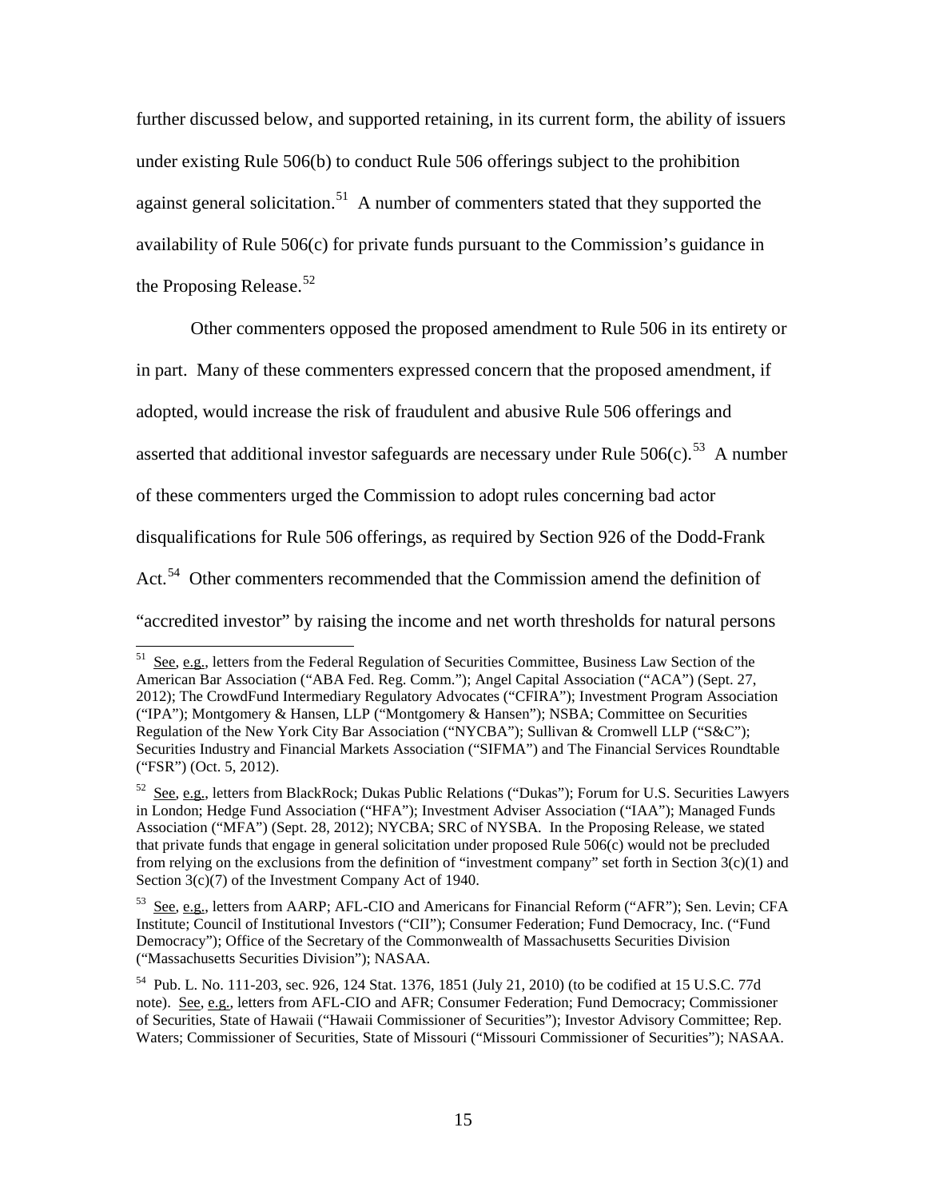further discussed below, and supported retaining, in its current form, the ability of issuers under existing Rule 506(b) to conduct Rule 506 offerings subject to the prohibition against general solicitation.[51] A number of commenters stated that they supported the availability of Rule 506(c) for private funds pursuant to the Commission's guidance in the Proposing Release.[52]

Other commenters opposed the proposed amendment to Rule 506 in its entirety or in part. Many of these commenters expressed concern that the proposed amendment, if adopted, would increase the risk of fraudulent and abusive Rule 506 offerings and asserted that additional investor safeguards are necessary under Rule 506(c).[53] A number of these commenters urged the Commission to adopt rules concerning bad actor disqualifications for Rule 506 offerings, as required by Section 926 of the Dodd-Frank Act.[54] Other commenters recommended that the Commission amend the definition of "accredited investor" by raising the income and net worth thresholds for natural persons

---

[51] See, e.g., letters from the Federal Regulation of Securities Committee, Business Law Section of the American Bar Association ("ABA Fed. Reg. Comm."); Angel Capital Association ("ACA") (Sept. 27, 2012); The CrowdFund Intermediary Regulatory Advocates ("CFIRA"); Investment Program Association ("IPA"); Montgomery & Hansen, LLP ("Montgomery & Hansen"); NSBA; Committee on Securities Regulation of the New York City Bar Association ("NYCBA"); Sullivan & Cromwell LLP ("S&C"); Securities Industry and Financial Markets Association ("SIFMA") and The Financial Services Roundtable ("FSR") (Oct. 5, 2012).

[52] See, e.g., letters from BlackRock; Dukas Public Relations ("Dukas"); Forum for U.S. Securities Lawyers in London; Hedge Fund Association ("HFA"); Investment Adviser Association ("IAA"); Managed Funds Association ("MFA") (Sept. 28, 2012); NYCBA; SRC of NYSBA. In the Proposing Release, we stated that private funds that engage in general solicitation under proposed Rule 506(c) would not be precluded from relying on the exclusions from the definition of "investment company" set forth in Section 3(c)(1) and Section 3(c)(7) of the Investment Company Act of 1940.

[53] See, e.g., letters from AARP; AFL-CIO and Americans for Financial Reform ("AFR"); Sen. Levin; CFA Institute; Council of Institutional Investors ("CII"); Consumer Federation; Fund Democracy, Inc. ("Fund Democracy"); Office of the Secretary of the Commonwealth of Massachusetts Securities Division ("Massachusetts Securities Division"); NASAA.

[54] Pub. L. No. 111-203, sec. 926, 124 Stat. 1376, 1851 (July 21, 2010) (to be codified at 15 U.S.C. 77d note). See, e.g., letters from AFL-CIO and AFR; Consumer Federation; Fund Democracy; Commissioner of Securities, State of Hawaii ("Hawaii Commissioner of Securities"); Investor Advisory Committee; Rep. Waters; Commissioner of Securities, State of Missouri ("Missouri Commissioner of Securities"); NASAA.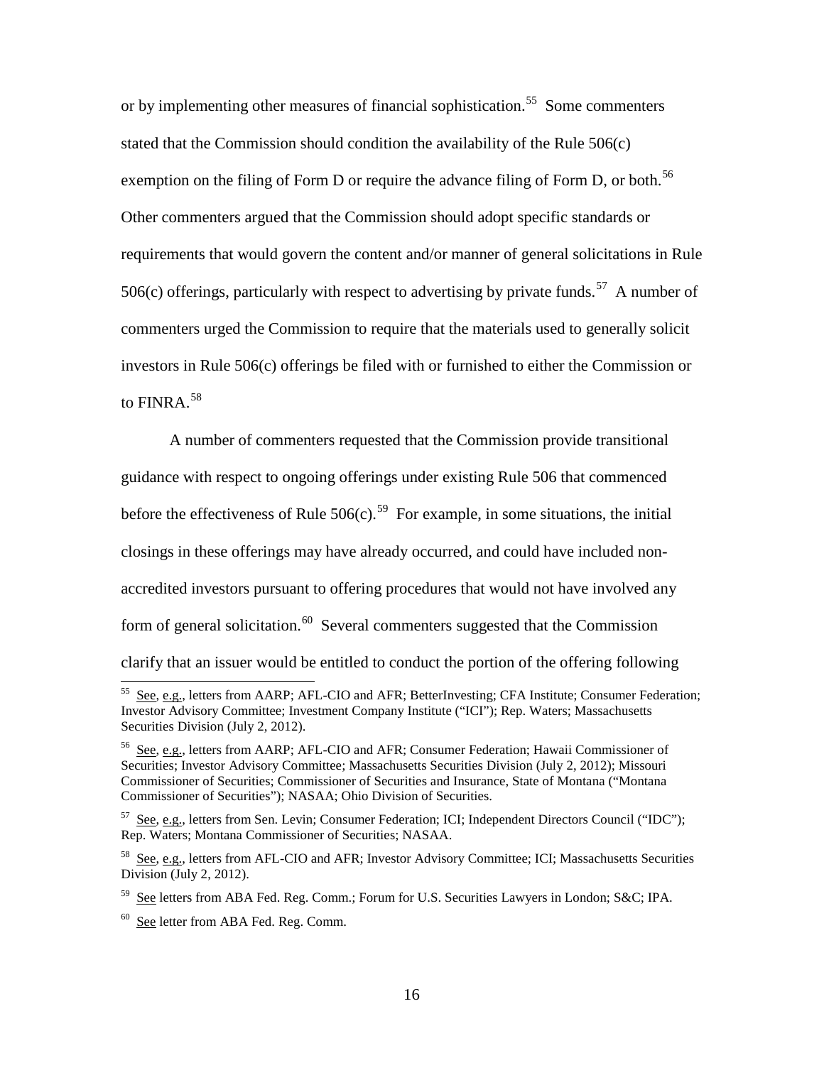or by implementing other measures of financial sophistication.[55] Some commenters stated that the Commission should condition the availability of the Rule 506(c) exemption on the filing of Form D or require the advance filing of Form D, or both.[56] Other commenters argued that the Commission should adopt specific standards or requirements that would govern the content and/or manner of general solicitations in Rule 506(c) offerings, particularly with respect to advertising by private funds.[57] A number of commenters urged the Commission to require that the materials used to generally solicit investors in Rule 506(c) offerings be filed with or furnished to either the Commission or to FINRA.[58]

A number of commenters requested that the Commission provide transitional guidance with respect to ongoing offerings under existing Rule 506 that commenced before the effectiveness of Rule 506(c).[59] For example, in some situations, the initial closings in these offerings may have already occurred, and could have included non-accredited investors pursuant to offering procedures that would not have involved any form of general solicitation.[60] Several commenters suggested that the Commission clarify that an issuer would be entitled to conduct the portion of the offering following

---

[55] See, e.g., letters from AARP; AFL-CIO and AFR; BetterInvesting; CFA Institute; Consumer Federation; Investor Advisory Committee; Investment Company Institute ("ICI"); Rep. Waters; Massachusetts Securities Division (July 2, 2012).

[56] See, e.g., letters from AARP; AFL-CIO and AFR; Consumer Federation; Hawaii Commissioner of Securities; Investor Advisory Committee; Massachusetts Securities Division (July 2, 2012); Missouri Commissioner of Securities; Commissioner of Securities and Insurance, State of Montana ("Montana Commissioner of Securities"); NASAA; Ohio Division of Securities.

[57] See, e.g., letters from Sen. Levin; Consumer Federation; ICI; Independent Directors Council ("IDC"); Rep. Waters; Montana Commissioner of Securities; NASAA.

[58] See, e.g., letters from AFL-CIO and AFR; Investor Advisory Committee; ICI; Massachusetts Securities Division (July 2, 2012).

[59] See letters from ABA Fed. Reg. Comm.; Forum for U.S. Securities Lawyers in London; S&C; IPA.

[60] See letter from ABA Fed. Reg. Comm.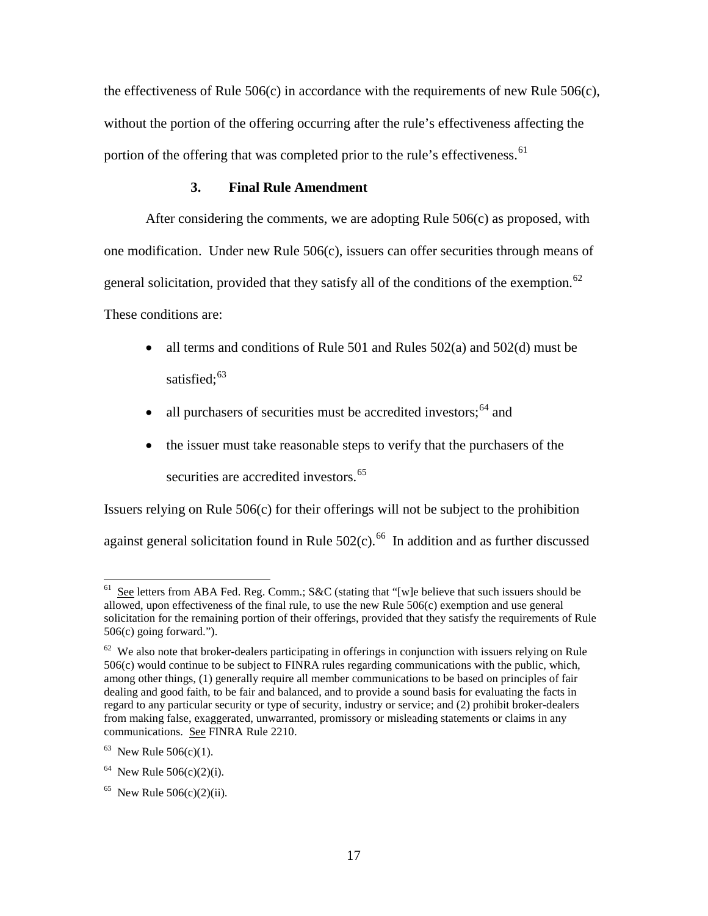the effectiveness of Rule 506(c) in accordance with the requirements of new Rule 506(c), without the portion of the offering occurring after the rule's effectiveness affecting the portion of the offering that was completed prior to the rule's effectiveness.[61]

### 3. Final Rule Amendment

After considering the comments, we are adopting Rule 506(c) as proposed, with one modification. Under new Rule 506(c), issuers can offer securities through means of general solicitation, provided that they satisfy all of the conditions of the exemption.[62] These conditions are:

- all terms and conditions of Rule 501 and Rules 502(a) and 502(d) must be satisfied;[63]
- all purchasers of securities must be accredited investors;[64] and
- the issuer must take reasonable steps to verify that the purchasers of the securities are accredited investors.[65]

Issuers relying on Rule 506(c) for their offerings will not be subject to the prohibition against general solicitation found in Rule 502(c).[66] In addition and as further discussed

---

[61] See letters from ABA Fed. Reg. Comm.; S&C (stating that "[w]e believe that such issuers should be allowed, upon effectiveness of the final rule, to use the new Rule 506(c) exemption and use general solicitation for the remaining portion of their offerings, provided that they satisfy the requirements of Rule 506(c) going forward.").

[62] We also note that broker-dealers participating in offerings in conjunction with issuers relying on Rule 506(c) would continue to be subject to FINRA rules regarding communications with the public, which, among other things, (1) generally require all member communications to be based on principles of fair dealing and good faith, to be fair and balanced, and to provide a sound basis for evaluating the facts in regard to any particular security or type of security, industry or service; and (2) prohibit broker-dealers from making false, exaggerated, unwarranted, promissory or misleading statements or claims in any communications. See FINRA Rule 2210.

[63] New Rule 506(c)(1).

[64] New Rule 506(c)(2)(i).

[65] New Rule 506(c)(2)(ii).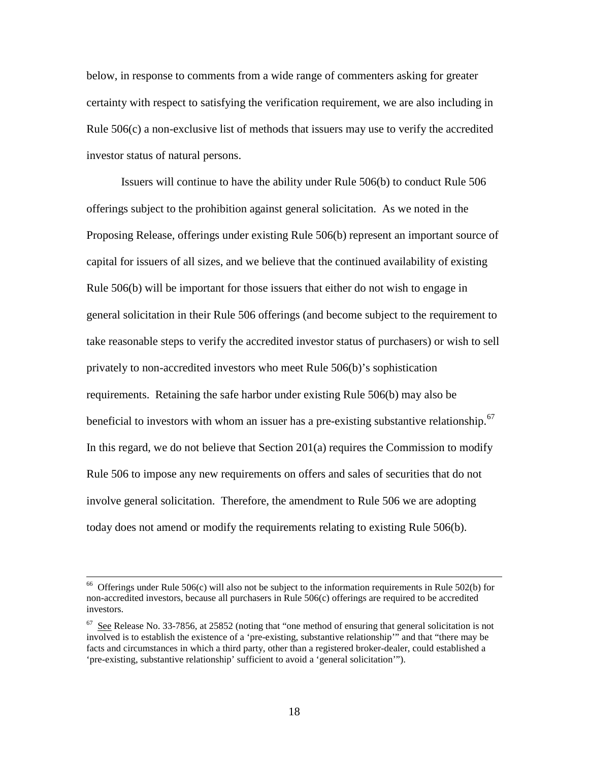below, in response to comments from a wide range of commenters asking for greater certainty with respect to satisfying the verification requirement, we are also including in Rule 506(c) a non-exclusive list of methods that issuers may use to verify the accredited investor status of natural persons.

Issuers will continue to have the ability under Rule 506(b) to conduct Rule 506 offerings subject to the prohibition against general solicitation. As we noted in the Proposing Release, offerings under existing Rule 506(b) represent an important source of capital for issuers of all sizes, and we believe that the continued availability of existing Rule 506(b) will be important for those issuers that either do not wish to engage in general solicitation in their Rule 506 offerings (and become subject to the requirement to take reasonable steps to verify the accredited investor status of purchasers) or wish to sell privately to non-accredited investors who meet Rule 506(b)'s sophistication requirements. Retaining the safe harbor under existing Rule 506(b) may also be beneficial to investors with whom an issuer has a pre-existing substantive relationship.[67] In this regard, we do not believe that Section 201(a) requires the Commission to modify Rule 506 to impose any new requirements on offers and sales of securities that do not involve general solicitation. Therefore, the amendment to Rule 506 we are adopting today does not amend or modify the requirements relating to existing Rule 506(b).

---

[66] Offerings under Rule 506(c) will also not be subject to the information requirements in Rule 502(b) for non-accredited investors, because all purchasers in Rule 506(c) offerings are required to be accredited investors.

[67] See Release No. 33-7856, at 25852 (noting that "one method of ensuring that general solicitation is not involved is to establish the existence of a 'pre-existing, substantive relationship'" and that "there may be facts and circumstances in which a third party, other than a registered broker-dealer, could established a 'pre-existing, substantive relationship' sufficient to avoid a 'general solicitation'").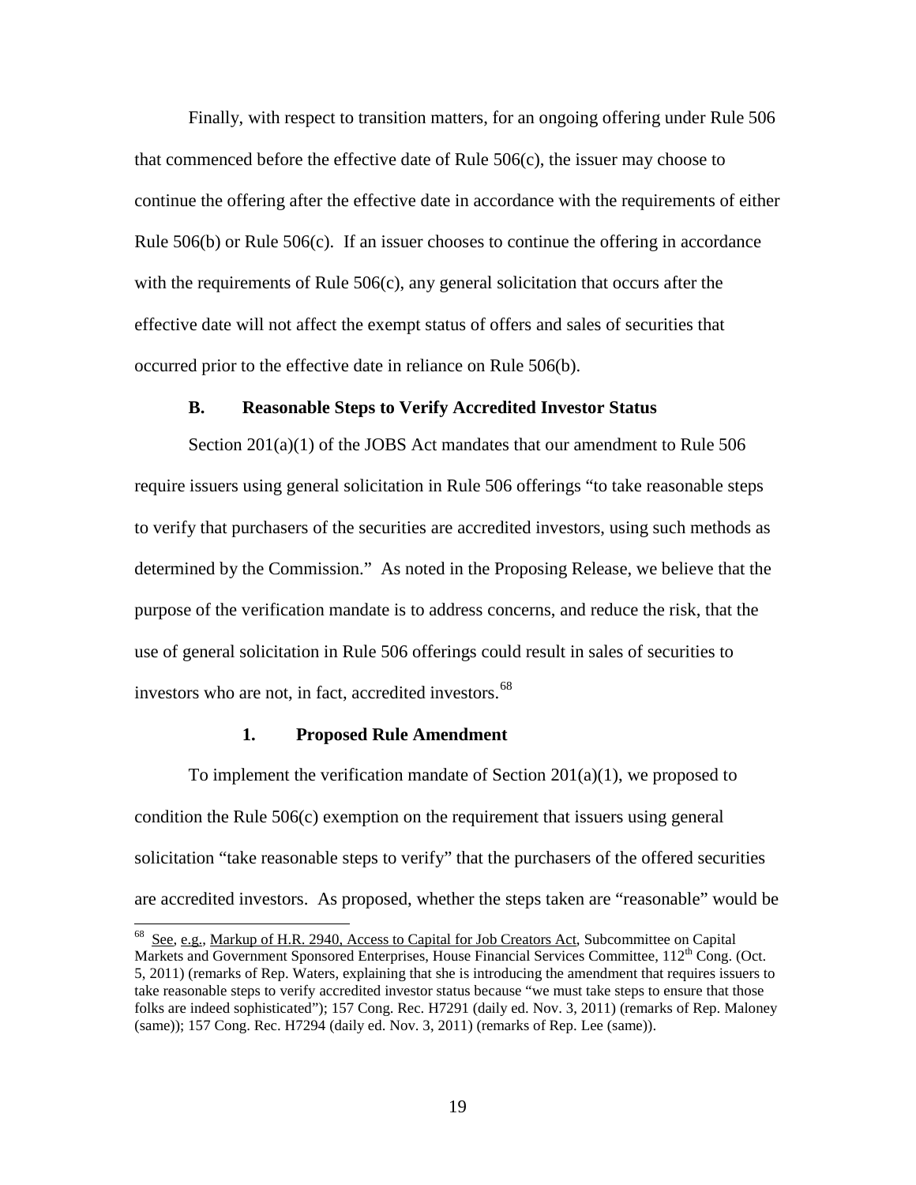Finally, with respect to transition matters, for an ongoing offering under Rule 506 that commenced before the effective date of Rule 506(c), the issuer may choose to continue the offering after the effective date in accordance with the requirements of either Rule 506(b) or Rule 506(c). If an issuer chooses to continue the offering in accordance with the requirements of Rule 506(c), any general solicitation that occurs after the effective date will not affect the exempt status of offers and sales of securities that occurred prior to the effective date in reliance on Rule 506(b).

### B. Reasonable Steps to Verify Accredited Investor Status

Section 201(a)(1) of the JOBS Act mandates that our amendment to Rule 506 require issuers using general solicitation in Rule 506 offerings "to take reasonable steps to verify that purchasers of the securities are accredited investors, using such methods as determined by the Commission." As noted in the Proposing Release, we believe that the purpose of the verification mandate is to address concerns, and reduce the risk, that the use of general solicitation in Rule 506 offerings could result in sales of securities to investors who are not, in fact, accredited investors.[68]

#### 1. Proposed Rule Amendment

To implement the verification mandate of Section 201(a)(1), we proposed to condition the Rule 506(c) exemption on the requirement that issuers using general solicitation "take reasonable steps to verify" that the purchasers of the offered securities are accredited investors. As proposed, whether the steps taken are "reasonable" would be

---

[68] See, e.g., Markup of H.R. 2940, Access to Capital for Job Creators Act, Subcommittee on Capital Markets and Government Sponsored Enterprises, House Financial Services Committee, 112th Cong. (Oct. 5, 2011) (remarks of Rep. Waters, explaining that she is introducing the amendment that requires issuers to take reasonable steps to verify accredited investor status because "we must take steps to ensure that those folks are indeed sophisticated"); 157 Cong. Rec. H7291 (daily ed. Nov. 3, 2011) (remarks of Rep. Maloney (same)); 157 Cong. Rec. H7294 (daily ed. Nov. 3, 2011) (remarks of Rep. Lee (same)).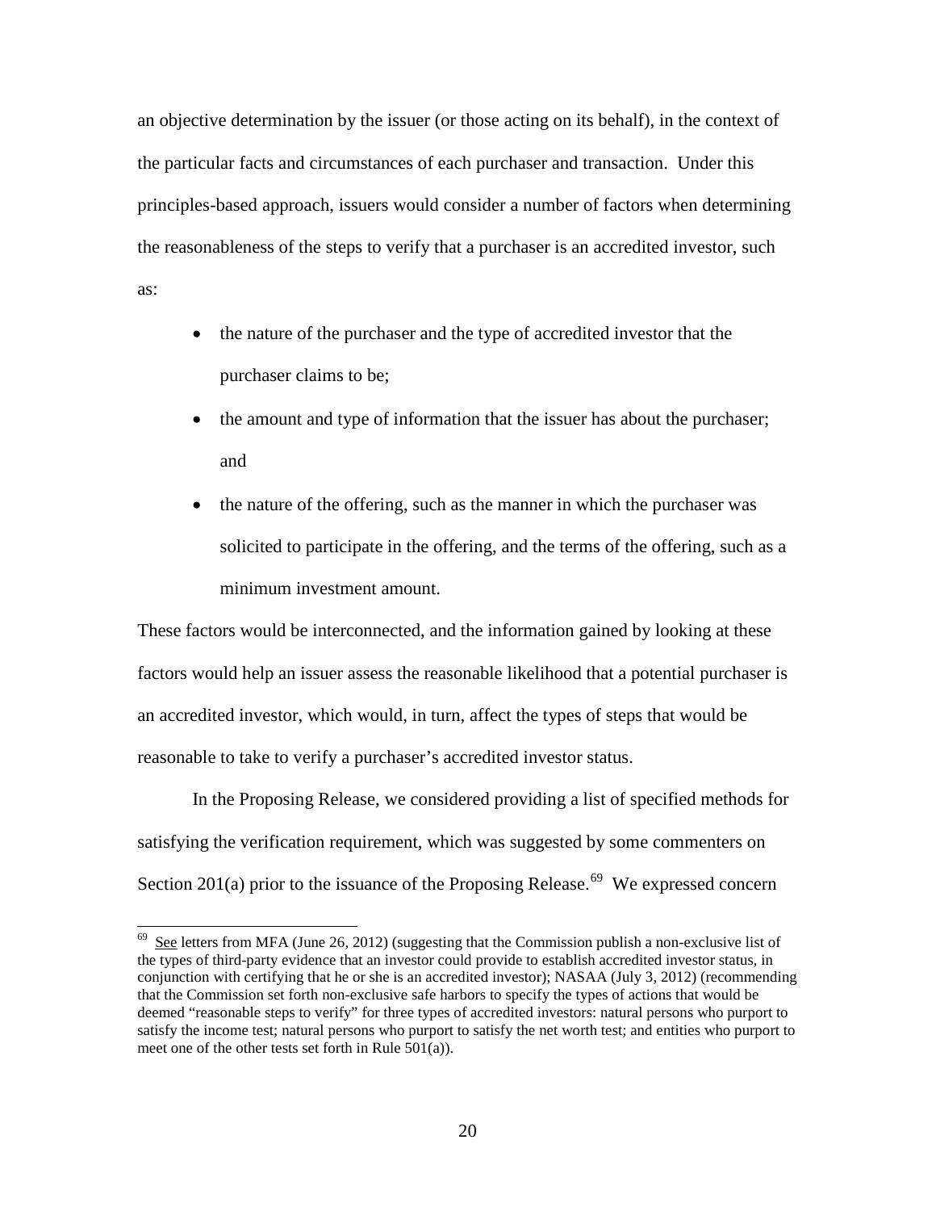an objective determination by the issuer (or those acting on its behalf), in the context of the particular facts and circumstances of each purchaser and transaction. Under this principles-based approach, issuers would consider a number of factors when determining the reasonableness of the steps to verify that a purchaser is an accredited investor, such as:

- the nature of the purchaser and the type of accredited investor that the purchaser claims to be;
- the amount and type of information that the issuer has about the purchaser; and
- the nature of the offering, such as the manner in which the purchaser was solicited to participate in the offering, and the terms of the offering, such as a minimum investment amount.

These factors would be interconnected, and the information gained by looking at these factors would help an issuer assess the reasonable likelihood that a potential purchaser is an accredited investor, which would, in turn, affect the types of steps that would be reasonable to take to verify a purchaser's accredited investor status.

In the Proposing Release, we considered providing a list of specified methods for satisfying the verification requirement, which was suggested by some commenters on Section 201(a) prior to the issuance of the Proposing Release.[69] We expressed concern

[69] See letters from MFA (June 26, 2012) (suggesting that the Commission publish a non-exclusive list of the types of third-party evidence that an investor could provide to establish accredited investor status, in conjunction with certifying that he or she is an accredited investor); NASAA (July 3, 2012) (recommending that the Commission set forth non-exclusive safe harbors to specify the types of actions that would be deemed "reasonable steps to verify" for three types of accredited investors: natural persons who purport to satisfy the income test; natural persons who purport to satisfy the net worth test; and entities who purport to meet one of the other tests set forth in Rule 501(a)).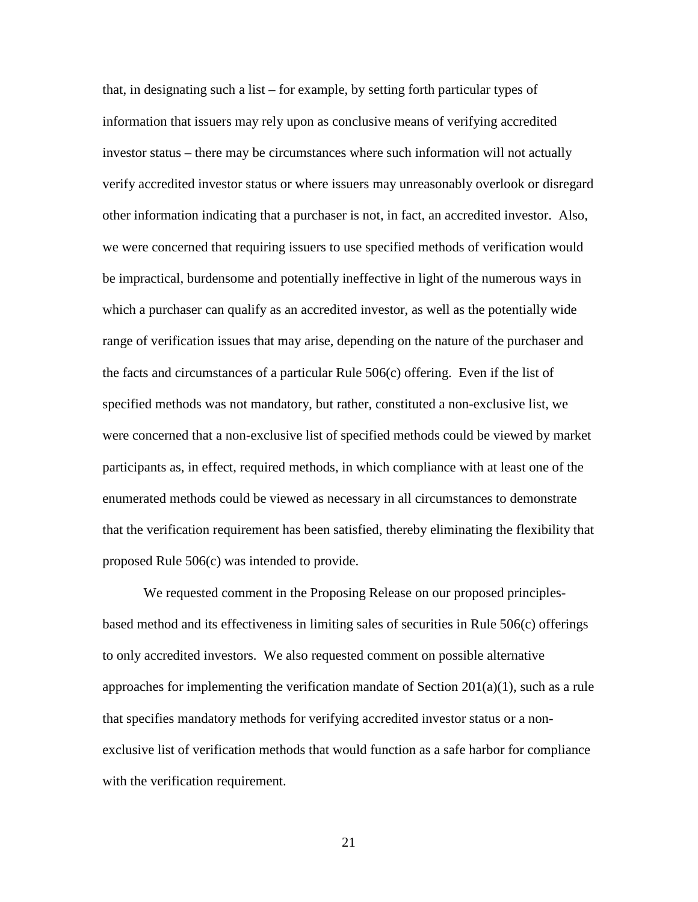that, in designating such a list – for example, by setting forth particular types of information that issuers may rely upon as conclusive means of verifying accredited investor status – there may be circumstances where such information will not actually verify accredited investor status or where issuers may unreasonably overlook or disregard other information indicating that a purchaser is not, in fact, an accredited investor. Also, we were concerned that requiring issuers to use specified methods of verification would be impractical, burdensome and potentially ineffective in light of the numerous ways in which a purchaser can qualify as an accredited investor, as well as the potentially wide range of verification issues that may arise, depending on the nature of the purchaser and the facts and circumstances of a particular Rule 506(c) offering. Even if the list of specified methods was not mandatory, but rather, constituted a non-exclusive list, we were concerned that a non-exclusive list of specified methods could be viewed by market participants as, in effect, required methods, in which compliance with at least one of the enumerated methods could be viewed as necessary in all circumstances to demonstrate that the verification requirement has been satisfied, thereby eliminating the flexibility that proposed Rule 506(c) was intended to provide.

We requested comment in the Proposing Release on our proposed principles-based method and its effectiveness in limiting sales of securities in Rule 506(c) offerings to only accredited investors. We also requested comment on possible alternative approaches for implementing the verification mandate of Section 201(a)(1), such as a rule that specifies mandatory methods for verifying accredited investor status or a non-exclusive list of verification methods that would function as a safe harbor for compliance with the verification requirement.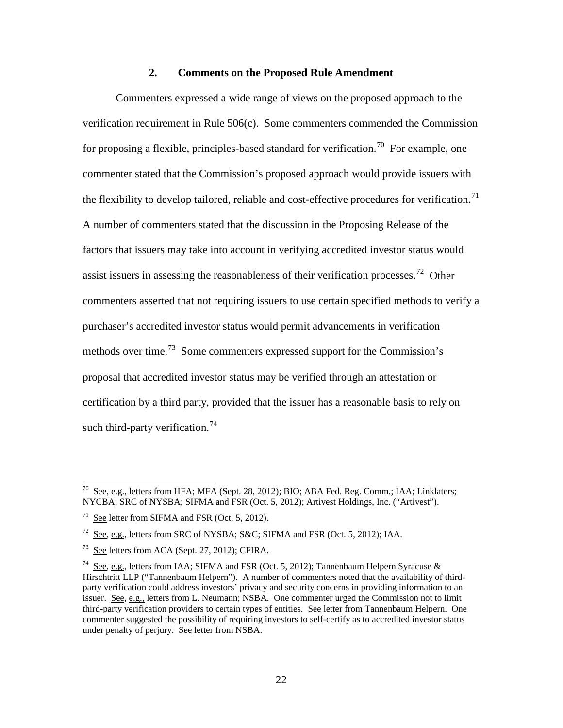### 2. Comments on the Proposed Rule Amendment

Commenters expressed a wide range of views on the proposed approach to the verification requirement in Rule 506(c). Some commenters commended the Commission for proposing a flexible, principles-based standard for verification.[70] For example, one commenter stated that the Commission's proposed approach would provide issuers with the flexibility to develop tailored, reliable and cost-effective procedures for verification.[71] A number of commenters stated that the discussion in the Proposing Release of the factors that issuers may take into account in verifying accredited investor status would assist issuers in assessing the reasonableness of their verification processes.[72] Other commenters asserted that not requiring issuers to use certain specified methods to verify a purchaser's accredited investor status would permit advancements in verification methods over time.[73] Some commenters expressed support for the Commission's proposal that accredited investor status may be verified through an attestation or certification by a third party, provided that the issuer has a reasonable basis to rely on such third-party verification.[74]

---

[70] See, e.g., letters from HFA; MFA (Sept. 28, 2012); BIO; ABA Fed. Reg. Comm.; IAA; Linklaters; NYCBA; SRC of NYSBA; SIFMA and FSR (Oct. 5, 2012); Artivest Holdings, Inc. ("Artivest").

[71] See letter from SIFMA and FSR (Oct. 5, 2012).

[72] See, e.g., letters from SRC of NYSBA; S&C; SIFMA and FSR (Oct. 5, 2012); IAA.

[73] See letters from ACA (Sept. 27, 2012); CFIRA.

[74] See, e.g., letters from IAA; SIFMA and FSR (Oct. 5, 2012); Tannenbaum Helpern Syracuse & Hirschtritt LLP ("Tannenbaum Helpern"). A number of commenters noted that the availability of third-party verification could address investors' privacy and security concerns in providing information to an issuer. See, e.g., letters from L. Neumann; NSBA. One commenter urged the Commission not to limit third-party verification providers to certain types of entities. See letter from Tannenbaum Helpern. One commenter suggested the possibility of requiring investors to self-certify as to accredited investor status under penalty of perjury. See letter from NSBA.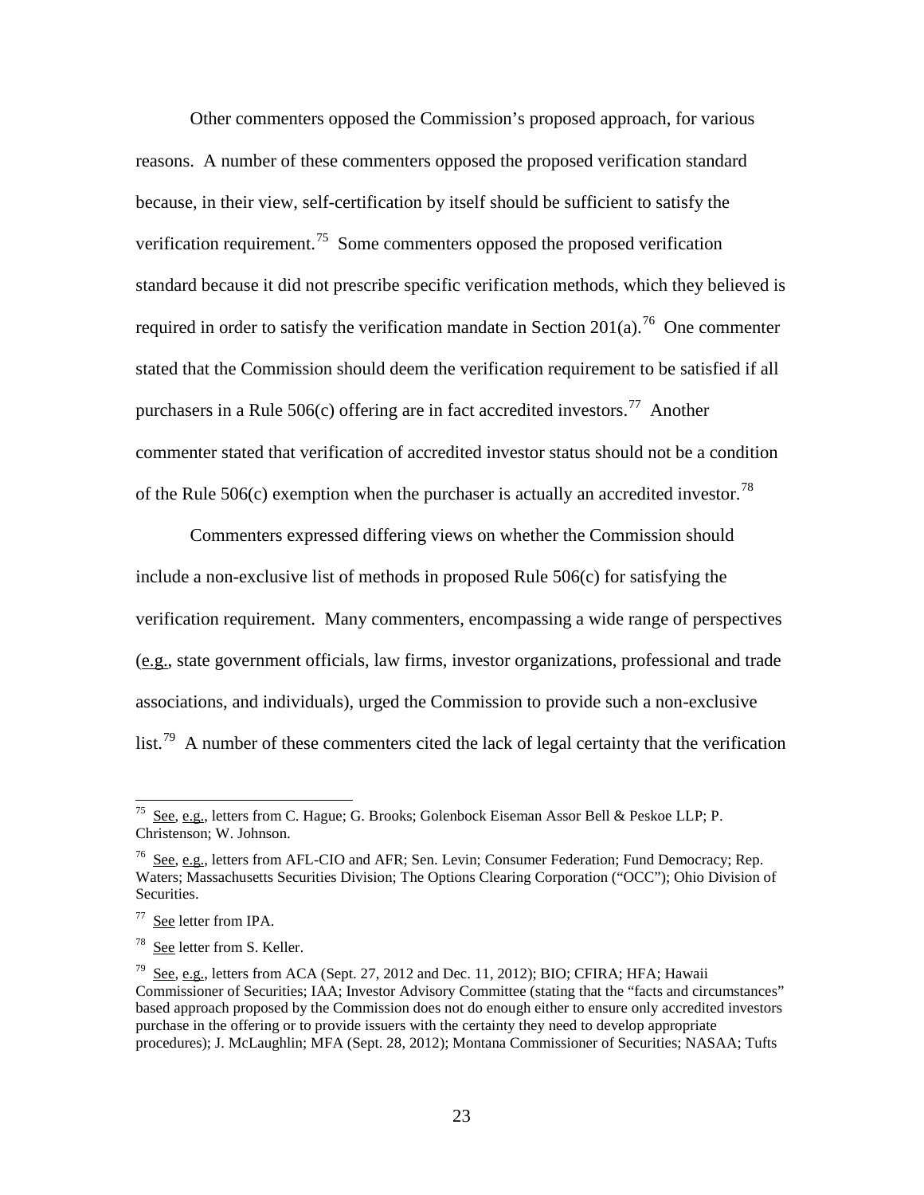Other commenters opposed the Commission's proposed approach, for various reasons. A number of these commenters opposed the proposed verification standard because, in their view, self-certification by itself should be sufficient to satisfy the verification requirement.[75] Some commenters opposed the proposed verification standard because it did not prescribe specific verification methods, which they believed is required in order to satisfy the verification mandate in Section 201(a).[76] One commenter stated that the Commission should deem the verification requirement to be satisfied if all purchasers in a Rule 506(c) offering are in fact accredited investors.[77] Another commenter stated that verification of accredited investor status should not be a condition of the Rule 506(c) exemption when the purchaser is actually an accredited investor.[78]

Commenters expressed differing views on whether the Commission should include a non-exclusive list of methods in proposed Rule 506(c) for satisfying the verification requirement. Many commenters, encompassing a wide range of perspectives (e.g., state government officials, law firms, investor organizations, professional and trade associations, and individuals), urged the Commission to provide such a non-exclusive list.[79] A number of these commenters cited the lack of legal certainty that the verification

---

[75] See, e.g., letters from C. Hague; G. Brooks; Golenbock Eiseman Assor Bell & Peskoe LLP; P. Christenson; W. Johnson.

[76] See, e.g., letters from AFL-CIO and AFR; Sen. Levin; Consumer Federation; Fund Democracy; Rep. Waters; Massachusetts Securities Division; The Options Clearing Corporation ("OCC"); Ohio Division of Securities.

[77] See letter from IPA.

[78] See letter from S. Keller.

[79] See, e.g., letters from ACA (Sept. 27, 2012 and Dec. 11, 2012); BIO; CFIRA; HFA; Hawaii Commissioner of Securities; IAA; Investor Advisory Committee (stating that the "facts and circumstances" based approach proposed by the Commission does not do enough either to ensure only accredited investors purchase in the offering or to provide issuers with the certainty they need to develop appropriate procedures); J. McLaughlin; MFA (Sept. 28, 2012); Montana Commissioner of Securities; NASAA; Tufts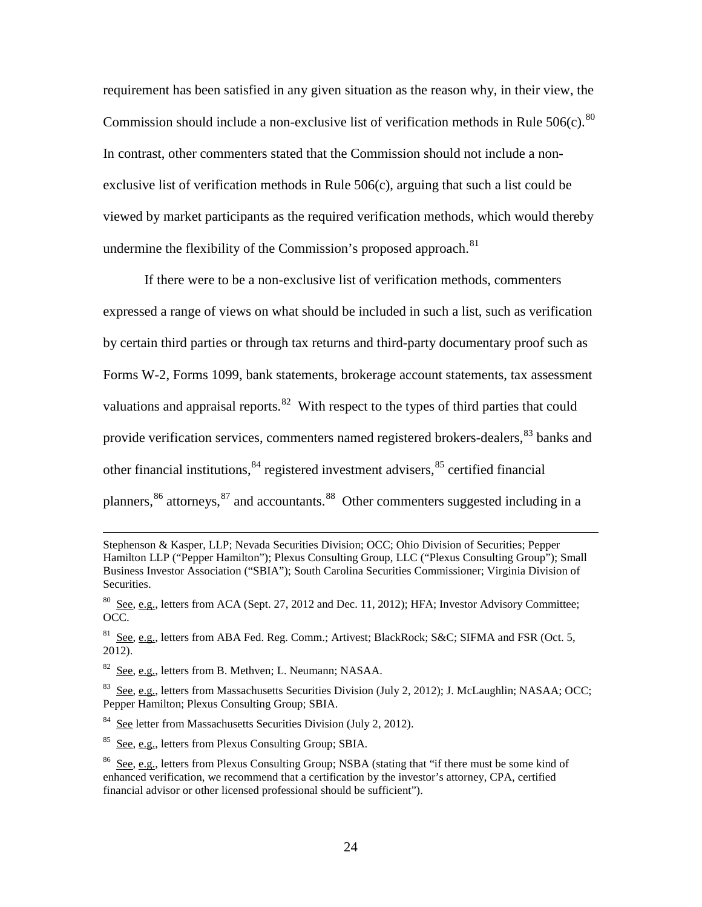requirement has been satisfied in any given situation as the reason why, in their view, the Commission should include a non-exclusive list of verification methods in Rule 506(c).[80] In contrast, other commenters stated that the Commission should not include a non-exclusive list of verification methods in Rule 506(c), arguing that such a list could be viewed by market participants as the required verification methods, which would thereby undermine the flexibility of the Commission's proposed approach.[81]

If there were to be a non-exclusive list of verification methods, commenters expressed a range of views on what should be included in such a list, such as verification by certain third parties or through tax returns and third-party documentary proof such as Forms W-2, Forms 1099, bank statements, brokerage account statements, tax assessment valuations and appraisal reports.[82] With respect to the types of third parties that could provide verification services, commenters named registered brokers-dealers,[83] banks and other financial institutions,[84] registered investment advisers,[85] certified financial planners,[86] attorneys,[87] and accountants.[88] Other commenters suggested including in a

---

Stephenson & Kasper, LLP; Nevada Securities Division; OCC; Ohio Division of Securities; Pepper Hamilton LLP ("Pepper Hamilton"); Plexus Consulting Group, LLC ("Plexus Consulting Group"); Small Business Investor Association ("SBIA"); South Carolina Securities Commissioner; Virginia Division of Securities.

[80] See, e.g., letters from ACA (Sept. 27, 2012 and Dec. 11, 2012); HFA; Investor Advisory Committee; OCC.

[81] See, e.g., letters from ABA Fed. Reg. Comm.; Artivest; BlackRock; S&C; SIFMA and FSR (Oct. 5, 2012).

[82] See, e.g., letters from B. Methven; L. Neumann; NASAA.

[83] See, e.g., letters from Massachusetts Securities Division (July 2, 2012); J. McLaughlin; NASAA; OCC; Pepper Hamilton; Plexus Consulting Group; SBIA.

[84] See letter from Massachusetts Securities Division (July 2, 2012).

[85] See, e.g., letters from Plexus Consulting Group; SBIA.

[86] See, e.g., letters from Plexus Consulting Group; NSBA (stating that "if there must be some kind of enhanced verification, we recommend that a certification by the investor's attorney, CPA, certified financial advisor or other licensed professional should be sufficient").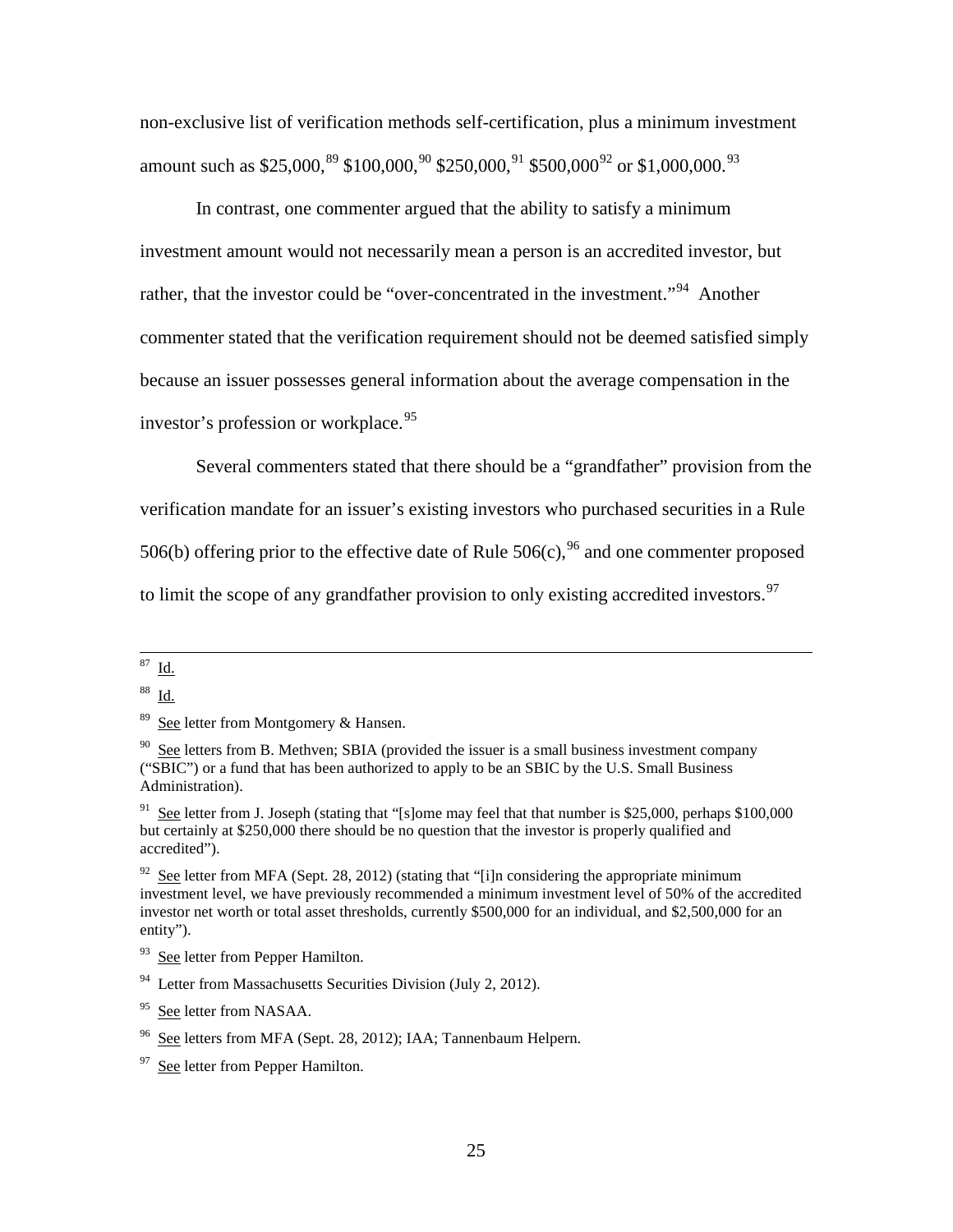non-exclusive list of verification methods self-certification, plus a minimum investment amount such as $25,000,[89] $100,000,[90] $250,000,[91] $500,000[92] or $1,000,000.[93]

In contrast, one commenter argued that the ability to satisfy a minimum investment amount would not necessarily mean a person is an accredited investor, but rather, that the investor could be "over-concentrated in the investment."[94] Another commenter stated that the verification requirement should not be deemed satisfied simply because an issuer possesses general information about the average compensation in the investor's profession or workplace.[95]

Several commenters stated that there should be a "grandfather" provision from the verification mandate for an issuer's existing investors who purchased securities in a Rule 506(b) offering prior to the effective date of Rule 506(c),[96] and one commenter proposed to limit the scope of any grandfather provision to only existing accredited investors.[97]

---

[87] Id.

[88] Id.

[89] See letter from Montgomery & Hansen.

[90] See letters from B. Methven; SBIA (provided the issuer is a small business investment company ("SBIC") or a fund that has been authorized to apply to be an SBIC by the U.S. Small Business Administration).

[91] See letter from J. Joseph (stating that "[s]ome may feel that that number is $25,000, perhaps $100,000 but certainly at $250,000 there should be no question that the investor is properly qualified and accredited").

[92] See letter from MFA (Sept. 28, 2012) (stating that "[i]n considering the appropriate minimum investment level, we have previously recommended a minimum investment level of 50% of the accredited investor net worth or total asset thresholds, currently $500,000 for an individual, and $2,500,000 for an entity").

[93] See letter from Pepper Hamilton.

[94] Letter from Massachusetts Securities Division (July 2, 2012).

[95] See letter from NASAA.

[96] See letters from MFA (Sept. 28, 2012); IAA; Tannenbaum Helpern.

[97] See letter from Pepper Hamilton.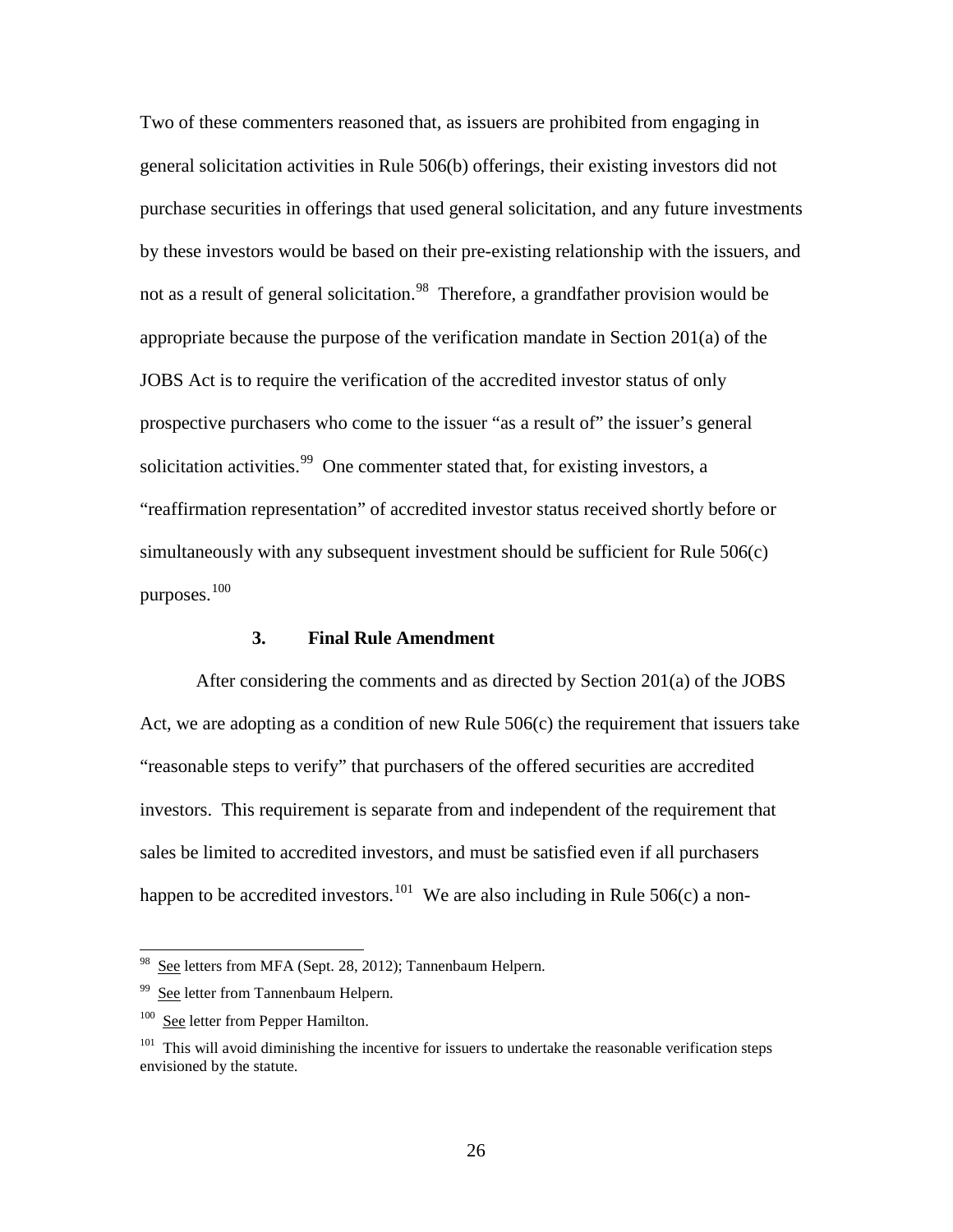Two of these commenters reasoned that, as issuers are prohibited from engaging in general solicitation activities in Rule 506(b) offerings, their existing investors did not purchase securities in offerings that used general solicitation, and any future investments by these investors would be based on their pre-existing relationship with the issuers, and not as a result of general solicitation.[98] Therefore, a grandfather provision would be appropriate because the purpose of the verification mandate in Section 201(a) of the JOBS Act is to require the verification of the accredited investor status of only prospective purchasers who come to the issuer "as a result of" the issuer's general solicitation activities.[99] One commenter stated that, for existing investors, a "reaffirmation representation" of accredited investor status received shortly before or simultaneously with any subsequent investment should be sufficient for Rule 506(c) purposes.[100]

### 3. Final Rule Amendment

After considering the comments and as directed by Section 201(a) of the JOBS Act, we are adopting as a condition of new Rule 506(c) the requirement that issuers take "reasonable steps to verify" that purchasers of the offered securities are accredited investors. This requirement is separate from and independent of the requirement that sales be limited to accredited investors, and must be satisfied even if all purchasers happen to be accredited investors.[101] We are also including in Rule 506(c) a non-

---

[98] See letters from MFA (Sept. 28, 2012); Tannenbaum Helpern.

[99] See letter from Tannenbaum Helpern.

[100] See letter from Pepper Hamilton.

[101] This will avoid diminishing the incentive for issuers to undertake the reasonable verification steps envisioned by the statute.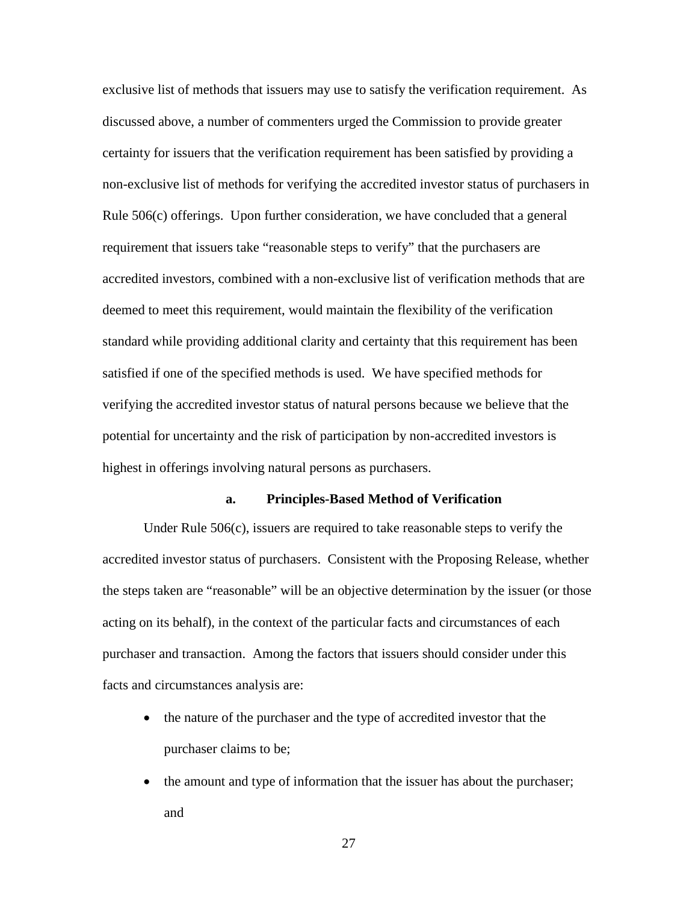exclusive list of methods that issuers may use to satisfy the verification requirement. As discussed above, a number of commenters urged the Commission to provide greater certainty for issuers that the verification requirement has been satisfied by providing a non-exclusive list of methods for verifying the accredited investor status of purchasers in Rule 506(c) offerings. Upon further consideration, we have concluded that a general requirement that issuers take "reasonable steps to verify" that the purchasers are accredited investors, combined with a non-exclusive list of verification methods that are deemed to meet this requirement, would maintain the flexibility of the verification standard while providing additional clarity and certainty that this requirement has been satisfied if one of the specified methods is used. We have specified methods for verifying the accredited investor status of natural persons because we believe that the potential for uncertainty and the risk of participation by non-accredited investors is highest in offerings involving natural persons as purchasers.

#### a. Principles-Based Method of Verification

Under Rule 506(c), issuers are required to take reasonable steps to verify the accredited investor status of purchasers. Consistent with the Proposing Release, whether the steps taken are "reasonable" will be an objective determination by the issuer (or those acting on its behalf), in the context of the particular facts and circumstances of each purchaser and transaction. Among the factors that issuers should consider under this facts and circumstances analysis are:

- the nature of the purchaser and the type of accredited investor that the purchaser claims to be;
- the amount and type of information that the issuer has about the purchaser; and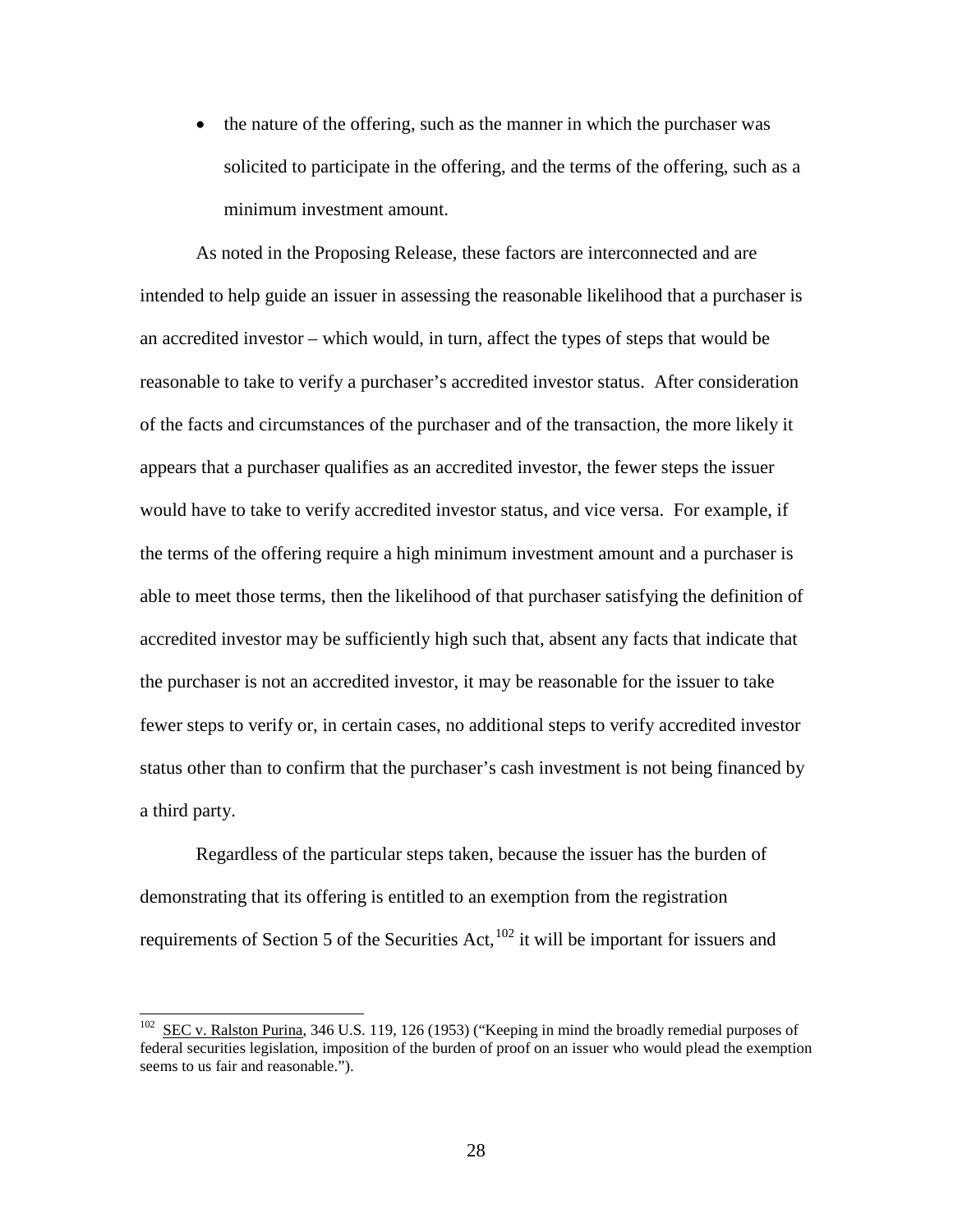- the nature of the offering, such as the manner in which the purchaser was solicited to participate in the offering, and the terms of the offering, such as a minimum investment amount.

As noted in the Proposing Release, these factors are interconnected and are intended to help guide an issuer in assessing the reasonable likelihood that a purchaser is an accredited investor – which would, in turn, affect the types of steps that would be reasonable to take to verify a purchaser's accredited investor status. After consideration of the facts and circumstances of the purchaser and of the transaction, the more likely it appears that a purchaser qualifies as an accredited investor, the fewer steps the issuer would have to take to verify accredited investor status, and vice versa. For example, if the terms of the offering require a high minimum investment amount and a purchaser is able to meet those terms, then the likelihood of that purchaser satisfying the definition of accredited investor may be sufficiently high such that, absent any facts that indicate that the purchaser is not an accredited investor, it may be reasonable for the issuer to take fewer steps to verify or, in certain cases, no additional steps to verify accredited investor status other than to confirm that the purchaser's cash investment is not being financed by a third party.

Regardless of the particular steps taken, because the issuer has the burden of demonstrating that its offering is entitled to an exemption from the registration requirements of Section 5 of the Securities Act,[102] it will be important for issuers and

---

[102] SEC v. Ralston Purina, 346 U.S. 119, 126 (1953) ("Keeping in mind the broadly remedial purposes of federal securities legislation, imposition of the burden of proof on an issuer who would plead the exemption seems to us fair and reasonable.").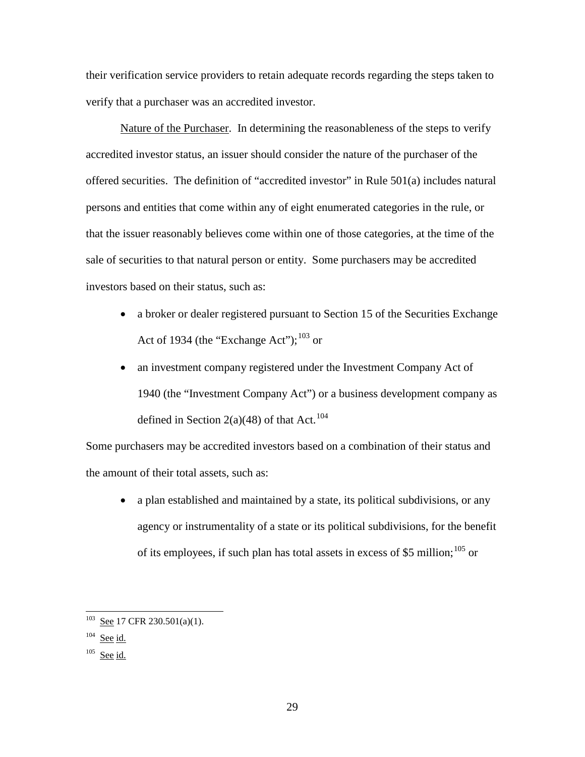their verification service providers to retain adequate records regarding the steps taken to verify that a purchaser was an accredited investor.

Nature of the Purchaser. In determining the reasonableness of the steps to verify accredited investor status, an issuer should consider the nature of the purchaser of the offered securities. The definition of "accredited investor" in Rule 501(a) includes natural persons and entities that come within any of eight enumerated categories in the rule, or that the issuer reasonably believes come within one of those categories, at the time of the sale of securities to that natural person or entity. Some purchasers may be accredited investors based on their status, such as:

- a broker or dealer registered pursuant to Section 15 of the Securities Exchange Act of 1934 (the "Exchange Act");[103] or
- an investment company registered under the Investment Company Act of 1940 (the "Investment Company Act") or a business development company as defined in Section 2(a)(48) of that Act.[104]

Some purchasers may be accredited investors based on a combination of their status and the amount of their total assets, such as:

- a plan established and maintained by a state, its political subdivisions, or any agency or instrumentality of a state or its political subdivisions, for the benefit of its employees, if such plan has total assets in excess of $5 million;[105] or

---

[103] See 17 CFR 230.501(a)(1).

[104] See id.

[105] See id.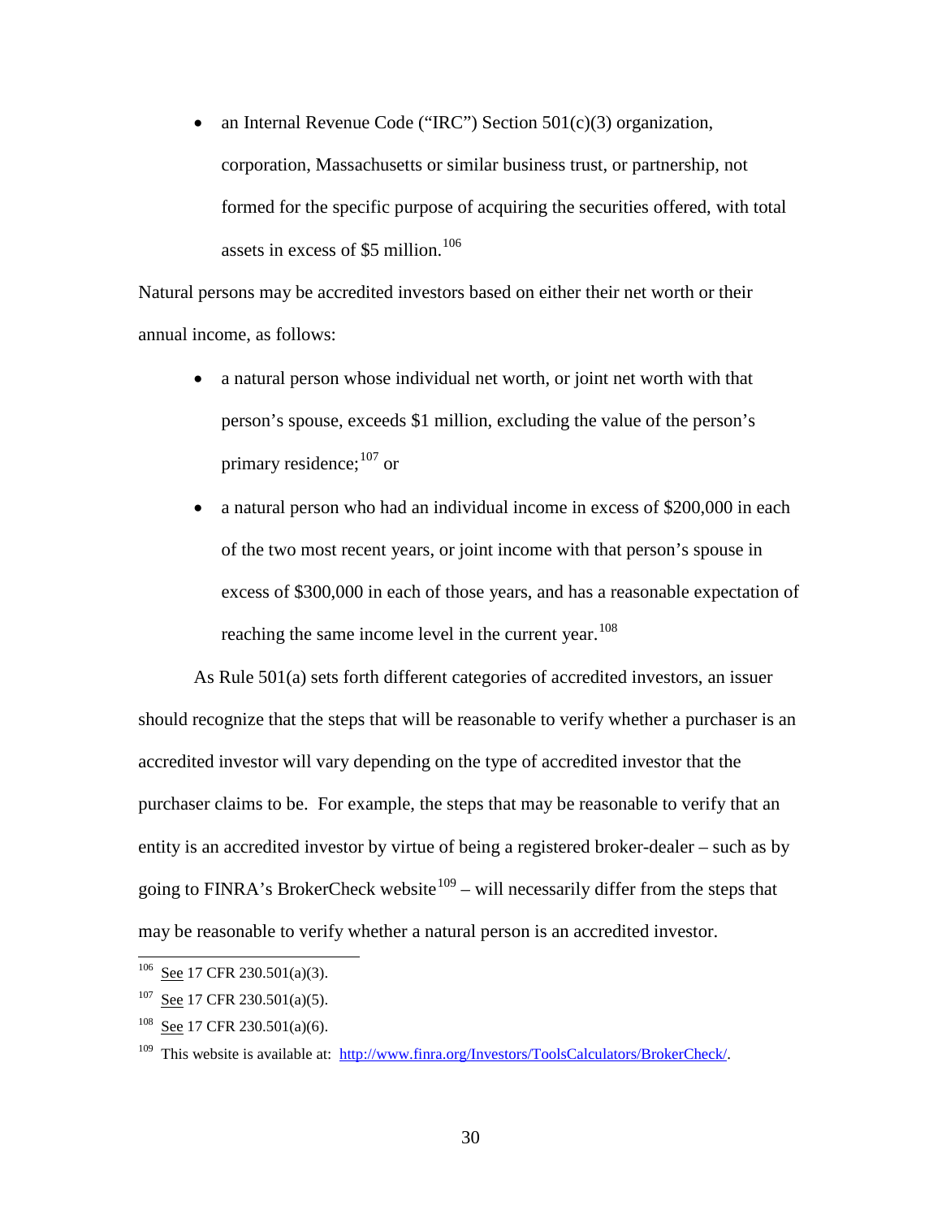- an Internal Revenue Code ("IRC") Section 501(c)(3) organization, corporation, Massachusetts or similar business trust, or partnership, not formed for the specific purpose of acquiring the securities offered, with total assets in excess of $5 million.[106]

Natural persons may be accredited investors based on either their net worth or their annual income, as follows:

- a natural person whose individual net worth, or joint net worth with that person's spouse, exceeds $1 million, excluding the value of the person's primary residence;[107] or
- a natural person who had an individual income in excess of $200,000 in each of the two most recent years, or joint income with that person's spouse in excess of $300,000 in each of those years, and has a reasonable expectation of reaching the same income level in the current year.[108]

As Rule 501(a) sets forth different categories of accredited investors, an issuer should recognize that the steps that will be reasonable to verify whether a purchaser is an accredited investor will vary depending on the type of accredited investor that the purchaser claims to be. For example, the steps that may be reasonable to verify that an entity is an accredited investor by virtue of being a registered broker-dealer – such as by going to FINRA's BrokerCheck website[109] – will necessarily differ from the steps that may be reasonable to verify whether a natural person is an accredited investor.

---

[106] See 17 CFR 230.501(a)(3).

[107] See 17 CFR 230.501(a)(5).

[108] See 17 CFR 230.501(a)(6).

[109] This website is available at: http://www.finra.org/Investors/ToolsCalculators/BrokerCheck/.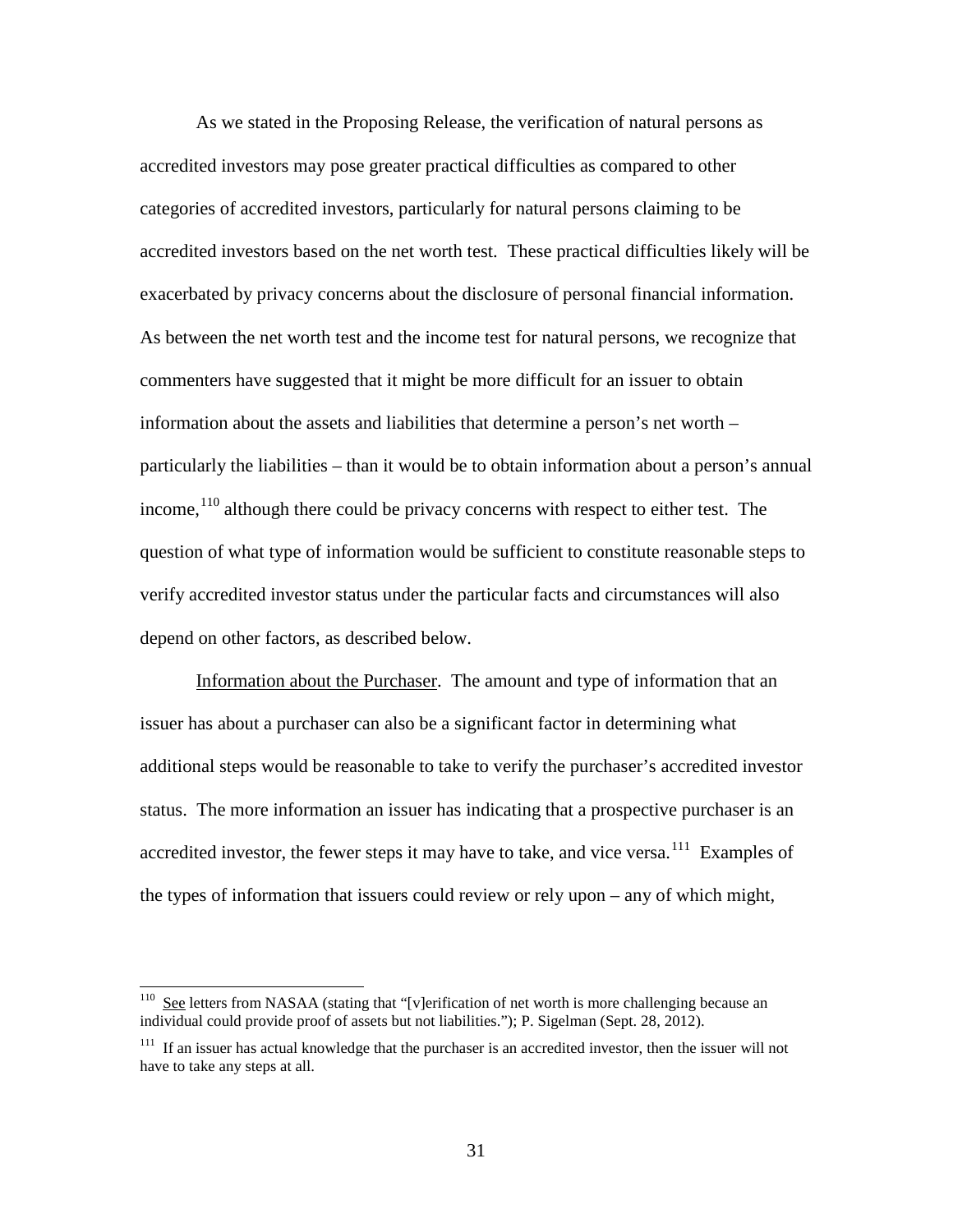As we stated in the Proposing Release, the verification of natural persons as accredited investors may pose greater practical difficulties as compared to other categories of accredited investors, particularly for natural persons claiming to be accredited investors based on the net worth test. These practical difficulties likely will be exacerbated by privacy concerns about the disclosure of personal financial information. As between the net worth test and the income test for natural persons, we recognize that commenters have suggested that it might be more difficult for an issuer to obtain information about the assets and liabilities that determine a person's net worth – particularly the liabilities – than it would be to obtain information about a person's annual income,[110] although there could be privacy concerns with respect to either test. The question of what type of information would be sufficient to constitute reasonable steps to verify accredited investor status under the particular facts and circumstances will also depend on other factors, as described below.

Information about the Purchaser. The amount and type of information that an issuer has about a purchaser can also be a significant factor in determining what additional steps would be reasonable to take to verify the purchaser's accredited investor status. The more information an issuer has indicating that a prospective purchaser is an accredited investor, the fewer steps it may have to take, and vice versa.[111] Examples of the types of information that issuers could review or rely upon – any of which might,

---

[110] See letters from NASAA (stating that "[v]erification of net worth is more challenging because an individual could provide proof of assets but not liabilities."); P. Sigelman (Sept. 28, 2012).

[111] If an issuer has actual knowledge that the purchaser is an accredited investor, then the issuer will not have to take any steps at all.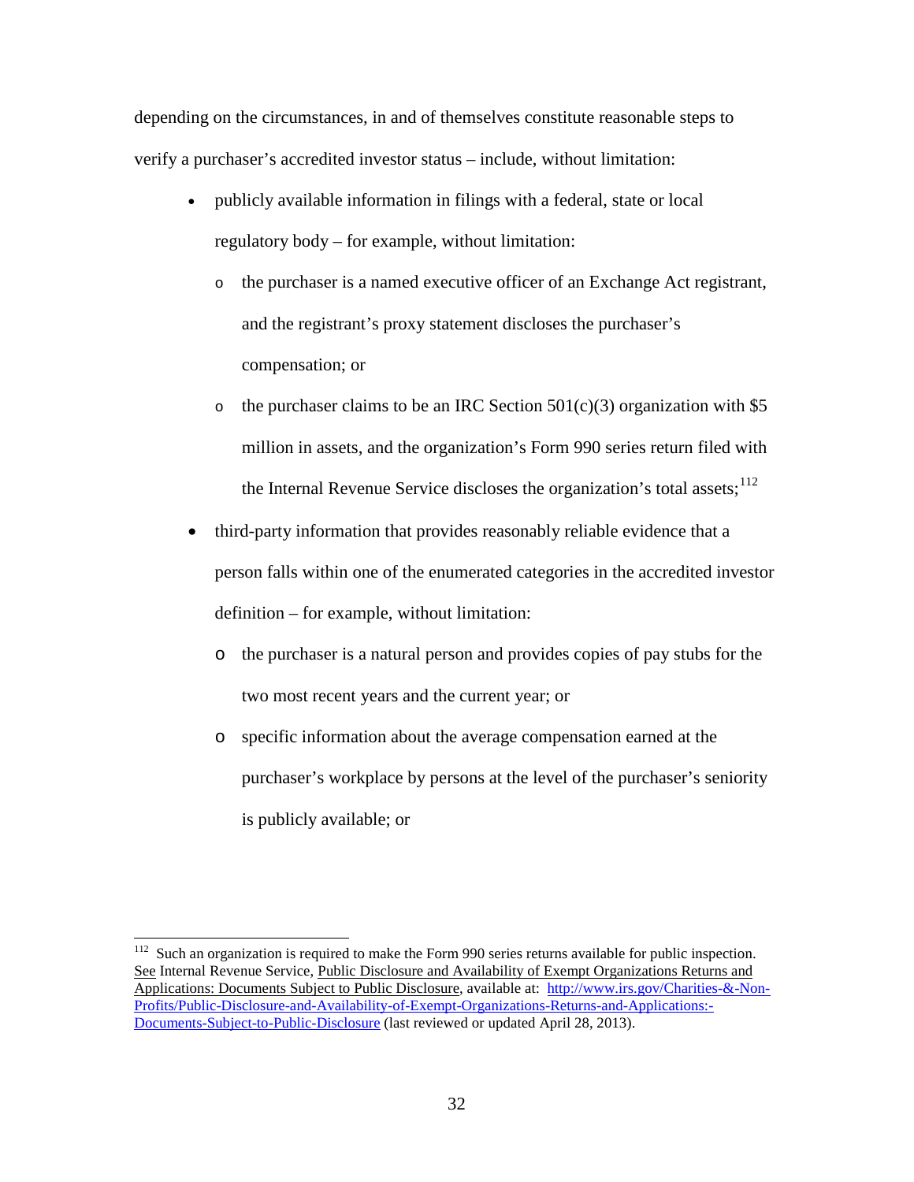depending on the circumstances, in and of themselves constitute reasonable steps to verify a purchaser's accredited investor status – include, without limitation:

- publicly available information in filings with a federal, state or local regulatory body – for example, without limitation:
  - the purchaser is a named executive officer of an Exchange Act registrant, and the registrant's proxy statement discloses the purchaser's compensation; or
  - the purchaser claims to be an IRC Section 501(c)(3) organization with $5 million in assets, and the organization's Form 990 series return filed with the Internal Revenue Service discloses the organization's total assets;[112]
- third-party information that provides reasonably reliable evidence that a person falls within one of the enumerated categories in the accredited investor definition – for example, without limitation:
  - the purchaser is a natural person and provides copies of pay stubs for the two most recent years and the current year; or
  - specific information about the average compensation earned at the purchaser's workplace by persons at the level of the purchaser's seniority is publicly available; or

---

[112] Such an organization is required to make the Form 990 series returns available for public inspection. See Internal Revenue Service, Public Disclosure and Availability of Exempt Organizations Returns and Applications: Documents Subject to Public Disclosure, available at: http://www.irs.gov/Charities-&-Non-Profits/Public-Disclosure-and-Availability-of-Exempt-Organizations-Returns-and-Applications:-Documents-Subject-to-Public-Disclosure (last reviewed or updated April 28, 2013).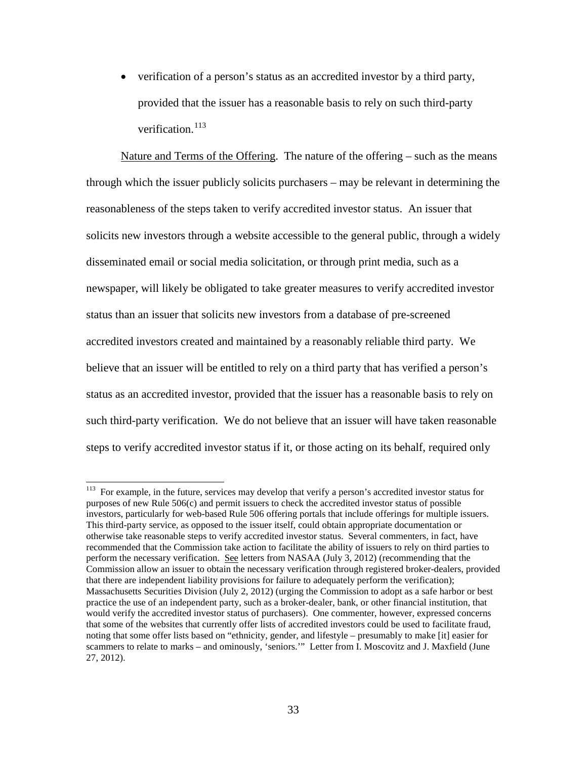- verification of a person's status as an accredited investor by a third party, provided that the issuer has a reasonable basis to rely on such third-party verification.[113]

Nature and Terms of the Offering. The nature of the offering – such as the means through which the issuer publicly solicits purchasers – may be relevant in determining the reasonableness of the steps taken to verify accredited investor status. An issuer that solicits new investors through a website accessible to the general public, through a widely disseminated email or social media solicitation, or through print media, such as a newspaper, will likely be obligated to take greater measures to verify accredited investor status than an issuer that solicits new investors from a database of pre-screened accredited investors created and maintained by a reasonably reliable third party. We believe that an issuer will be entitled to rely on a third party that has verified a person's status as an accredited investor, provided that the issuer has a reasonable basis to rely on such third-party verification. We do not believe that an issuer will have taken reasonable steps to verify accredited investor status if it, or those acting on its behalf, required only

[113] For example, in the future, services may develop that verify a person's accredited investor status for purposes of new Rule 506(c) and permit issuers to check the accredited investor status of possible investors, particularly for web-based Rule 506 offering portals that include offerings for multiple issuers. This third-party service, as opposed to the issuer itself, could obtain appropriate documentation or otherwise take reasonable steps to verify accredited investor status. Several commenters, in fact, have recommended that the Commission take action to facilitate the ability of issuers to rely on third parties to perform the necessary verification. See letters from NASAA (July 3, 2012) (recommending that the Commission allow an issuer to obtain the necessary verification through registered broker-dealers, provided that there are independent liability provisions for failure to adequately perform the verification); Massachusetts Securities Division (July 2, 2012) (urging the Commission to adopt as a safe harbor or best practice the use of an independent party, such as a broker-dealer, bank, or other financial institution, that would verify the accredited investor status of purchasers). One commenter, however, expressed concerns that some of the websites that currently offer lists of accredited investors could be used to facilitate fraud, noting that some offer lists based on "ethnicity, gender, and lifestyle – presumably to make [it] easier for scammers to relate to marks – and ominously, 'seniors.'" Letter from I. Moscovitz and J. Maxfield (June 27, 2012).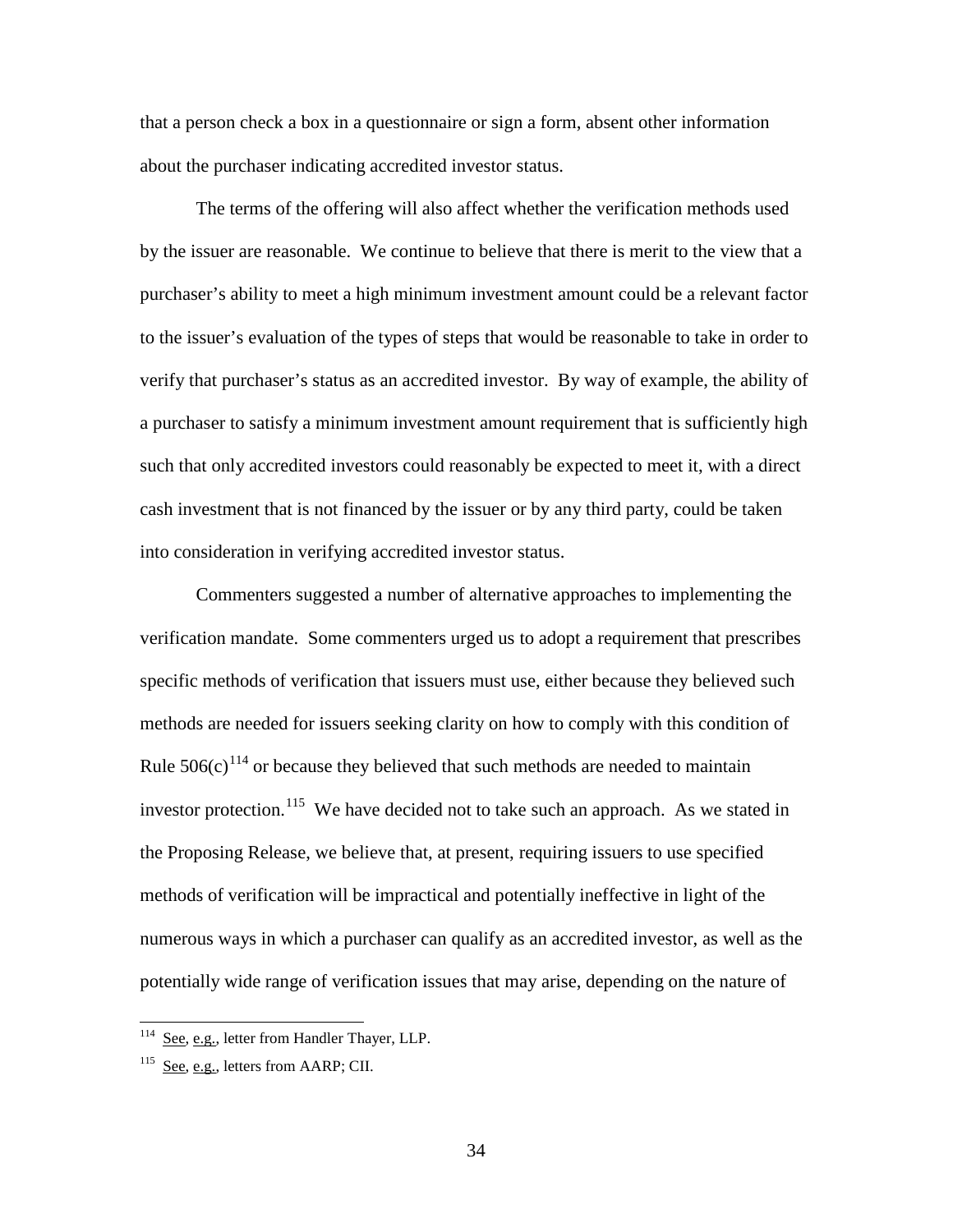that a person check a box in a questionnaire or sign a form, absent other information about the purchaser indicating accredited investor status.

The terms of the offering will also affect whether the verification methods used by the issuer are reasonable. We continue to believe that there is merit to the view that a purchaser's ability to meet a high minimum investment amount could be a relevant factor to the issuer's evaluation of the types of steps that would be reasonable to take in order to verify that purchaser's status as an accredited investor. By way of example, the ability of a purchaser to satisfy a minimum investment amount requirement that is sufficiently high such that only accredited investors could reasonably be expected to meet it, with a direct cash investment that is not financed by the issuer or by any third party, could be taken into consideration in verifying accredited investor status.

Commenters suggested a number of alternative approaches to implementing the verification mandate. Some commenters urged us to adopt a requirement that prescribes specific methods of verification that issuers must use, either because they believed such methods are needed for issuers seeking clarity on how to comply with this condition of Rule 506(c)[114] or because they believed that such methods are needed to maintain investor protection.[115] We have decided not to take such an approach. As we stated in the Proposing Release, we believe that, at present, requiring issuers to use specified methods of verification will be impractical and potentially ineffective in light of the numerous ways in which a purchaser can qualify as an accredited investor, as well as the potentially wide range of verification issues that may arise, depending on the nature of

---

[114] See, e.g., letter from Handler Thayer, LLP.

[115] See, e.g., letters from AARP; CII.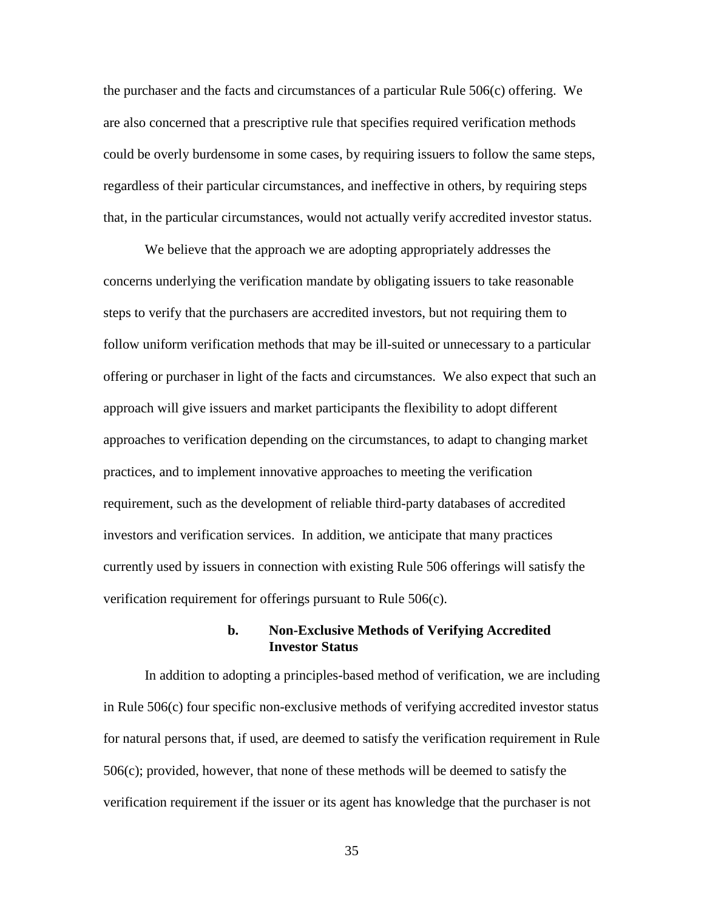the purchaser and the facts and circumstances of a particular Rule 506(c) offering. We are also concerned that a prescriptive rule that specifies required verification methods could be overly burdensome in some cases, by requiring issuers to follow the same steps, regardless of their particular circumstances, and ineffective in others, by requiring steps that, in the particular circumstances, would not actually verify accredited investor status.

We believe that the approach we are adopting appropriately addresses the concerns underlying the verification mandate by obligating issuers to take reasonable steps to verify that the purchasers are accredited investors, but not requiring them to follow uniform verification methods that may be ill-suited or unnecessary to a particular offering or purchaser in light of the facts and circumstances. We also expect that such an approach will give issuers and market participants the flexibility to adopt different approaches to verification depending on the circumstances, to adapt to changing market practices, and to implement innovative approaches to meeting the verification requirement, such as the development of reliable third-party databases of accredited investors and verification services. In addition, we anticipate that many practices currently used by issuers in connection with existing Rule 506 offerings will satisfy the verification requirement for offerings pursuant to Rule 506(c).

#### b. Non-Exclusive Methods of Verifying Accredited Investor Status

In addition to adopting a principles-based method of verification, we are including in Rule 506(c) four specific non-exclusive methods of verifying accredited investor status for natural persons that, if used, are deemed to satisfy the verification requirement in Rule 506(c); provided, however, that none of these methods will be deemed to satisfy the verification requirement if the issuer or its agent has knowledge that the purchaser is not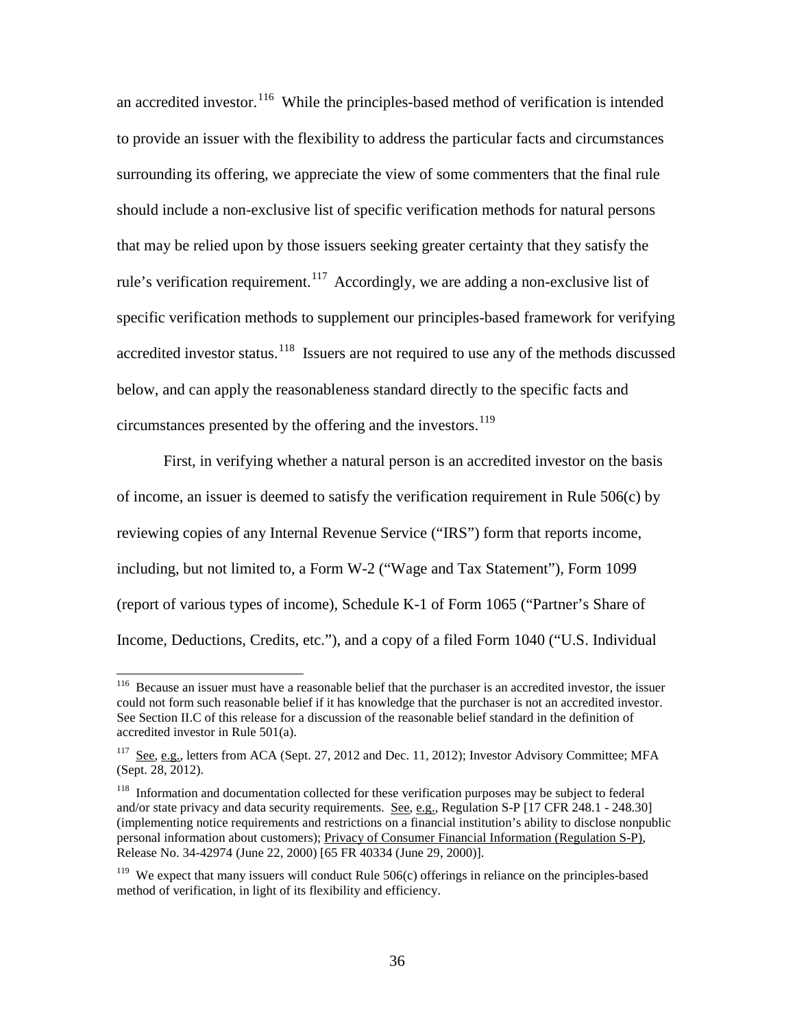an accredited investor.[116] While the principles-based method of verification is intended to provide an issuer with the flexibility to address the particular facts and circumstances surrounding its offering, we appreciate the view of some commenters that the final rule should include a non-exclusive list of specific verification methods for natural persons that may be relied upon by those issuers seeking greater certainty that they satisfy the rule's verification requirement.[117] Accordingly, we are adding a non-exclusive list of specific verification methods to supplement our principles-based framework for verifying accredited investor status.[118] Issuers are not required to use any of the methods discussed below, and can apply the reasonableness standard directly to the specific facts and circumstances presented by the offering and the investors.[119]

First, in verifying whether a natural person is an accredited investor on the basis of income, an issuer is deemed to satisfy the verification requirement in Rule 506(c) by reviewing copies of any Internal Revenue Service ("IRS") form that reports income, including, but not limited to, a Form W-2 ("Wage and Tax Statement"), Form 1099 (report of various types of income), Schedule K-1 of Form 1065 ("Partner's Share of Income, Deductions, Credits, etc."), and a copy of a filed Form 1040 ("U.S. Individual

---

[116] Because an issuer must have a reasonable belief that the purchaser is an accredited investor, the issuer could not form such reasonable belief if it has knowledge that the purchaser is not an accredited investor. See Section II.C of this release for a discussion of the reasonable belief standard in the definition of accredited investor in Rule 501(a).

[117] See, e.g., letters from ACA (Sept. 27, 2012 and Dec. 11, 2012); Investor Advisory Committee; MFA (Sept. 28, 2012).

[118] Information and documentation collected for these verification purposes may be subject to federal and/or state privacy and data security requirements. See, e.g., Regulation S-P [17 CFR 248.1 - 248.30] (implementing notice requirements and restrictions on a financial institution's ability to disclose nonpublic personal information about customers); Privacy of Consumer Financial Information (Regulation S-P), Release No. 34-42974 (June 22, 2000) [65 FR 40334 (June 29, 2000)].

[119] We expect that many issuers will conduct Rule 506(c) offerings in reliance on the principles-based method of verification, in light of its flexibility and efficiency.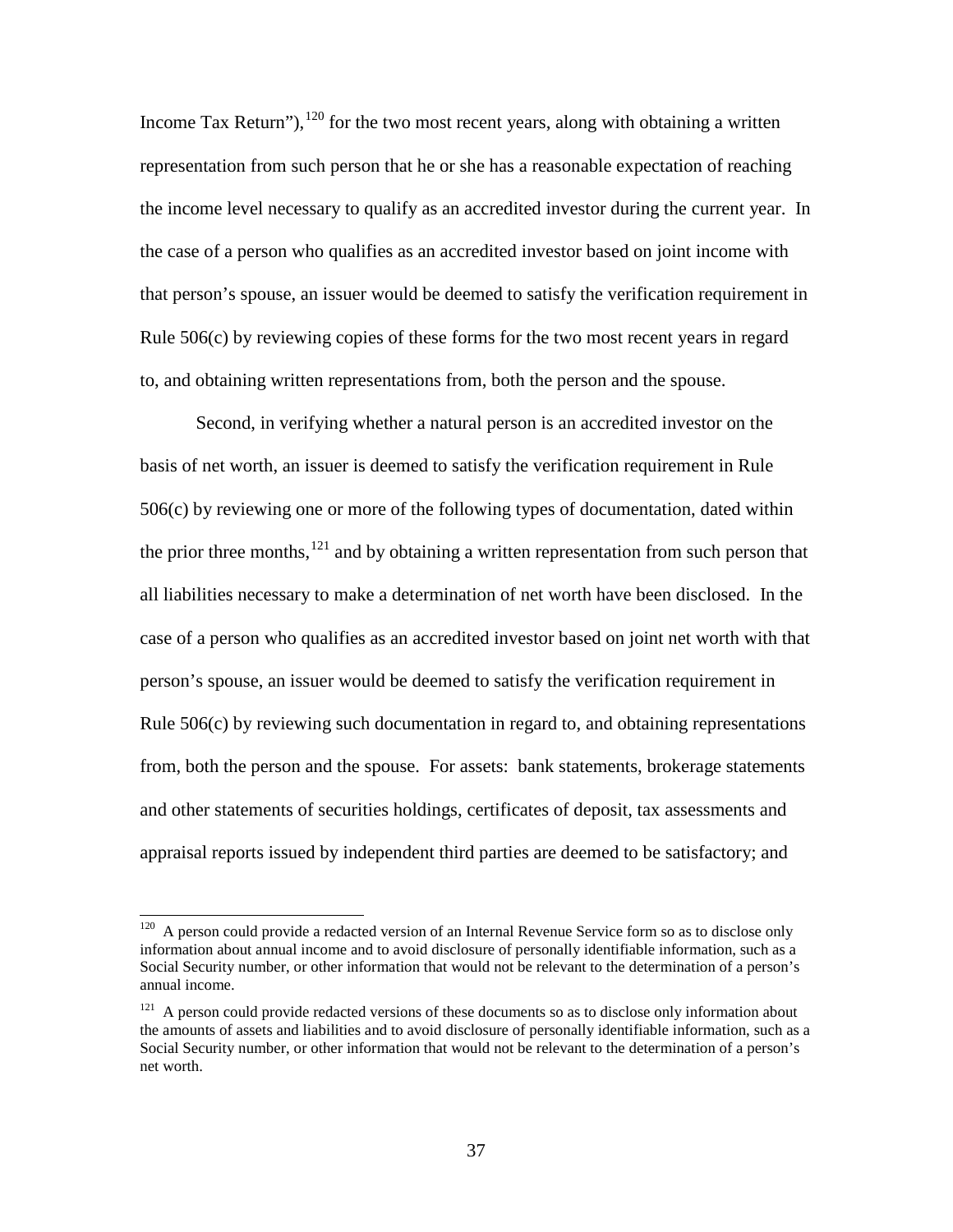Income Tax Return"),[120] for the two most recent years, along with obtaining a written representation from such person that he or she has a reasonable expectation of reaching the income level necessary to qualify as an accredited investor during the current year. In the case of a person who qualifies as an accredited investor based on joint income with that person's spouse, an issuer would be deemed to satisfy the verification requirement in Rule 506(c) by reviewing copies of these forms for the two most recent years in regard to, and obtaining written representations from, both the person and the spouse.

Second, in verifying whether a natural person is an accredited investor on the basis of net worth, an issuer is deemed to satisfy the verification requirement in Rule 506(c) by reviewing one or more of the following types of documentation, dated within the prior three months,[121] and by obtaining a written representation from such person that all liabilities necessary to make a determination of net worth have been disclosed. In the case of a person who qualifies as an accredited investor based on joint net worth with that person's spouse, an issuer would be deemed to satisfy the verification requirement in Rule 506(c) by reviewing such documentation in regard to, and obtaining representations from, both the person and the spouse. For assets: bank statements, brokerage statements and other statements of securities holdings, certificates of deposit, tax assessments and appraisal reports issued by independent third parties are deemed to be satisfactory; and

---

[120] A person could provide a redacted version of an Internal Revenue Service form so as to disclose only information about annual income and to avoid disclosure of personally identifiable information, such as a Social Security number, or other information that would not be relevant to the determination of a person's annual income.

[121] A person could provide redacted versions of these documents so as to disclose only information about the amounts of assets and liabilities and to avoid disclosure of personally identifiable information, such as a Social Security number, or other information that would not be relevant to the determination of a person's net worth.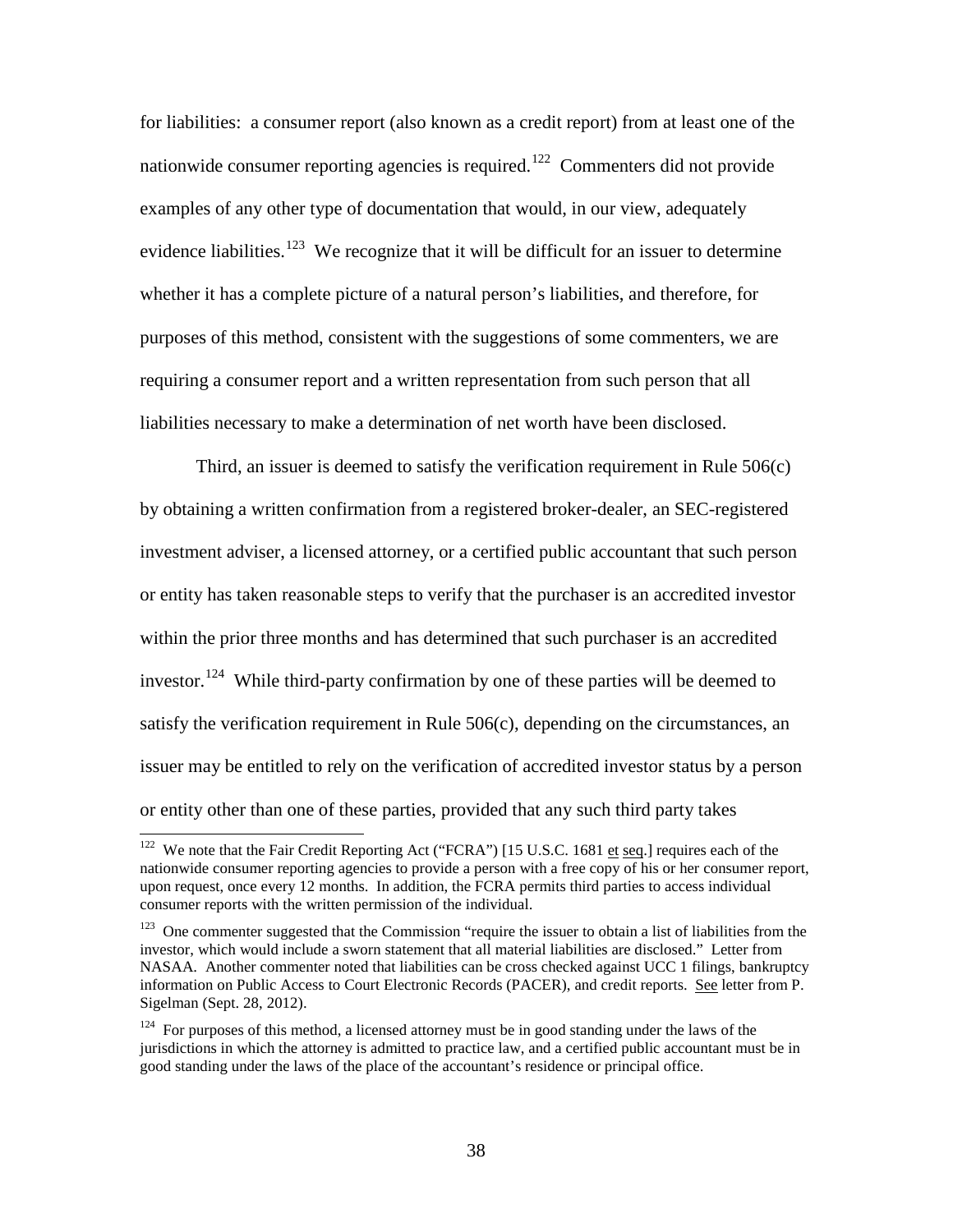for liabilities: a consumer report (also known as a credit report) from at least one of the nationwide consumer reporting agencies is required.[122] Commenters did not provide examples of any other type of documentation that would, in our view, adequately evidence liabilities.[123] We recognize that it will be difficult for an issuer to determine whether it has a complete picture of a natural person's liabilities, and therefore, for purposes of this method, consistent with the suggestions of some commenters, we are requiring a consumer report and a written representation from such person that all liabilities necessary to make a determination of net worth have been disclosed.

Third, an issuer is deemed to satisfy the verification requirement in Rule 506(c) by obtaining a written confirmation from a registered broker-dealer, an SEC-registered investment adviser, a licensed attorney, or a certified public accountant that such person or entity has taken reasonable steps to verify that the purchaser is an accredited investor within the prior three months and has determined that such purchaser is an accredited investor.[124] While third-party confirmation by one of these parties will be deemed to satisfy the verification requirement in Rule 506(c), depending on the circumstances, an issuer may be entitled to rely on the verification of accredited investor status by a person or entity other than one of these parties, provided that any such third party takes

---

[122] We note that the Fair Credit Reporting Act ("FCRA") [15 U.S.C. 1681 et seq.] requires each of the nationwide consumer reporting agencies to provide a person with a free copy of his or her consumer report, upon request, once every 12 months. In addition, the FCRA permits third parties to access individual consumer reports with the written permission of the individual.

[123] One commenter suggested that the Commission "require the issuer to obtain a list of liabilities from the investor, which would include a sworn statement that all material liabilities are disclosed." Letter from NASAA. Another commenter noted that liabilities can be cross checked against UCC 1 filings, bankruptcy information on Public Access to Court Electronic Records (PACER), and credit reports. See letter from P. Sigelman (Sept. 28, 2012).

[124] For purposes of this method, a licensed attorney must be in good standing under the laws of the jurisdictions in which the attorney is admitted to practice law, and a certified public accountant must be in good standing under the laws of the place of the accountant's residence or principal office.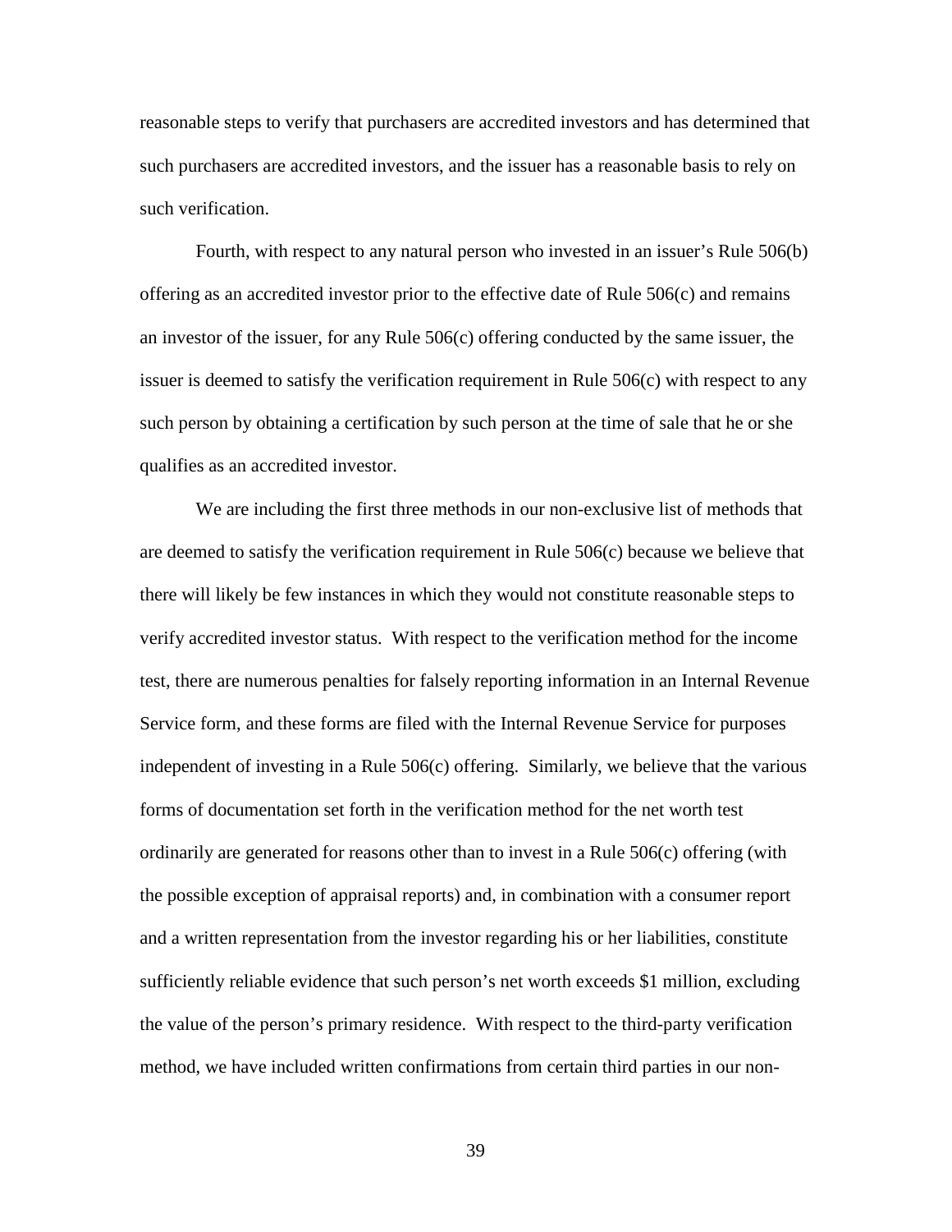reasonable steps to verify that purchasers are accredited investors and has determined that such purchasers are accredited investors, and the issuer has a reasonable basis to rely on such verification.

Fourth, with respect to any natural person who invested in an issuer's Rule 506(b) offering as an accredited investor prior to the effective date of Rule 506(c) and remains an investor of the issuer, for any Rule 506(c) offering conducted by the same issuer, the issuer is deemed to satisfy the verification requirement in Rule 506(c) with respect to any such person by obtaining a certification by such person at the time of sale that he or she qualifies as an accredited investor.

We are including the first three methods in our non-exclusive list of methods that are deemed to satisfy the verification requirement in Rule 506(c) because we believe that there will likely be few instances in which they would not constitute reasonable steps to verify accredited investor status. With respect to the verification method for the income test, there are numerous penalties for falsely reporting information in an Internal Revenue Service form, and these forms are filed with the Internal Revenue Service for purposes independent of investing in a Rule 506(c) offering. Similarly, we believe that the various forms of documentation set forth in the verification method for the net worth test ordinarily are generated for reasons other than to invest in a Rule 506(c) offering (with the possible exception of appraisal reports) and, in combination with a consumer report and a written representation from the investor regarding his or her liabilities, constitute sufficiently reliable evidence that such person's net worth exceeds $1 million, excluding the value of the person's primary residence. With respect to the third-party verification method, we have included written confirmations from certain third parties in our non-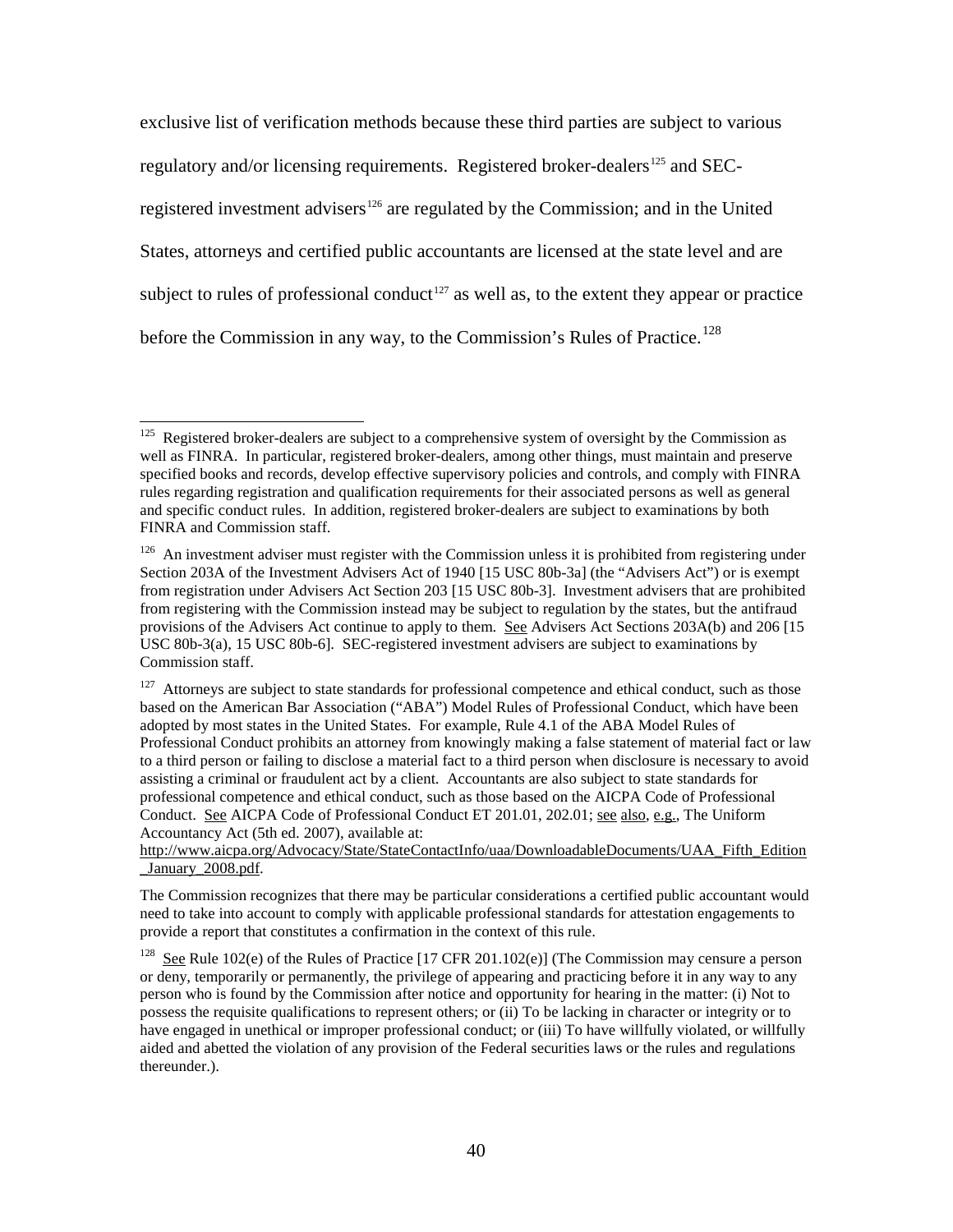exclusive list of verification methods because these third parties are subject to various regulatory and/or licensing requirements. Registered broker-dealers[125] and SEC-registered investment advisers[126] are regulated by the Commission; and in the United States, attorneys and certified public accountants are licensed at the state level and are subject to rules of professional conduct[127] as well as, to the extent they appear or practice before the Commission in any way, to the Commission's Rules of Practice.[128]

---

[125] Registered broker-dealers are subject to a comprehensive system of oversight by the Commission as well as FINRA. In particular, registered broker-dealers, among other things, must maintain and preserve specified books and records, develop effective supervisory policies and controls, and comply with FINRA rules regarding registration and qualification requirements for their associated persons as well as general and specific conduct rules. In addition, registered broker-dealers are subject to examinations by both FINRA and Commission staff.

[126] An investment adviser must register with the Commission unless it is prohibited from registering under Section 203A of the Investment Advisers Act of 1940 [15 USC 80b-3a] (the "Advisers Act") or is exempt from registration under Advisers Act Section 203 [15 USC 80b-3]. Investment advisers that are prohibited from registering with the Commission instead may be subject to regulation by the states, but the antifraud provisions of the Advisers Act continue to apply to them. See Advisers Act Sections 203A(b) and 206 [15 USC 80b-3(a), 15 USC 80b-6]. SEC-registered investment advisers are subject to examinations by Commission staff.

[127] Attorneys are subject to state standards for professional competence and ethical conduct, such as those based on the American Bar Association ("ABA") Model Rules of Professional Conduct, which have been adopted by most states in the United States. For example, Rule 4.1 of the ABA Model Rules of Professional Conduct prohibits an attorney from knowingly making a false statement of material fact or law to a third person or failing to disclose a material fact to a third person when disclosure is necessary to avoid assisting a criminal or fraudulent act by a client. Accountants are also subject to state standards for professional competence and ethical conduct, such as those based on the AICPA Code of Professional Conduct. See AICPA Code of Professional Conduct ET 201.01, 202.01; see also, e.g., The Uniform Accountancy Act (5th ed. 2007), available at: http://www.aicpa.org/Advocacy/State/StateContactInfo/uaa/DownloadableDocuments/UAA_Fifth_Edition_January_2008.pdf.

The Commission recognizes that there may be particular considerations a certified public accountant would need to take into account to comply with applicable professional standards for attestation engagements to provide a report that constitutes a confirmation in the context of this rule.

[128] See Rule 102(e) of the Rules of Practice [17 CFR 201.102(e)] (The Commission may censure a person or deny, temporarily or permanently, the privilege of appearing and practicing before it in any way to any person who is found by the Commission after notice and opportunity for hearing in the matter: (i) Not to possess the requisite qualifications to represent others; or (ii) To be lacking in character or integrity or to have engaged in unethical or improper professional conduct; or (iii) To have willfully violated, or willfully aided and abetted the violation of any provision of the Federal securities laws or the rules and regulations thereunder.).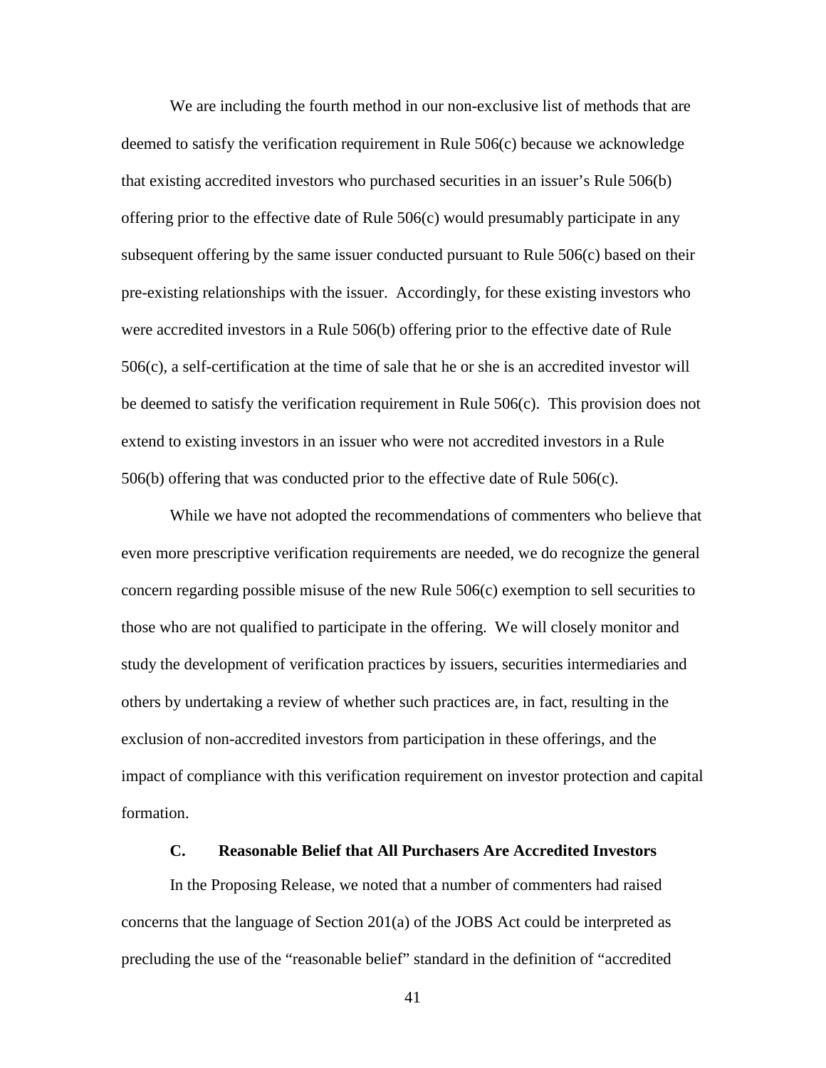We are including the fourth method in our non-exclusive list of methods that are deemed to satisfy the verification requirement in Rule 506(c) because we acknowledge that existing accredited investors who purchased securities in an issuer's Rule 506(b) offering prior to the effective date of Rule 506(c) would presumably participate in any subsequent offering by the same issuer conducted pursuant to Rule 506(c) based on their pre-existing relationships with the issuer. Accordingly, for these existing investors who were accredited investors in a Rule 506(b) offering prior to the effective date of Rule 506(c), a self-certification at the time of sale that he or she is an accredited investor will be deemed to satisfy the verification requirement in Rule 506(c). This provision does not extend to existing investors in an issuer who were not accredited investors in a Rule 506(b) offering that was conducted prior to the effective date of Rule 506(c).

While we have not adopted the recommendations of commenters who believe that even more prescriptive verification requirements are needed, we do recognize the general concern regarding possible misuse of the new Rule 506(c) exemption to sell securities to those who are not qualified to participate in the offering. We will closely monitor and study the development of verification practices by issuers, securities intermediaries and others by undertaking a review of whether such practices are, in fact, resulting in the exclusion of non-accredited investors from participation in these offerings, and the impact of compliance with this verification requirement on investor protection and capital formation.

### C. Reasonable Belief that All Purchasers Are Accredited Investors

In the Proposing Release, we noted that a number of commenters had raised concerns that the language of Section 201(a) of the JOBS Act could be interpreted as precluding the use of the "reasonable belief" standard in the definition of "accredited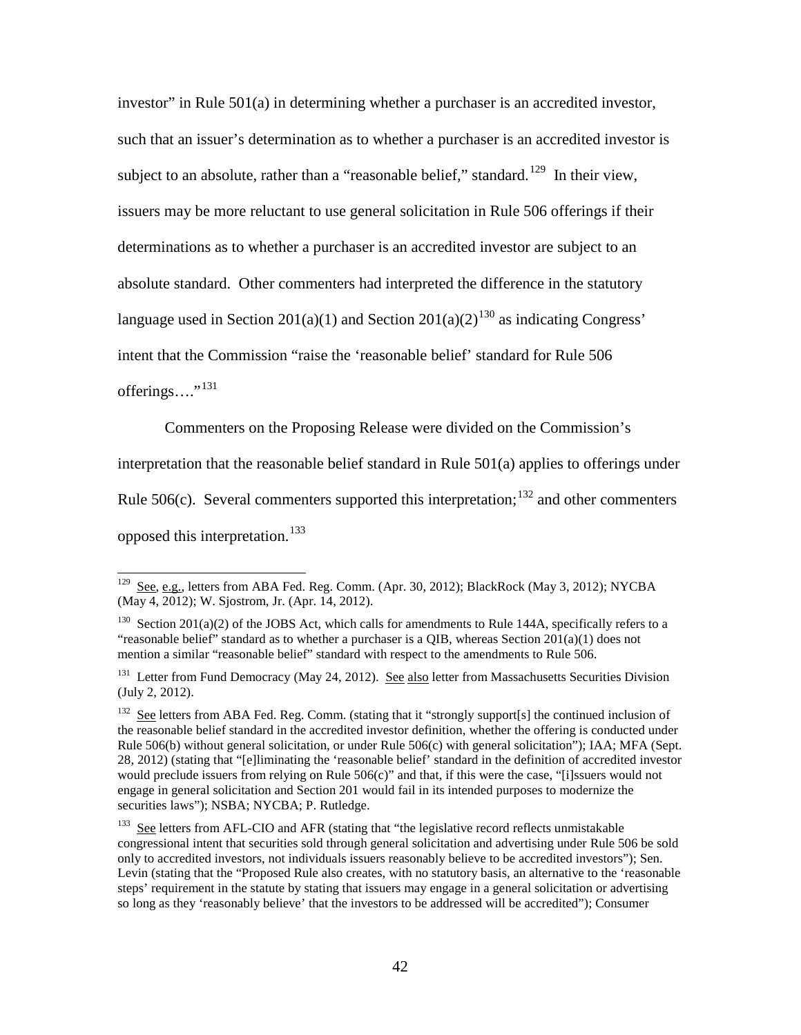investor" in Rule 501(a) in determining whether a purchaser is an accredited investor, such that an issuer's determination as to whether a purchaser is an accredited investor is subject to an absolute, rather than a "reasonable belief," standard.[129] In their view, issuers may be more reluctant to use general solicitation in Rule 506 offerings if their determinations as to whether a purchaser is an accredited investor are subject to an absolute standard. Other commenters had interpreted the difference in the statutory language used in Section 201(a)(1) and Section 201(a)(2)[130] as indicating Congress' intent that the Commission "raise the 'reasonable belief' standard for Rule 506 offerings…."[131]

Commenters on the Proposing Release were divided on the Commission's interpretation that the reasonable belief standard in Rule 501(a) applies to offerings under Rule 506(c). Several commenters supported this interpretation;[132] and other commenters opposed this interpretation.[133]

---

[129] See, e.g., letters from ABA Fed. Reg. Comm. (Apr. 30, 2012); BlackRock (May 3, 2012); NYCBA (May 4, 2012); W. Sjostrom, Jr. (Apr. 14, 2012).

[130] Section 201(a)(2) of the JOBS Act, which calls for amendments to Rule 144A, specifically refers to a "reasonable belief" standard as to whether a purchaser is a QIB, whereas Section 201(a)(1) does not mention a similar "reasonable belief" standard with respect to the amendments to Rule 506.

[131] Letter from Fund Democracy (May 24, 2012). See also letter from Massachusetts Securities Division (July 2, 2012).

[132] See letters from ABA Fed. Reg. Comm. (stating that it "strongly support[s] the continued inclusion of the reasonable belief standard in the accredited investor definition, whether the offering is conducted under Rule 506(b) without general solicitation, or under Rule 506(c) with general solicitation"); IAA; MFA (Sept. 28, 2012) (stating that "[e]liminating the 'reasonable belief' standard in the definition of accredited investor would preclude issuers from relying on Rule 506(c)" and that, if this were the case, "[i]ssuers would not engage in general solicitation and Section 201 would fail in its intended purposes to modernize the securities laws"); NSBA; NYCBA; P. Rutledge.

[133] See letters from AFL-CIO and AFR (stating that "the legislative record reflects unmistakable congressional intent that securities sold through general solicitation and advertising under Rule 506 be sold only to accredited investors, not individuals issuers reasonably believe to be accredited investors"); Sen. Levin (stating that the "Proposed Rule also creates, with no statutory basis, an alternative to the 'reasonable steps' requirement in the statute by stating that issuers may engage in a general solicitation or advertising so long as they 'reasonably believe' that the investors to be addressed will be accredited"); Consumer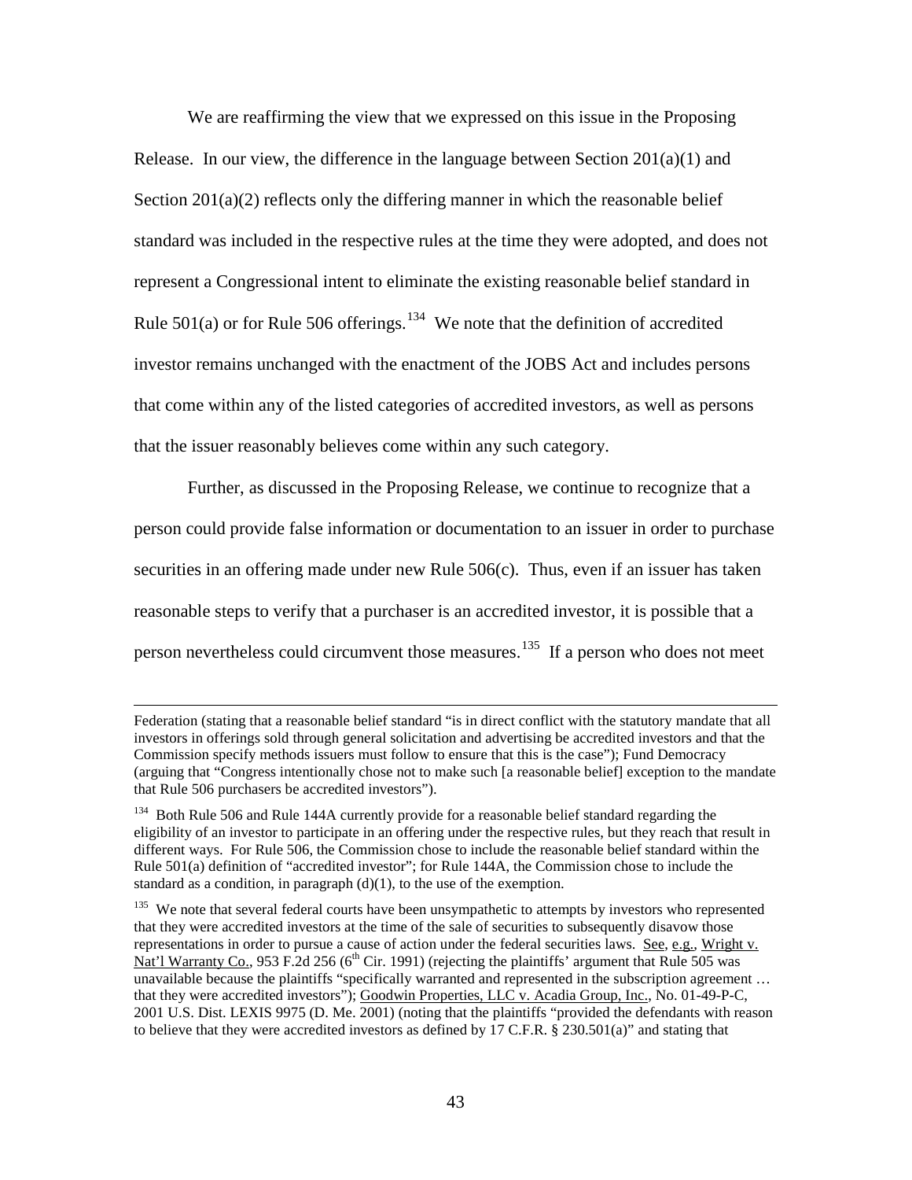We are reaffirming the view that we expressed on this issue in the Proposing Release. In our view, the difference in the language between Section 201(a)(1) and Section 201(a)(2) reflects only the differing manner in which the reasonable belief standard was included in the respective rules at the time they were adopted, and does not represent a Congressional intent to eliminate the existing reasonable belief standard in Rule 501(a) or for Rule 506 offerings.[134] We note that the definition of accredited investor remains unchanged with the enactment of the JOBS Act and includes persons that come within any of the listed categories of accredited investors, as well as persons that the issuer reasonably believes come within any such category.

Further, as discussed in the Proposing Release, we continue to recognize that a person could provide false information or documentation to an issuer in order to purchase securities in an offering made under new Rule 506(c). Thus, even if an issuer has taken reasonable steps to verify that a purchaser is an accredited investor, it is possible that a person nevertheless could circumvent those measures.[135] If a person who does not meet

---

Federation (stating that a reasonable belief standard "is in direct conflict with the statutory mandate that all investors in offerings sold through general solicitation and advertising be accredited investors and that the Commission specify methods issuers must follow to ensure that this is the case"); Fund Democracy (arguing that "Congress intentionally chose not to make such [a reasonable belief] exception to the mandate that Rule 506 purchasers be accredited investors").

[134] Both Rule 506 and Rule 144A currently provide for a reasonable belief standard regarding the eligibility of an investor to participate in an offering under the respective rules, but they reach that result in different ways. For Rule 506, the Commission chose to include the reasonable belief standard within the Rule 501(a) definition of "accredited investor"; for Rule 144A, the Commission chose to include the standard as a condition, in paragraph (d)(1), to the use of the exemption.

[135] We note that several federal courts have been unsympathetic to attempts by investors who represented that they were accredited investors at the time of the sale of securities to subsequently disavow those representations in order to pursue a cause of action under the federal securities laws. See, e.g., Wright v. Nat'l Warranty Co., 953 F.2d 256 (6th Cir. 1991) (rejecting the plaintiffs' argument that Rule 505 was unavailable because the plaintiffs "specifically warranted and represented in the subscription agreement … that they were accredited investors"); Goodwin Properties, LLC v. Acadia Group, Inc., No. 01-49-P-C, 2001 U.S. Dist. LEXIS 9975 (D. Me. 2001) (noting that the plaintiffs "provided the defendants with reason to believe that they were accredited investors as defined by 17 C.F.R. § 230.501(a)" and stating that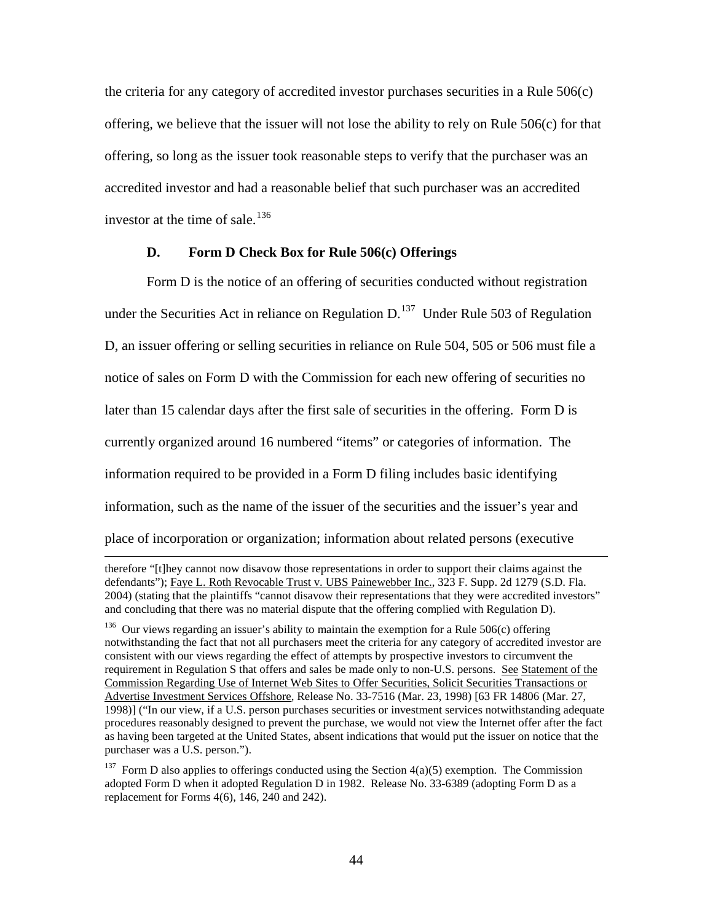the criteria for any category of accredited investor purchases securities in a Rule 506(c) offering, we believe that the issuer will not lose the ability to rely on Rule 506(c) for that offering, so long as the issuer took reasonable steps to verify that the purchaser was an accredited investor and had a reasonable belief that such purchaser was an accredited investor at the time of sale.[136]

### D. Form D Check Box for Rule 506(c) Offerings

Form D is the notice of an offering of securities conducted without registration under the Securities Act in reliance on Regulation D.[137] Under Rule 503 of Regulation D, an issuer offering or selling securities in reliance on Rule 504, 505 or 506 must file a notice of sales on Form D with the Commission for each new offering of securities no later than 15 calendar days after the first sale of securities in the offering. Form D is currently organized around 16 numbered "items" or categories of information. The information required to be provided in a Form D filing includes basic identifying information, such as the name of the issuer of the securities and the issuer's year and place of incorporation or organization; information about related persons (executive

---

therefore "[t]hey cannot now disavow those representations in order to support their claims against the defendants"); Faye L. Roth Revocable Trust v. UBS Painewebber Inc., 323 F. Supp. 2d 1279 (S.D. Fla. 2004) (stating that the plaintiffs "cannot disavow their representations that they were accredited investors" and concluding that there was no material dispute that the offering complied with Regulation D).

[136] Our views regarding an issuer's ability to maintain the exemption for a Rule 506(c) offering notwithstanding the fact that not all purchasers meet the criteria for any category of accredited investor are consistent with our views regarding the effect of attempts by prospective investors to circumvent the requirement in Regulation S that offers and sales be made only to non-U.S. persons. See Statement of the Commission Regarding Use of Internet Web Sites to Offer Securities, Solicit Securities Transactions or Advertise Investment Services Offshore, Release No. 33-7516 (Mar. 23, 1998) [63 FR 14806 (Mar. 27, 1998)] ("In our view, if a U.S. person purchases securities or investment services notwithstanding adequate procedures reasonably designed to prevent the purchase, we would not view the Internet offer after the fact as having been targeted at the United States, absent indications that would put the issuer on notice that the purchaser was a U.S. person.").

[137] Form D also applies to offerings conducted using the Section 4(a)(5) exemption. The Commission adopted Form D when it adopted Regulation D in 1982. Release No. 33-6389 (adopting Form D as a replacement for Forms 4(6), 146, 240 and 242).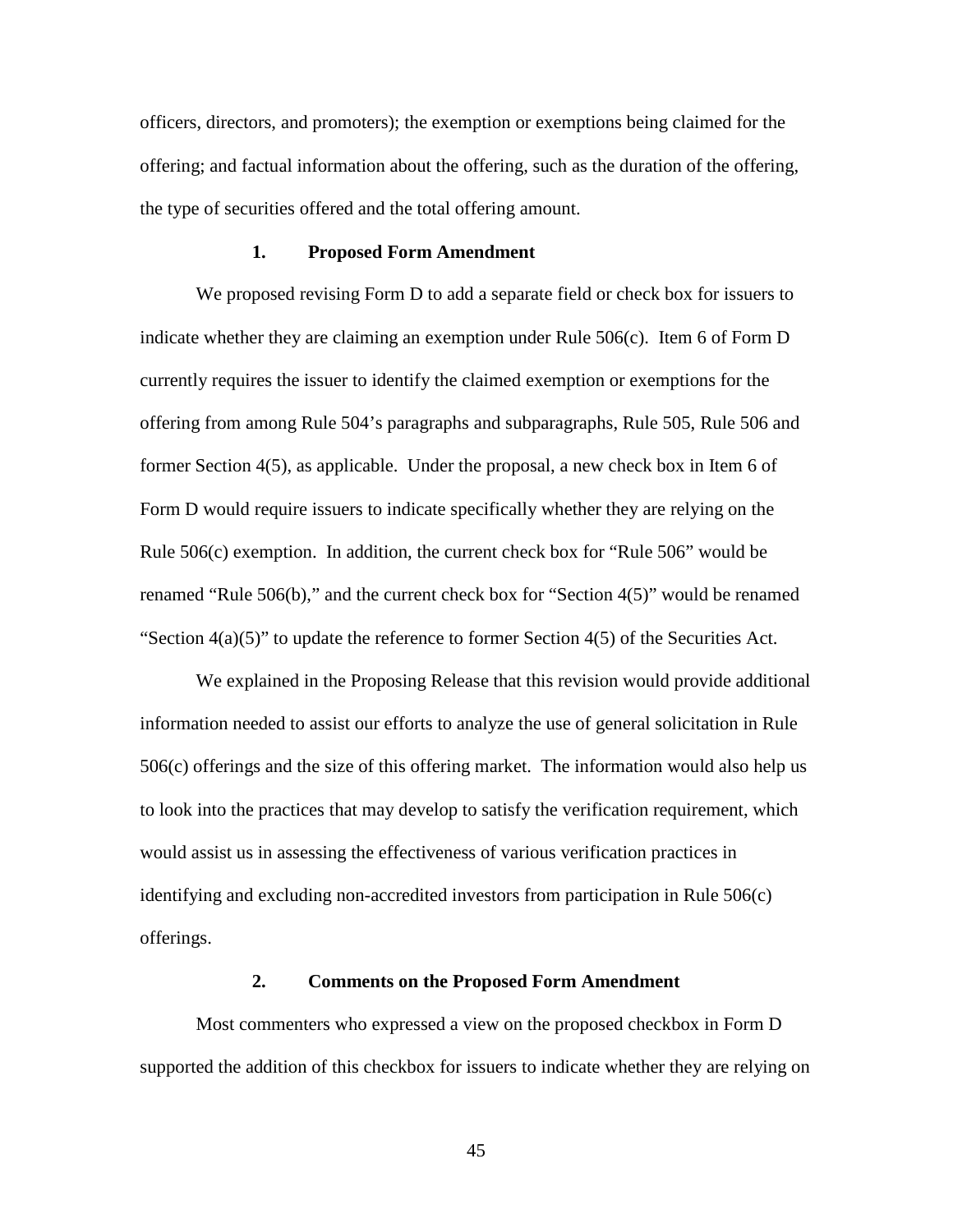officers, directors, and promoters); the exemption or exemptions being claimed for the offering; and factual information about the offering, such as the duration of the offering, the type of securities offered and the total offering amount.

### 1. Proposed Form Amendment

We proposed revising Form D to add a separate field or check box for issuers to indicate whether they are claiming an exemption under Rule 506(c). Item 6 of Form D currently requires the issuer to identify the claimed exemption or exemptions for the offering from among Rule 504's paragraphs and subparagraphs, Rule 505, Rule 506 and former Section 4(5), as applicable. Under the proposal, a new check box in Item 6 of Form D would require issuers to indicate specifically whether they are relying on the Rule 506(c) exemption. In addition, the current check box for "Rule 506" would be renamed "Rule 506(b)," and the current check box for "Section 4(5)" would be renamed "Section 4(a)(5)" to update the reference to former Section 4(5) of the Securities Act.

We explained in the Proposing Release that this revision would provide additional information needed to assist our efforts to analyze the use of general solicitation in Rule 506(c) offerings and the size of this offering market. The information would also help us to look into the practices that may develop to satisfy the verification requirement, which would assist us in assessing the effectiveness of various verification practices in identifying and excluding non-accredited investors from participation in Rule 506(c) offerings.

### 2. Comments on the Proposed Form Amendment

Most commenters who expressed a view on the proposed checkbox in Form D supported the addition of this checkbox for issuers to indicate whether they are relying on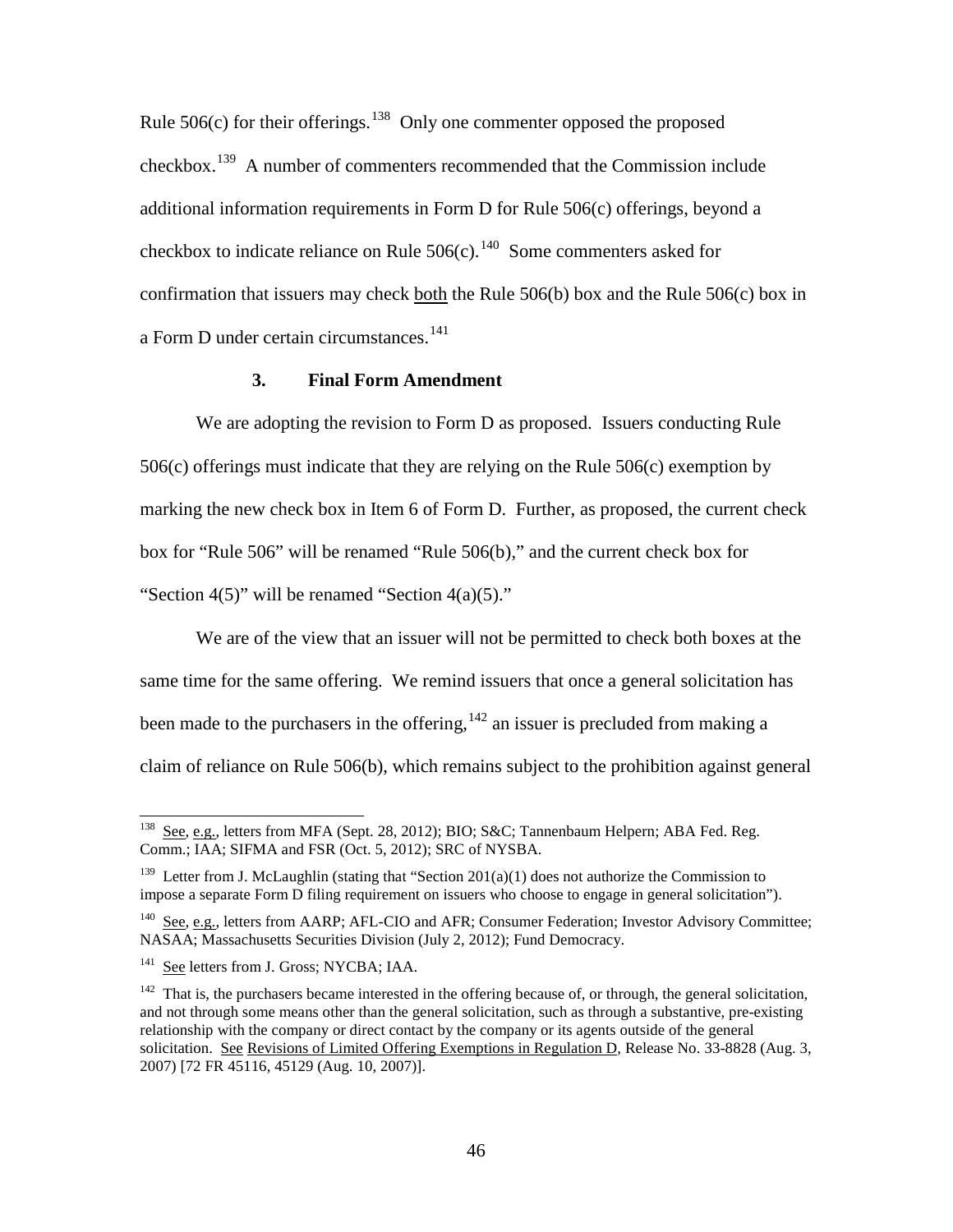Rule 506(c) for their offerings.[138] Only one commenter opposed the proposed checkbox.[139] A number of commenters recommended that the Commission include additional information requirements in Form D for Rule 506(c) offerings, beyond a checkbox to indicate reliance on Rule 506(c).[140] Some commenters asked for confirmation that issuers may check both the Rule 506(b) box and the Rule 506(c) box in a Form D under certain circumstances.[141]

### 3. Final Form Amendment

We are adopting the revision to Form D as proposed. Issuers conducting Rule 506(c) offerings must indicate that they are relying on the Rule 506(c) exemption by marking the new check box in Item 6 of Form D. Further, as proposed, the current check box for "Rule 506" will be renamed "Rule 506(b)," and the current check box for "Section 4(5)" will be renamed "Section 4(a)(5)."

We are of the view that an issuer will not be permitted to check both boxes at the same time for the same offering. We remind issuers that once a general solicitation has been made to the purchasers in the offering,[142] an issuer is precluded from making a claim of reliance on Rule 506(b), which remains subject to the prohibition against general

---

[138] See, e.g., letters from MFA (Sept. 28, 2012); BIO; S&C; Tannenbaum Helpern; ABA Fed. Reg. Comm.; IAA; SIFMA and FSR (Oct. 5, 2012); SRC of NYSBA.

[139] Letter from J. McLaughlin (stating that "Section 201(a)(1) does not authorize the Commission to impose a separate Form D filing requirement on issuers who choose to engage in general solicitation").

[140] See, e.g., letters from AARP; AFL-CIO and AFR; Consumer Federation; Investor Advisory Committee; NASAA; Massachusetts Securities Division (July 2, 2012); Fund Democracy.

[141] See letters from J. Gross; NYCBA; IAA.

[142] That is, the purchasers became interested in the offering because of, or through, the general solicitation, and not through some means other than the general solicitation, such as through a substantive, pre-existing relationship with the company or direct contact by the company or its agents outside of the general solicitation. See Revisions of Limited Offering Exemptions in Regulation D, Release No. 33-8828 (Aug. 3, 2007) [72 FR 45116, 45129 (Aug. 10, 2007)].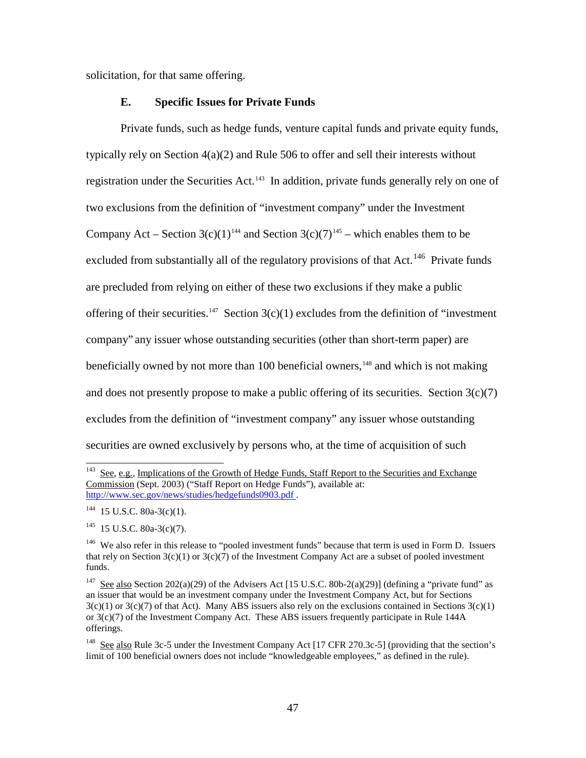solicitation, for that same offering.

### E. Specific Issues for Private Funds

Private funds, such as hedge funds, venture capital funds and private equity funds, typically rely on Section 4(a)(2) and Rule 506 to offer and sell their interests without registration under the Securities Act.[143] In addition, private funds generally rely on one of two exclusions from the definition of "investment company" under the Investment Company Act – Section 3(c)(1)[144] and Section 3(c)(7)[145] – which enables them to be excluded from substantially all of the regulatory provisions of that Act.[146] Private funds are precluded from relying on either of these two exclusions if they make a public offering of their securities.[147] Section 3(c)(1) excludes from the definition of "investment company" any issuer whose outstanding securities (other than short-term paper) are beneficially owned by not more than 100 beneficial owners,[148] and which is not making and does not presently propose to make a public offering of its securities. Section 3(c)(7) excludes from the definition of "investment company" any issuer whose outstanding securities are owned exclusively by persons who, at the time of acquisition of such

---

[143] See, e.g., Implications of the Growth of Hedge Funds, Staff Report to the Securities and Exchange Commission (Sept. 2003) ("Staff Report on Hedge Funds"), available at: http://www.sec.gov/news/studies/hedgefunds0903.pdf .

[144] 15 U.S.C. 80a-3(c)(1).

[145] 15 U.S.C. 80a-3(c)(7).

[146] We also refer in this release to "pooled investment funds" because that term is used in Form D. Issuers that rely on Section 3(c)(1) or 3(c)(7) of the Investment Company Act are a subset of pooled investment funds.

[147] See also Section 202(a)(29) of the Advisers Act [15 U.S.C. 80b-2(a)(29)] (defining a "private fund" as an issuer that would be an investment company under the Investment Company Act, but for Sections 3(c)(1) or 3(c)(7) of that Act). Many ABS issuers also rely on the exclusions contained in Sections 3(c)(1) or 3(c)(7) of the Investment Company Act. These ABS issuers frequently participate in Rule 144A offerings.

[148] See also Rule 3c-5 under the Investment Company Act [17 CFR 270.3c-5] (providing that the section's limit of 100 beneficial owners does not include "knowledgeable employees," as defined in the rule).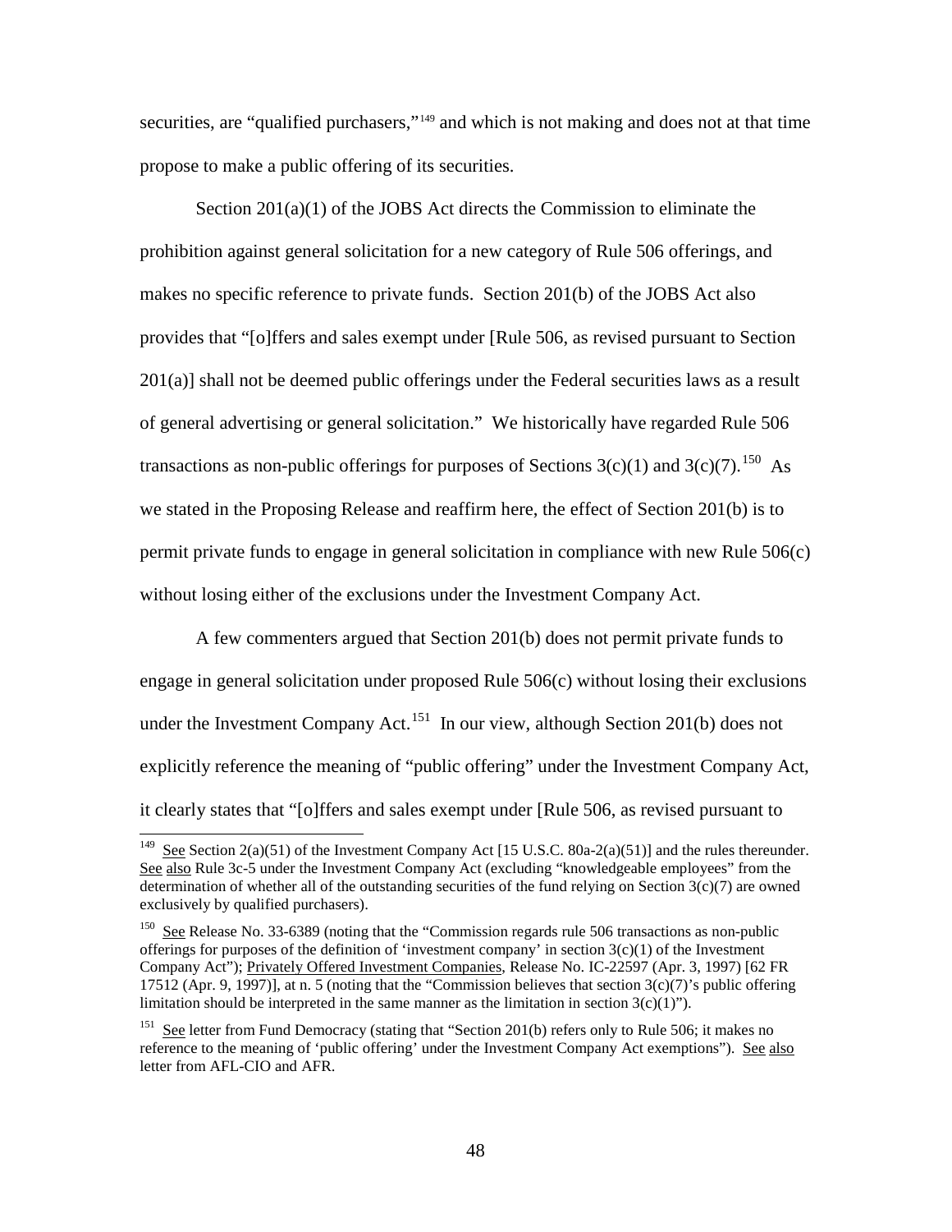securities, are "qualified purchasers,"[149] and which is not making and does not at that time propose to make a public offering of its securities.

Section 201(a)(1) of the JOBS Act directs the Commission to eliminate the prohibition against general solicitation for a new category of Rule 506 offerings, and makes no specific reference to private funds. Section 201(b) of the JOBS Act also provides that "[o]ffers and sales exempt under [Rule 506, as revised pursuant to Section 201(a)] shall not be deemed public offerings under the Federal securities laws as a result of general advertising or general solicitation." We historically have regarded Rule 506 transactions as non-public offerings for purposes of Sections 3(c)(1) and 3(c)(7).[150] As we stated in the Proposing Release and reaffirm here, the effect of Section 201(b) is to permit private funds to engage in general solicitation in compliance with new Rule 506(c) without losing either of the exclusions under the Investment Company Act.

A few commenters argued that Section 201(b) does not permit private funds to engage in general solicitation under proposed Rule 506(c) without losing their exclusions under the Investment Company Act.[151] In our view, although Section 201(b) does not explicitly reference the meaning of "public offering" under the Investment Company Act, it clearly states that "[o]ffers and sales exempt under [Rule 506, as revised pursuant to

---

[149] See Section 2(a)(51) of the Investment Company Act [15 U.S.C. 80a-2(a)(51)] and the rules thereunder. See also Rule 3c-5 under the Investment Company Act (excluding "knowledgeable employees" from the determination of whether all of the outstanding securities of the fund relying on Section 3(c)(7) are owned exclusively by qualified purchasers).

[150] See Release No. 33-6389 (noting that the "Commission regards rule 506 transactions as non-public offerings for purposes of the definition of 'investment company' in section 3(c)(1) of the Investment Company Act"); Privately Offered Investment Companies, Release No. IC-22597 (Apr. 3, 1997) [62 FR 17512 (Apr. 9, 1997)], at n. 5 (noting that the "Commission believes that section 3(c)(7)'s public offering limitation should be interpreted in the same manner as the limitation in section 3(c)(1)").

[151] See letter from Fund Democracy (stating that "Section 201(b) refers only to Rule 506; it makes no reference to the meaning of 'public offering' under the Investment Company Act exemptions"). See also letter from AFL-CIO and AFR.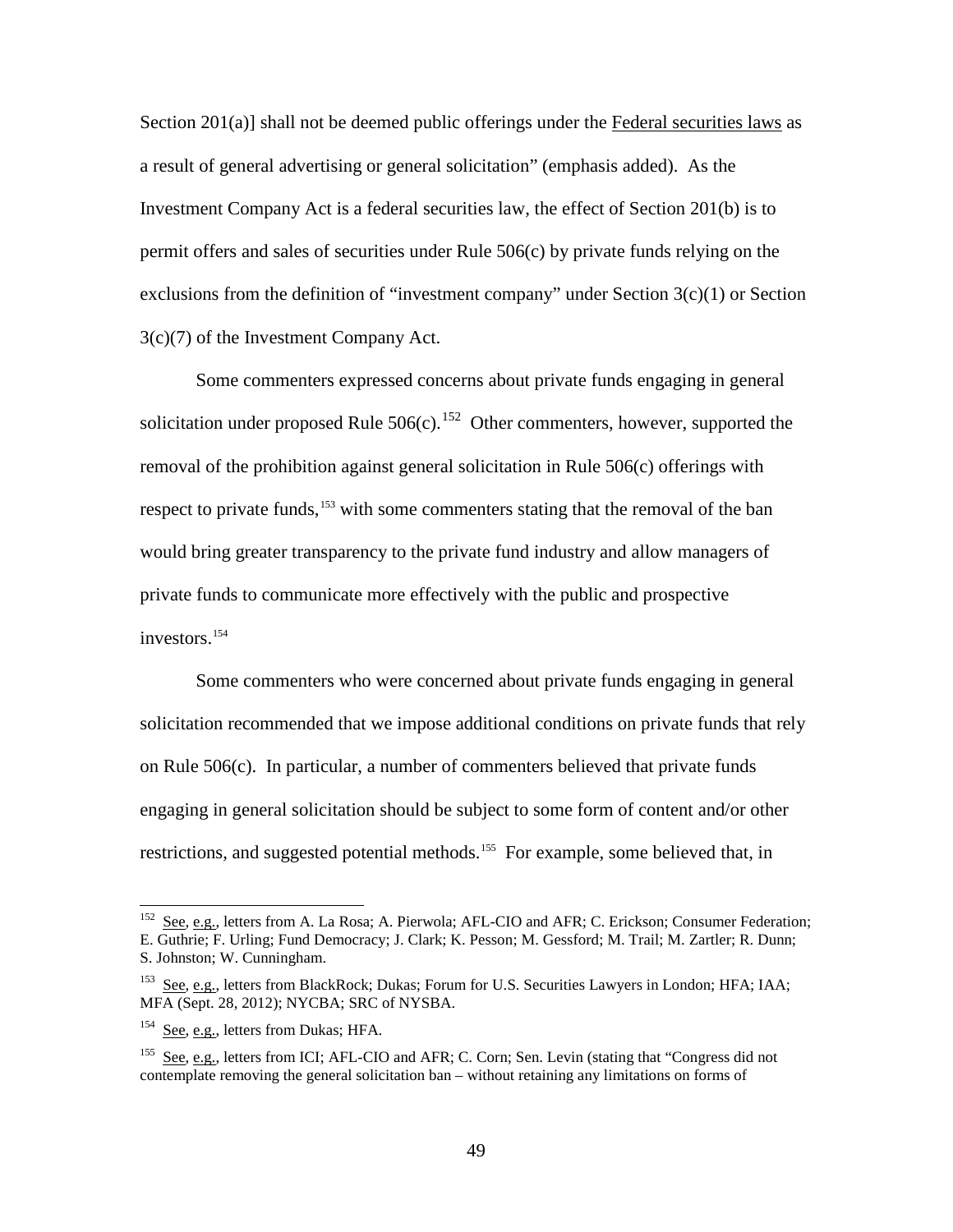Section 201(a)] shall not be deemed public offerings under the Federal securities laws as a result of general advertising or general solicitation" (emphasis added). As the Investment Company Act is a federal securities law, the effect of Section 201(b) is to permit offers and sales of securities under Rule 506(c) by private funds relying on the exclusions from the definition of "investment company" under Section 3(c)(1) or Section 3(c)(7) of the Investment Company Act.

Some commenters expressed concerns about private funds engaging in general solicitation under proposed Rule 506(c).[152] Other commenters, however, supported the removal of the prohibition against general solicitation in Rule 506(c) offerings with respect to private funds,[153] with some commenters stating that the removal of the ban would bring greater transparency to the private fund industry and allow managers of private funds to communicate more effectively with the public and prospective investors.[154]

Some commenters who were concerned about private funds engaging in general solicitation recommended that we impose additional conditions on private funds that rely on Rule 506(c). In particular, a number of commenters believed that private funds engaging in general solicitation should be subject to some form of content and/or other restrictions, and suggested potential methods.[155] For example, some believed that, in

---

[152] See, e.g., letters from A. La Rosa; A. Pierwola; AFL-CIO and AFR; C. Erickson; Consumer Federation; E. Guthrie; F. Urling; Fund Democracy; J. Clark; K. Pesson; M. Gessford; M. Trail; M. Zartler; R. Dunn; S. Johnston; W. Cunningham.

[153] See, e.g., letters from BlackRock; Dukas; Forum for U.S. Securities Lawyers in London; HFA; IAA; MFA (Sept. 28, 2012); NYCBA; SRC of NYSBA.

[154] See, e.g., letters from Dukas; HFA.

[155] See, e.g., letters from ICI; AFL-CIO and AFR; C. Corn; Sen. Levin (stating that "Congress did not contemplate removing the general solicitation ban – without retaining any limitations on forms of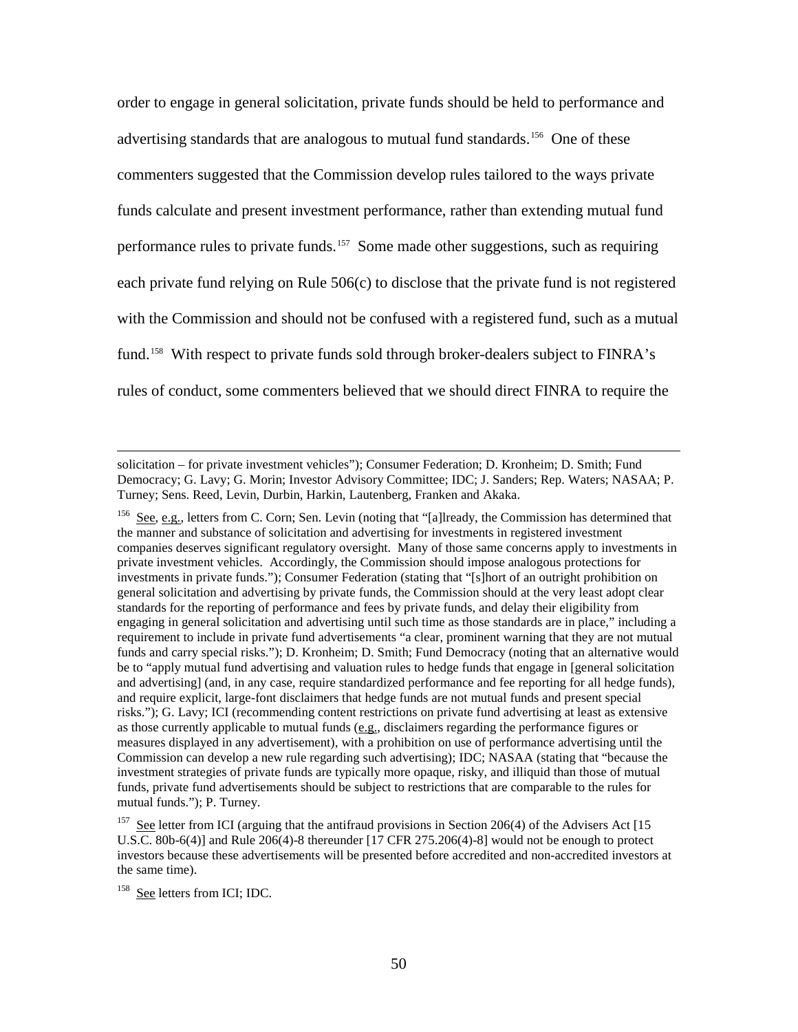order to engage in general solicitation, private funds should be held to performance and advertising standards that are analogous to mutual fund standards.[156] One of these commenters suggested that the Commission develop rules tailored to the ways private funds calculate and present investment performance, rather than extending mutual fund performance rules to private funds.[157] Some made other suggestions, such as requiring each private fund relying on Rule 506(c) to disclose that the private fund is not registered with the Commission and should not be confused with a registered fund, such as a mutual fund.[158] With respect to private funds sold through broker-dealers subject to FINRA's rules of conduct, some commenters believed that we should direct FINRA to require the

---

solicitation – for private investment vehicles"); Consumer Federation; D. Kronheim; D. Smith; Fund Democracy; G. Lavy; G. Morin; Investor Advisory Committee; IDC; J. Sanders; Rep. Waters; NASAA; P. Turney; Sens. Reed, Levin, Durbin, Harkin, Lautenberg, Franken and Akaka.

[156] See, e.g., letters from C. Corn; Sen. Levin (noting that "[a]lready, the Commission has determined that the manner and substance of solicitation and advertising for investments in registered investment companies deserves significant regulatory oversight. Many of those same concerns apply to investments in private investment vehicles. Accordingly, the Commission should impose analogous protections for investments in private funds."); Consumer Federation (stating that "[s]hort of an outright prohibition on general solicitation and advertising by private funds, the Commission should at the very least adopt clear standards for the reporting of performance and fees by private funds, and delay their eligibility from engaging in general solicitation and advertising until such time as those standards are in place," including a requirement to include in private fund advertisements "a clear, prominent warning that they are not mutual funds and carry special risks."); D. Kronheim; D. Smith; Fund Democracy (noting that an alternative would be to "apply mutual fund advertising and valuation rules to hedge funds that engage in [general solicitation and advertising] (and, in any case, require standardized performance and fee reporting for all hedge funds), and require explicit, large-font disclaimers that hedge funds are not mutual funds and present special risks."); G. Lavy; ICI (recommending content restrictions on private fund advertising at least as extensive as those currently applicable to mutual funds (e.g., disclaimers regarding the performance figures or measures displayed in any advertisement), with a prohibition on use of performance advertising until the Commission can develop a new rule regarding such advertising); IDC; NASAA (stating that "because the investment strategies of private funds are typically more opaque, risky, and illiquid than those of mutual funds, private fund advertisements should be subject to restrictions that are comparable to the rules for mutual funds."); P. Turney.

[157] See letter from ICI (arguing that the antifraud provisions in Section 206(4) of the Advisers Act [15 U.S.C. 80b-6(4)] and Rule 206(4)-8 thereunder [17 CFR 275.206(4)-8] would not be enough to protect investors because these advertisements will be presented before accredited and non-accredited investors at the same time).

[158] See letters from ICI; IDC.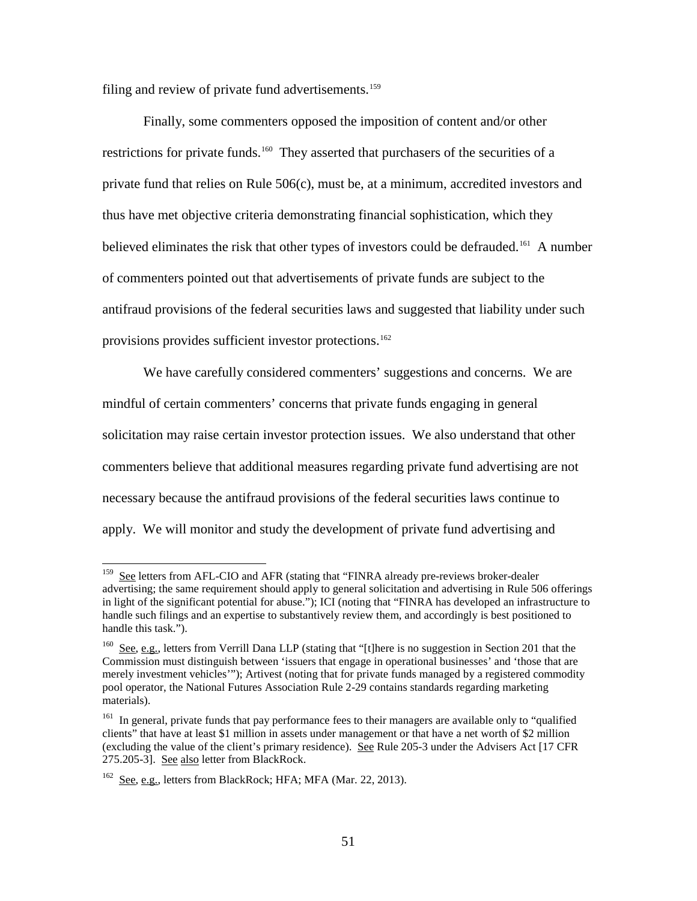filing and review of private fund advertisements.[159]

Finally, some commenters opposed the imposition of content and/or other restrictions for private funds.[160] They asserted that purchasers of the securities of a private fund that relies on Rule 506(c), must be, at a minimum, accredited investors and thus have met objective criteria demonstrating financial sophistication, which they believed eliminates the risk that other types of investors could be defrauded.[161] A number of commenters pointed out that advertisements of private funds are subject to the antifraud provisions of the federal securities laws and suggested that liability under such provisions provides sufficient investor protections.[162]

We have carefully considered commenters' suggestions and concerns. We are mindful of certain commenters' concerns that private funds engaging in general solicitation may raise certain investor protection issues. We also understand that other commenters believe that additional measures regarding private fund advertising are not necessary because the antifraud provisions of the federal securities laws continue to apply. We will monitor and study the development of private fund advertising and

---

[159] See letters from AFL-CIO and AFR (stating that "FINRA already pre-reviews broker-dealer advertising; the same requirement should apply to general solicitation and advertising in Rule 506 offerings in light of the significant potential for abuse."); ICI (noting that "FINRA has developed an infrastructure to handle such filings and an expertise to substantively review them, and accordingly is best positioned to handle this task.").

[160] See, e.g., letters from Verrill Dana LLP (stating that "[t]here is no suggestion in Section 201 that the Commission must distinguish between 'issuers that engage in operational businesses' and 'those that are merely investment vehicles'"); Artivest (noting that for private funds managed by a registered commodity pool operator, the National Futures Association Rule 2-29 contains standards regarding marketing materials).

[161] In general, private funds that pay performance fees to their managers are available only to "qualified clients" that have at least $1 million in assets under management or that have a net worth of $2 million (excluding the value of the client's primary residence). See Rule 205-3 under the Advisers Act [17 CFR 275.205-3]. See also letter from BlackRock.

[162] See, e.g., letters from BlackRock; HFA; MFA (Mar. 22, 2013).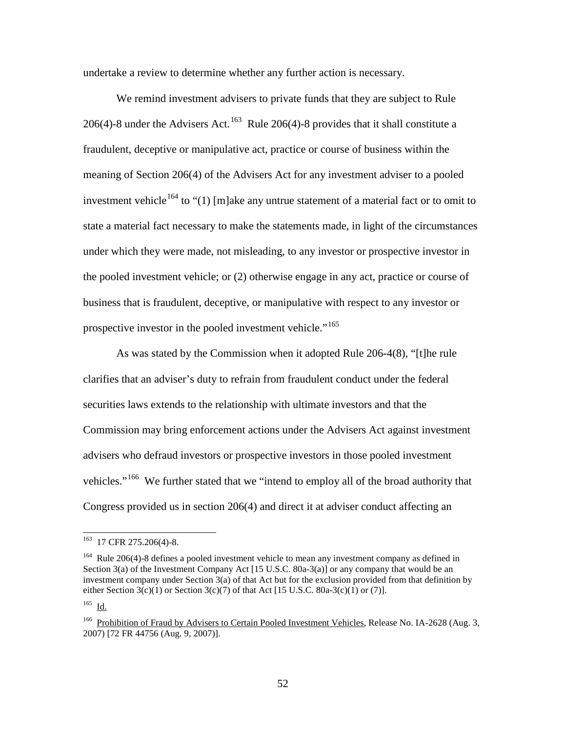undertake a review to determine whether any further action is necessary.

We remind investment advisers to private funds that they are subject to Rule 206(4)-8 under the Advisers Act.[163] Rule 206(4)-8 provides that it shall constitute a fraudulent, deceptive or manipulative act, practice or course of business within the meaning of Section 206(4) of the Advisers Act for any investment adviser to a pooled investment vehicle[164] to "(1) [m]ake any untrue statement of a material fact or to omit to state a material fact necessary to make the statements made, in light of the circumstances under which they were made, not misleading, to any investor or prospective investor in the pooled investment vehicle; or (2) otherwise engage in any act, practice or course of business that is fraudulent, deceptive, or manipulative with respect to any investor or prospective investor in the pooled investment vehicle."[165]

As was stated by the Commission when it adopted Rule 206-4(8), "[t]he rule clarifies that an adviser's duty to refrain from fraudulent conduct under the federal securities laws extends to the relationship with ultimate investors and that the Commission may bring enforcement actions under the Advisers Act against investment advisers who defraud investors or prospective investors in those pooled investment vehicles."[166] We further stated that we "intend to employ all of the broad authority that Congress provided us in section 206(4) and direct it at adviser conduct affecting an

---

[163] 17 CFR 275.206(4)-8.

[164] Rule 206(4)-8 defines a pooled investment vehicle to mean any investment company as defined in Section 3(a) of the Investment Company Act [15 U.S.C. 80a-3(a)] or any company that would be an investment company under Section 3(a) of that Act but for the exclusion provided from that definition by either Section 3(c)(1) or Section 3(c)(7) of that Act [15 U.S.C. 80a-3(c)(1) or (7)].

[165] Id.

[166] Prohibition of Fraud by Advisers to Certain Pooled Investment Vehicles, Release No. IA-2628 (Aug. 3, 2007) [72 FR 44756 (Aug. 9, 2007)].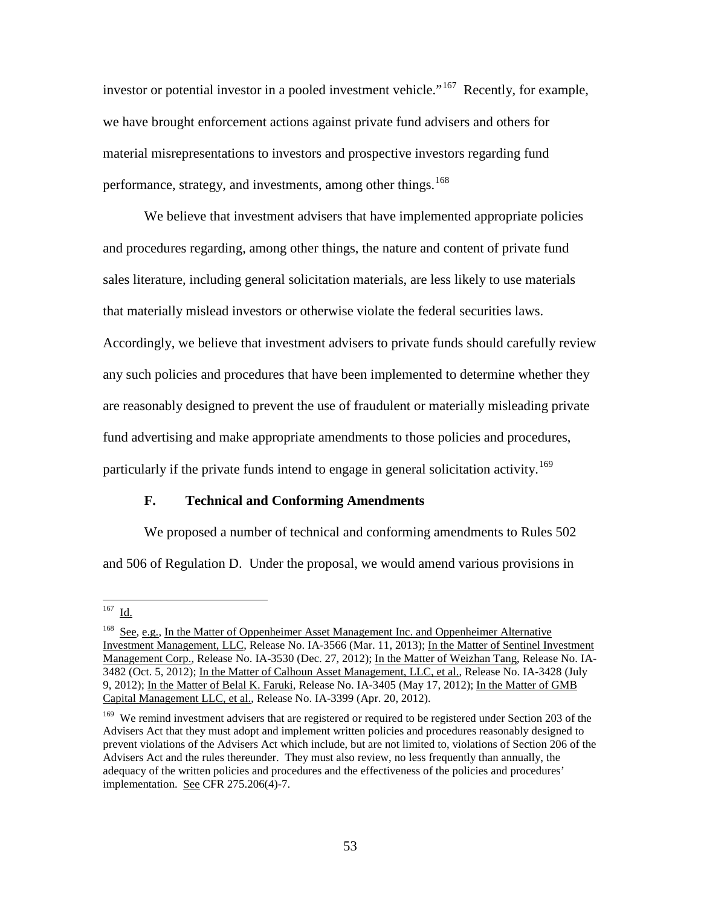investor or potential investor in a pooled investment vehicle."[167] Recently, for example, we have brought enforcement actions against private fund advisers and others for material misrepresentations to investors and prospective investors regarding fund performance, strategy, and investments, among other things.[168]

We believe that investment advisers that have implemented appropriate policies and procedures regarding, among other things, the nature and content of private fund sales literature, including general solicitation materials, are less likely to use materials that materially mislead investors or otherwise violate the federal securities laws. Accordingly, we believe that investment advisers to private funds should carefully review any such policies and procedures that have been implemented to determine whether they are reasonably designed to prevent the use of fraudulent or materially misleading private fund advertising and make appropriate amendments to those policies and procedures, particularly if the private funds intend to engage in general solicitation activity.[169]

### F. Technical and Conforming Amendments

We proposed a number of technical and conforming amendments to Rules 502 and 506 of Regulation D. Under the proposal, we would amend various provisions in

---

[167] Id.

[168] See, e.g., In the Matter of Oppenheimer Asset Management Inc. and Oppenheimer Alternative Investment Management, LLC, Release No. IA-3566 (Mar. 11, 2013); In the Matter of Sentinel Investment Management Corp., Release No. IA-3530 (Dec. 27, 2012); In the Matter of Weizhan Tang, Release No. IA-3482 (Oct. 5, 2012); In the Matter of Calhoun Asset Management, LLC, et al., Release No. IA-3428 (July 9, 2012); In the Matter of Belal K. Faruki, Release No. IA-3405 (May 17, 2012); In the Matter of GMB Capital Management LLC, et al., Release No. IA-3399 (Apr. 20, 2012).

[169] We remind investment advisers that are registered or required to be registered under Section 203 of the Advisers Act that they must adopt and implement written policies and procedures reasonably designed to prevent violations of the Advisers Act which include, but are not limited to, violations of Section 206 of the Advisers Act and the rules thereunder. They must also review, no less frequently than annually, the adequacy of the written policies and procedures and the effectiveness of the policies and procedures' implementation. See CFR 275.206(4)-7.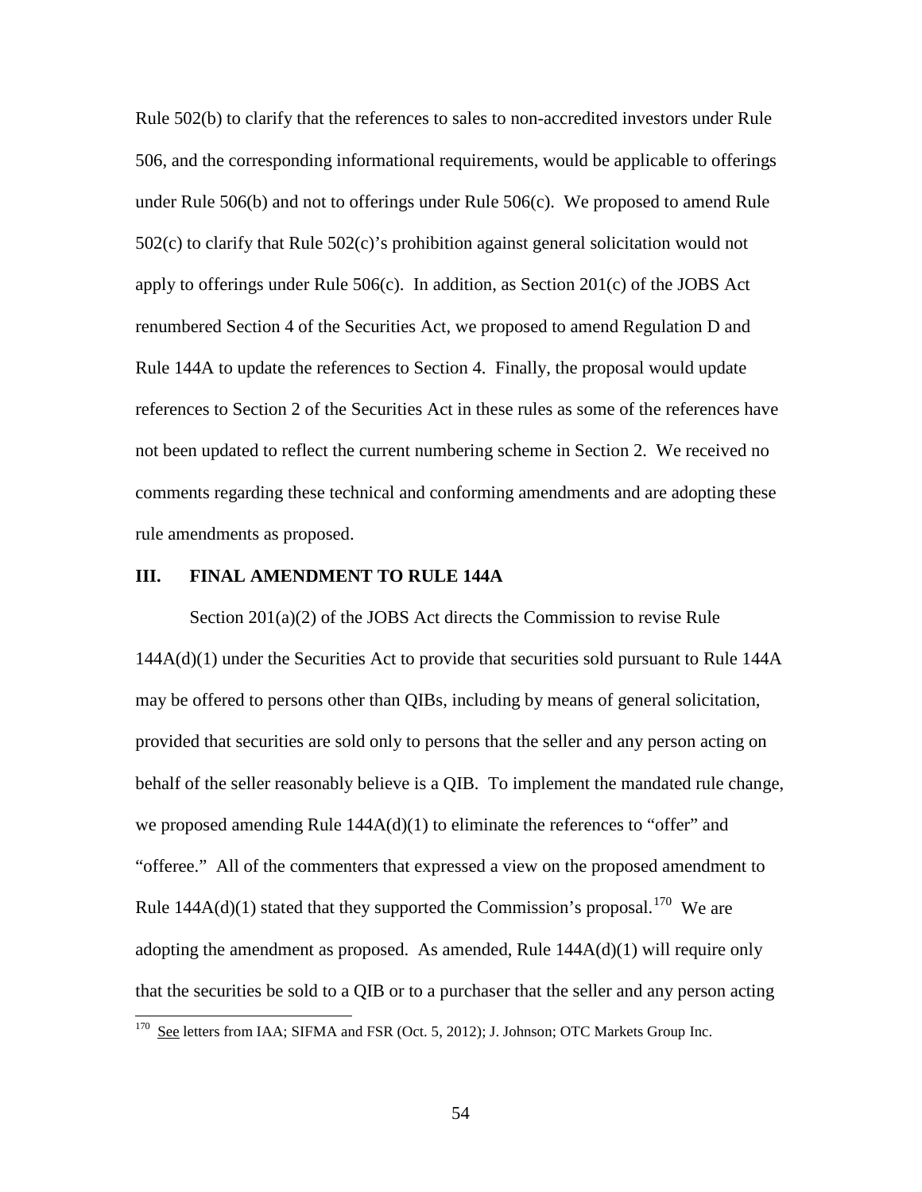Rule 502(b) to clarify that the references to sales to non-accredited investors under Rule 506, and the corresponding informational requirements, would be applicable to offerings under Rule 506(b) and not to offerings under Rule 506(c). We proposed to amend Rule 502(c) to clarify that Rule 502(c)'s prohibition against general solicitation would not apply to offerings under Rule 506(c). In addition, as Section 201(c) of the JOBS Act renumbered Section 4 of the Securities Act, we proposed to amend Regulation D and Rule 144A to update the references to Section 4. Finally, the proposal would update references to Section 2 of the Securities Act in these rules as some of the references have not been updated to reflect the current numbering scheme in Section 2. We received no comments regarding these technical and conforming amendments and are adopting these rule amendments as proposed.

## III. FINAL AMENDMENT TO RULE 144A

Section 201(a)(2) of the JOBS Act directs the Commission to revise Rule 144A(d)(1) under the Securities Act to provide that securities sold pursuant to Rule 144A may be offered to persons other than QIBs, including by means of general solicitation, provided that securities are sold only to persons that the seller and any person acting on behalf of the seller reasonably believe is a QIB. To implement the mandated rule change, we proposed amending Rule 144A(d)(1) to eliminate the references to "offer" and "offeree." All of the commenters that expressed a view on the proposed amendment to Rule 144A(d)(1) stated that they supported the Commission's proposal.[170] We are adopting the amendment as proposed. As amended, Rule 144A(d)(1) will require only that the securities be sold to a QIB or to a purchaser that the seller and any person acting

[170] See letters from IAA; SIFMA and FSR (Oct. 5, 2012); J. Johnson; OTC Markets Group Inc.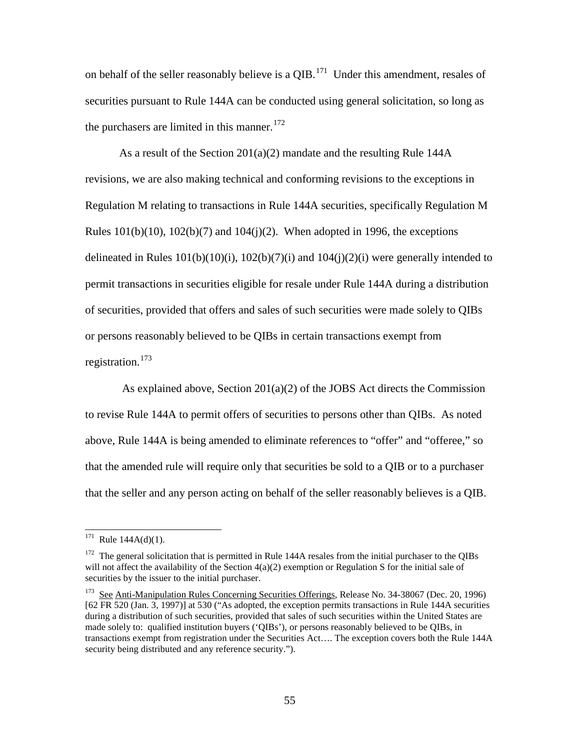on behalf of the seller reasonably believe is a QIB.[171] Under this amendment, resales of securities pursuant to Rule 144A can be conducted using general solicitation, so long as the purchasers are limited in this manner.[172]

As a result of the Section 201(a)(2) mandate and the resulting Rule 144A revisions, we are also making technical and conforming revisions to the exceptions in Regulation M relating to transactions in Rule 144A securities, specifically Regulation M Rules 101(b)(10), 102(b)(7) and 104(j)(2). When adopted in 1996, the exceptions delineated in Rules 101(b)(10)(i), 102(b)(7)(i) and 104(j)(2)(i) were generally intended to permit transactions in securities eligible for resale under Rule 144A during a distribution of securities, provided that offers and sales of such securities were made solely to QIBs or persons reasonably believed to be QIBs in certain transactions exempt from registration.[173]

As explained above, Section 201(a)(2) of the JOBS Act directs the Commission to revise Rule 144A to permit offers of securities to persons other than QIBs. As noted above, Rule 144A is being amended to eliminate references to "offer" and "offeree," so that the amended rule will require only that securities be sold to a QIB or to a purchaser that the seller and any person acting on behalf of the seller reasonably believes is a QIB.

---

[171] Rule 144A(d)(1).

[172] The general solicitation that is permitted in Rule 144A resales from the initial purchaser to the QIBs will not affect the availability of the Section 4(a)(2) exemption or Regulation S for the initial sale of securities by the issuer to the initial purchaser.

[173] See Anti-Manipulation Rules Concerning Securities Offerings, Release No. 34-38067 (Dec. 20, 1996) [62 FR 520 (Jan. 3, 1997)] at 530 ("As adopted, the exception permits transactions in Rule 144A securities during a distribution of such securities, provided that sales of such securities within the United States are made solely to: qualified institution buyers ('QIBs'), or persons reasonably believed to be QIBs, in transactions exempt from registration under the Securities Act…. The exception covers both the Rule 144A security being distributed and any reference security.").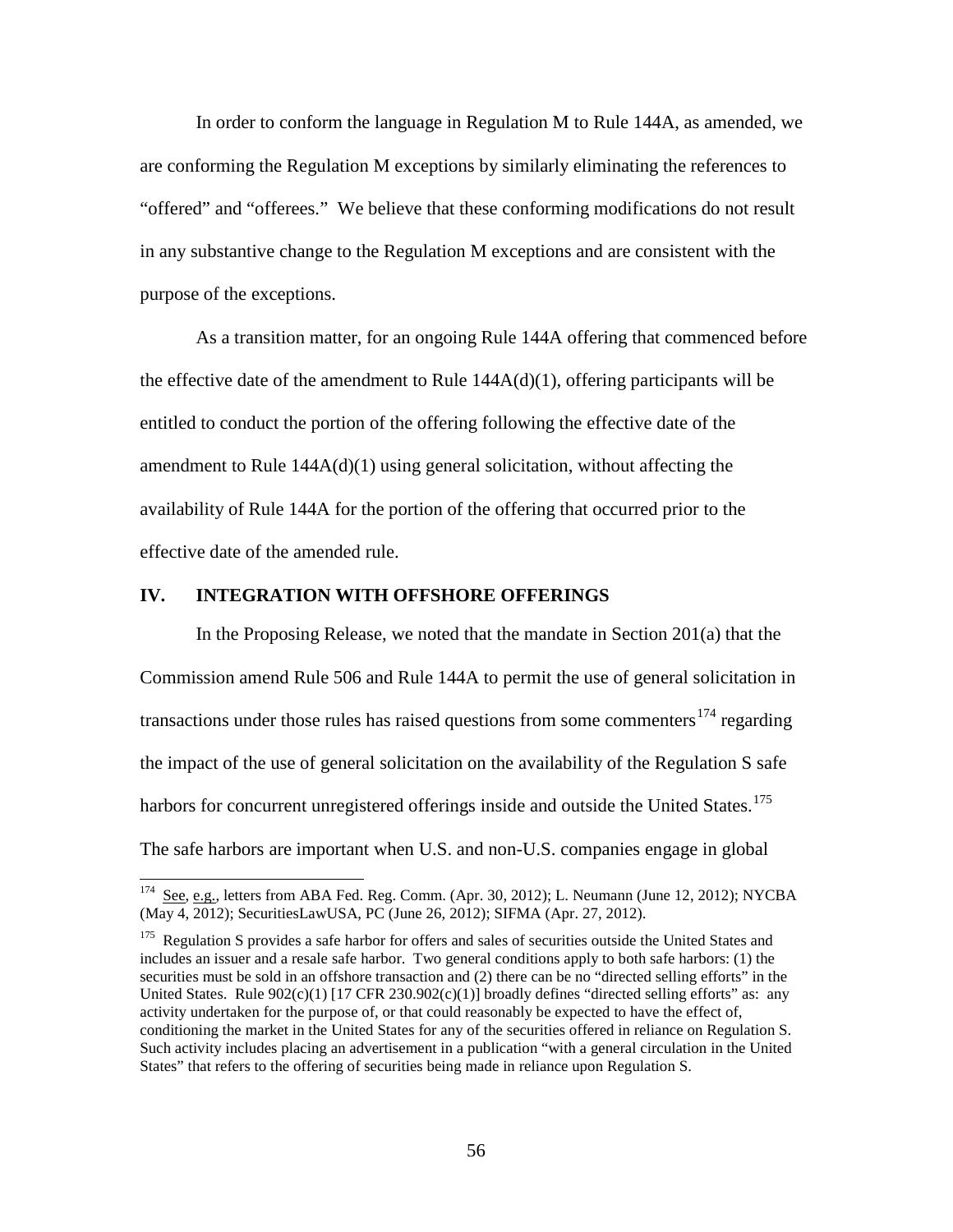In order to conform the language in Regulation M to Rule 144A, as amended, we are conforming the Regulation M exceptions by similarly eliminating the references to "offered" and "offerees." We believe that these conforming modifications do not result in any substantive change to the Regulation M exceptions and are consistent with the purpose of the exceptions.

As a transition matter, for an ongoing Rule 144A offering that commenced before the effective date of the amendment to Rule 144A(d)(1), offering participants will be entitled to conduct the portion of the offering following the effective date of the amendment to Rule 144A(d)(1) using general solicitation, without affecting the availability of Rule 144A for the portion of the offering that occurred prior to the effective date of the amended rule.

## IV. INTEGRATION WITH OFFSHORE OFFERINGS

In the Proposing Release, we noted that the mandate in Section 201(a) that the Commission amend Rule 506 and Rule 144A to permit the use of general solicitation in transactions under those rules has raised questions from some commenters[174] regarding the impact of the use of general solicitation on the availability of the Regulation S safe harbors for concurrent unregistered offerings inside and outside the United States.[175] The safe harbors are important when U.S. and non-U.S. companies engage in global

---

[174] See, e.g., letters from ABA Fed. Reg. Comm. (Apr. 30, 2012); L. Neumann (June 12, 2012); NYCBA (May 4, 2012); SecuritiesLawUSA, PC (June 26, 2012); SIFMA (Apr. 27, 2012).

[175] Regulation S provides a safe harbor for offers and sales of securities outside the United States and includes an issuer and a resale safe harbor. Two general conditions apply to both safe harbors: (1) the securities must be sold in an offshore transaction and (2) there can be no "directed selling efforts" in the United States. Rule 902(c)(1) [17 CFR 230.902(c)(1)] broadly defines "directed selling efforts" as: any activity undertaken for the purpose of, or that could reasonably be expected to have the effect of, conditioning the market in the United States for any of the securities offered in reliance on Regulation S. Such activity includes placing an advertisement in a publication "with a general circulation in the United States" that refers to the offering of securities being made in reliance upon Regulation S.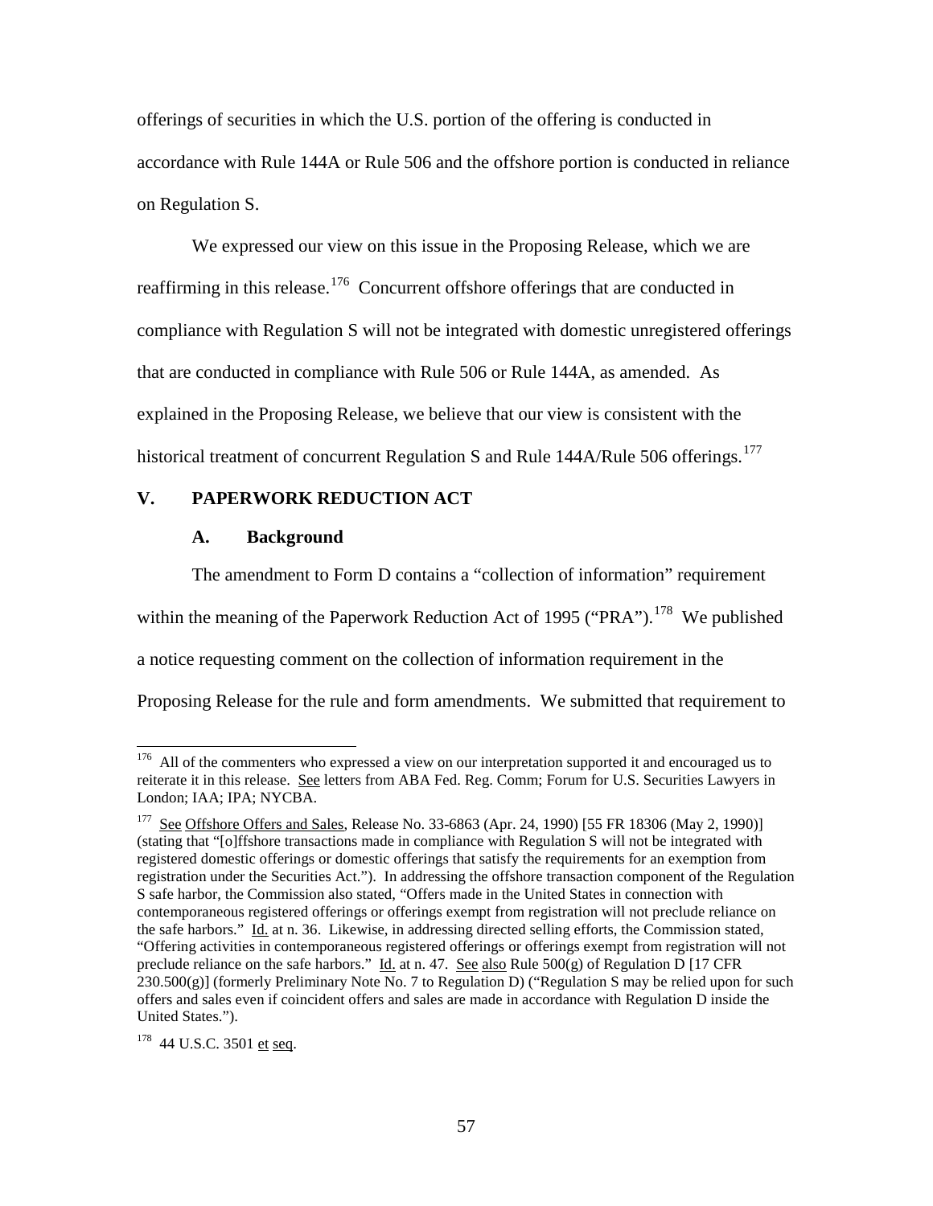offerings of securities in which the U.S. portion of the offering is conducted in accordance with Rule 144A or Rule 506 and the offshore portion is conducted in reliance on Regulation S.

We expressed our view on this issue in the Proposing Release, which we are reaffirming in this release.[176] Concurrent offshore offerings that are conducted in compliance with Regulation S will not be integrated with domestic unregistered offerings that are conducted in compliance with Rule 506 or Rule 144A, as amended. As explained in the Proposing Release, we believe that our view is consistent with the historical treatment of concurrent Regulation S and Rule 144A/Rule 506 offerings.[177]

## V. PAPERWORK REDUCTION ACT

### A. Background

The amendment to Form D contains a "collection of information" requirement within the meaning of the Paperwork Reduction Act of 1995 ("PRA").[178] We published a notice requesting comment on the collection of information requirement in the Proposing Release for the rule and form amendments. We submitted that requirement to

---

[176] All of the commenters who expressed a view on our interpretation supported it and encouraged us to reiterate it in this release. See letters from ABA Fed. Reg. Comm; Forum for U.S. Securities Lawyers in London; IAA; IPA; NYCBA.

[177] See Offshore Offers and Sales, Release No. 33-6863 (Apr. 24, 1990) [55 FR 18306 (May 2, 1990)] (stating that "[o]ffshore transactions made in compliance with Regulation S will not be integrated with registered domestic offerings or domestic offerings that satisfy the requirements for an exemption from registration under the Securities Act."). In addressing the offshore transaction component of the Regulation S safe harbor, the Commission also stated, "Offers made in the United States in connection with contemporaneous registered offerings or offerings exempt from registration will not preclude reliance on the safe harbors." Id. at n. 36. Likewise, in addressing directed selling efforts, the Commission stated, "Offering activities in contemporaneous registered offerings or offerings exempt from registration will not preclude reliance on the safe harbors." Id. at n. 47. See also Rule 500(g) of Regulation D [17 CFR 230.500(g)] (formerly Preliminary Note No. 7 to Regulation D) ("Regulation S may be relied upon for such offers and sales even if coincident offers and sales are made in accordance with Regulation D inside the United States.").

[178] 44 U.S.C. 3501 et seq.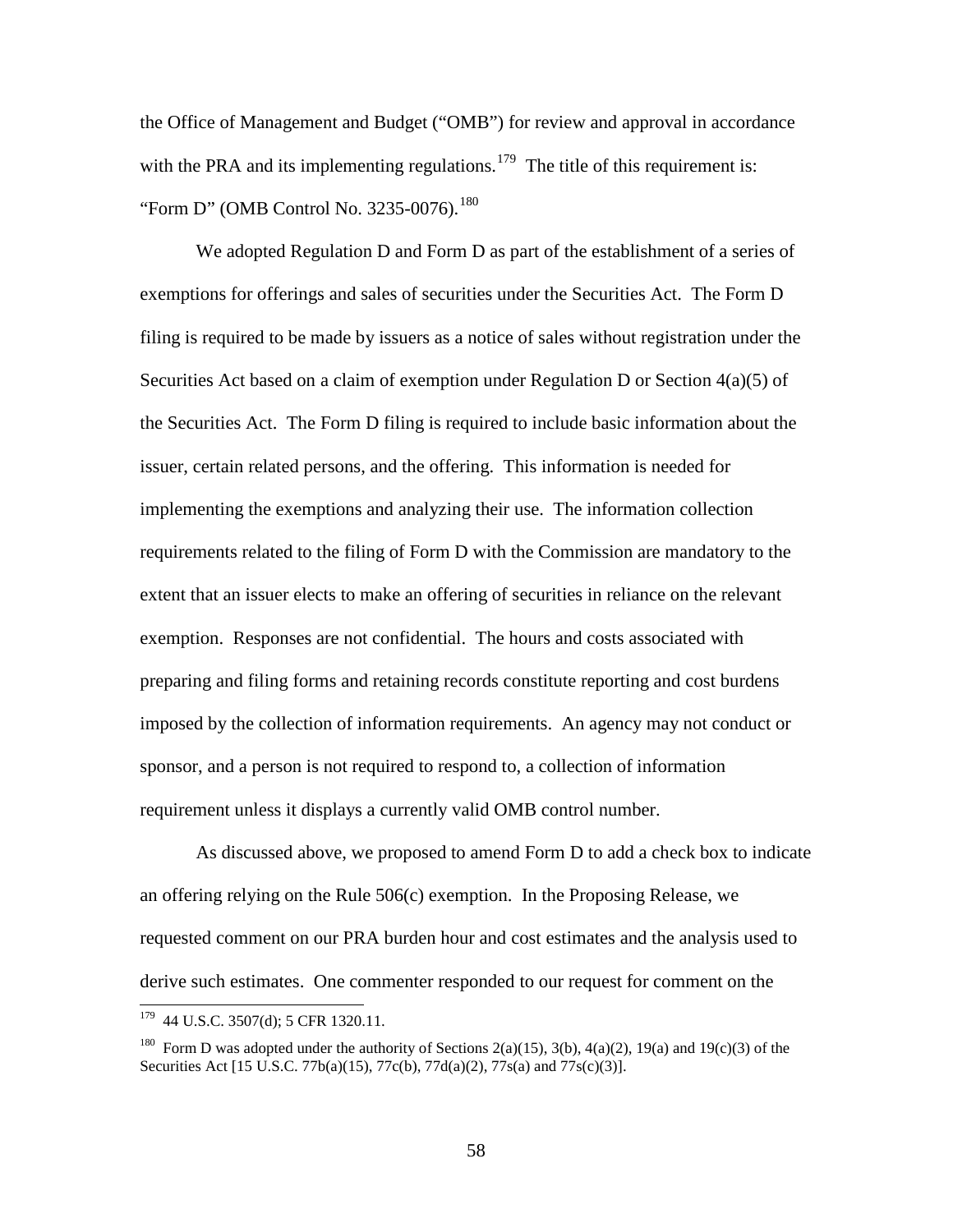the Office of Management and Budget ("OMB") for review and approval in accordance with the PRA and its implementing regulations.[179] The title of this requirement is: "Form D" (OMB Control No. 3235-0076).[180]

We adopted Regulation D and Form D as part of the establishment of a series of exemptions for offerings and sales of securities under the Securities Act. The Form D filing is required to be made by issuers as a notice of sales without registration under the Securities Act based on a claim of exemption under Regulation D or Section 4(a)(5) of the Securities Act. The Form D filing is required to include basic information about the issuer, certain related persons, and the offering. This information is needed for implementing the exemptions and analyzing their use. The information collection requirements related to the filing of Form D with the Commission are mandatory to the extent that an issuer elects to make an offering of securities in reliance on the relevant exemption. Responses are not confidential. The hours and costs associated with preparing and filing forms and retaining records constitute reporting and cost burdens imposed by the collection of information requirements. An agency may not conduct or sponsor, and a person is not required to respond to, a collection of information requirement unless it displays a currently valid OMB control number.

As discussed above, we proposed to amend Form D to add a check box to indicate an offering relying on the Rule 506(c) exemption. In the Proposing Release, we requested comment on our PRA burden hour and cost estimates and the analysis used to derive such estimates. One commenter responded to our request for comment on the

---

[179] 44 U.S.C. 3507(d); 5 CFR 1320.11.

[180] Form D was adopted under the authority of Sections 2(a)(15), 3(b), 4(a)(2), 19(a) and 19(c)(3) of the Securities Act [15 U.S.C. 77b(a)(15), 77c(b), 77d(a)(2), 77s(a) and 77s(c)(3)].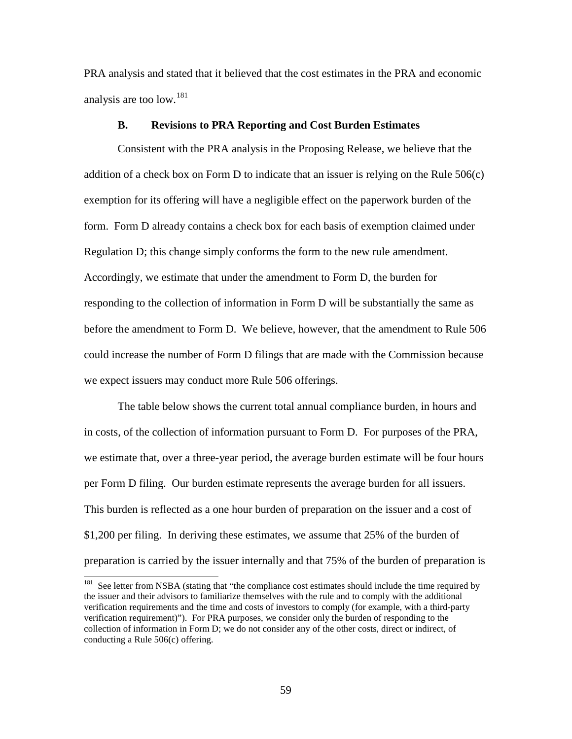PRA analysis and stated that it believed that the cost estimates in the PRA and economic analysis are too low.[181]

### B. Revisions to PRA Reporting and Cost Burden Estimates

Consistent with the PRA analysis in the Proposing Release, we believe that the addition of a check box on Form D to indicate that an issuer is relying on the Rule 506(c) exemption for its offering will have a negligible effect on the paperwork burden of the form. Form D already contains a check box for each basis of exemption claimed under Regulation D; this change simply conforms the form to the new rule amendment. Accordingly, we estimate that under the amendment to Form D, the burden for responding to the collection of information in Form D will be substantially the same as before the amendment to Form D. We believe, however, that the amendment to Rule 506 could increase the number of Form D filings that are made with the Commission because we expect issuers may conduct more Rule 506 offerings.

The table below shows the current total annual compliance burden, in hours and in costs, of the collection of information pursuant to Form D. For purposes of the PRA, we estimate that, over a three-year period, the average burden estimate will be four hours per Form D filing. Our burden estimate represents the average burden for all issuers. This burden is reflected as a one hour burden of preparation on the issuer and a cost of $1,200 per filing. In deriving these estimates, we assume that 25% of the burden of preparation is carried by the issuer internally and that 75% of the burden of preparation is

---

[181] See letter from NSBA (stating that "the compliance cost estimates should include the time required by the issuer and their advisors to familiarize themselves with the rule and to comply with the additional verification requirements and the time and costs of investors to comply (for example, with a third-party verification requirement)"). For PRA purposes, we consider only the burden of responding to the collection of information in Form D; we do not consider any of the other costs, direct or indirect, of conducting a Rule 506(c) offering.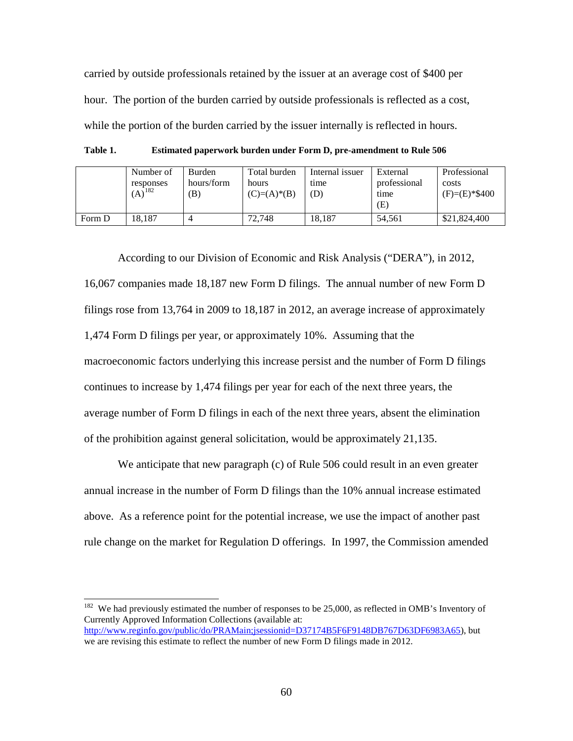carried by outside professionals retained by the issuer at an average cost of $400 per hour. The portion of the burden carried by outside professionals is reflected as a cost, while the portion of the burden carried by the issuer internally is reflected in hours.

**Table 1. Estimated paperwork burden under Form D, pre-amendment to Rule 506**

| | Number of responses (A)[182] | Burden hours/form (B) | Total burden hours (C)=(A)*(B) | Internal issuer time (D) | External professional time (E) | Professional costs (F)=(E)*$400 |
|---|---|---|---|---|---|---|
| Form D | 18,187 | 4 | 72,748 | 18,187 | 54,561 | $21,824,400 |

According to our Division of Economic and Risk Analysis ("DERA"), in 2012, 16,067 companies made 18,187 new Form D filings. The annual number of new Form D filings rose from 13,764 in 2009 to 18,187 in 2012, an average increase of approximately 1,474 Form D filings per year, or approximately 10%. Assuming that the macroeconomic factors underlying this increase persist and the number of Form D filings continues to increase by 1,474 filings per year for each of the next three years, the average number of Form D filings in each of the next three years, absent the elimination of the prohibition against general solicitation, would be approximately 21,135.

We anticipate that new paragraph (c) of Rule 506 could result in an even greater annual increase in the number of Form D filings than the 10% annual increase estimated above. As a reference point for the potential increase, we use the impact of another past rule change on the market for Regulation D offerings. In 1997, the Commission amended

[182] We had previously estimated the number of responses to be 25,000, as reflected in OMB's Inventory of Currently Approved Information Collections (available at: http://www.reginfo.gov/public/do/PRAMain;jsessionid=D37174B5F6F9148DB767D63DF6983A65), but we are revising this estimate to reflect the number of new Form D filings made in 2012.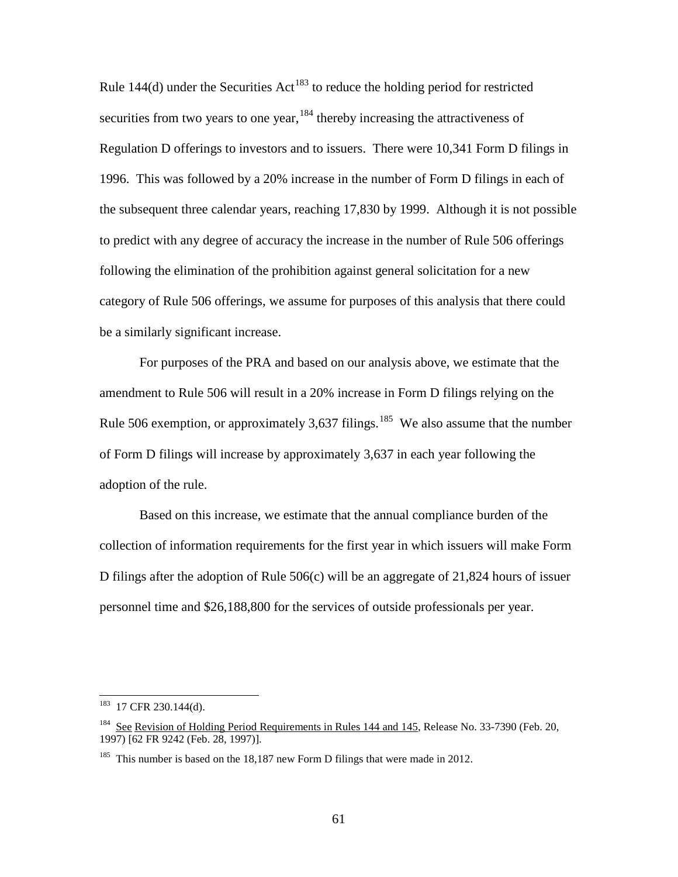Rule 144(d) under the Securities Act[183] to reduce the holding period for restricted securities from two years to one year,[184] thereby increasing the attractiveness of Regulation D offerings to investors and to issuers. There were 10,341 Form D filings in 1996. This was followed by a 20% increase in the number of Form D filings in each of the subsequent three calendar years, reaching 17,830 by 1999. Although it is not possible to predict with any degree of accuracy the increase in the number of Rule 506 offerings following the elimination of the prohibition against general solicitation for a new category of Rule 506 offerings, we assume for purposes of this analysis that there could be a similarly significant increase.

For purposes of the PRA and based on our analysis above, we estimate that the amendment to Rule 506 will result in a 20% increase in Form D filings relying on the Rule 506 exemption, or approximately 3,637 filings.[185] We also assume that the number of Form D filings will increase by approximately 3,637 in each year following the adoption of the rule.

Based on this increase, we estimate that the annual compliance burden of the collection of information requirements for the first year in which issuers will make Form D filings after the adoption of Rule 506(c) will be an aggregate of 21,824 hours of issuer personnel time and $26,188,800 for the services of outside professionals per year.

---

[183] 17 CFR 230.144(d).

[184] See Revision of Holding Period Requirements in Rules 144 and 145, Release No. 33-7390 (Feb. 20, 1997) [62 FR 9242 (Feb. 28, 1997)].

[185] This number is based on the 18,187 new Form D filings that were made in 2012.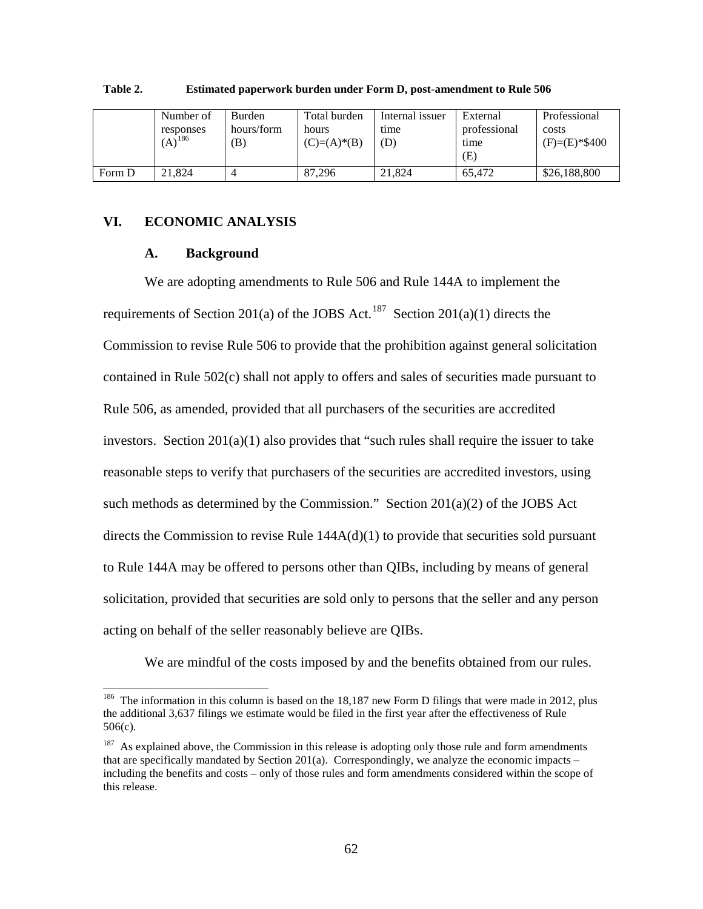**Table 2. Estimated paperwork burden under Form D, post-amendment to Rule 506**

| | Number of responses (A)[186] | Burden hours/form (B) | Total burden hours (C)=(A)*(B) | Internal issuer time (D) | External professional time (E) | Professional costs (F)=(E)*$400 |
|---|---|---|---|---|---|---|
| Form D | 21,824 | 4 | 87,296 | 21,824 | 65,472 | $26,188,800 |

## VI. ECONOMIC ANALYSIS

### A. Background

We are adopting amendments to Rule 506 and Rule 144A to implement the requirements of Section 201(a) of the JOBS Act.[187] Section 201(a)(1) directs the Commission to revise Rule 506 to provide that the prohibition against general solicitation contained in Rule 502(c) shall not apply to offers and sales of securities made pursuant to Rule 506, as amended, provided that all purchasers of the securities are accredited investors. Section 201(a)(1) also provides that "such rules shall require the issuer to take reasonable steps to verify that purchasers of the securities are accredited investors, using such methods as determined by the Commission." Section 201(a)(2) of the JOBS Act directs the Commission to revise Rule 144A(d)(1) to provide that securities sold pursuant to Rule 144A may be offered to persons other than QIBs, including by means of general solicitation, provided that securities are sold only to persons that the seller and any person acting on behalf of the seller reasonably believe are QIBs.

We are mindful of the costs imposed by and the benefits obtained from our rules.

---

[186] The information in this column is based on the 18,187 new Form D filings that were made in 2012, plus the additional 3,637 filings we estimate would be filed in the first year after the effectiveness of Rule 506(c).

[187] As explained above, the Commission in this release is adopting only those rule and form amendments that are specifically mandated by Section 201(a). Correspondingly, we analyze the economic impacts – including the benefits and costs – only of those rules and form amendments considered within the scope of this release.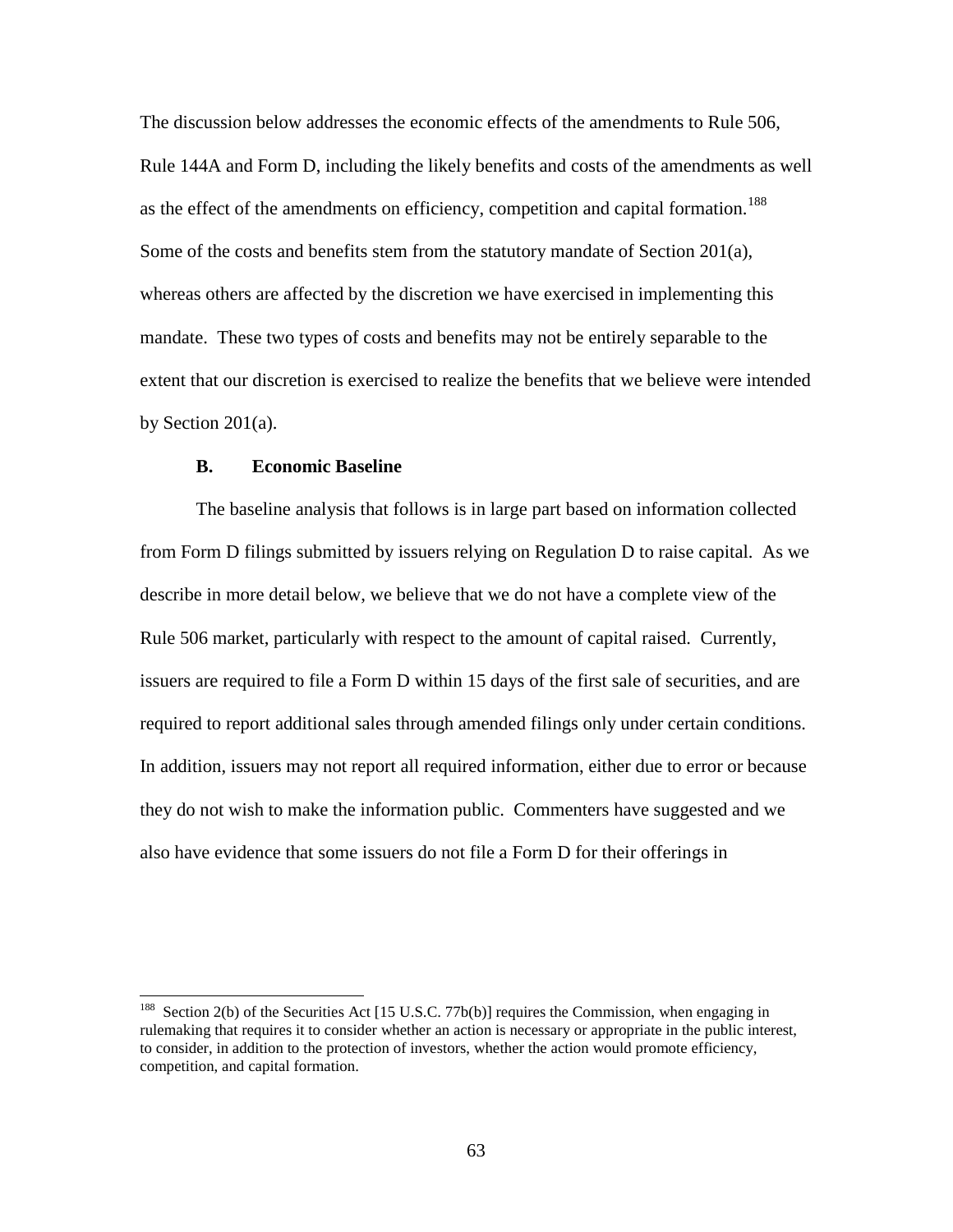The discussion below addresses the economic effects of the amendments to Rule 506, Rule 144A and Form D, including the likely benefits and costs of the amendments as well as the effect of the amendments on efficiency, competition and capital formation.[188] Some of the costs and benefits stem from the statutory mandate of Section 201(a), whereas others are affected by the discretion we have exercised in implementing this mandate. These two types of costs and benefits may not be entirely separable to the extent that our discretion is exercised to realize the benefits that we believe were intended by Section 201(a).

### B. Economic Baseline

The baseline analysis that follows is in large part based on information collected from Form D filings submitted by issuers relying on Regulation D to raise capital. As we describe in more detail below, we believe that we do not have a complete view of the Rule 506 market, particularly with respect to the amount of capital raised. Currently, issuers are required to file a Form D within 15 days of the first sale of securities, and are required to report additional sales through amended filings only under certain conditions. In addition, issuers may not report all required information, either due to error or because they do not wish to make the information public. Commenters have suggested and we also have evidence that some issuers do not file a Form D for their offerings in

---

[188] Section 2(b) of the Securities Act [15 U.S.C. 77b(b)] requires the Commission, when engaging in rulemaking that requires it to consider whether an action is necessary or appropriate in the public interest, to consider, in addition to the protection of investors, whether the action would promote efficiency, competition, and capital formation.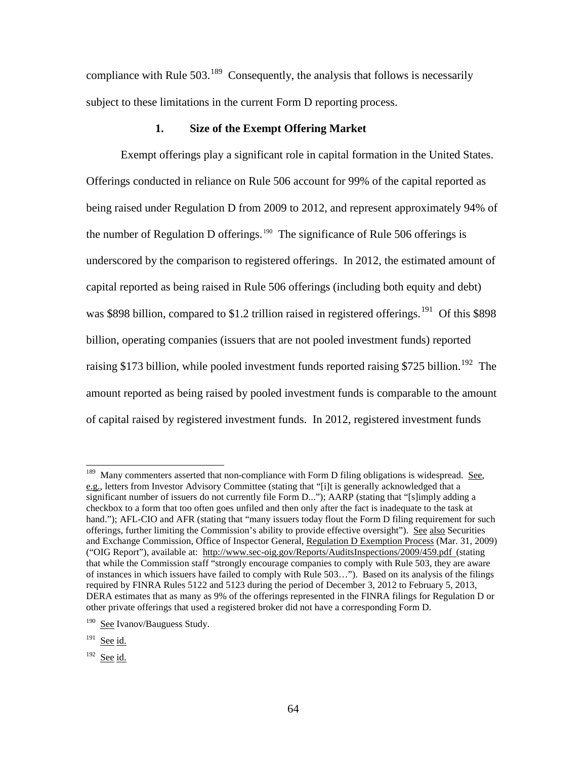compliance with Rule 503.[189] Consequently, the analysis that follows is necessarily subject to these limitations in the current Form D reporting process.

### 1. Size of the Exempt Offering Market

Exempt offerings play a significant role in capital formation in the United States. Offerings conducted in reliance on Rule 506 account for 99% of the capital reported as being raised under Regulation D from 2009 to 2012, and represent approximately 94% of the number of Regulation D offerings.[190] The significance of Rule 506 offerings is underscored by the comparison to registered offerings. In 2012, the estimated amount of capital reported as being raised in Rule 506 offerings (including both equity and debt) was $898 billion, compared to $1.2 trillion raised in registered offerings.[191] Of this $898 billion, operating companies (issuers that are not pooled investment funds) reported raising $173 billion, while pooled investment funds reported raising $725 billion.[192] The amount reported as being raised by pooled investment funds is comparable to the amount of capital raised by registered investment funds. In 2012, registered investment funds

---

[189] Many commenters asserted that non-compliance with Form D filing obligations is widespread. See, e.g., letters from Investor Advisory Committee (stating that "[i]t is generally acknowledged that a significant number of issuers do not currently file Form D..."); AARP (stating that "[s]imply adding a checkbox to a form that too often goes unfiled and then only after the fact is inadequate to the task at hand."); AFL-CIO and AFR (stating that "many issuers today flout the Form D filing requirement for such offerings, further limiting the Commission's ability to provide effective oversight"). See also Securities and Exchange Commission, Office of Inspector General, Regulation D Exemption Process (Mar. 31, 2009) ("OIG Report"), available at: http://www.sec-oig.gov/Reports/AuditsInspections/2009/459.pdf (stating that while the Commission staff "strongly encourage companies to comply with Rule 503, they are aware of instances in which issuers have failed to comply with Rule 503…"). Based on its analysis of the filings required by FINRA Rules 5122 and 5123 during the period of December 3, 2012 to February 5, 2013, DERA estimates that as many as 9% of the offerings represented in the FINRA filings for Regulation D or other private offerings that used a registered broker did not have a corresponding Form D.

[190] See Ivanov/Bauguess Study.

[191] See id.

[192] See id.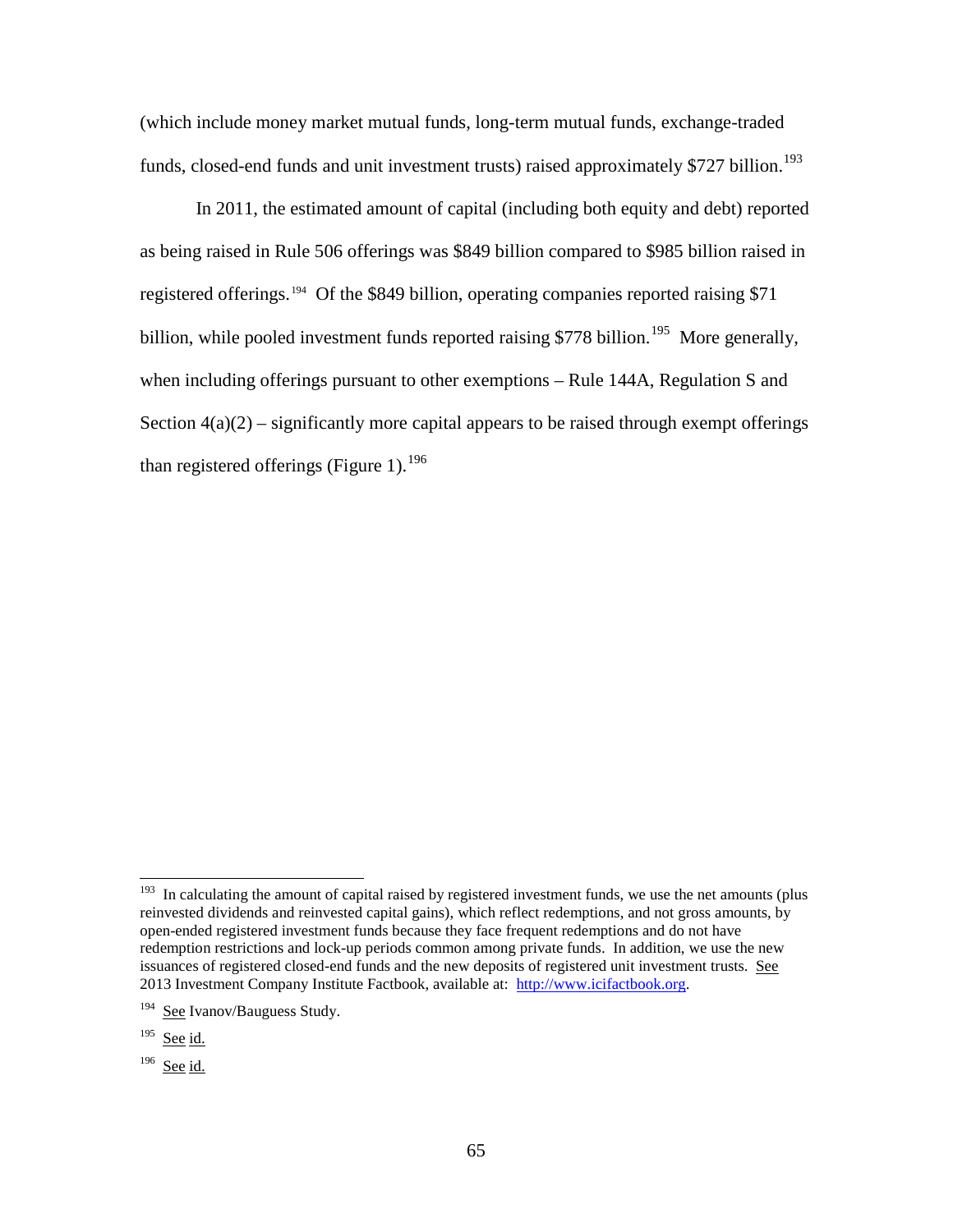(which include money market mutual funds, long-term mutual funds, exchange-traded funds, closed-end funds and unit investment trusts) raised approximately $727 billion.[193]

In 2011, the estimated amount of capital (including both equity and debt) reported as being raised in Rule 506 offerings was $849 billion compared to $985 billion raised in registered offerings.[194] Of the $849 billion, operating companies reported raising $71 billion, while pooled investment funds reported raising $778 billion.[195] More generally, when including offerings pursuant to other exemptions – Rule 144A, Regulation S and Section 4(a)(2) – significantly more capital appears to be raised through exempt offerings than registered offerings (Figure 1).[196]

---

[193] In calculating the amount of capital raised by registered investment funds, we use the net amounts (plus reinvested dividends and reinvested capital gains), which reflect redemptions, and not gross amounts, by open-ended registered investment funds because they face frequent redemptions and do not have redemption restrictions and lock-up periods common among private funds. In addition, we use the new issuances of registered closed-end funds and the new deposits of registered unit investment trusts. See 2013 Investment Company Institute Factbook, available at: http://www.icifactbook.org.

[194] See Ivanov/Bauguess Study.

[195] See id.

[196] See id.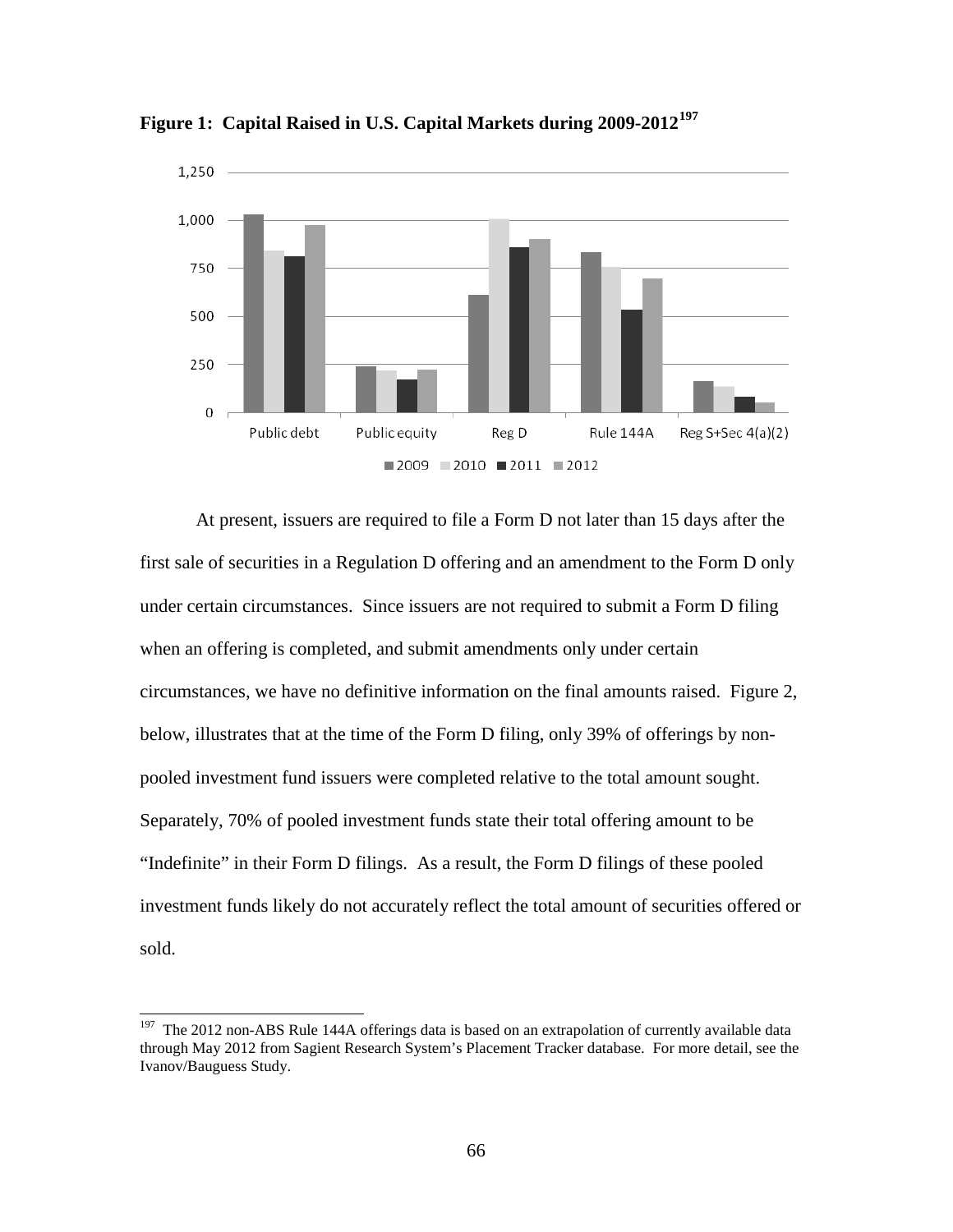**Figure 1: Capital Raised in U.S. Capital Markets during 2009-2012[197]**

At present, issuers are required to file a Form D not later than 15 days after the first sale of securities in a Regulation D offering and an amendment to the Form D only under certain circumstances. Since issuers are not required to submit a Form D filing when an offering is completed, and submit amendments only under certain circumstances, we have no definitive information on the final amounts raised. Figure 2, below, illustrates that at the time of the Form D filing, only 39% of offerings by non-pooled investment fund issuers were completed relative to the total amount sought. Separately, 70% of pooled investment funds state their total offering amount to be "Indefinite" in their Form D filings. As a result, the Form D filings of these pooled investment funds likely do not accurately reflect the total amount of securities offered or sold.

---

[197] The 2012 non-ABS Rule 144A offerings data is based on an extrapolation of currently available data through May 2012 from Sagient Research System's Placement Tracker database. For more detail, see the Ivanov/Bauguess Study.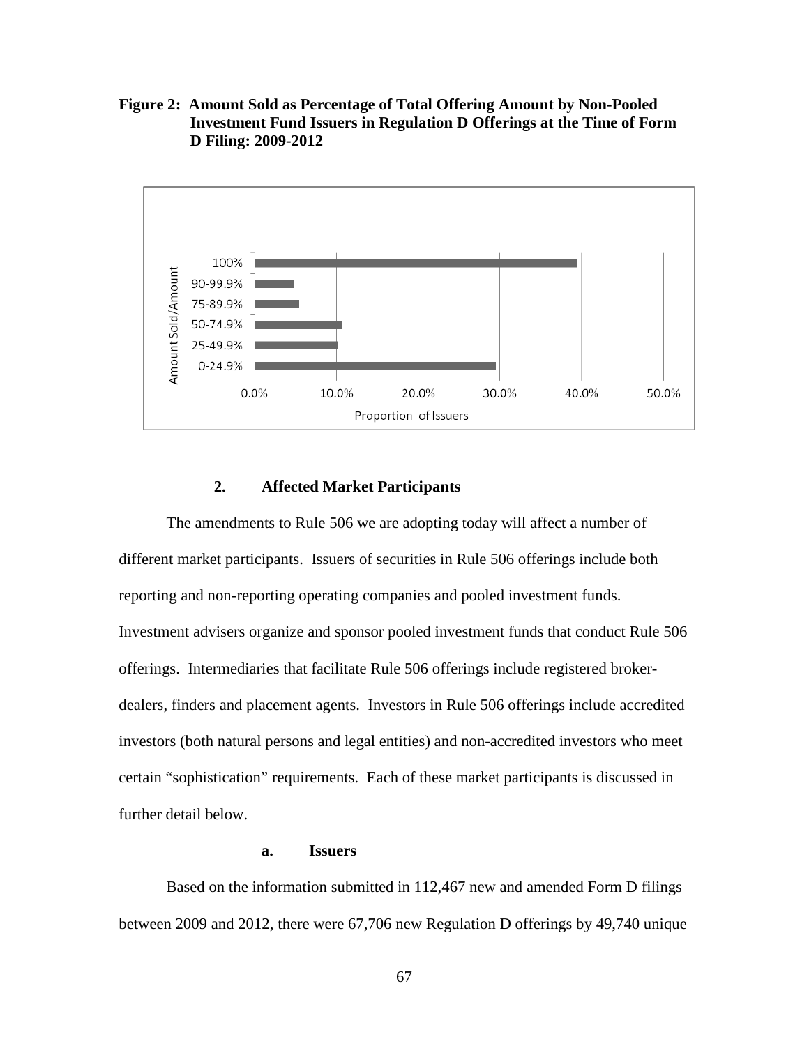**Figure 2: Amount Sold as Percentage of Total Offering Amount by Non-Pooled Investment Fund Issuers in Regulation D Offerings at the Time of Form D Filing: 2009-2012**

| Amount Sold/Amount | Proportion of Issuers (approx.) |
|---|---|
| 100% | ~39.5% |
| 90-99.9% | ~4.9% |
| 75-89.9% | ~5.5% |
| 50-74.9% | ~10.7% |
| 25-49.9% | ~10.3% |
| 0-24.9% | ~29.6% |

### 2. Affected Market Participants

The amendments to Rule 506 we are adopting today will affect a number of different market participants. Issuers of securities in Rule 506 offerings include both reporting and non-reporting operating companies and pooled investment funds. Investment advisers organize and sponsor pooled investment funds that conduct Rule 506 offerings. Intermediaries that facilitate Rule 506 offerings include registered broker-dealers, finders and placement agents. Investors in Rule 506 offerings include accredited investors (both natural persons and legal entities) and non-accredited investors who meet certain "sophistication" requirements. Each of these market participants is discussed in further detail below.

#### a. Issuers

Based on the information submitted in 112,467 new and amended Form D filings between 2009 and 2012, there were 67,706 new Regulation D offerings by 49,740 unique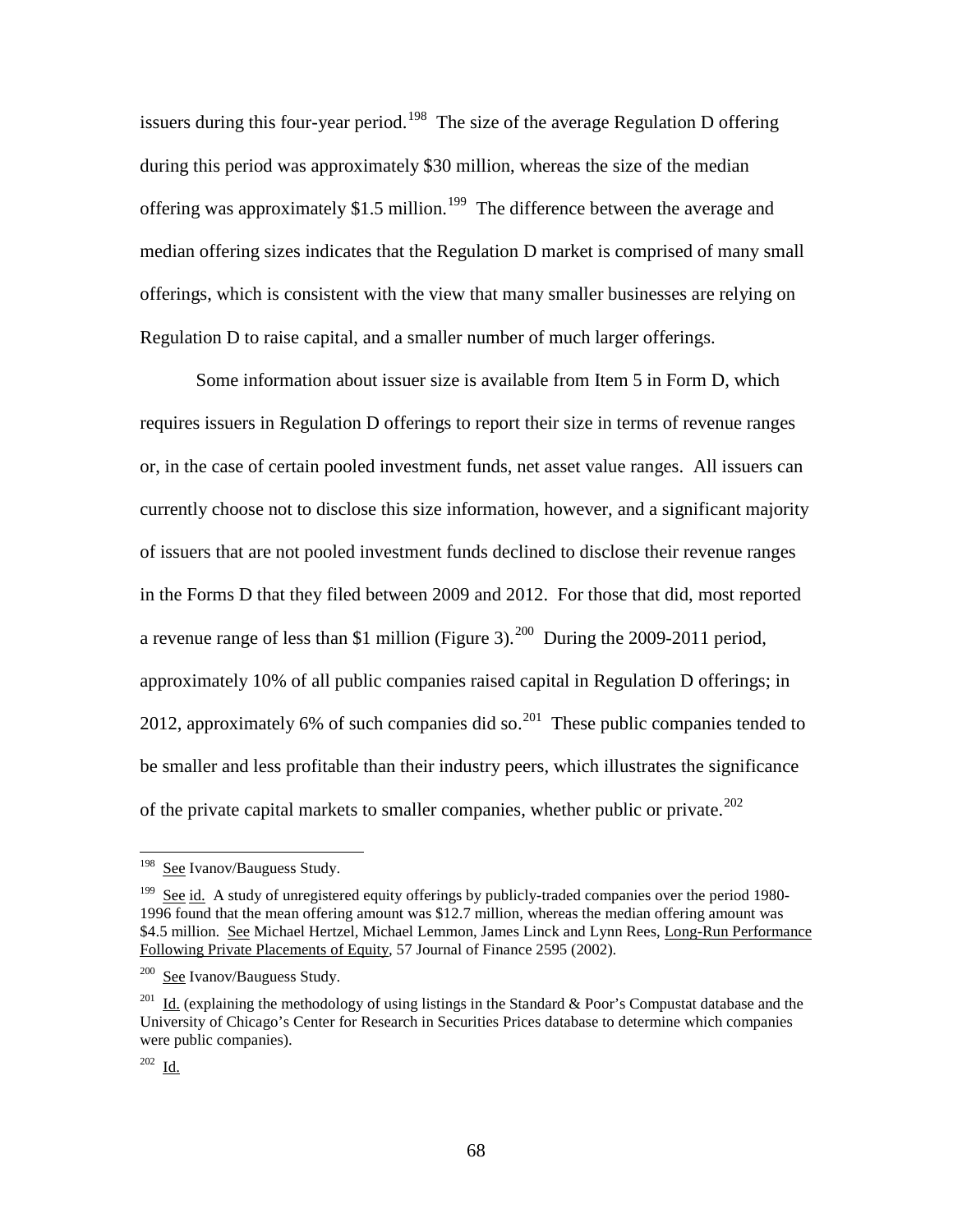issuers during this four-year period.[198] The size of the average Regulation D offering during this period was approximately $30 million, whereas the size of the median offering was approximately $1.5 million.[199] The difference between the average and median offering sizes indicates that the Regulation D market is comprised of many small offerings, which is consistent with the view that many smaller businesses are relying on Regulation D to raise capital, and a smaller number of much larger offerings.

Some information about issuer size is available from Item 5 in Form D, which requires issuers in Regulation D offerings to report their size in terms of revenue ranges or, in the case of certain pooled investment funds, net asset value ranges. All issuers can currently choose not to disclose this size information, however, and a significant majority of issuers that are not pooled investment funds declined to disclose their revenue ranges in the Forms D that they filed between 2009 and 2012. For those that did, most reported a revenue range of less than $1 million (Figure 3).[200] During the 2009-2011 period, approximately 10% of all public companies raised capital in Regulation D offerings; in 2012, approximately 6% of such companies did so.[201] These public companies tended to be smaller and less profitable than their industry peers, which illustrates the significance of the private capital markets to smaller companies, whether public or private.[202]

---

[198] See Ivanov/Bauguess Study.

[199] See id. A study of unregistered equity offerings by publicly-traded companies over the period 1980-1996 found that the mean offering amount was $12.7 million, whereas the median offering amount was $4.5 million. See Michael Hertzel, Michael Lemmon, James Linck and Lynn Rees, Long-Run Performance Following Private Placements of Equity, 57 Journal of Finance 2595 (2002).

[200] See Ivanov/Bauguess Study.

[201] Id. (explaining the methodology of using listings in the Standard & Poor's Compustat database and the University of Chicago's Center for Research in Securities Prices database to determine which companies were public companies).

[202] Id.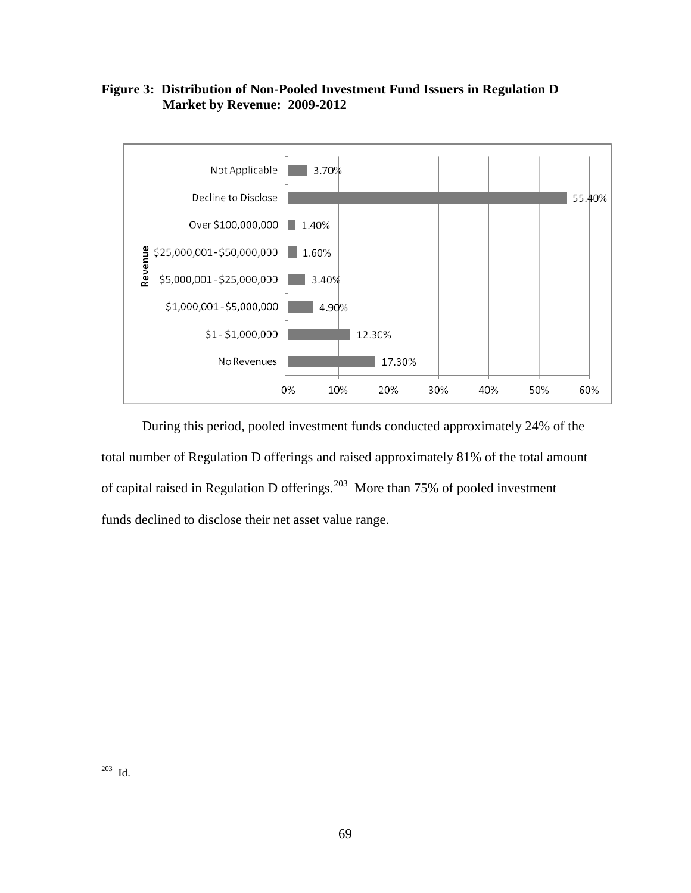**Figure 3: Distribution of Non-Pooled Investment Fund Issuers in Regulation D Market by Revenue: 2009-2012**

| Revenue | Percentage |
|---|---|
| Not Applicable | 3.70% |
| Decline to Disclose | 55.40% |
| Over $100,000,000 | 1.40% |
| $25,000,001 - $50,000,000 | 1.60% |
| $5,000,001 - $25,000,000 | 3.40% |
| $1,000,001 - $5,000,000 | 4.90% |
| $1 - $1,000,000 | 12.30% |
| No Revenues | 17.30% |

During this period, pooled investment funds conducted approximately 24% of the total number of Regulation D offerings and raised approximately 81% of the total amount of capital raised in Regulation D offerings.[203] More than 75% of pooled investment funds declined to disclose their net asset value range.

[203] Id.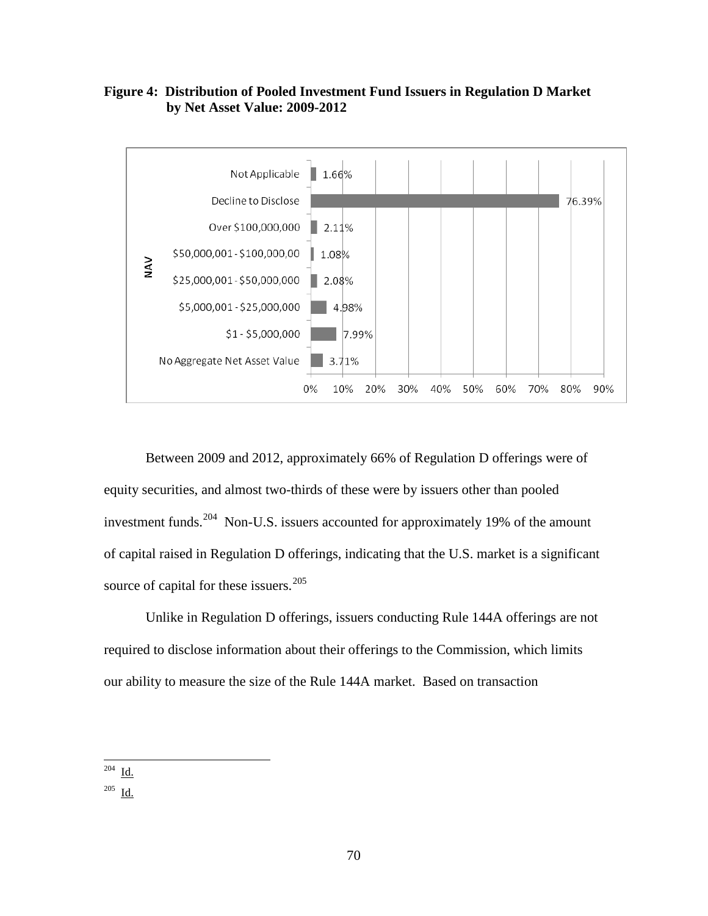**Figure 4: Distribution of Pooled Investment Fund Issuers in Regulation D Market by Net Asset Value: 2009-2012**

| NAV | Percentage |
|---|---|
| Not Applicable | 1.66% |
| Decline to Disclose | 76.39% |
| Over $100,000,000 | 2.11% |
| $50,000,001 - $100,000,00 | 1.08% |
| $25,000,001 - $50,000,000 | 2.08% |
| $5,000,001 - $25,000,000 | 4.98% |
| $1 - $5,000,000 | 7.99% |
| No Aggregate Net Asset Value | 3.71% |

Between 2009 and 2012, approximately 66% of Regulation D offerings were of equity securities, and almost two-thirds of these were by issuers other than pooled investment funds.[204] Non-U.S. issuers accounted for approximately 19% of the amount of capital raised in Regulation D offerings, indicating that the U.S. market is a significant source of capital for these issuers.[205]

Unlike in Regulation D offerings, issuers conducting Rule 144A offerings are not required to disclose information about their offerings to the Commission, which limits our ability to measure the size of the Rule 144A market. Based on transaction

---

[204] Id.

[205] Id.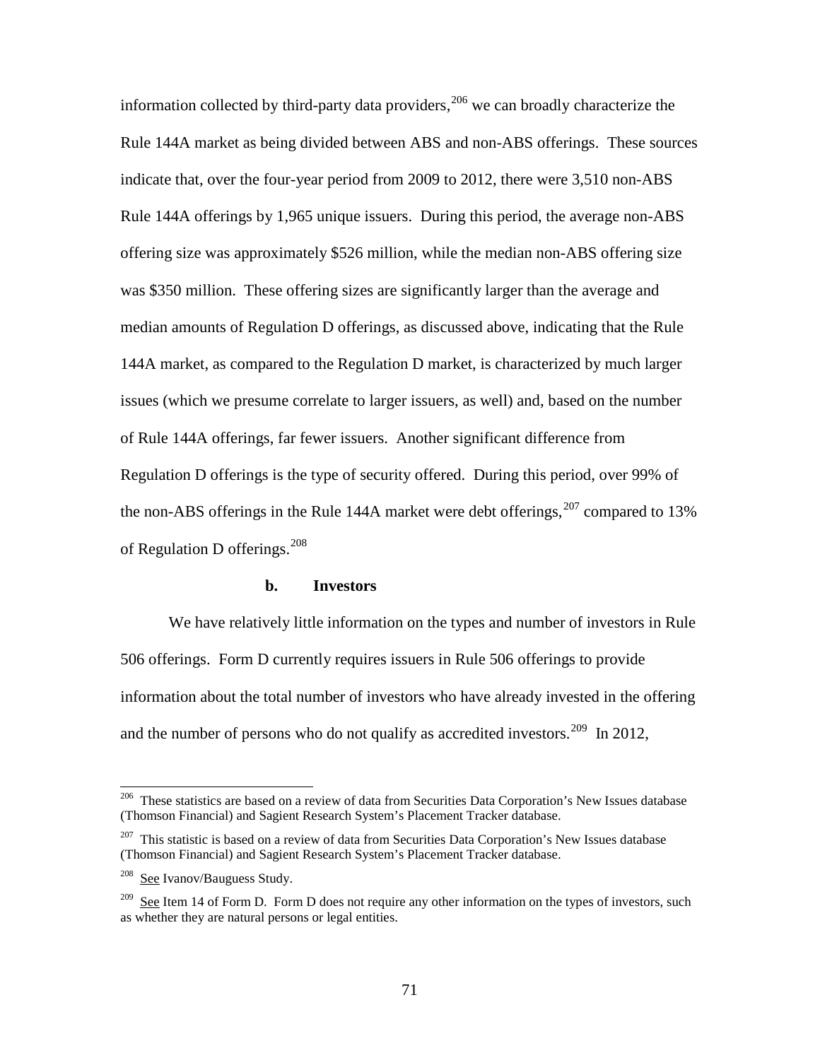information collected by third-party data providers,[206] we can broadly characterize the Rule 144A market as being divided between ABS and non-ABS offerings. These sources indicate that, over the four-year period from 2009 to 2012, there were 3,510 non-ABS Rule 144A offerings by 1,965 unique issuers. During this period, the average non-ABS offering size was approximately $526 million, while the median non-ABS offering size was $350 million. These offering sizes are significantly larger than the average and median amounts of Regulation D offerings, as discussed above, indicating that the Rule 144A market, as compared to the Regulation D market, is characterized by much larger issues (which we presume correlate to larger issuers, as well) and, based on the number of Rule 144A offerings, far fewer issuers. Another significant difference from Regulation D offerings is the type of security offered. During this period, over 99% of the non-ABS offerings in the Rule 144A market were debt offerings,[207] compared to 13% of Regulation D offerings.[208]

**b. Investors**

We have relatively little information on the types and number of investors in Rule 506 offerings. Form D currently requires issuers in Rule 506 offerings to provide information about the total number of investors who have already invested in the offering and the number of persons who do not qualify as accredited investors.[209] In 2012,

---

[206] These statistics are based on a review of data from Securities Data Corporation's New Issues database (Thomson Financial) and Sagient Research System's Placement Tracker database.

[207] This statistic is based on a review of data from Securities Data Corporation's New Issues database (Thomson Financial) and Sagient Research System's Placement Tracker database.

[208] See Ivanov/Bauguess Study.

[209] See Item 14 of Form D. Form D does not require any other information on the types of investors, such as whether they are natural persons or legal entities.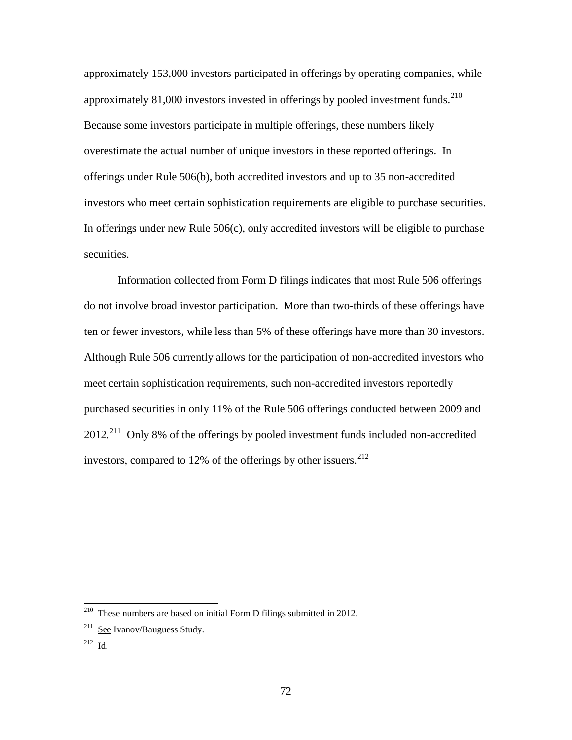approximately 153,000 investors participated in offerings by operating companies, while approximately 81,000 investors invested in offerings by pooled investment funds.[210] Because some investors participate in multiple offerings, these numbers likely overestimate the actual number of unique investors in these reported offerings. In offerings under Rule 506(b), both accredited investors and up to 35 non-accredited investors who meet certain sophistication requirements are eligible to purchase securities. In offerings under new Rule 506(c), only accredited investors will be eligible to purchase securities.

Information collected from Form D filings indicates that most Rule 506 offerings do not involve broad investor participation. More than two-thirds of these offerings have ten or fewer investors, while less than 5% of these offerings have more than 30 investors. Although Rule 506 currently allows for the participation of non-accredited investors who meet certain sophistication requirements, such non-accredited investors reportedly purchased securities in only 11% of the Rule 506 offerings conducted between 2009 and 2012.[211] Only 8% of the offerings by pooled investment funds included non-accredited investors, compared to 12% of the offerings by other issuers.[212]

---

[210] These numbers are based on initial Form D filings submitted in 2012.

[211] See Ivanov/Bauguess Study.

[212] Id.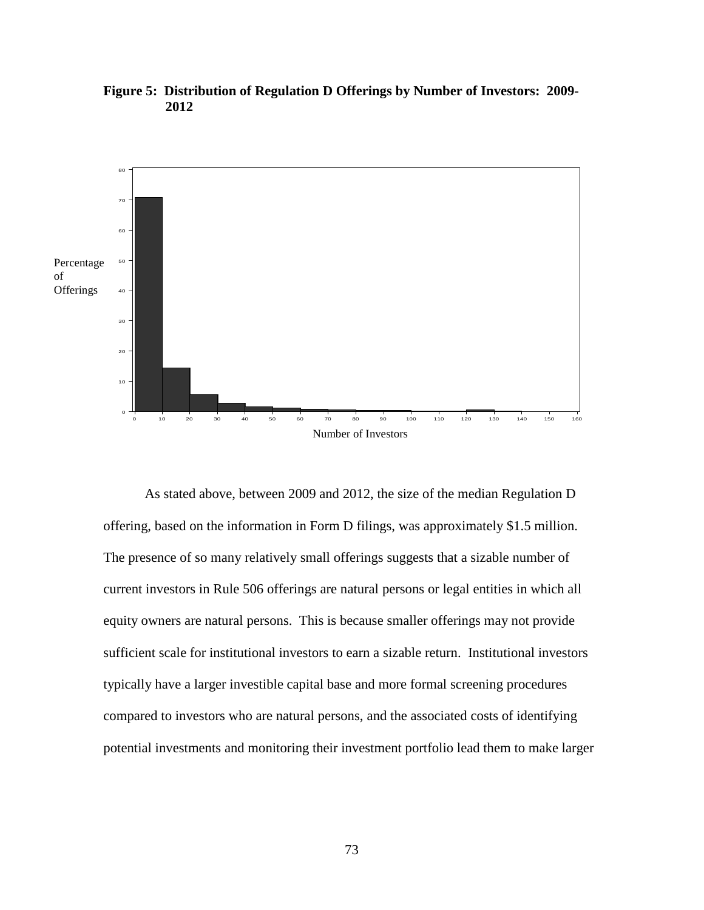**Figure 5: Distribution of Regulation D Offerings by Number of Investors: 2009-2012**

As stated above, between 2009 and 2012, the size of the median Regulation D offering, based on the information in Form D filings, was approximately $1.5 million. The presence of so many relatively small offerings suggests that a sizable number of current investors in Rule 506 offerings are natural persons or legal entities in which all equity owners are natural persons. This is because smaller offerings may not provide sufficient scale for institutional investors to earn a sizable return. Institutional investors typically have a larger investible capital base and more formal screening procedures compared to investors who are natural persons, and the associated costs of identifying potential investments and monitoring their investment portfolio lead them to make larger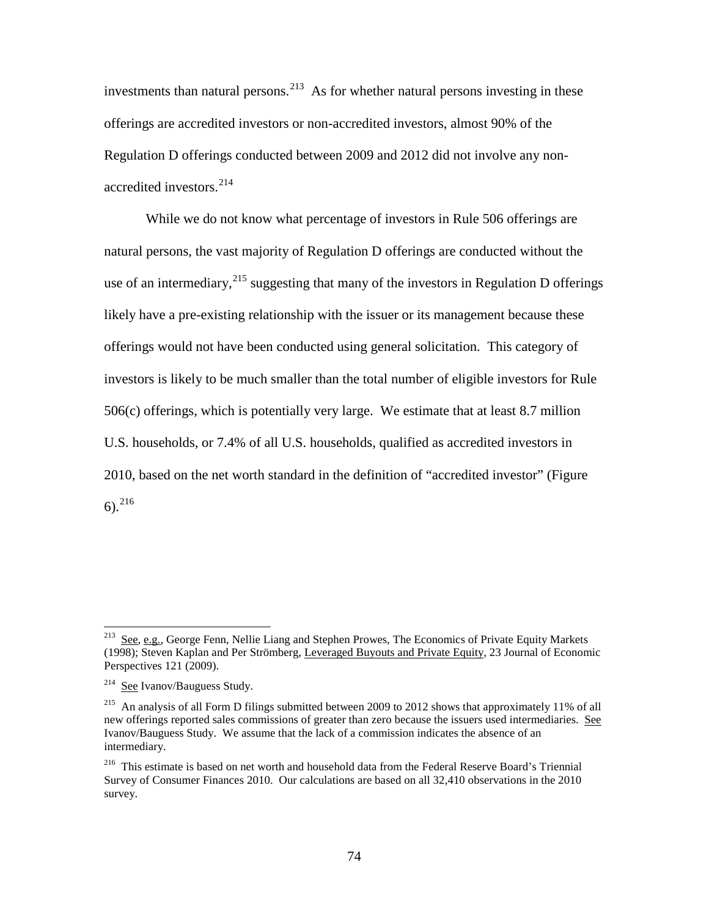investments than natural persons.[213] As for whether natural persons investing in these offerings are accredited investors or non-accredited investors, almost 90% of the Regulation D offerings conducted between 2009 and 2012 did not involve any non-accredited investors.[214]

While we do not know what percentage of investors in Rule 506 offerings are natural persons, the vast majority of Regulation D offerings are conducted without the use of an intermediary,[215] suggesting that many of the investors in Regulation D offerings likely have a pre-existing relationship with the issuer or its management because these offerings would not have been conducted using general solicitation. This category of investors is likely to be much smaller than the total number of eligible investors for Rule 506(c) offerings, which is potentially very large. We estimate that at least 8.7 million U.S. households, or 7.4% of all U.S. households, qualified as accredited investors in 2010, based on the net worth standard in the definition of "accredited investor" (Figure 6).[216]

---

[213] See, e.g., George Fenn, Nellie Liang and Stephen Prowes, The Economics of Private Equity Markets (1998); Steven Kaplan and Per Strömberg, Leveraged Buyouts and Private Equity, 23 Journal of Economic Perspectives 121 (2009).

[214] See Ivanov/Bauguess Study.

[215] An analysis of all Form D filings submitted between 2009 to 2012 shows that approximately 11% of all new offerings reported sales commissions of greater than zero because the issuers used intermediaries. See Ivanov/Bauguess Study. We assume that the lack of a commission indicates the absence of an intermediary.

[216] This estimate is based on net worth and household data from the Federal Reserve Board's Triennial Survey of Consumer Finances 2010. Our calculations are based on all 32,410 observations in the 2010 survey.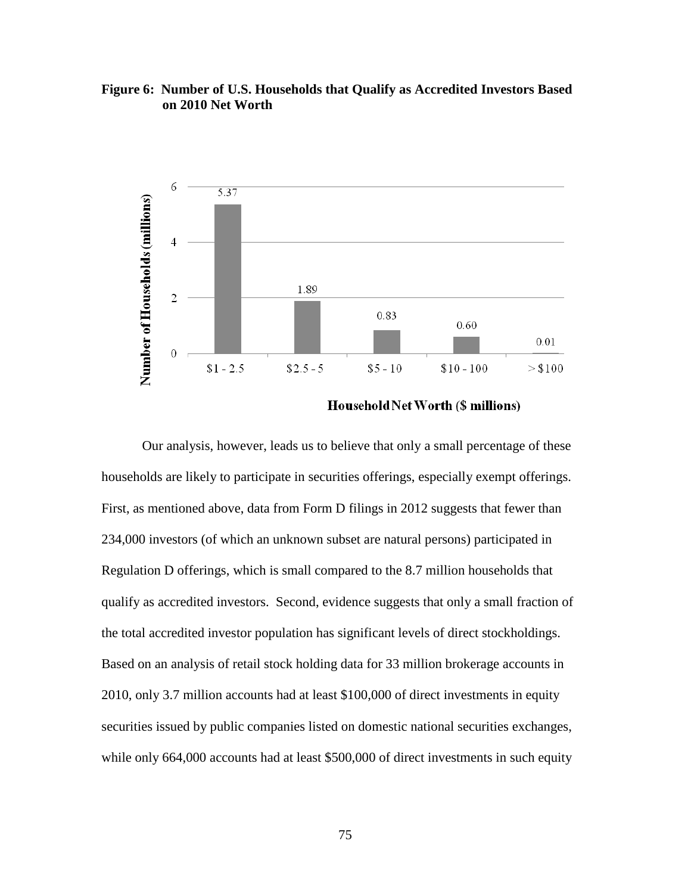**Figure 6: Number of U.S. Households that Qualify as Accredited Investors Based on 2010 Net Worth**

| Household Net Worth ($ millions) | Number of Households (millions) |
|---|---|
| $1 - 2.5 | 5.37 |
| $2.5 - 5 | 1.89 |
| $5 - 10 | 0.83 |
| $10 - 100 | 0.60 |
| > $100 | 0.01 |

Our analysis, however, leads us to believe that only a small percentage of these households are likely to participate in securities offerings, especially exempt offerings. First, as mentioned above, data from Form D filings in 2012 suggests that fewer than 234,000 investors (of which an unknown subset are natural persons) participated in Regulation D offerings, which is small compared to the 8.7 million households that qualify as accredited investors. Second, evidence suggests that only a small fraction of the total accredited investor population has significant levels of direct stockholdings. Based on an analysis of retail stock holding data for 33 million brokerage accounts in 2010, only 3.7 million accounts had at least $100,000 of direct investments in equity securities issued by public companies listed on domestic national securities exchanges, while only 664,000 accounts had at least $500,000 of direct investments in such equity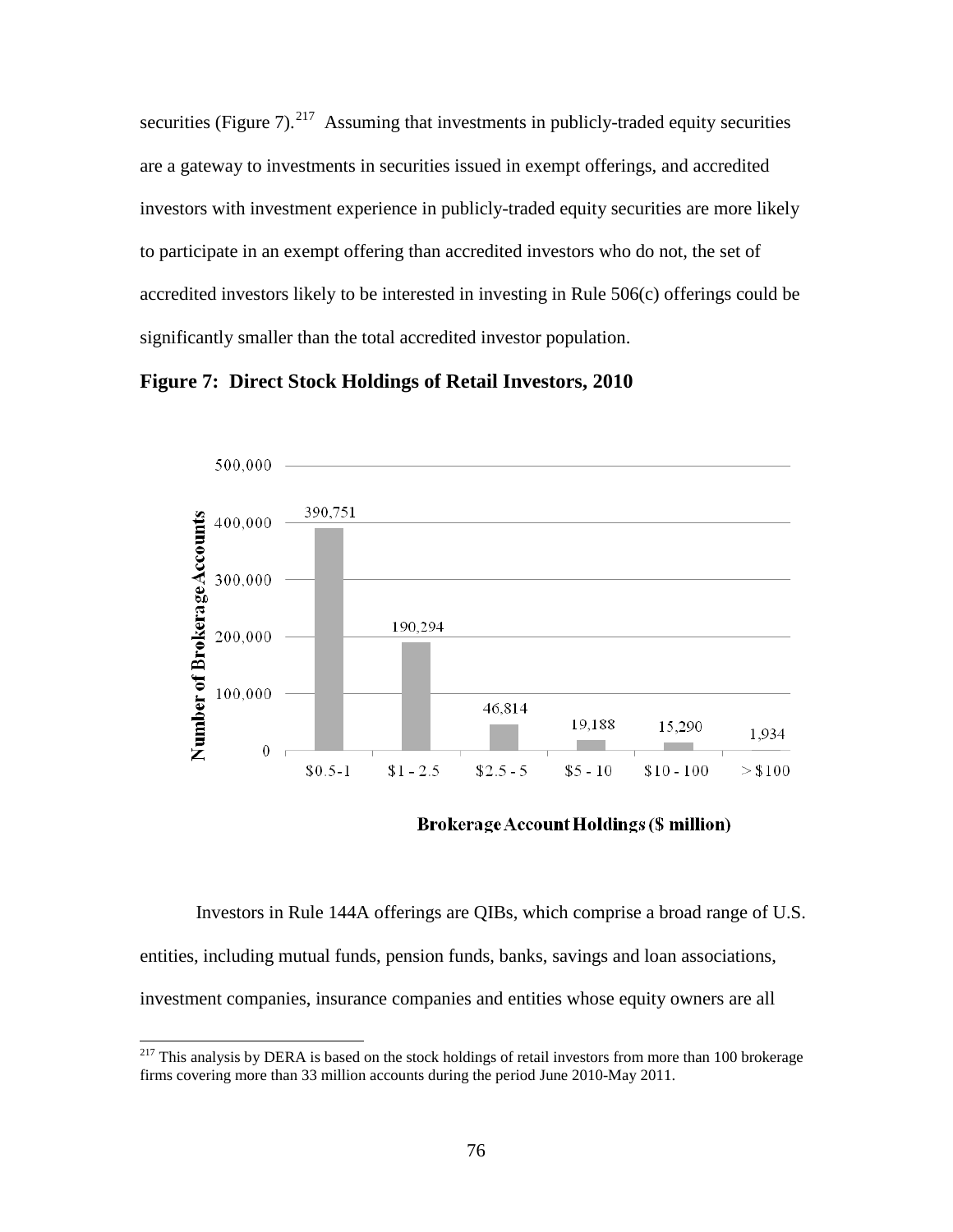securities (Figure 7).[217] Assuming that investments in publicly-traded equity securities are a gateway to investments in securities issued in exempt offerings, and accredited investors with investment experience in publicly-traded equity securities are more likely to participate in an exempt offering than accredited investors who do not, the set of accredited investors likely to be interested in investing in Rule 506(c) offerings could be significantly smaller than the total accredited investor population.

**Figure 7: Direct Stock Holdings of Retail Investors, 2010**

| Brokerage Account Holdings ($ million) | Number of Brokerage Accounts |
| --- | --- |
| $0.5-1 | 390,751 |
| $1 - 2.5 | 190,294 |
| $2.5 - 5 | 46,814 |
| $5 - 10 | 19,188 |
| $10 - 100 | 15,290 |
| > $100 | 1,934 |

Investors in Rule 144A offerings are QIBs, which comprise a broad range of U.S. entities, including mutual funds, pension funds, banks, savings and loan associations, investment companies, insurance companies and entities whose equity owners are all

[217] This analysis by DERA is based on the stock holdings of retail investors from more than 100 brokerage firms covering more than 33 million accounts during the period June 2010-May 2011.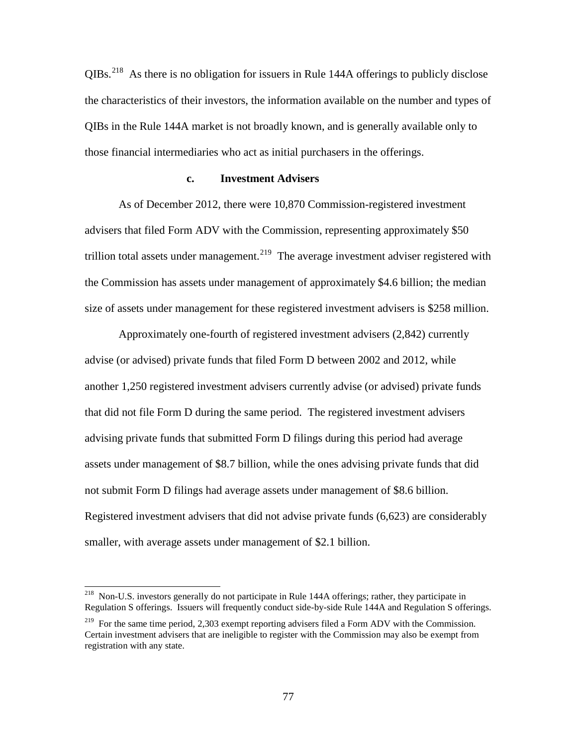QIBs.[218] As there is no obligation for issuers in Rule 144A offerings to publicly disclose the characteristics of their investors, the information available on the number and types of QIBs in the Rule 144A market is not broadly known, and is generally available only to those financial intermediaries who act as initial purchasers in the offerings.

#### c. Investment Advisers

As of December 2012, there were 10,870 Commission-registered investment advisers that filed Form ADV with the Commission, representing approximately $50 trillion total assets under management.[219] The average investment adviser registered with the Commission has assets under management of approximately $4.6 billion; the median size of assets under management for these registered investment advisers is $258 million.

Approximately one-fourth of registered investment advisers (2,842) currently advise (or advised) private funds that filed Form D between 2002 and 2012, while another 1,250 registered investment advisers currently advise (or advised) private funds that did not file Form D during the same period. The registered investment advisers advising private funds that submitted Form D filings during this period had average assets under management of $8.7 billion, while the ones advising private funds that did not submit Form D filings had average assets under management of $8.6 billion. Registered investment advisers that did not advise private funds (6,623) are considerably smaller, with average assets under management of $2.1 billion.

---

[218] Non-U.S. investors generally do not participate in Rule 144A offerings; rather, they participate in Regulation S offerings. Issuers will frequently conduct side-by-side Rule 144A and Regulation S offerings.

[219] For the same time period, 2,303 exempt reporting advisers filed a Form ADV with the Commission. Certain investment advisers that are ineligible to register with the Commission may also be exempt from registration with any state.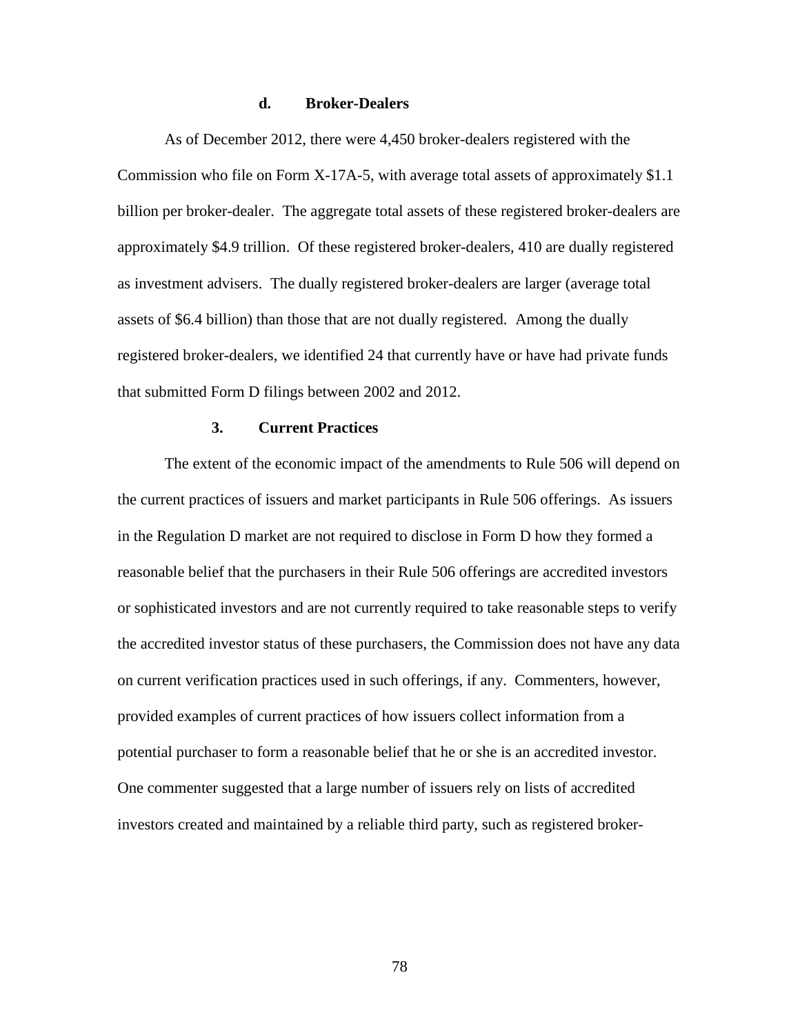#### d. Broker-Dealers

As of December 2012, there were 4,450 broker-dealers registered with the Commission who file on Form X-17A-5, with average total assets of approximately $1.1 billion per broker-dealer. The aggregate total assets of these registered broker-dealers are approximately $4.9 trillion. Of these registered broker-dealers, 410 are dually registered as investment advisers. The dually registered broker-dealers are larger (average total assets of $6.4 billion) than those that are not dually registered. Among the dually registered broker-dealers, we identified 24 that currently have or have had private funds that submitted Form D filings between 2002 and 2012.

### 3. Current Practices

The extent of the economic impact of the amendments to Rule 506 will depend on the current practices of issuers and market participants in Rule 506 offerings. As issuers in the Regulation D market are not required to disclose in Form D how they formed a reasonable belief that the purchasers in their Rule 506 offerings are accredited investors or sophisticated investors and are not currently required to take reasonable steps to verify the accredited investor status of these purchasers, the Commission does not have any data on current verification practices used in such offerings, if any. Commenters, however, provided examples of current practices of how issuers collect information from a potential purchaser to form a reasonable belief that he or she is an accredited investor. One commenter suggested that a large number of issuers rely on lists of accredited investors created and maintained by a reliable third party, such as registered broker-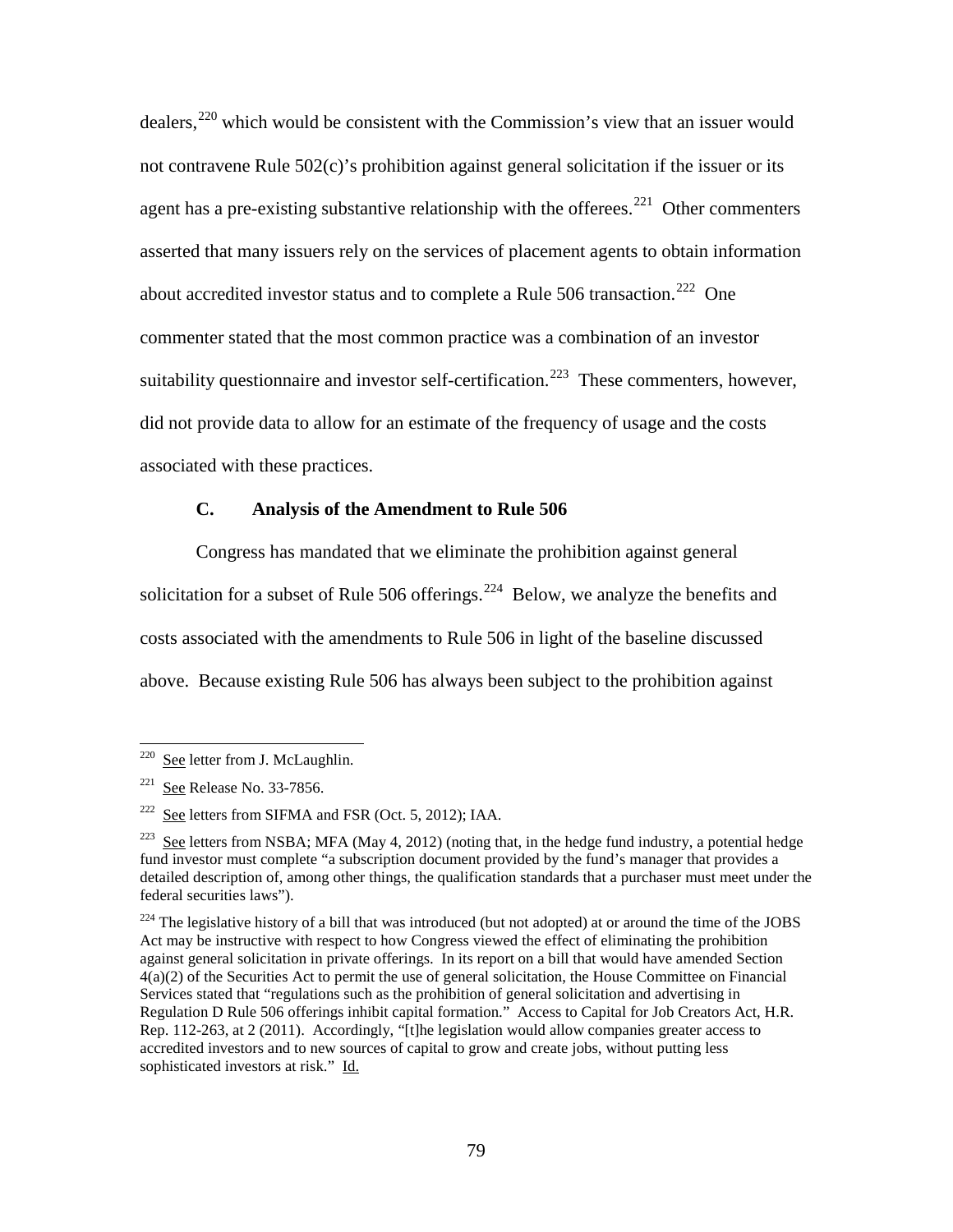dealers,[220] which would be consistent with the Commission's view that an issuer would not contravene Rule 502(c)'s prohibition against general solicitation if the issuer or its agent has a pre-existing substantive relationship with the offerees.[221] Other commenters asserted that many issuers rely on the services of placement agents to obtain information about accredited investor status and to complete a Rule 506 transaction.[222] One commenter stated that the most common practice was a combination of an investor suitability questionnaire and investor self-certification.[223] These commenters, however, did not provide data to allow for an estimate of the frequency of usage and the costs associated with these practices.

### C. Analysis of the Amendment to Rule 506

Congress has mandated that we eliminate the prohibition against general solicitation for a subset of Rule 506 offerings.[224] Below, we analyze the benefits and costs associated with the amendments to Rule 506 in light of the baseline discussed above. Because existing Rule 506 has always been subject to the prohibition against

---

[220] See letter from J. McLaughlin.

[221] See Release No. 33-7856.

[222] See letters from SIFMA and FSR (Oct. 5, 2012); IAA.

[223] See letters from NSBA; MFA (May 4, 2012) (noting that, in the hedge fund industry, a potential hedge fund investor must complete "a subscription document provided by the fund's manager that provides a detailed description of, among other things, the qualification standards that a purchaser must meet under the federal securities laws").

[224] The legislative history of a bill that was introduced (but not adopted) at or around the time of the JOBS Act may be instructive with respect to how Congress viewed the effect of eliminating the prohibition against general solicitation in private offerings. In its report on a bill that would have amended Section 4(a)(2) of the Securities Act to permit the use of general solicitation, the House Committee on Financial Services stated that "regulations such as the prohibition of general solicitation and advertising in Regulation D Rule 506 offerings inhibit capital formation." Access to Capital for Job Creators Act, H.R. Rep. 112-263, at 2 (2011). Accordingly, "[t]he legislation would allow companies greater access to accredited investors and to new sources of capital to grow and create jobs, without putting less sophisticated investors at risk." Id.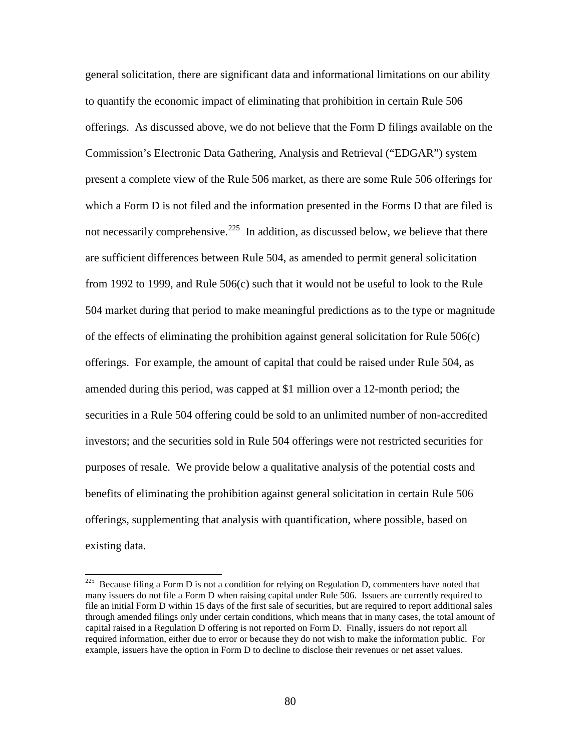general solicitation, there are significant data and informational limitations on our ability to quantify the economic impact of eliminating that prohibition in certain Rule 506 offerings. As discussed above, we do not believe that the Form D filings available on the Commission's Electronic Data Gathering, Analysis and Retrieval ("EDGAR") system present a complete view of the Rule 506 market, as there are some Rule 506 offerings for which a Form D is not filed and the information presented in the Forms D that are filed is not necessarily comprehensive.[225] In addition, as discussed below, we believe that there are sufficient differences between Rule 504, as amended to permit general solicitation from 1992 to 1999, and Rule 506(c) such that it would not be useful to look to the Rule 504 market during that period to make meaningful predictions as to the type or magnitude of the effects of eliminating the prohibition against general solicitation for Rule 506(c) offerings. For example, the amount of capital that could be raised under Rule 504, as amended during this period, was capped at $1 million over a 12-month period; the securities in a Rule 504 offering could be sold to an unlimited number of non-accredited investors; and the securities sold in Rule 504 offerings were not restricted securities for purposes of resale. We provide below a qualitative analysis of the potential costs and benefits of eliminating the prohibition against general solicitation in certain Rule 506 offerings, supplementing that analysis with quantification, where possible, based on existing data.

[225] Because filing a Form D is not a condition for relying on Regulation D, commenters have noted that many issuers do not file a Form D when raising capital under Rule 506. Issuers are currently required to file an initial Form D within 15 days of the first sale of securities, but are required to report additional sales through amended filings only under certain conditions, which means that in many cases, the total amount of capital raised in a Regulation D offering is not reported on Form D. Finally, issuers do not report all required information, either due to error or because they do not wish to make the information public. For example, issuers have the option in Form D to decline to disclose their revenues or net asset values.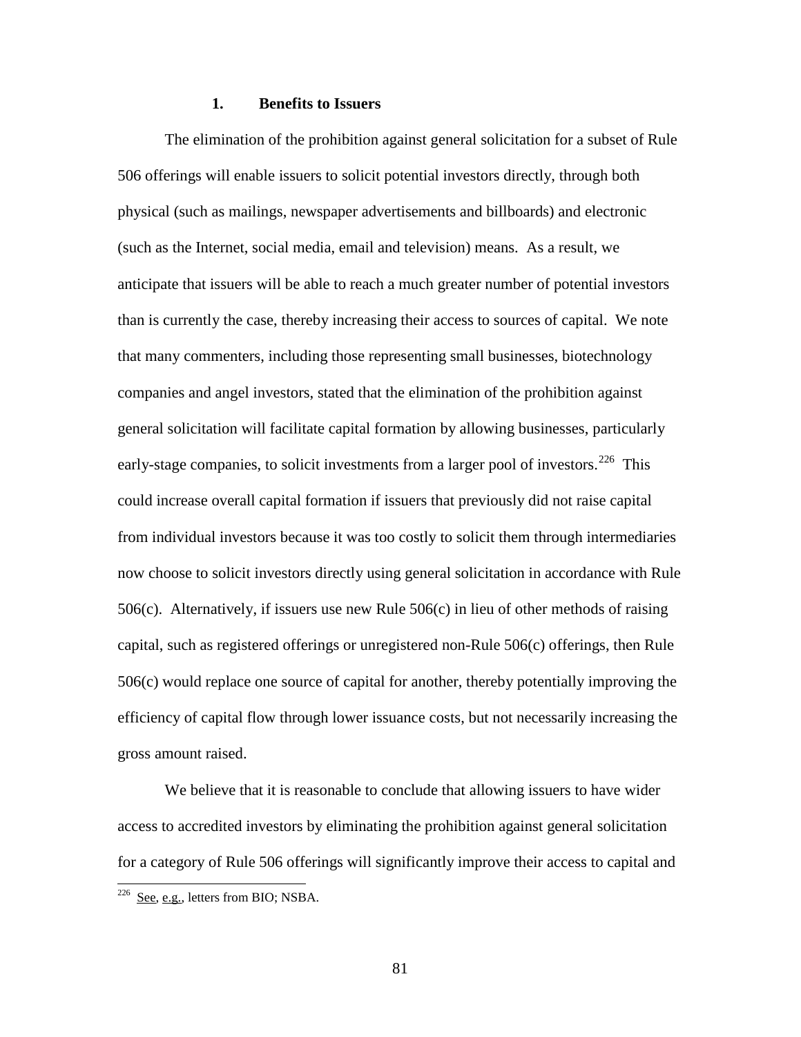### 1. Benefits to Issuers

The elimination of the prohibition against general solicitation for a subset of Rule 506 offerings will enable issuers to solicit potential investors directly, through both physical (such as mailings, newspaper advertisements and billboards) and electronic (such as the Internet, social media, email and television) means. As a result, we anticipate that issuers will be able to reach a much greater number of potential investors than is currently the case, thereby increasing their access to sources of capital. We note that many commenters, including those representing small businesses, biotechnology companies and angel investors, stated that the elimination of the prohibition against general solicitation will facilitate capital formation by allowing businesses, particularly early-stage companies, to solicit investments from a larger pool of investors.[226] This could increase overall capital formation if issuers that previously did not raise capital from individual investors because it was too costly to solicit them through intermediaries now choose to solicit investors directly using general solicitation in accordance with Rule 506(c). Alternatively, if issuers use new Rule 506(c) in lieu of other methods of raising capital, such as registered offerings or unregistered non-Rule 506(c) offerings, then Rule 506(c) would replace one source of capital for another, thereby potentially improving the efficiency of capital flow through lower issuance costs, but not necessarily increasing the gross amount raised.

We believe that it is reasonable to conclude that allowing issuers to have wider access to accredited investors by eliminating the prohibition against general solicitation for a category of Rule 506 offerings will significantly improve their access to capital and

[226] See, e.g., letters from BIO; NSBA.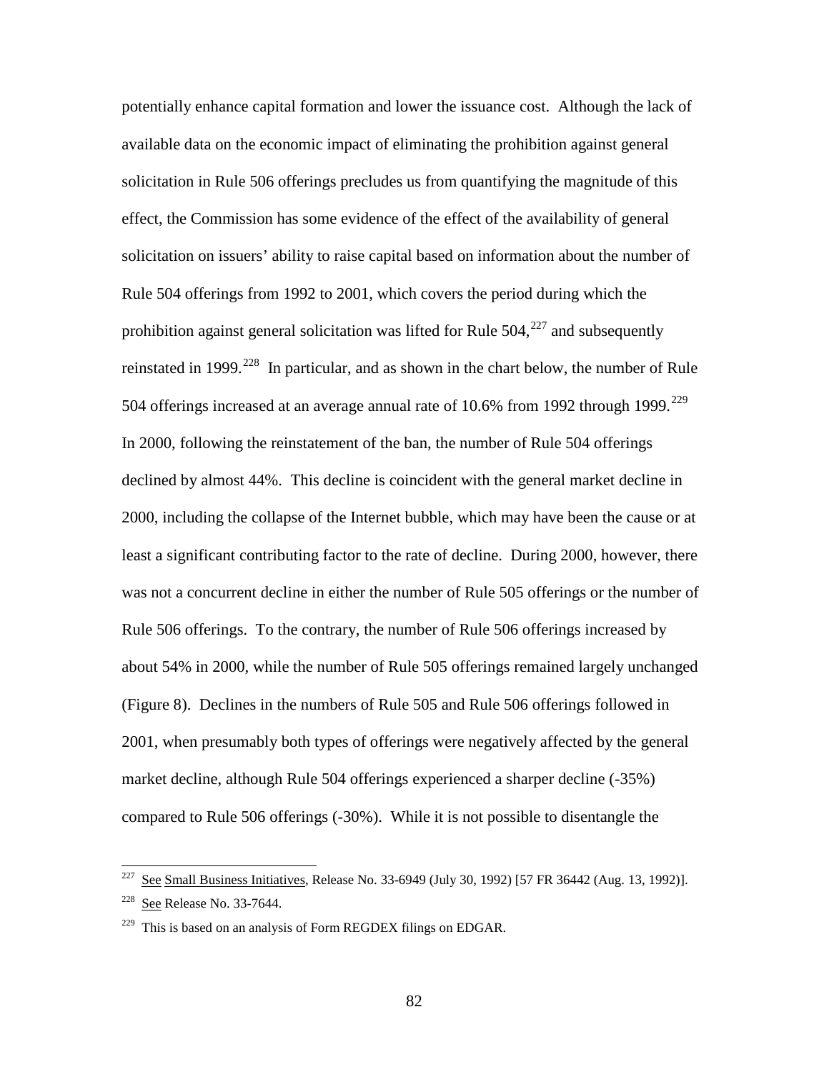potentially enhance capital formation and lower the issuance cost. Although the lack of available data on the economic impact of eliminating the prohibition against general solicitation in Rule 506 offerings precludes us from quantifying the magnitude of this effect, the Commission has some evidence of the effect of the availability of general solicitation on issuers' ability to raise capital based on information about the number of Rule 504 offerings from 1992 to 2001, which covers the period during which the prohibition against general solicitation was lifted for Rule 504,[227] and subsequently reinstated in 1999.[228] In particular, and as shown in the chart below, the number of Rule 504 offerings increased at an average annual rate of 10.6% from 1992 through 1999.[229] In 2000, following the reinstatement of the ban, the number of Rule 504 offerings declined by almost 44%. This decline is coincident with the general market decline in 2000, including the collapse of the Internet bubble, which may have been the cause or at least a significant contributing factor to the rate of decline. During 2000, however, there was not a concurrent decline in either the number of Rule 505 offerings or the number of Rule 506 offerings. To the contrary, the number of Rule 506 offerings increased by about 54% in 2000, while the number of Rule 505 offerings remained largely unchanged (Figure 8). Declines in the numbers of Rule 505 and Rule 506 offerings followed in 2001, when presumably both types of offerings were negatively affected by the general market decline, although Rule 504 offerings experienced a sharper decline (-35%) compared to Rule 506 offerings (-30%). While it is not possible to disentangle the

---

[227] See Small Business Initiatives, Release No. 33-6949 (July 30, 1992) [57 FR 36442 (Aug. 13, 1992)].

[228] See Release No. 33-7644.

[229] This is based on an analysis of Form REGDEX filings on EDGAR.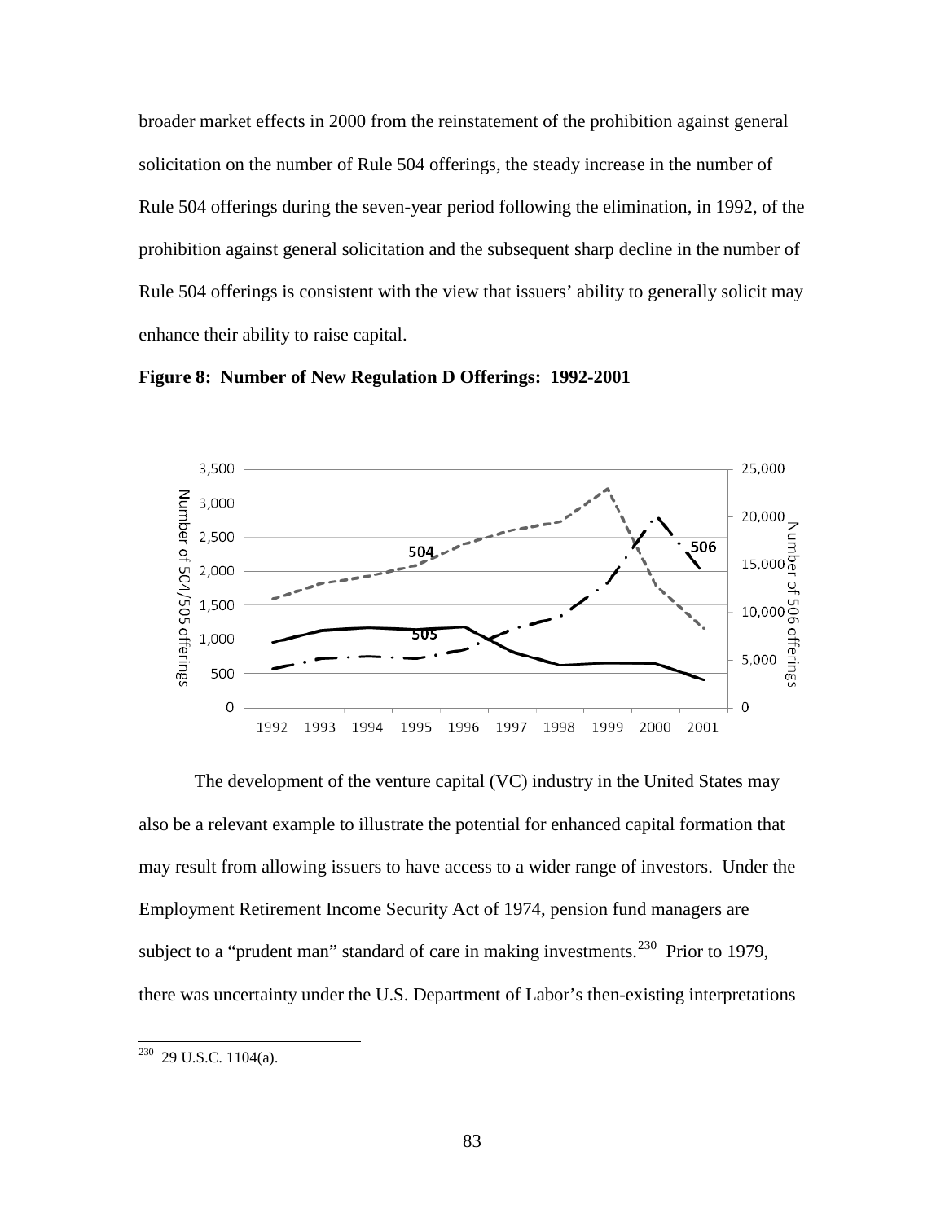broader market effects in 2000 from the reinstatement of the prohibition against general solicitation on the number of Rule 504 offerings, the steady increase in the number of Rule 504 offerings during the seven-year period following the elimination, in 1992, of the prohibition against general solicitation and the subsequent sharp decline in the number of Rule 504 offerings is consistent with the view that issuers' ability to generally solicit may enhance their ability to raise capital.

**Figure 8: Number of New Regulation D Offerings: 1992-2001**

The development of the venture capital (VC) industry in the United States may also be a relevant example to illustrate the potential for enhanced capital formation that may result from allowing issuers to have access to a wider range of investors. Under the Employment Retirement Income Security Act of 1974, pension fund managers are subject to a "prudent man" standard of care in making investments.[230] Prior to 1979, there was uncertainty under the U.S. Department of Labor's then-existing interpretations

---

[230] 29 U.S.C. 1104(a).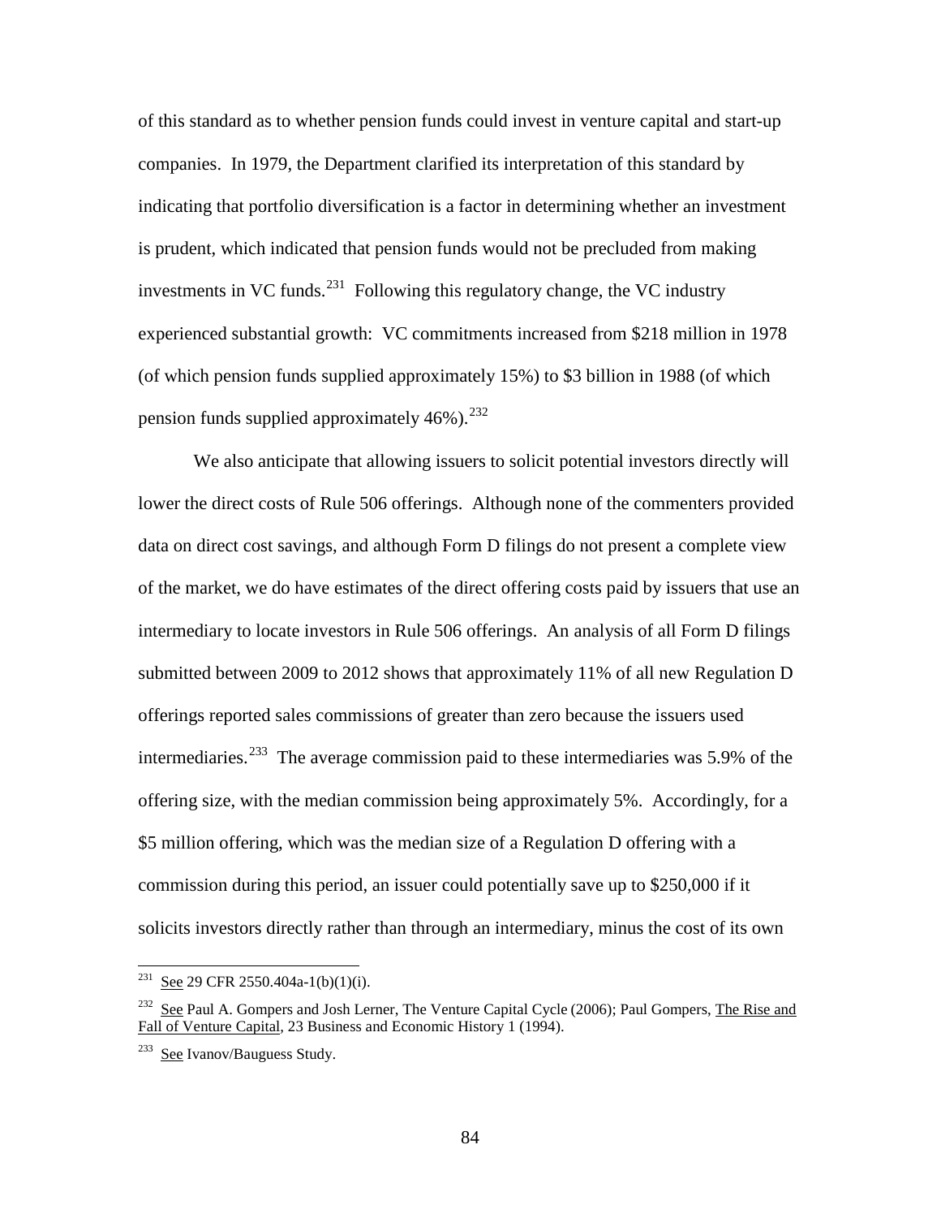of this standard as to whether pension funds could invest in venture capital and start-up companies. In 1979, the Department clarified its interpretation of this standard by indicating that portfolio diversification is a factor in determining whether an investment is prudent, which indicated that pension funds would not be precluded from making investments in VC funds.[231] Following this regulatory change, the VC industry experienced substantial growth: VC commitments increased from $218 million in 1978 (of which pension funds supplied approximately 15%) to $3 billion in 1988 (of which pension funds supplied approximately 46%).[232]

We also anticipate that allowing issuers to solicit potential investors directly will lower the direct costs of Rule 506 offerings. Although none of the commenters provided data on direct cost savings, and although Form D filings do not present a complete view of the market, we do have estimates of the direct offering costs paid by issuers that use an intermediary to locate investors in Rule 506 offerings. An analysis of all Form D filings submitted between 2009 to 2012 shows that approximately 11% of all new Regulation D offerings reported sales commissions of greater than zero because the issuers used intermediaries.[233] The average commission paid to these intermediaries was 5.9% of the offering size, with the median commission being approximately 5%. Accordingly, for a $5 million offering, which was the median size of a Regulation D offering with a commission during this period, an issuer could potentially save up to $250,000 if it solicits investors directly rather than through an intermediary, minus the cost of its own

---

[231] See 29 CFR 2550.404a-1(b)(1)(i).

[232] See Paul A. Gompers and Josh Lerner, The Venture Capital Cycle (2006); Paul Gompers, The Rise and Fall of Venture Capital, 23 Business and Economic History 1 (1994).

[233] See Ivanov/Bauguess Study.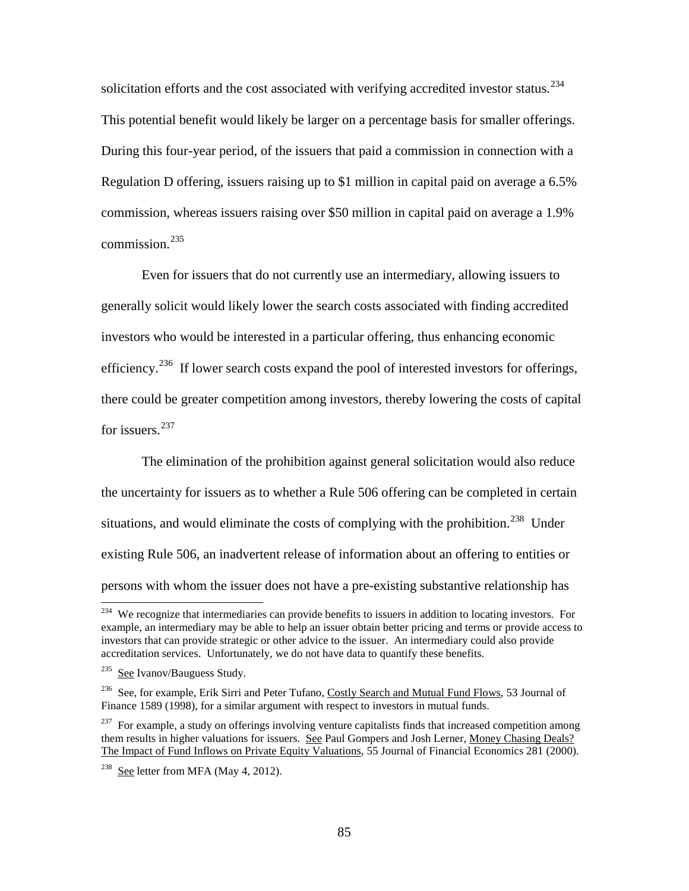solicitation efforts and the cost associated with verifying accredited investor status.[234] This potential benefit would likely be larger on a percentage basis for smaller offerings. During this four-year period, of the issuers that paid a commission in connection with a Regulation D offering, issuers raising up to $1 million in capital paid on average a 6.5% commission, whereas issuers raising over $50 million in capital paid on average a 1.9% commission.[235]

Even for issuers that do not currently use an intermediary, allowing issuers to generally solicit would likely lower the search costs associated with finding accredited investors who would be interested in a particular offering, thus enhancing economic efficiency.[236] If lower search costs expand the pool of interested investors for offerings, there could be greater competition among investors, thereby lowering the costs of capital for issuers.[237]

The elimination of the prohibition against general solicitation would also reduce the uncertainty for issuers as to whether a Rule 506 offering can be completed in certain situations, and would eliminate the costs of complying with the prohibition.[238] Under existing Rule 506, an inadvertent release of information about an offering to entities or persons with whom the issuer does not have a pre-existing substantive relationship has

---

[234] We recognize that intermediaries can provide benefits to issuers in addition to locating investors. For example, an intermediary may be able to help an issuer obtain better pricing and terms or provide access to investors that can provide strategic or other advice to the issuer. An intermediary could also provide accreditation services. Unfortunately, we do not have data to quantify these benefits.

[235] See Ivanov/Bauguess Study.

[236] See, for example, Erik Sirri and Peter Tufano, Costly Search and Mutual Fund Flows, 53 Journal of Finance 1589 (1998), for a similar argument with respect to investors in mutual funds.

[237] For example, a study on offerings involving venture capitalists finds that increased competition among them results in higher valuations for issuers. See Paul Gompers and Josh Lerner, Money Chasing Deals? The Impact of Fund Inflows on Private Equity Valuations, 55 Journal of Financial Economics 281 (2000).

[238] See letter from MFA (May 4, 2012).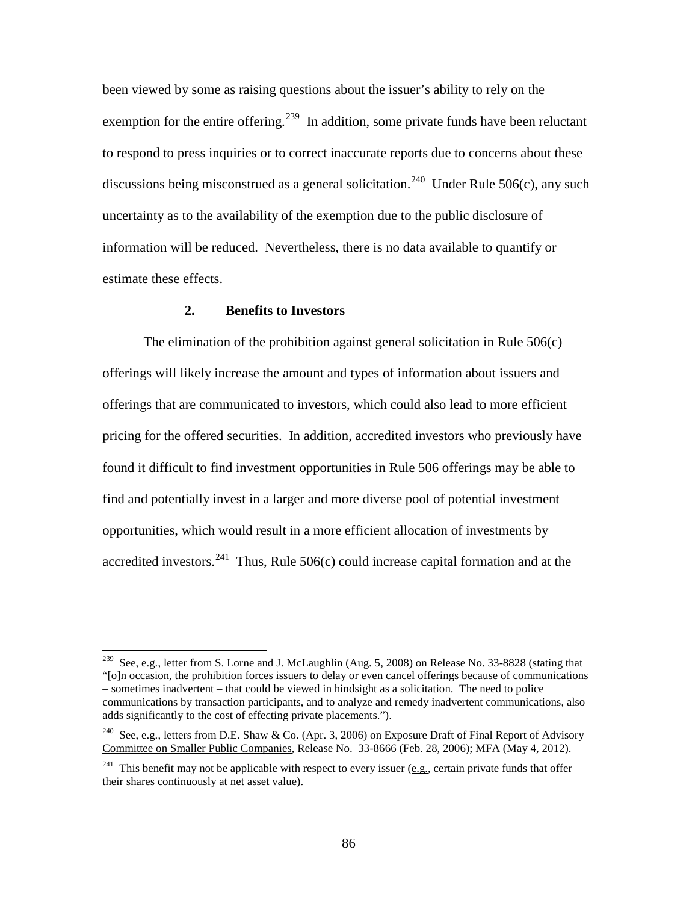been viewed by some as raising questions about the issuer's ability to rely on the exemption for the entire offering.[239] In addition, some private funds have been reluctant to respond to press inquiries or to correct inaccurate reports due to concerns about these discussions being misconstrued as a general solicitation.[240] Under Rule 506(c), any such uncertainty as to the availability of the exemption due to the public disclosure of information will be reduced. Nevertheless, there is no data available to quantify or estimate these effects.

### 2. Benefits to Investors

The elimination of the prohibition against general solicitation in Rule 506(c) offerings will likely increase the amount and types of information about issuers and offerings that are communicated to investors, which could also lead to more efficient pricing for the offered securities. In addition, accredited investors who previously have found it difficult to find investment opportunities in Rule 506 offerings may be able to find and potentially invest in a larger and more diverse pool of potential investment opportunities, which would result in a more efficient allocation of investments by accredited investors.[241] Thus, Rule 506(c) could increase capital formation and at the

---

[239] See, e.g., letter from S. Lorne and J. McLaughlin (Aug. 5, 2008) on Release No. 33-8828 (stating that "[o]n occasion, the prohibition forces issuers to delay or even cancel offerings because of communications – sometimes inadvertent – that could be viewed in hindsight as a solicitation. The need to police communications by transaction participants, and to analyze and remedy inadvertent communications, also adds significantly to the cost of effecting private placements.").

[240] See, e.g., letters from D.E. Shaw & Co. (Apr. 3, 2006) on Exposure Draft of Final Report of Advisory Committee on Smaller Public Companies, Release No. 33-8666 (Feb. 28, 2006); MFA (May 4, 2012).

[241] This benefit may not be applicable with respect to every issuer (e.g., certain private funds that offer their shares continuously at net asset value).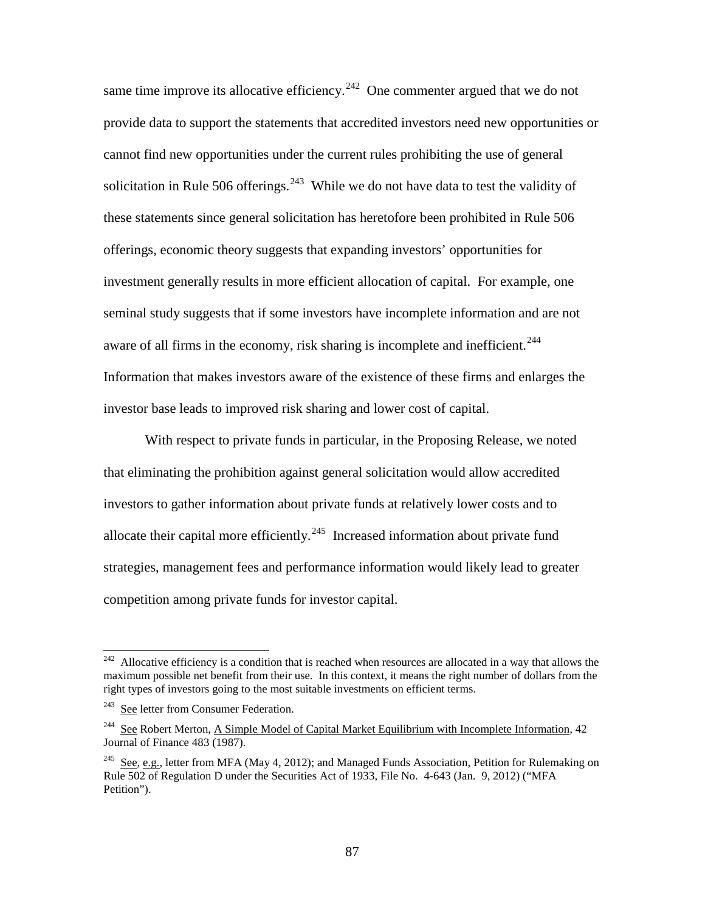same time improve its allocative efficiency.[242] One commenter argued that we do not provide data to support the statements that accredited investors need new opportunities or cannot find new opportunities under the current rules prohibiting the use of general solicitation in Rule 506 offerings.[243] While we do not have data to test the validity of these statements since general solicitation has heretofore been prohibited in Rule 506 offerings, economic theory suggests that expanding investors' opportunities for investment generally results in more efficient allocation of capital. For example, one seminal study suggests that if some investors have incomplete information and are not aware of all firms in the economy, risk sharing is incomplete and inefficient.[244] Information that makes investors aware of the existence of these firms and enlarges the investor base leads to improved risk sharing and lower cost of capital.

With respect to private funds in particular, in the Proposing Release, we noted that eliminating the prohibition against general solicitation would allow accredited investors to gather information about private funds at relatively lower costs and to allocate their capital more efficiently.[245] Increased information about private fund strategies, management fees and performance information would likely lead to greater competition among private funds for investor capital.

---

[242] Allocative efficiency is a condition that is reached when resources are allocated in a way that allows the maximum possible net benefit from their use. In this context, it means the right number of dollars from the right types of investors going to the most suitable investments on efficient terms.

[243] See letter from Consumer Federation.

[244] See Robert Merton, A Simple Model of Capital Market Equilibrium with Incomplete Information, 42 Journal of Finance 483 (1987).

[245] See, e.g., letter from MFA (May 4, 2012); and Managed Funds Association, Petition for Rulemaking on Rule 502 of Regulation D under the Securities Act of 1933, File No. 4-643 (Jan. 9, 2012) ("MFA Petition").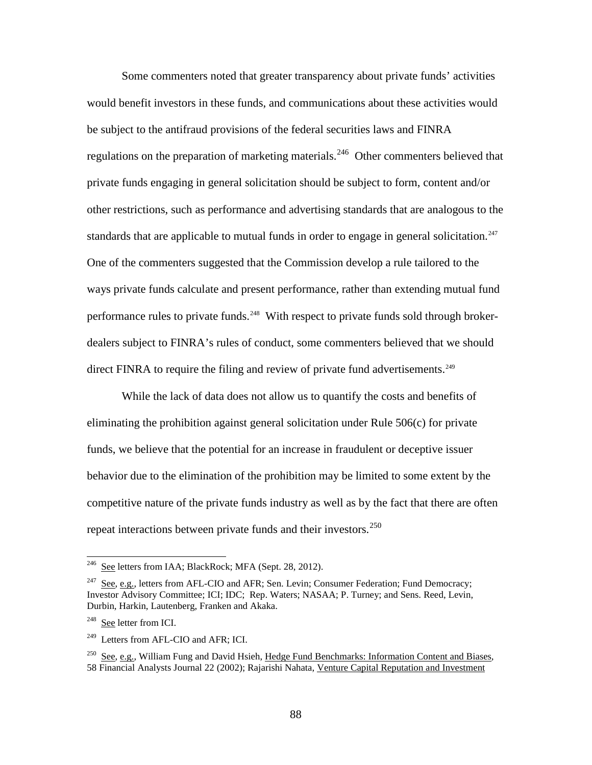Some commenters noted that greater transparency about private funds' activities would benefit investors in these funds, and communications about these activities would be subject to the antifraud provisions of the federal securities laws and FINRA regulations on the preparation of marketing materials.[246] Other commenters believed that private funds engaging in general solicitation should be subject to form, content and/or other restrictions, such as performance and advertising standards that are analogous to the standards that are applicable to mutual funds in order to engage in general solicitation.[247] One of the commenters suggested that the Commission develop a rule tailored to the ways private funds calculate and present performance, rather than extending mutual fund performance rules to private funds.[248] With respect to private funds sold through broker-dealers subject to FINRA's rules of conduct, some commenters believed that we should direct FINRA to require the filing and review of private fund advertisements.[249]

While the lack of data does not allow us to quantify the costs and benefits of eliminating the prohibition against general solicitation under Rule 506(c) for private funds, we believe that the potential for an increase in fraudulent or deceptive issuer behavior due to the elimination of the prohibition may be limited to some extent by the competitive nature of the private funds industry as well as by the fact that there are often repeat interactions between private funds and their investors.[250]

---

[246] See letters from IAA; BlackRock; MFA (Sept. 28, 2012).

[247] See, e.g., letters from AFL-CIO and AFR; Sen. Levin; Consumer Federation; Fund Democracy; Investor Advisory Committee; ICI; IDC; Rep. Waters; NASAA; P. Turney; and Sens. Reed, Levin, Durbin, Harkin, Lautenberg, Franken and Akaka.

[248] See letter from ICI.

[249] Letters from AFL-CIO and AFR; ICI.

[250] See, e.g., William Fung and David Hsieh, Hedge Fund Benchmarks: Information Content and Biases, 58 Financial Analysts Journal 22 (2002); Rajarishi Nahata, Venture Capital Reputation and Investment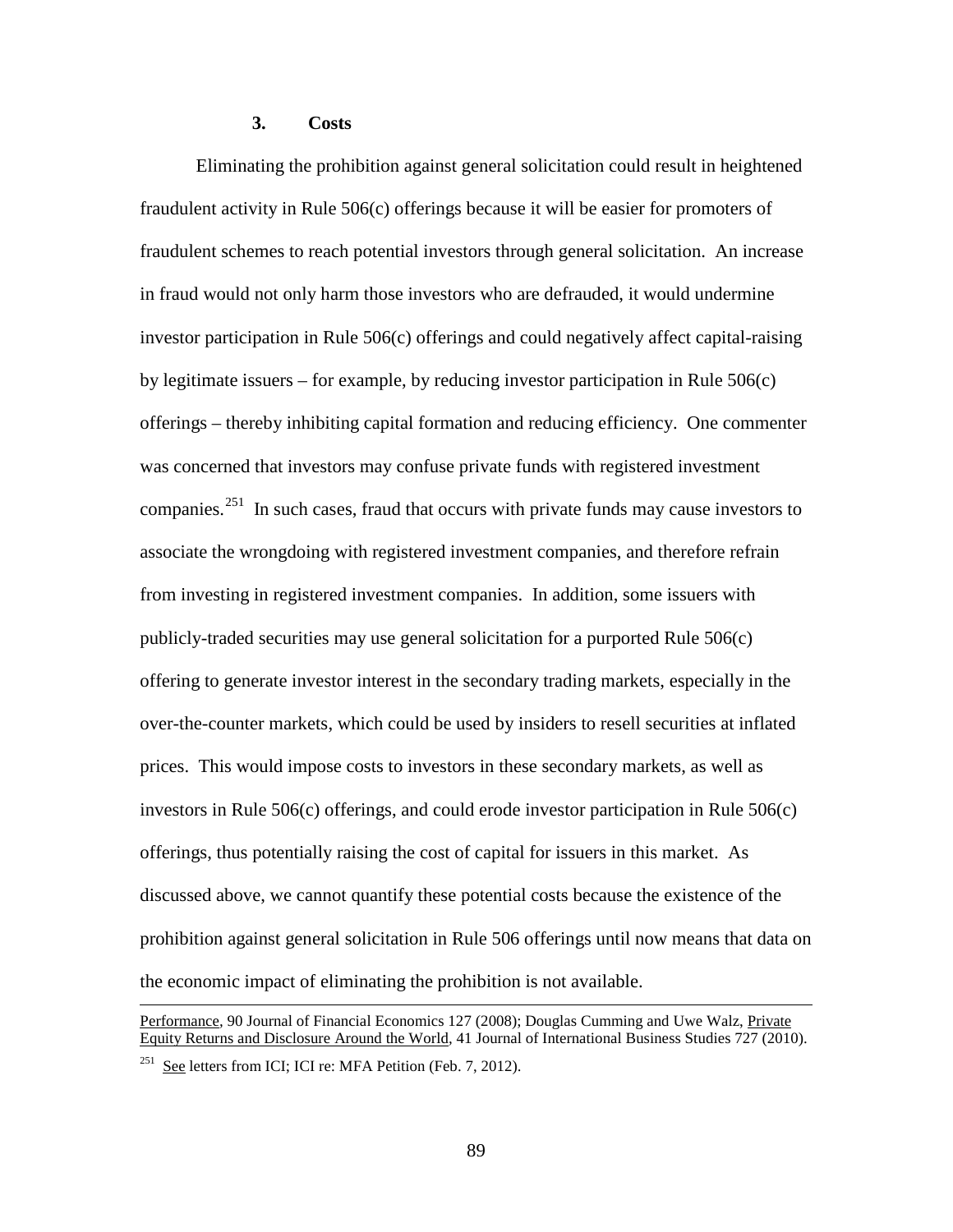### 3. Costs

Eliminating the prohibition against general solicitation could result in heightened fraudulent activity in Rule 506(c) offerings because it will be easier for promoters of fraudulent schemes to reach potential investors through general solicitation. An increase in fraud would not only harm those investors who are defrauded, it would undermine investor participation in Rule 506(c) offerings and could negatively affect capital-raising by legitimate issuers – for example, by reducing investor participation in Rule 506(c) offerings – thereby inhibiting capital formation and reducing efficiency. One commenter was concerned that investors may confuse private funds with registered investment companies.[251] In such cases, fraud that occurs with private funds may cause investors to associate the wrongdoing with registered investment companies, and therefore refrain from investing in registered investment companies. In addition, some issuers with publicly-traded securities may use general solicitation for a purported Rule 506(c) offering to generate investor interest in the secondary trading markets, especially in the over-the-counter markets, which could be used by insiders to resell securities at inflated prices. This would impose costs to investors in these secondary markets, as well as investors in Rule 506(c) offerings, and could erode investor participation in Rule 506(c) offerings, thus potentially raising the cost of capital for issuers in this market. As discussed above, we cannot quantify these potential costs because the existence of the prohibition against general solicitation in Rule 506 offerings until now means that data on the economic impact of eliminating the prohibition is not available.

---

Performance, 90 Journal of Financial Economics 127 (2008); Douglas Cumming and Uwe Walz, Private Equity Returns and Disclosure Around the World, 41 Journal of International Business Studies 727 (2010).

[251] See letters from ICI; ICI re: MFA Petition (Feb. 7, 2012).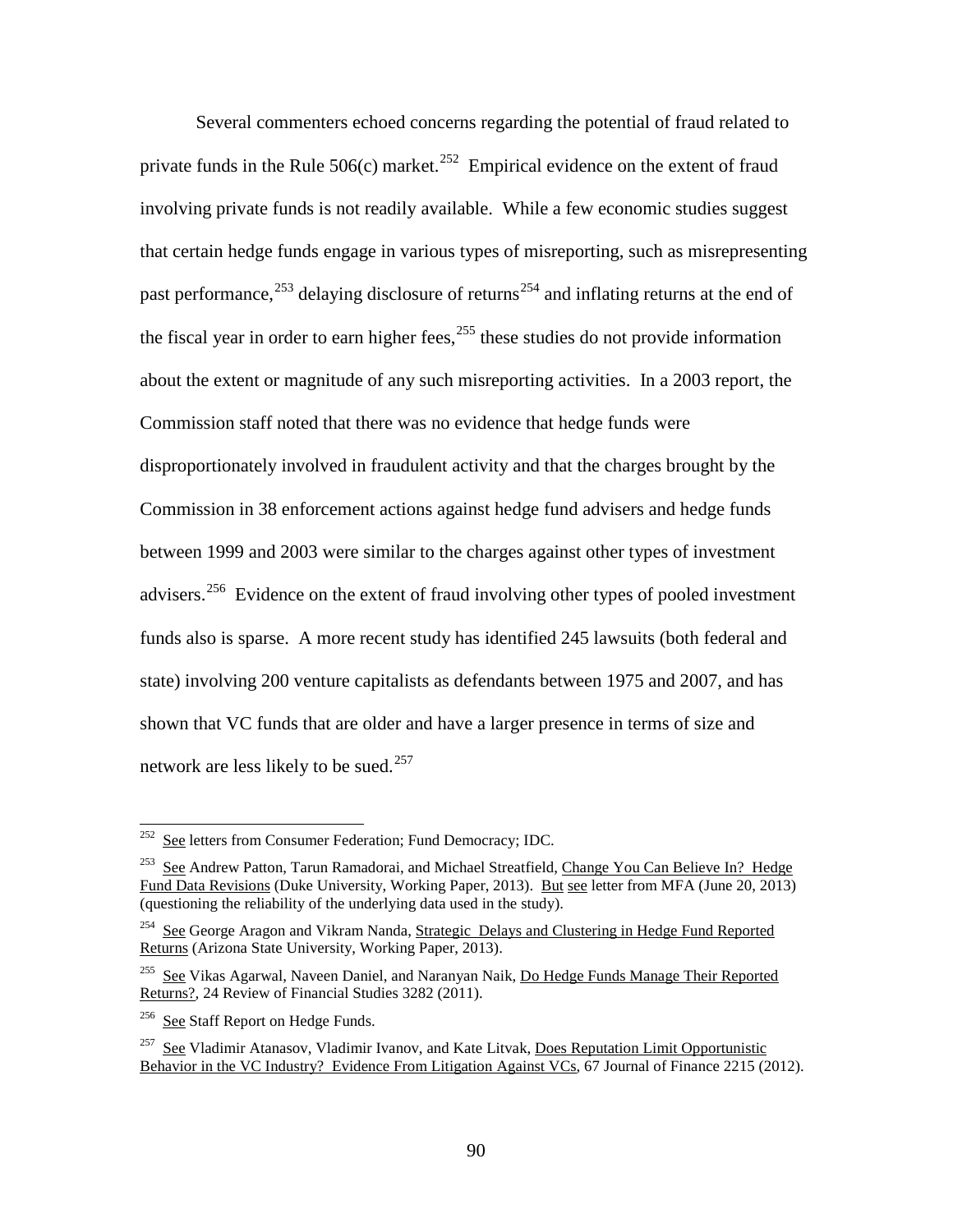Several commenters echoed concerns regarding the potential of fraud related to private funds in the Rule 506(c) market.[252] Empirical evidence on the extent of fraud involving private funds is not readily available. While a few economic studies suggest that certain hedge funds engage in various types of misreporting, such as misrepresenting past performance,[253] delaying disclosure of returns[254] and inflating returns at the end of the fiscal year in order to earn higher fees,[255] these studies do not provide information about the extent or magnitude of any such misreporting activities. In a 2003 report, the Commission staff noted that there was no evidence that hedge funds were disproportionately involved in fraudulent activity and that the charges brought by the Commission in 38 enforcement actions against hedge fund advisers and hedge funds between 1999 and 2003 were similar to the charges against other types of investment advisers.[256] Evidence on the extent of fraud involving other types of pooled investment funds also is sparse. A more recent study has identified 245 lawsuits (both federal and state) involving 200 venture capitalists as defendants between 1975 and 2007, and has shown that VC funds that are older and have a larger presence in terms of size and network are less likely to be sued.[257]

---

[252] See letters from Consumer Federation; Fund Democracy; IDC.

[253] See Andrew Patton, Tarun Ramadorai, and Michael Streatfield, Change You Can Believe In? Hedge Fund Data Revisions (Duke University, Working Paper, 2013). But see letter from MFA (June 20, 2013) (questioning the reliability of the underlying data used in the study).

[254] See George Aragon and Vikram Nanda, Strategic Delays and Clustering in Hedge Fund Reported Returns (Arizona State University, Working Paper, 2013).

[255] See Vikas Agarwal, Naveen Daniel, and Naranyan Naik, Do Hedge Funds Manage Their Reported Returns?, 24 Review of Financial Studies 3282 (2011).

[256] See Staff Report on Hedge Funds.

[257] See Vladimir Atanasov, Vladimir Ivanov, and Kate Litvak, Does Reputation Limit Opportunistic Behavior in the VC Industry? Evidence From Litigation Against VCs, 67 Journal of Finance 2215 (2012).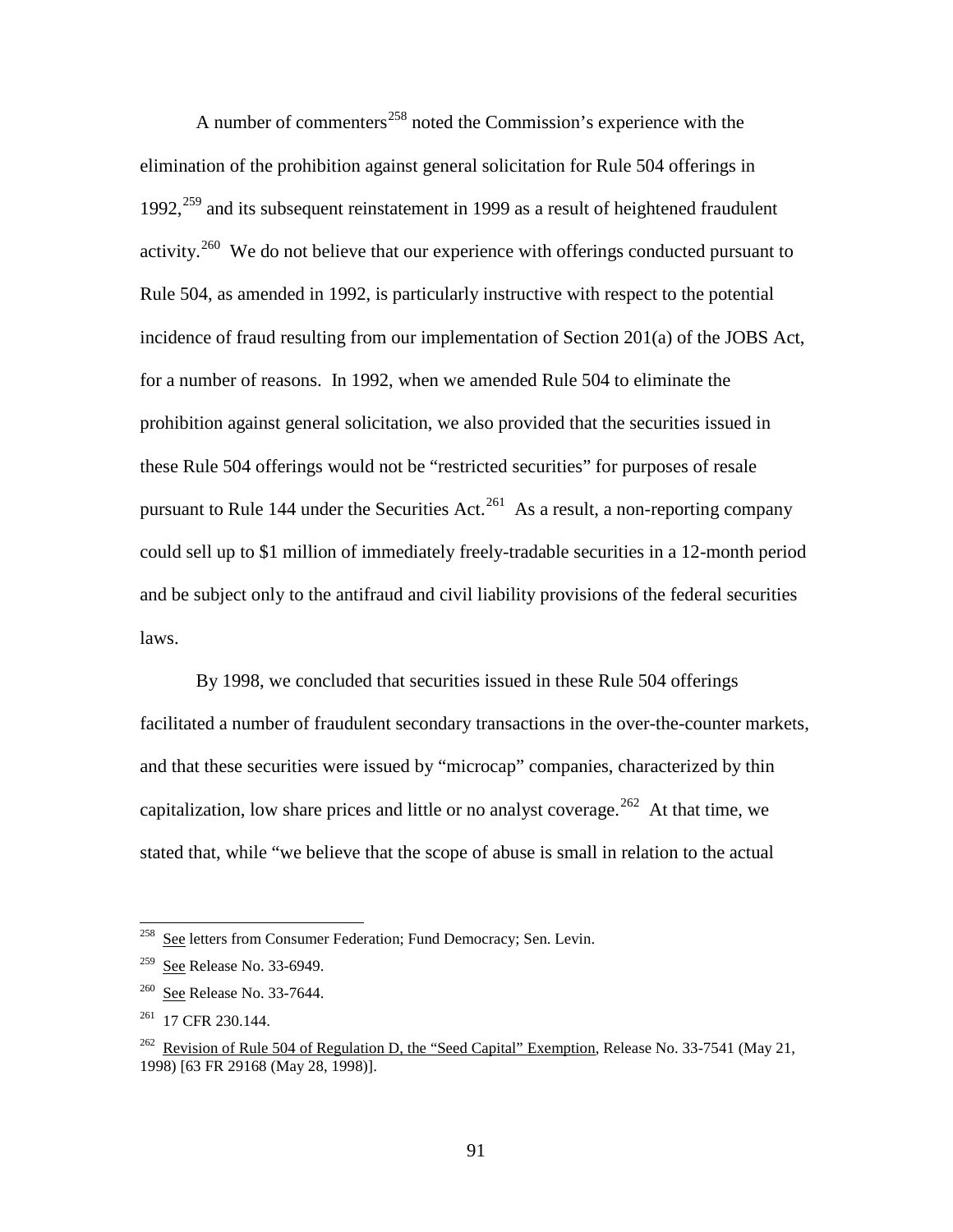A number of commenters[258] noted the Commission's experience with the elimination of the prohibition against general solicitation for Rule 504 offerings in 1992,[259] and its subsequent reinstatement in 1999 as a result of heightened fraudulent activity.[260] We do not believe that our experience with offerings conducted pursuant to Rule 504, as amended in 1992, is particularly instructive with respect to the potential incidence of fraud resulting from our implementation of Section 201(a) of the JOBS Act, for a number of reasons. In 1992, when we amended Rule 504 to eliminate the prohibition against general solicitation, we also provided that the securities issued in these Rule 504 offerings would not be "restricted securities" for purposes of resale pursuant to Rule 144 under the Securities Act.[261] As a result, a non-reporting company could sell up to $1 million of immediately freely-tradable securities in a 12-month period and be subject only to the antifraud and civil liability provisions of the federal securities laws.

By 1998, we concluded that securities issued in these Rule 504 offerings facilitated a number of fraudulent secondary transactions in the over-the-counter markets, and that these securities were issued by "microcap" companies, characterized by thin capitalization, low share prices and little or no analyst coverage.[262] At that time, we stated that, while "we believe that the scope of abuse is small in relation to the actual

---

[258] See letters from Consumer Federation; Fund Democracy; Sen. Levin.

[259] See Release No. 33-6949.

[260] See Release No. 33-7644.

[261] 17 CFR 230.144.

[262] Revision of Rule 504 of Regulation D, the "Seed Capital" Exemption, Release No. 33-7541 (May 21, 1998) [63 FR 29168 (May 28, 1998)].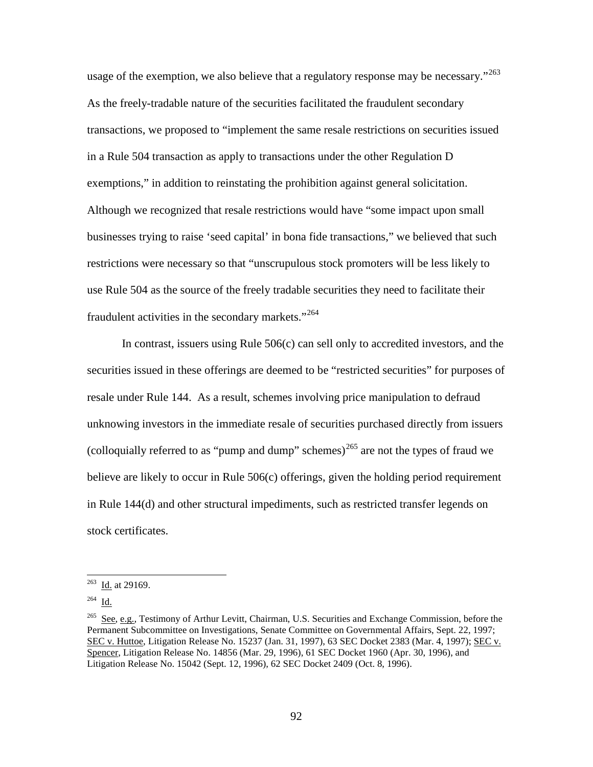usage of the exemption, we also believe that a regulatory response may be necessary."[263] As the freely-tradable nature of the securities facilitated the fraudulent secondary transactions, we proposed to "implement the same resale restrictions on securities issued in a Rule 504 transaction as apply to transactions under the other Regulation D exemptions," in addition to reinstating the prohibition against general solicitation. Although we recognized that resale restrictions would have "some impact upon small businesses trying to raise 'seed capital' in bona fide transactions," we believed that such restrictions were necessary so that "unscrupulous stock promoters will be less likely to use Rule 504 as the source of the freely tradable securities they need to facilitate their fraudulent activities in the secondary markets."[264]

In contrast, issuers using Rule 506(c) can sell only to accredited investors, and the securities issued in these offerings are deemed to be "restricted securities" for purposes of resale under Rule 144. As a result, schemes involving price manipulation to defraud unknowing investors in the immediate resale of securities purchased directly from issuers (colloquially referred to as "pump and dump" schemes)[265] are not the types of fraud we believe are likely to occur in Rule 506(c) offerings, given the holding period requirement in Rule 144(d) and other structural impediments, such as restricted transfer legends on stock certificates.

---

[263] Id. at 29169.

[264] Id.

[265] See, e.g., Testimony of Arthur Levitt, Chairman, U.S. Securities and Exchange Commission, before the Permanent Subcommittee on Investigations, Senate Committee on Governmental Affairs, Sept. 22, 1997; SEC v. Huttoe, Litigation Release No. 15237 (Jan. 31, 1997), 63 SEC Docket 2383 (Mar. 4, 1997); SEC v. Spencer, Litigation Release No. 14856 (Mar. 29, 1996), 61 SEC Docket 1960 (Apr. 30, 1996), and Litigation Release No. 15042 (Sept. 12, 1996), 62 SEC Docket 2409 (Oct. 8, 1996).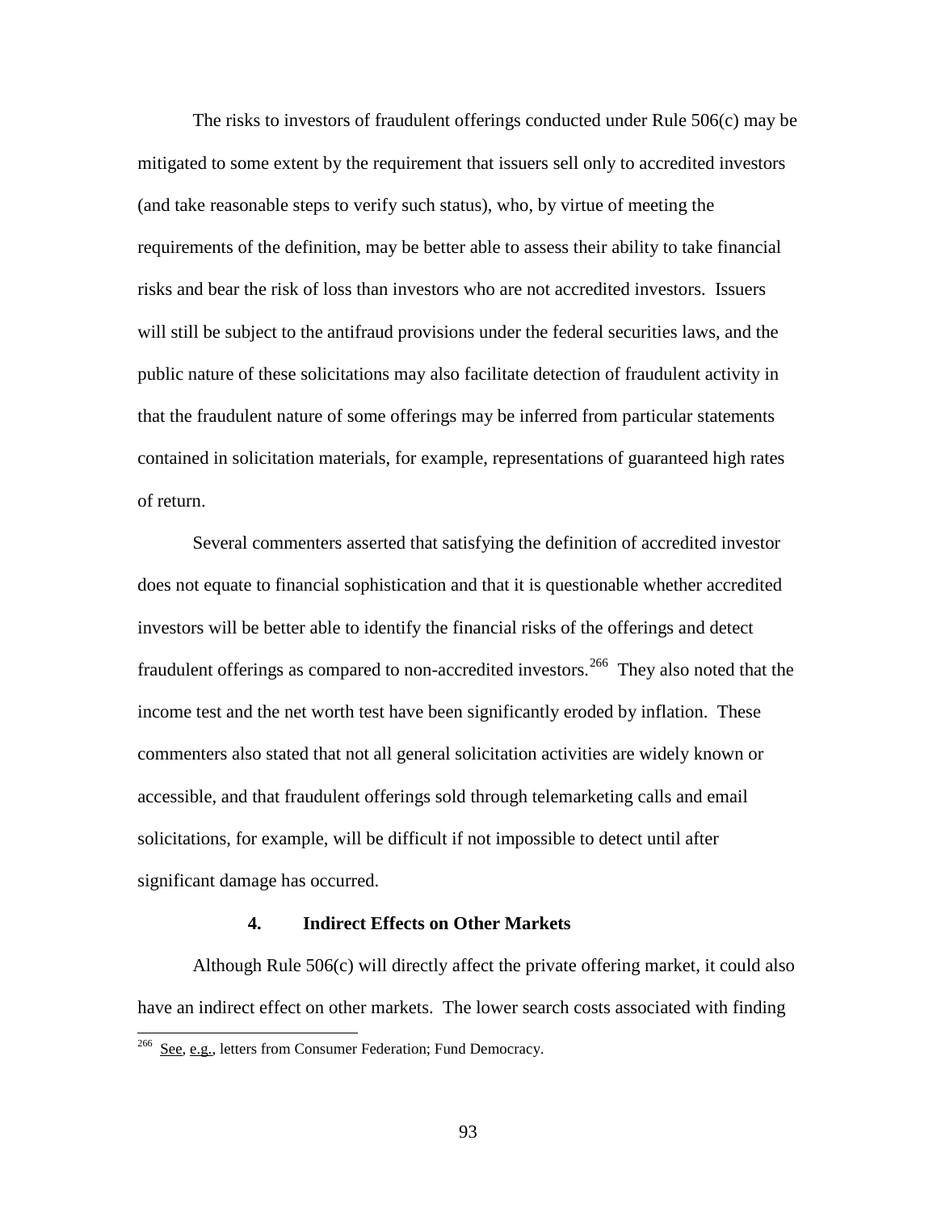The risks to investors of fraudulent offerings conducted under Rule 506(c) may be mitigated to some extent by the requirement that issuers sell only to accredited investors (and take reasonable steps to verify such status), who, by virtue of meeting the requirements of the definition, may be better able to assess their ability to take financial risks and bear the risk of loss than investors who are not accredited investors. Issuers will still be subject to the antifraud provisions under the federal securities laws, and the public nature of these solicitations may also facilitate detection of fraudulent activity in that the fraudulent nature of some offerings may be inferred from particular statements contained in solicitation materials, for example, representations of guaranteed high rates of return.

Several commenters asserted that satisfying the definition of accredited investor does not equate to financial sophistication and that it is questionable whether accredited investors will be better able to identify the financial risks of the offerings and detect fraudulent offerings as compared to non-accredited investors.[266] They also noted that the income test and the net worth test have been significantly eroded by inflation. These commenters also stated that not all general solicitation activities are widely known or accessible, and that fraudulent offerings sold through telemarketing calls and email solicitations, for example, will be difficult if not impossible to detect until after significant damage has occurred.

#### 4. Indirect Effects on Other Markets

Although Rule 506(c) will directly affect the private offering market, it could also have an indirect effect on other markets. The lower search costs associated with finding

---

[266] See, e.g., letters from Consumer Federation; Fund Democracy.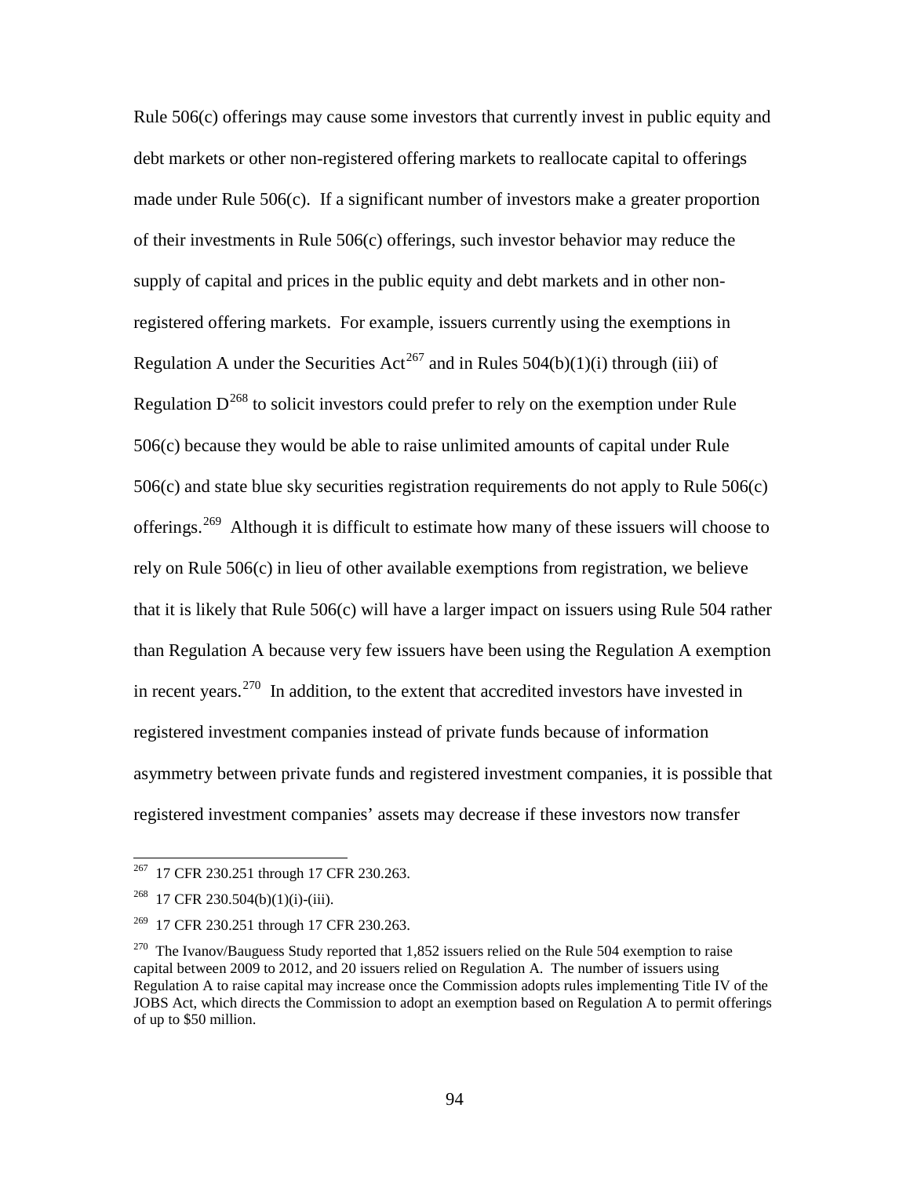Rule 506(c) offerings may cause some investors that currently invest in public equity and debt markets or other non-registered offering markets to reallocate capital to offerings made under Rule 506(c). If a significant number of investors make a greater proportion of their investments in Rule 506(c) offerings, such investor behavior may reduce the supply of capital and prices in the public equity and debt markets and in other non-registered offering markets. For example, issuers currently using the exemptions in Regulation A under the Securities Act[267] and in Rules 504(b)(1)(i) through (iii) of Regulation D[268] to solicit investors could prefer to rely on the exemption under Rule 506(c) because they would be able to raise unlimited amounts of capital under Rule 506(c) and state blue sky securities registration requirements do not apply to Rule 506(c) offerings.[269] Although it is difficult to estimate how many of these issuers will choose to rely on Rule 506(c) in lieu of other available exemptions from registration, we believe that it is likely that Rule 506(c) will have a larger impact on issuers using Rule 504 rather than Regulation A because very few issuers have been using the Regulation A exemption in recent years.[270] In addition, to the extent that accredited investors have invested in registered investment companies instead of private funds because of information asymmetry between private funds and registered investment companies, it is possible that registered investment companies' assets may decrease if these investors now transfer

---

[267] 17 CFR 230.251 through 17 CFR 230.263.

[268] 17 CFR 230.504(b)(1)(i)-(iii).

[269] 17 CFR 230.251 through 17 CFR 230.263.

[270] The Ivanov/Bauguess Study reported that 1,852 issuers relied on the Rule 504 exemption to raise capital between 2009 to 2012, and 20 issuers relied on Regulation A. The number of issuers using Regulation A to raise capital may increase once the Commission adopts rules implementing Title IV of the JOBS Act, which directs the Commission to adopt an exemption based on Regulation A to permit offerings of up to $50 million.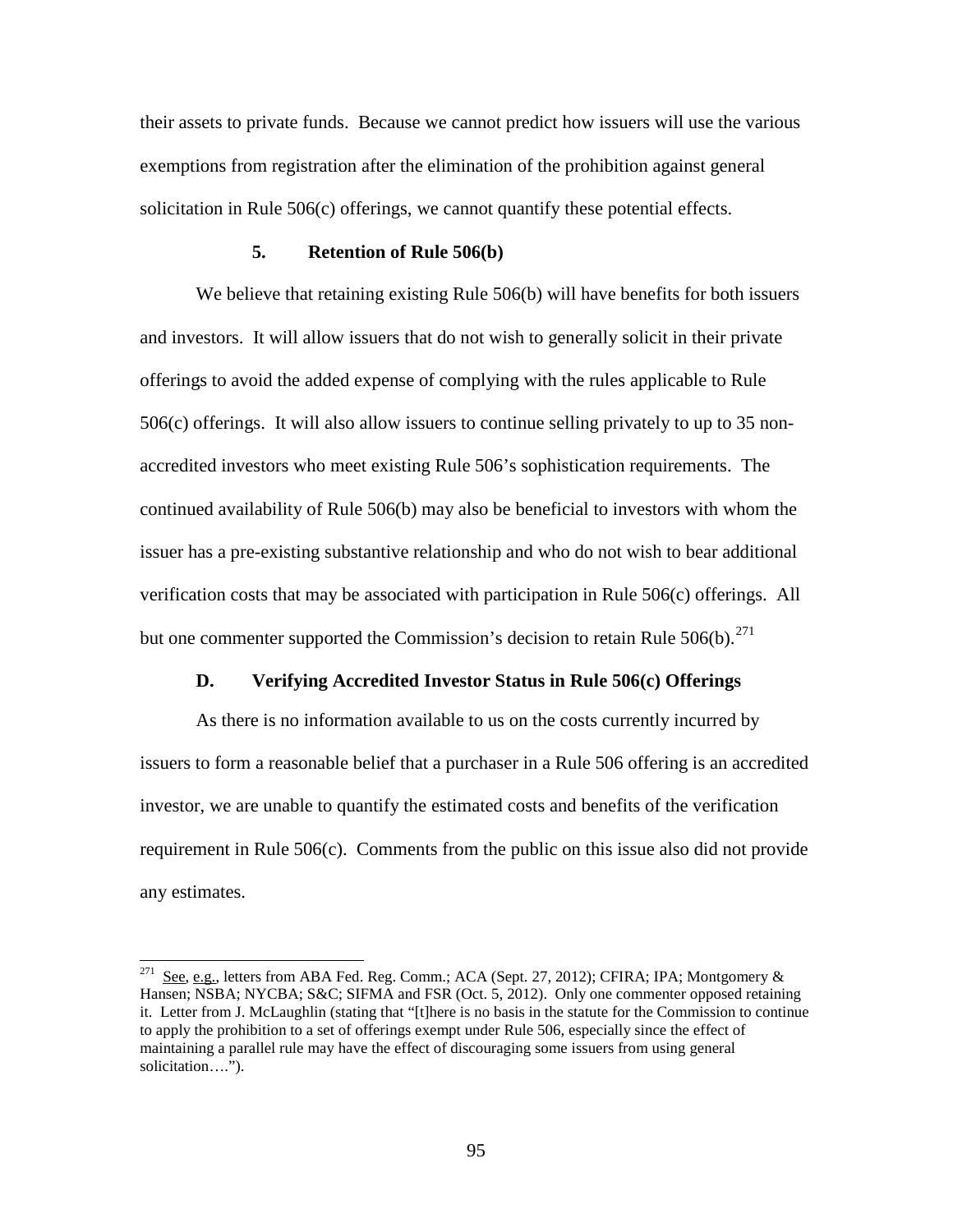their assets to private funds. Because we cannot predict how issuers will use the various exemptions from registration after the elimination of the prohibition against general solicitation in Rule 506(c) offerings, we cannot quantify these potential effects.

### 5. Retention of Rule 506(b)

We believe that retaining existing Rule 506(b) will have benefits for both issuers and investors. It will allow issuers that do not wish to generally solicit in their private offerings to avoid the added expense of complying with the rules applicable to Rule 506(c) offerings. It will also allow issuers to continue selling privately to up to 35 non-accredited investors who meet existing Rule 506's sophistication requirements. The continued availability of Rule 506(b) may also be beneficial to investors with whom the issuer has a pre-existing substantive relationship and who do not wish to bear additional verification costs that may be associated with participation in Rule 506(c) offerings. All but one commenter supported the Commission's decision to retain Rule 506(b).[271]

## D. Verifying Accredited Investor Status in Rule 506(c) Offerings

As there is no information available to us on the costs currently incurred by issuers to form a reasonable belief that a purchaser in a Rule 506 offering is an accredited investor, we are unable to quantify the estimated costs and benefits of the verification requirement in Rule 506(c). Comments from the public on this issue also did not provide any estimates.

---

[271] See, e.g., letters from ABA Fed. Reg. Comm.; ACA (Sept. 27, 2012); CFIRA; IPA; Montgomery & Hansen; NSBA; NYCBA; S&C; SIFMA and FSR (Oct. 5, 2012). Only one commenter opposed retaining it. Letter from J. McLaughlin (stating that "[t]here is no basis in the statute for the Commission to continue to apply the prohibition to a set of offerings exempt under Rule 506, especially since the effect of maintaining a parallel rule may have the effect of discouraging some issuers from using general solicitation….").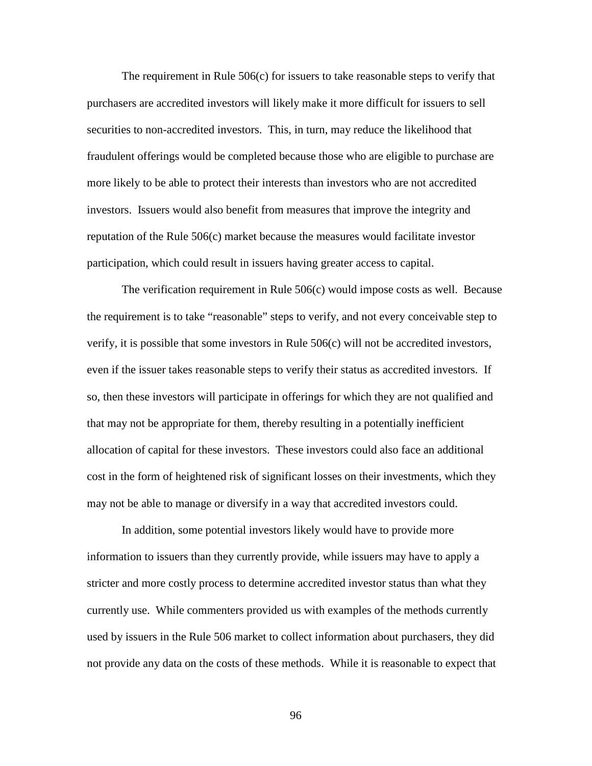The requirement in Rule 506(c) for issuers to take reasonable steps to verify that purchasers are accredited investors will likely make it more difficult for issuers to sell securities to non-accredited investors. This, in turn, may reduce the likelihood that fraudulent offerings would be completed because those who are eligible to purchase are more likely to be able to protect their interests than investors who are not accredited investors. Issuers would also benefit from measures that improve the integrity and reputation of the Rule 506(c) market because the measures would facilitate investor participation, which could result in issuers having greater access to capital.

The verification requirement in Rule 506(c) would impose costs as well. Because the requirement is to take "reasonable" steps to verify, and not every conceivable step to verify, it is possible that some investors in Rule 506(c) will not be accredited investors, even if the issuer takes reasonable steps to verify their status as accredited investors. If so, then these investors will participate in offerings for which they are not qualified and that may not be appropriate for them, thereby resulting in a potentially inefficient allocation of capital for these investors. These investors could also face an additional cost in the form of heightened risk of significant losses on their investments, which they may not be able to manage or diversify in a way that accredited investors could.

In addition, some potential investors likely would have to provide more information to issuers than they currently provide, while issuers may have to apply a stricter and more costly process to determine accredited investor status than what they currently use. While commenters provided us with examples of the methods currently used by issuers in the Rule 506 market to collect information about purchasers, they did not provide any data on the costs of these methods. While it is reasonable to expect that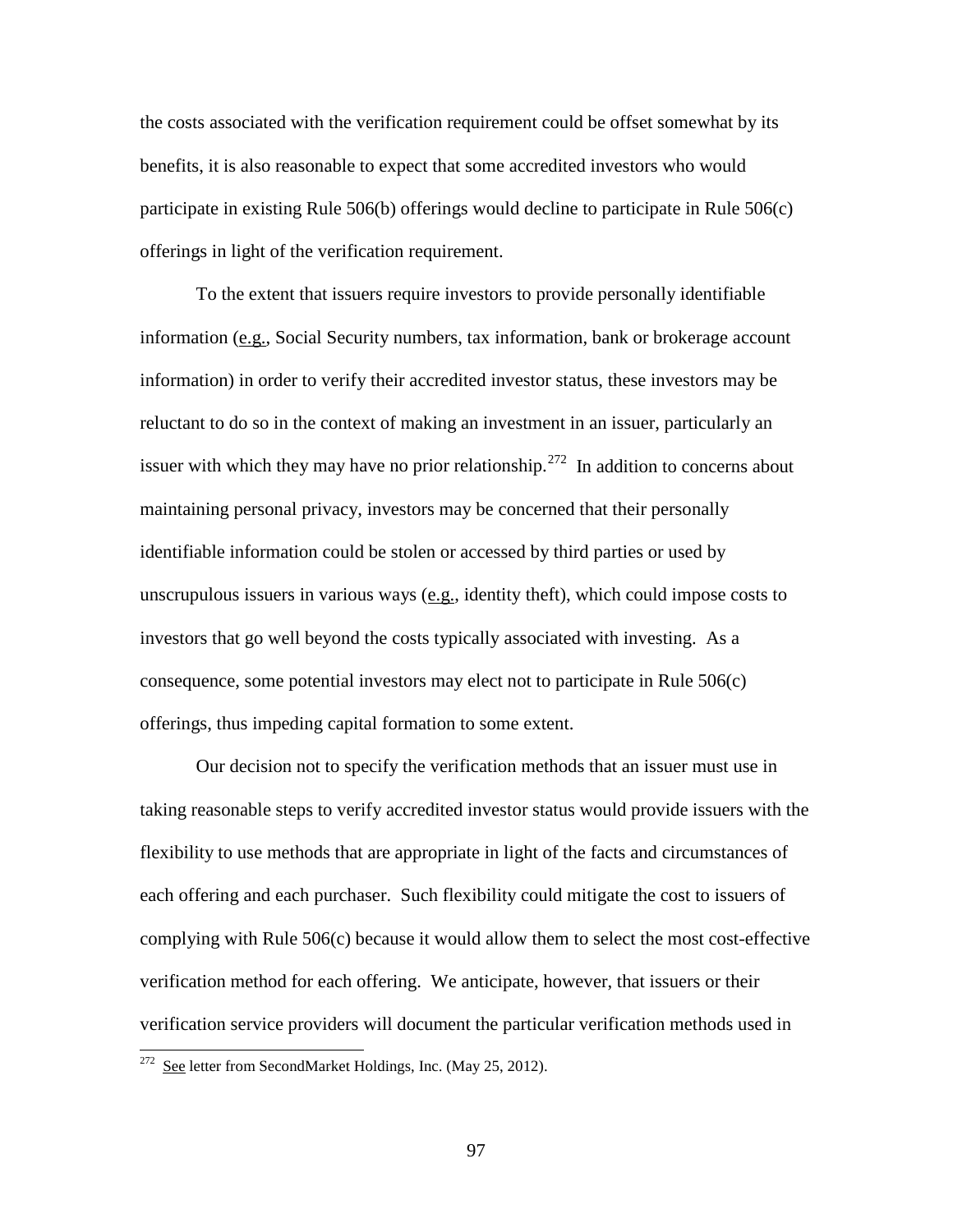the costs associated with the verification requirement could be offset somewhat by its benefits, it is also reasonable to expect that some accredited investors who would participate in existing Rule 506(b) offerings would decline to participate in Rule 506(c) offerings in light of the verification requirement.

To the extent that issuers require investors to provide personally identifiable information (e.g., Social Security numbers, tax information, bank or brokerage account information) in order to verify their accredited investor status, these investors may be reluctant to do so in the context of making an investment in an issuer, particularly an issuer with which they may have no prior relationship.[272] In addition to concerns about maintaining personal privacy, investors may be concerned that their personally identifiable information could be stolen or accessed by third parties or used by unscrupulous issuers in various ways (e.g., identity theft), which could impose costs to investors that go well beyond the costs typically associated with investing. As a consequence, some potential investors may elect not to participate in Rule 506(c) offerings, thus impeding capital formation to some extent.

Our decision not to specify the verification methods that an issuer must use in taking reasonable steps to verify accredited investor status would provide issuers with the flexibility to use methods that are appropriate in light of the facts and circumstances of each offering and each purchaser. Such flexibility could mitigate the cost to issuers of complying with Rule 506(c) because it would allow them to select the most cost-effective verification method for each offering. We anticipate, however, that issuers or their verification service providers will document the particular verification methods used in

---

[272] See letter from SecondMarket Holdings, Inc. (May 25, 2012).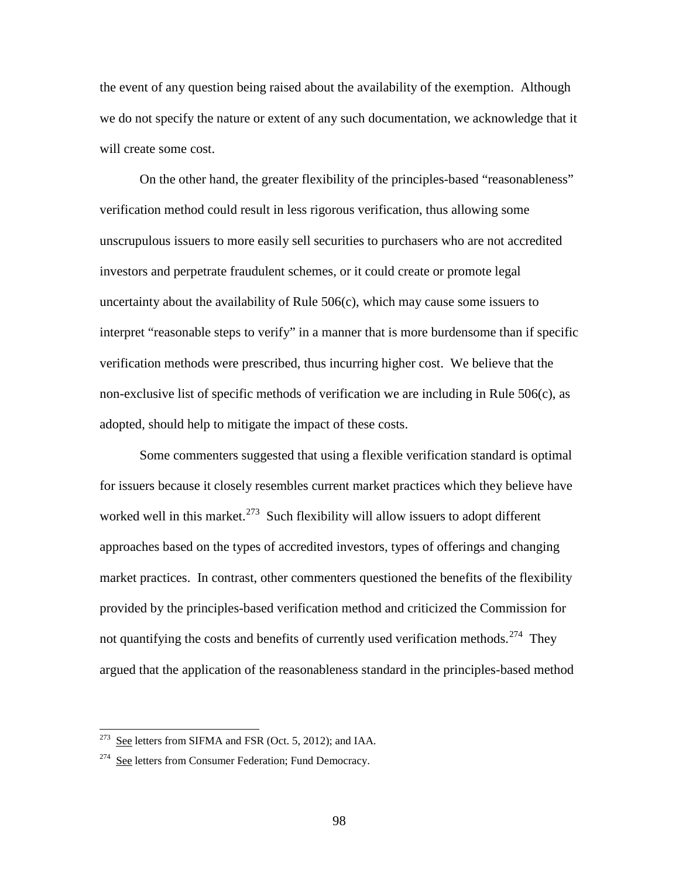the event of any question being raised about the availability of the exemption. Although we do not specify the nature or extent of any such documentation, we acknowledge that it will create some cost.

On the other hand, the greater flexibility of the principles-based "reasonableness" verification method could result in less rigorous verification, thus allowing some unscrupulous issuers to more easily sell securities to purchasers who are not accredited investors and perpetrate fraudulent schemes, or it could create or promote legal uncertainty about the availability of Rule 506(c), which may cause some issuers to interpret "reasonable steps to verify" in a manner that is more burdensome than if specific verification methods were prescribed, thus incurring higher cost. We believe that the non-exclusive list of specific methods of verification we are including in Rule 506(c), as adopted, should help to mitigate the impact of these costs.

Some commenters suggested that using a flexible verification standard is optimal for issuers because it closely resembles current market practices which they believe have worked well in this market.[273] Such flexibility will allow issuers to adopt different approaches based on the types of accredited investors, types of offerings and changing market practices. In contrast, other commenters questioned the benefits of the flexibility provided by the principles-based verification method and criticized the Commission for not quantifying the costs and benefits of currently used verification methods.[274] They argued that the application of the reasonableness standard in the principles-based method

[273] See letters from SIFMA and FSR (Oct. 5, 2012); and IAA.

[274] See letters from Consumer Federation; Fund Democracy.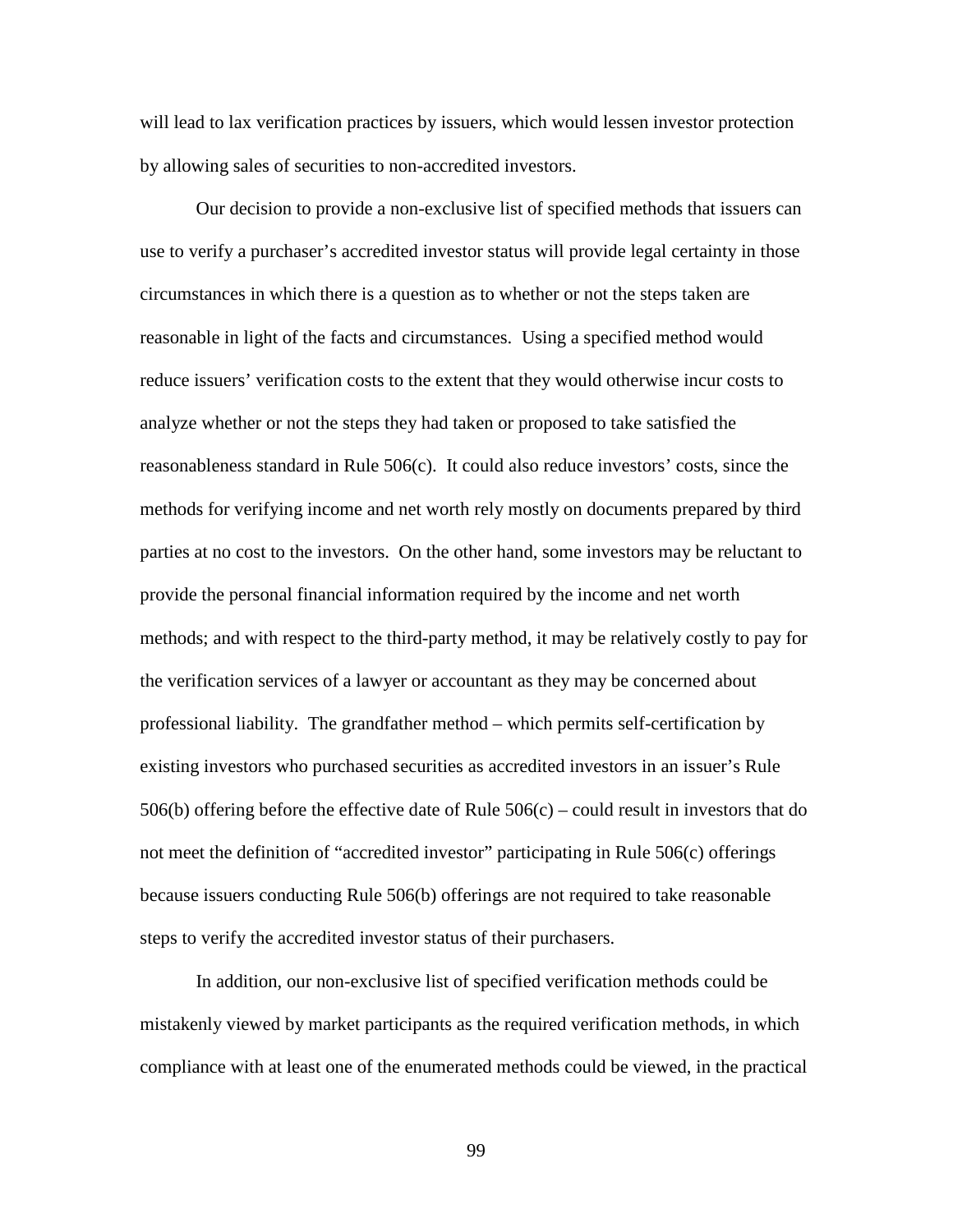will lead to lax verification practices by issuers, which would lessen investor protection by allowing sales of securities to non-accredited investors.

Our decision to provide a non-exclusive list of specified methods that issuers can use to verify a purchaser's accredited investor status will provide legal certainty in those circumstances in which there is a question as to whether or not the steps taken are reasonable in light of the facts and circumstances. Using a specified method would reduce issuers' verification costs to the extent that they would otherwise incur costs to analyze whether or not the steps they had taken or proposed to take satisfied the reasonableness standard in Rule 506(c). It could also reduce investors' costs, since the methods for verifying income and net worth rely mostly on documents prepared by third parties at no cost to the investors. On the other hand, some investors may be reluctant to provide the personal financial information required by the income and net worth methods; and with respect to the third-party method, it may be relatively costly to pay for the verification services of a lawyer or accountant as they may be concerned about professional liability. The grandfather method – which permits self-certification by existing investors who purchased securities as accredited investors in an issuer's Rule 506(b) offering before the effective date of Rule 506(c) – could result in investors that do not meet the definition of "accredited investor" participating in Rule 506(c) offerings because issuers conducting Rule 506(b) offerings are not required to take reasonable steps to verify the accredited investor status of their purchasers.

In addition, our non-exclusive list of specified verification methods could be mistakenly viewed by market participants as the required verification methods, in which compliance with at least one of the enumerated methods could be viewed, in the practical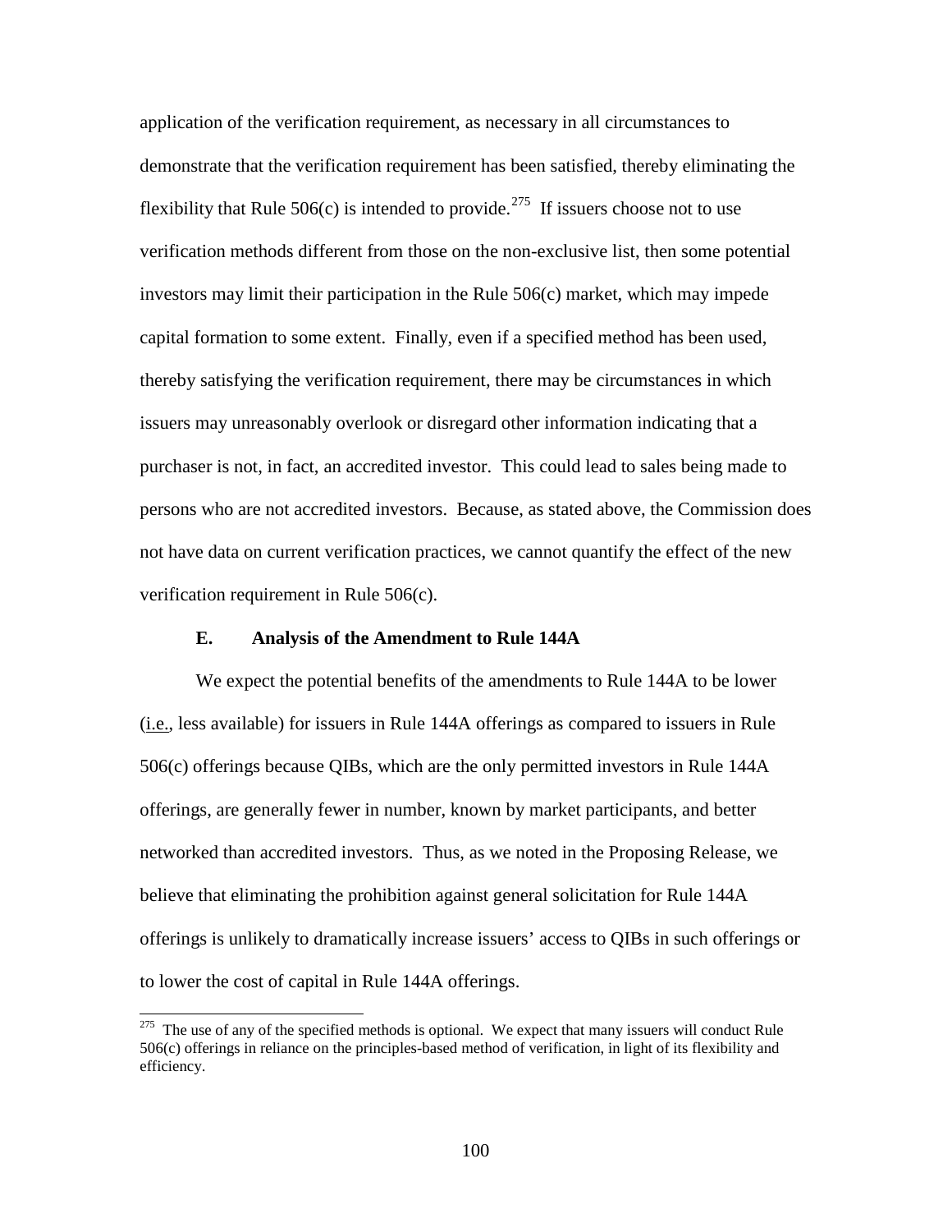application of the verification requirement, as necessary in all circumstances to demonstrate that the verification requirement has been satisfied, thereby eliminating the flexibility that Rule 506(c) is intended to provide.[275] If issuers choose not to use verification methods different from those on the non-exclusive list, then some potential investors may limit their participation in the Rule 506(c) market, which may impede capital formation to some extent. Finally, even if a specified method has been used, thereby satisfying the verification requirement, there may be circumstances in which issuers may unreasonably overlook or disregard other information indicating that a purchaser is not, in fact, an accredited investor. This could lead to sales being made to persons who are not accredited investors. Because, as stated above, the Commission does not have data on current verification practices, we cannot quantify the effect of the new verification requirement in Rule 506(c).

### E. Analysis of the Amendment to Rule 144A

We expect the potential benefits of the amendments to Rule 144A to be lower (i.e., less available) for issuers in Rule 144A offerings as compared to issuers in Rule 506(c) offerings because QIBs, which are the only permitted investors in Rule 144A offerings, are generally fewer in number, known by market participants, and better networked than accredited investors. Thus, as we noted in the Proposing Release, we believe that eliminating the prohibition against general solicitation for Rule 144A offerings is unlikely to dramatically increase issuers' access to QIBs in such offerings or to lower the cost of capital in Rule 144A offerings.

[275] The use of any of the specified methods is optional. We expect that many issuers will conduct Rule 506(c) offerings in reliance on the principles-based method of verification, in light of its flexibility and efficiency.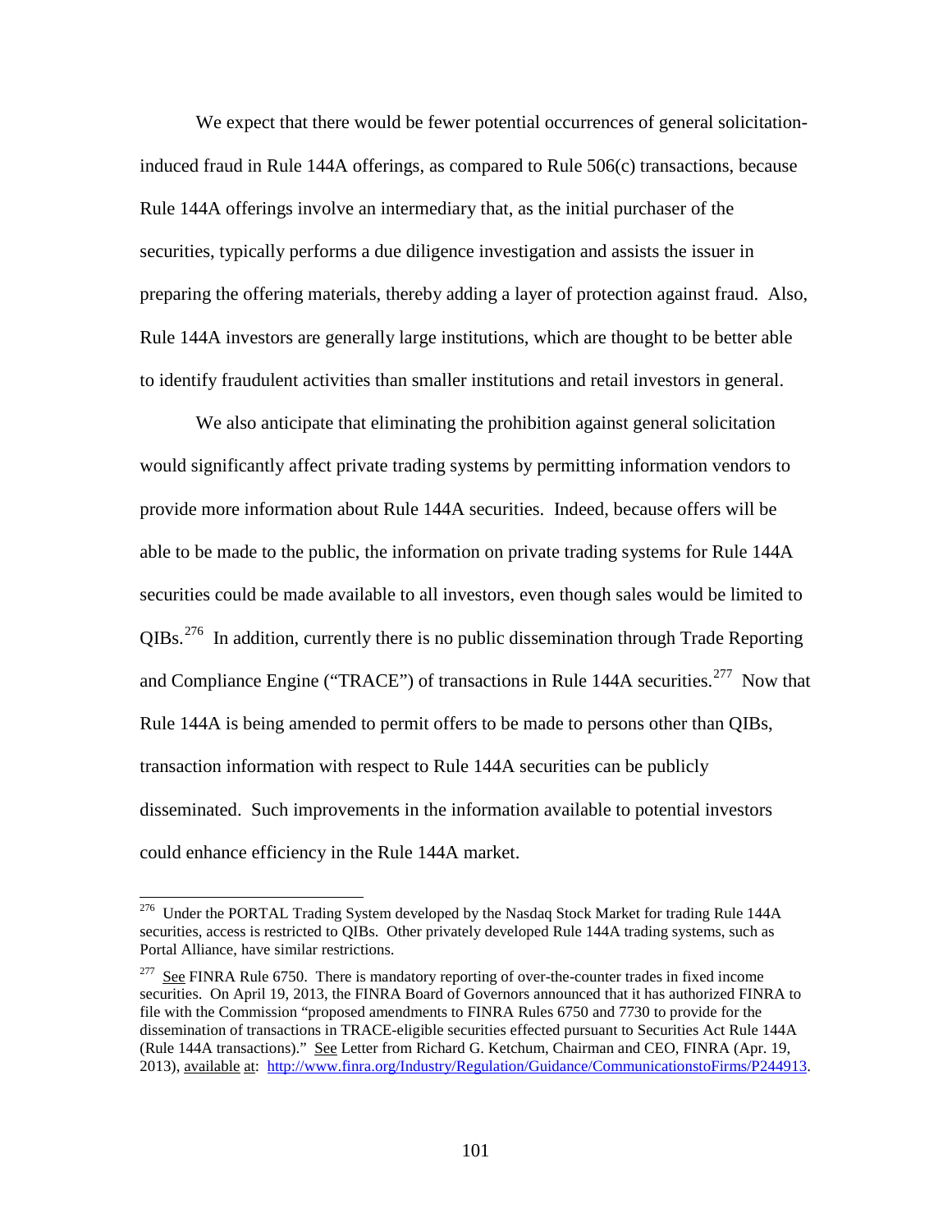We expect that there would be fewer potential occurrences of general solicitation-induced fraud in Rule 144A offerings, as compared to Rule 506(c) transactions, because Rule 144A offerings involve an intermediary that, as the initial purchaser of the securities, typically performs a due diligence investigation and assists the issuer in preparing the offering materials, thereby adding a layer of protection against fraud. Also, Rule 144A investors are generally large institutions, which are thought to be better able to identify fraudulent activities than smaller institutions and retail investors in general.

We also anticipate that eliminating the prohibition against general solicitation would significantly affect private trading systems by permitting information vendors to provide more information about Rule 144A securities. Indeed, because offers will be able to be made to the public, the information on private trading systems for Rule 144A securities could be made available to all investors, even though sales would be limited to QIBs.[276] In addition, currently there is no public dissemination through Trade Reporting and Compliance Engine ("TRACE") of transactions in Rule 144A securities.[277] Now that Rule 144A is being amended to permit offers to be made to persons other than QIBs, transaction information with respect to Rule 144A securities can be publicly disseminated. Such improvements in the information available to potential investors could enhance efficiency in the Rule 144A market.

---

[276] Under the PORTAL Trading System developed by the Nasdaq Stock Market for trading Rule 144A securities, access is restricted to QIBs. Other privately developed Rule 144A trading systems, such as Portal Alliance, have similar restrictions.

[277] See FINRA Rule 6750. There is mandatory reporting of over-the-counter trades in fixed income securities. On April 19, 2013, the FINRA Board of Governors announced that it has authorized FINRA to file with the Commission "proposed amendments to FINRA Rules 6750 and 7730 to provide for the dissemination of transactions in TRACE-eligible securities effected pursuant to Securities Act Rule 144A (Rule 144A transactions)." See Letter from Richard G. Ketchum, Chairman and CEO, FINRA (Apr. 19, 2013), available at: http://www.finra.org/Industry/Regulation/Guidance/CommunicationstoFirms/P244913.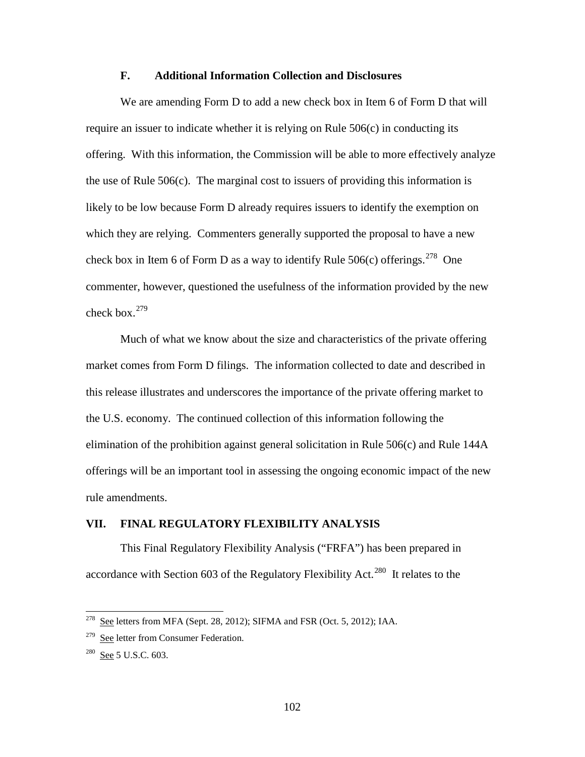### F. Additional Information Collection and Disclosures

We are amending Form D to add a new check box in Item 6 of Form D that will require an issuer to indicate whether it is relying on Rule 506(c) in conducting its offering. With this information, the Commission will be able to more effectively analyze the use of Rule 506(c). The marginal cost to issuers of providing this information is likely to be low because Form D already requires issuers to identify the exemption on which they are relying. Commenters generally supported the proposal to have a new check box in Item 6 of Form D as a way to identify Rule 506(c) offerings.[278] One commenter, however, questioned the usefulness of the information provided by the new check box.[279]

Much of what we know about the size and characteristics of the private offering market comes from Form D filings. The information collected to date and described in this release illustrates and underscores the importance of the private offering market to the U.S. economy. The continued collection of this information following the elimination of the prohibition against general solicitation in Rule 506(c) and Rule 144A offerings will be an important tool in assessing the ongoing economic impact of the new rule amendments.

## VII. FINAL REGULATORY FLEXIBILITY ANALYSIS

This Final Regulatory Flexibility Analysis ("FRFA") has been prepared in accordance with Section 603 of the Regulatory Flexibility Act.[280] It relates to the

---

[278] See letters from MFA (Sept. 28, 2012); SIFMA and FSR (Oct. 5, 2012); IAA.

[279] See letter from Consumer Federation.

[280] See 5 U.S.C. 603.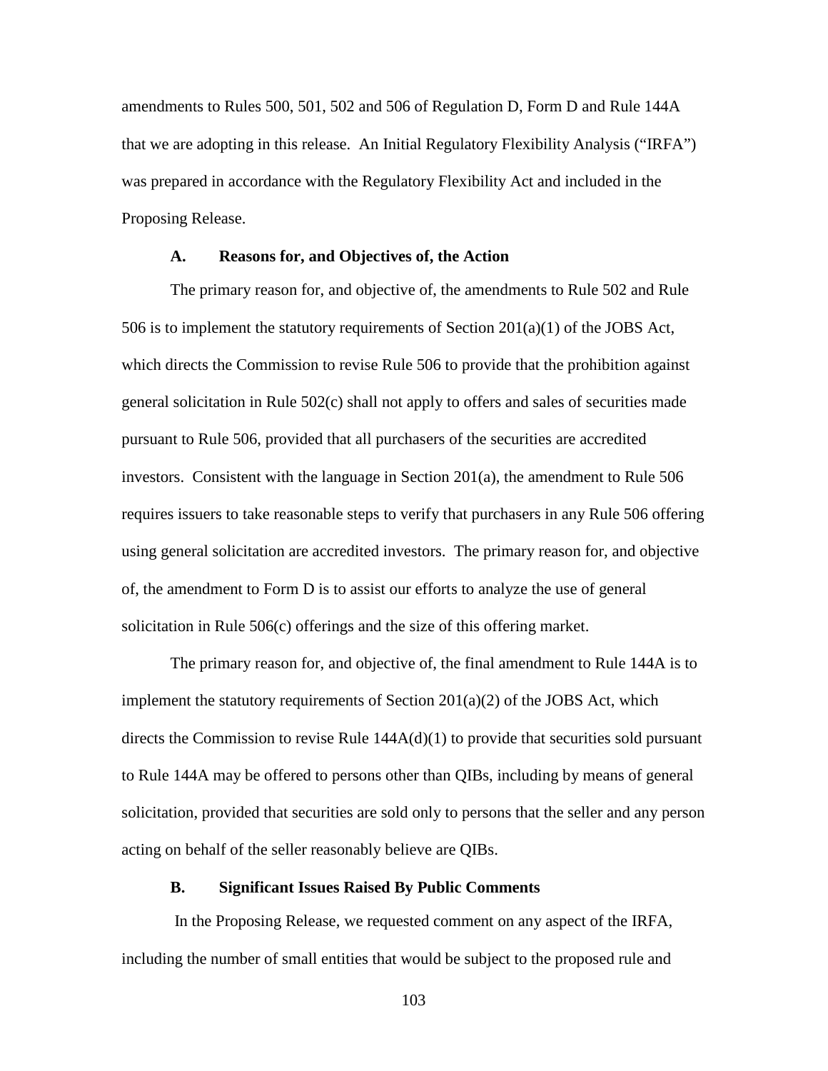amendments to Rules 500, 501, 502 and 506 of Regulation D, Form D and Rule 144A that we are adopting in this release. An Initial Regulatory Flexibility Analysis ("IRFA") was prepared in accordance with the Regulatory Flexibility Act and included in the Proposing Release.

### A. Reasons for, and Objectives of, the Action

The primary reason for, and objective of, the amendments to Rule 502 and Rule 506 is to implement the statutory requirements of Section 201(a)(1) of the JOBS Act, which directs the Commission to revise Rule 506 to provide that the prohibition against general solicitation in Rule 502(c) shall not apply to offers and sales of securities made pursuant to Rule 506, provided that all purchasers of the securities are accredited investors. Consistent with the language in Section 201(a), the amendment to Rule 506 requires issuers to take reasonable steps to verify that purchasers in any Rule 506 offering using general solicitation are accredited investors. The primary reason for, and objective of, the amendment to Form D is to assist our efforts to analyze the use of general solicitation in Rule 506(c) offerings and the size of this offering market.

The primary reason for, and objective of, the final amendment to Rule 144A is to implement the statutory requirements of Section 201(a)(2) of the JOBS Act, which directs the Commission to revise Rule 144A(d)(1) to provide that securities sold pursuant to Rule 144A may be offered to persons other than QIBs, including by means of general solicitation, provided that securities are sold only to persons that the seller and any person acting on behalf of the seller reasonably believe are QIBs.

### B. Significant Issues Raised By Public Comments

In the Proposing Release, we requested comment on any aspect of the IRFA, including the number of small entities that would be subject to the proposed rule and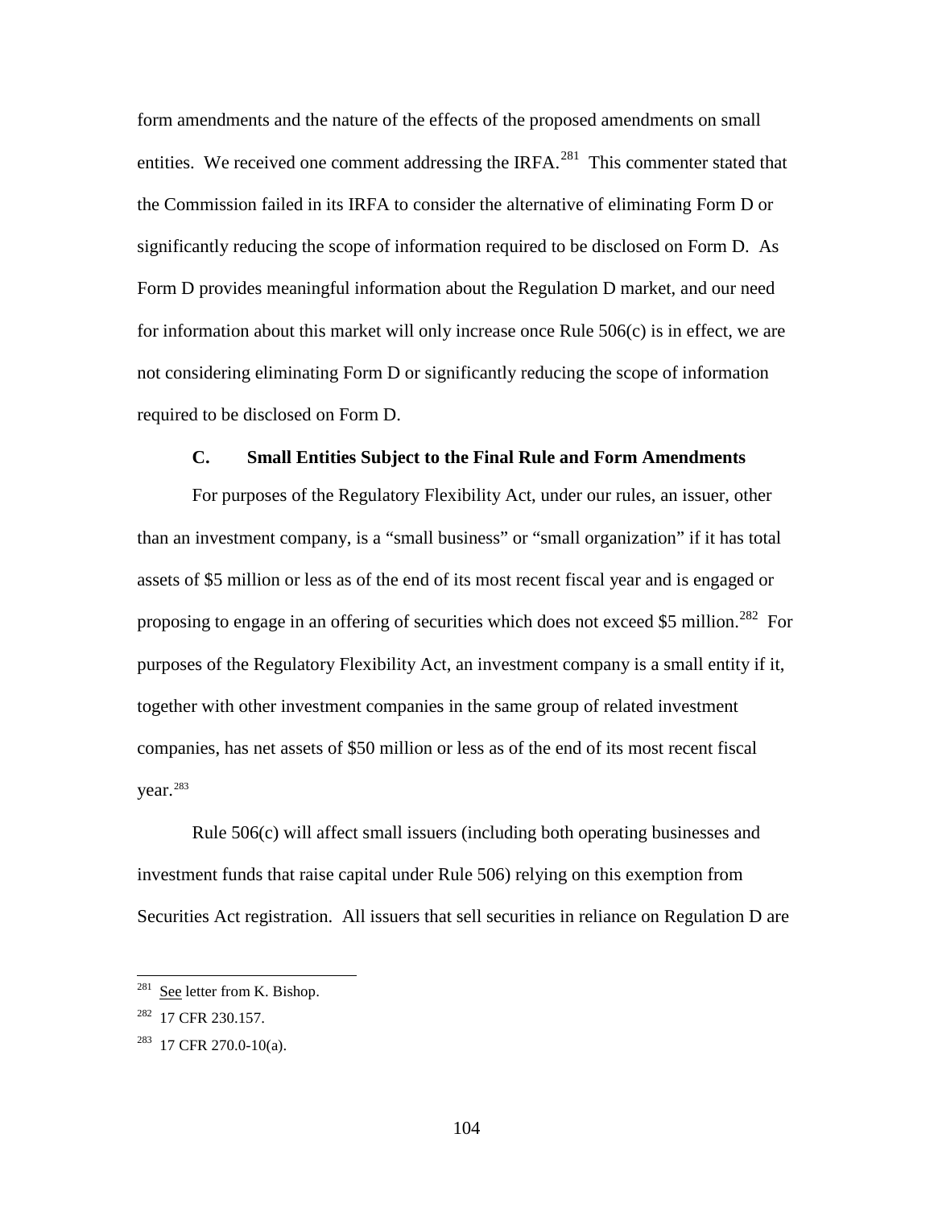form amendments and the nature of the effects of the proposed amendments on small entities. We received one comment addressing the IRFA.[281] This commenter stated that the Commission failed in its IRFA to consider the alternative of eliminating Form D or significantly reducing the scope of information required to be disclosed on Form D. As Form D provides meaningful information about the Regulation D market, and our need for information about this market will only increase once Rule 506(c) is in effect, we are not considering eliminating Form D or significantly reducing the scope of information required to be disclosed on Form D.

### C. Small Entities Subject to the Final Rule and Form Amendments

For purposes of the Regulatory Flexibility Act, under our rules, an issuer, other than an investment company, is a "small business" or "small organization" if it has total assets of $5 million or less as of the end of its most recent fiscal year and is engaged or proposing to engage in an offering of securities which does not exceed $5 million.[282] For purposes of the Regulatory Flexibility Act, an investment company is a small entity if it, together with other investment companies in the same group of related investment companies, has net assets of $50 million or less as of the end of its most recent fiscal year.[283]

Rule 506(c) will affect small issuers (including both operating businesses and investment funds that raise capital under Rule 506) relying on this exemption from Securities Act registration. All issuers that sell securities in reliance on Regulation D are

---

[281] See letter from K. Bishop.

[282] 17 CFR 230.157.

[283] 17 CFR 270.0-10(a).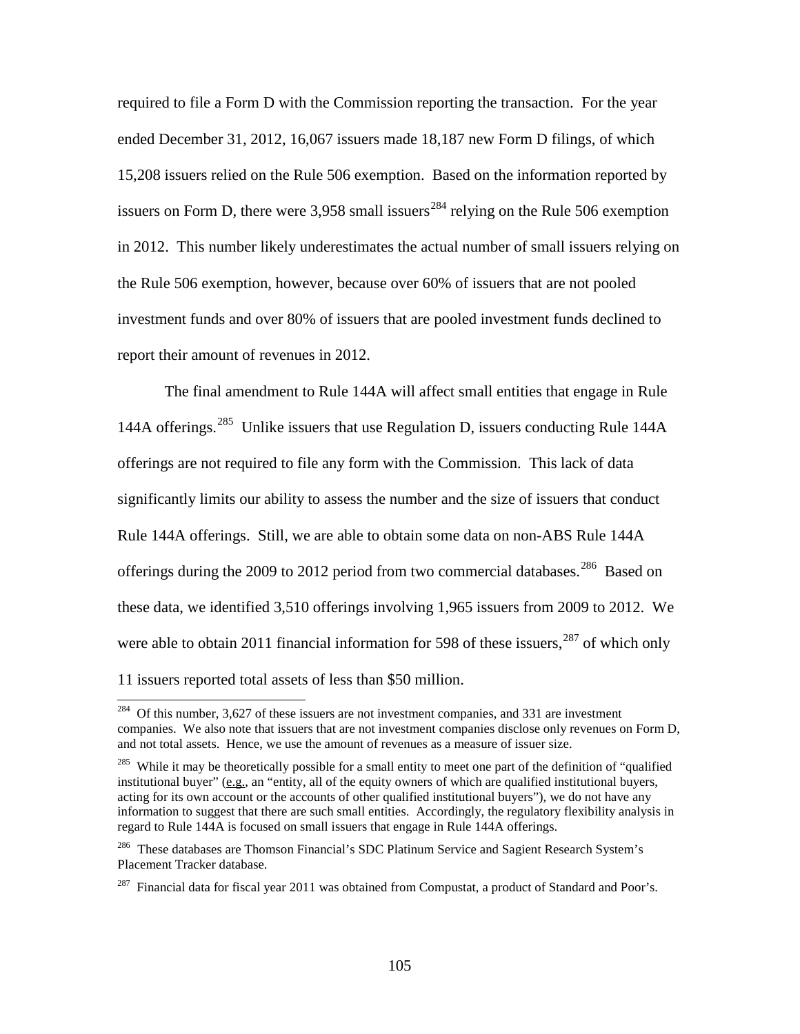required to file a Form D with the Commission reporting the transaction. For the year ended December 31, 2012, 16,067 issuers made 18,187 new Form D filings, of which 15,208 issuers relied on the Rule 506 exemption. Based on the information reported by issuers on Form D, there were 3,958 small issuers[284] relying on the Rule 506 exemption in 2012. This number likely underestimates the actual number of small issuers relying on the Rule 506 exemption, however, because over 60% of issuers that are not pooled investment funds and over 80% of issuers that are pooled investment funds declined to report their amount of revenues in 2012.

The final amendment to Rule 144A will affect small entities that engage in Rule 144A offerings.[285] Unlike issuers that use Regulation D, issuers conducting Rule 144A offerings are not required to file any form with the Commission. This lack of data significantly limits our ability to assess the number and the size of issuers that conduct Rule 144A offerings. Still, we are able to obtain some data on non-ABS Rule 144A offerings during the 2009 to 2012 period from two commercial databases.[286] Based on these data, we identified 3,510 offerings involving 1,965 issuers from 2009 to 2012. We were able to obtain 2011 financial information for 598 of these issuers,[287] of which only 11 issuers reported total assets of less than $50 million.

---

[284] Of this number, 3,627 of these issuers are not investment companies, and 331 are investment companies. We also note that issuers that are not investment companies disclose only revenues on Form D, and not total assets. Hence, we use the amount of revenues as a measure of issuer size.

[285] While it may be theoretically possible for a small entity to meet one part of the definition of "qualified institutional buyer" (e.g., an "entity, all of the equity owners of which are qualified institutional buyers, acting for its own account or the accounts of other qualified institutional buyers"), we do not have any information to suggest that there are such small entities. Accordingly, the regulatory flexibility analysis in regard to Rule 144A is focused on small issuers that engage in Rule 144A offerings.

[286] These databases are Thomson Financial's SDC Platinum Service and Sagient Research System's Placement Tracker database.

[287] Financial data for fiscal year 2011 was obtained from Compustat, a product of Standard and Poor's.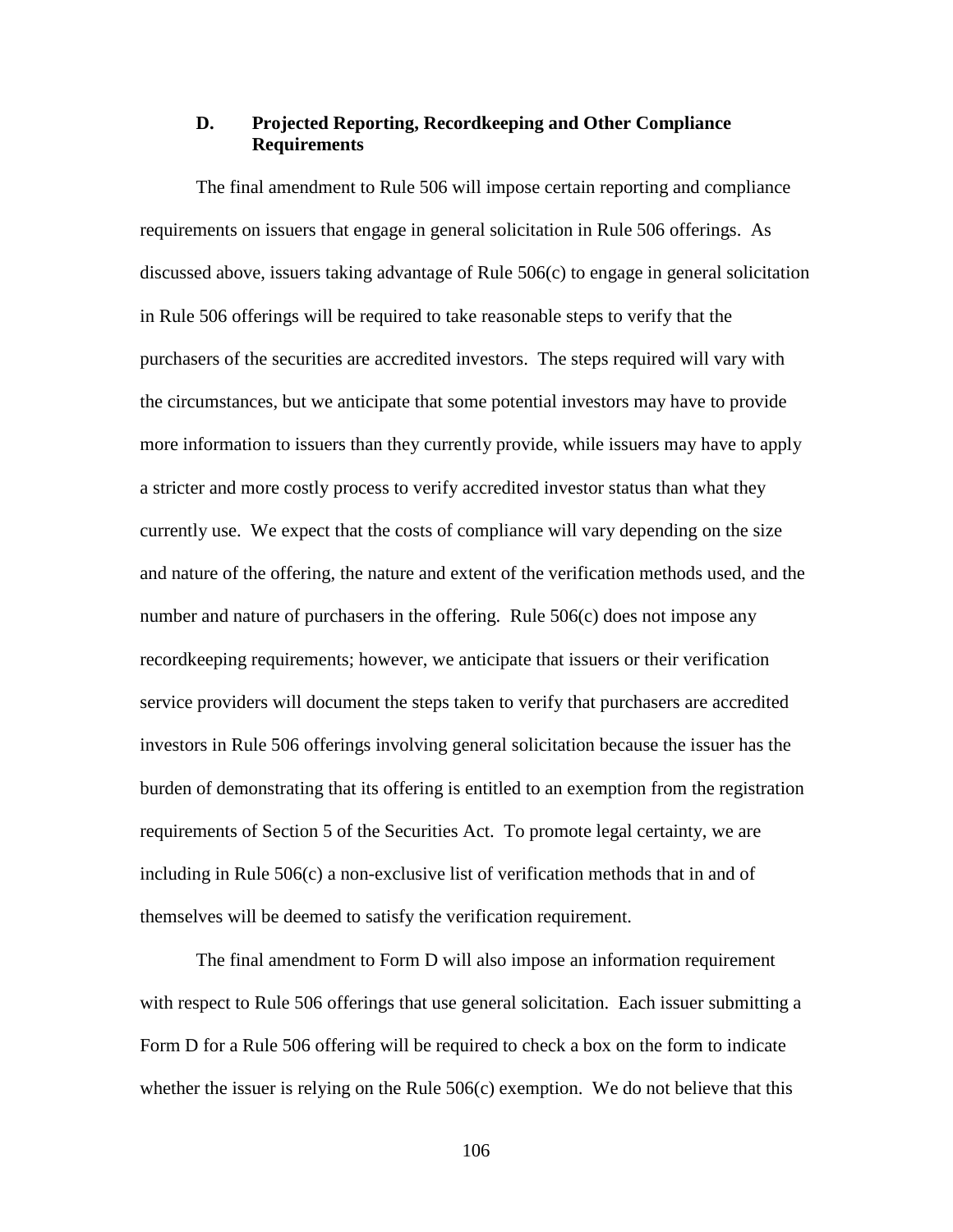### D. Projected Reporting, Recordkeeping and Other Compliance Requirements

The final amendment to Rule 506 will impose certain reporting and compliance requirements on issuers that engage in general solicitation in Rule 506 offerings. As discussed above, issuers taking advantage of Rule 506(c) to engage in general solicitation in Rule 506 offerings will be required to take reasonable steps to verify that the purchasers of the securities are accredited investors. The steps required will vary with the circumstances, but we anticipate that some potential investors may have to provide more information to issuers than they currently provide, while issuers may have to apply a stricter and more costly process to verify accredited investor status than what they currently use. We expect that the costs of compliance will vary depending on the size and nature of the offering, the nature and extent of the verification methods used, and the number and nature of purchasers in the offering. Rule 506(c) does not impose any recordkeeping requirements; however, we anticipate that issuers or their verification service providers will document the steps taken to verify that purchasers are accredited investors in Rule 506 offerings involving general solicitation because the issuer has the burden of demonstrating that its offering is entitled to an exemption from the registration requirements of Section 5 of the Securities Act. To promote legal certainty, we are including in Rule 506(c) a non-exclusive list of verification methods that in and of themselves will be deemed to satisfy the verification requirement.

The final amendment to Form D will also impose an information requirement with respect to Rule 506 offerings that use general solicitation. Each issuer submitting a Form D for a Rule 506 offering will be required to check a box on the form to indicate whether the issuer is relying on the Rule 506(c) exemption. We do not believe that this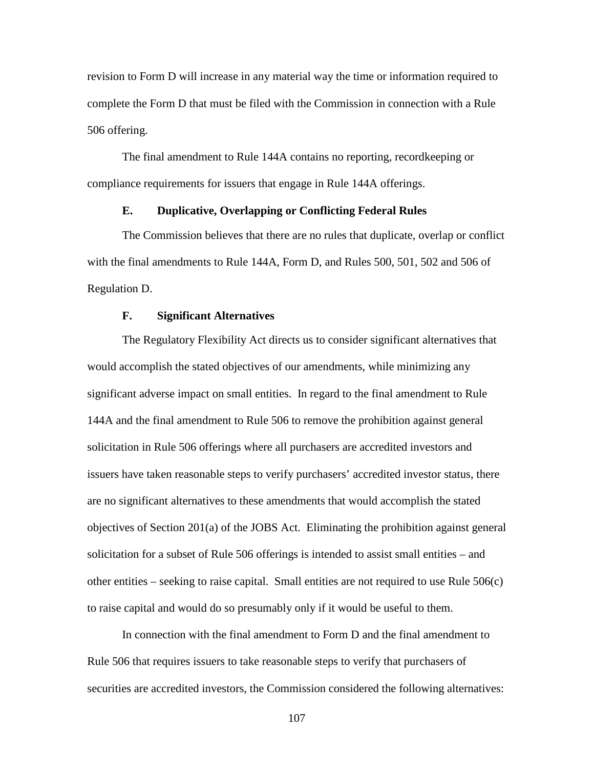revision to Form D will increase in any material way the time or information required to complete the Form D that must be filed with the Commission in connection with a Rule 506 offering.

The final amendment to Rule 144A contains no reporting, recordkeeping or compliance requirements for issuers that engage in Rule 144A offerings.

### E. Duplicative, Overlapping or Conflicting Federal Rules

The Commission believes that there are no rules that duplicate, overlap or conflict with the final amendments to Rule 144A, Form D, and Rules 500, 501, 502 and 506 of Regulation D.

### F. Significant Alternatives

The Regulatory Flexibility Act directs us to consider significant alternatives that would accomplish the stated objectives of our amendments, while minimizing any significant adverse impact on small entities. In regard to the final amendment to Rule 144A and the final amendment to Rule 506 to remove the prohibition against general solicitation in Rule 506 offerings where all purchasers are accredited investors and issuers have taken reasonable steps to verify purchasers' accredited investor status, there are no significant alternatives to these amendments that would accomplish the stated objectives of Section 201(a) of the JOBS Act. Eliminating the prohibition against general solicitation for a subset of Rule 506 offerings is intended to assist small entities – and other entities – seeking to raise capital. Small entities are not required to use Rule 506(c) to raise capital and would do so presumably only if it would be useful to them.

In connection with the final amendment to Form D and the final amendment to Rule 506 that requires issuers to take reasonable steps to verify that purchasers of securities are accredited investors, the Commission considered the following alternatives: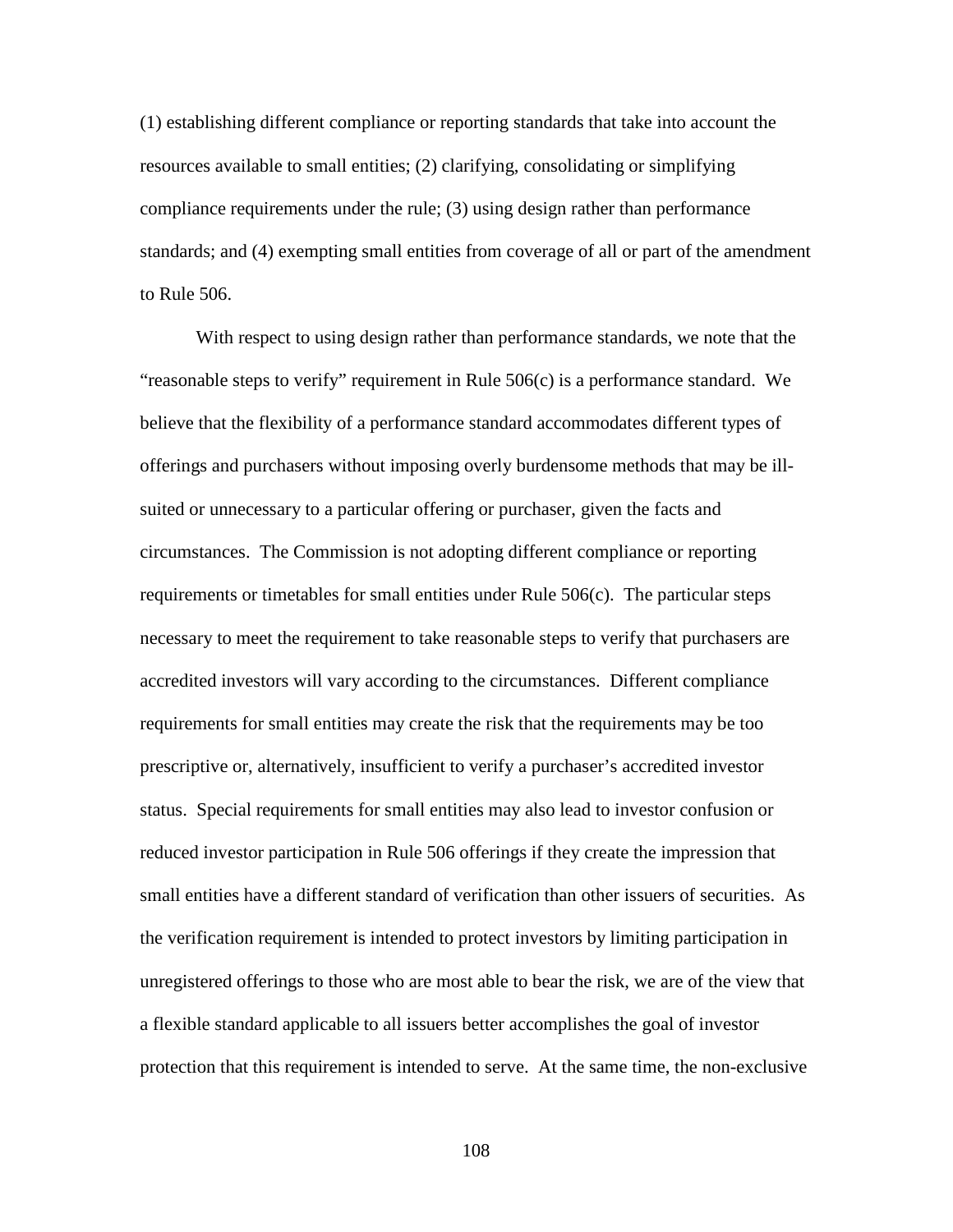(1) establishing different compliance or reporting standards that take into account the resources available to small entities; (2) clarifying, consolidating or simplifying compliance requirements under the rule; (3) using design rather than performance standards; and (4) exempting small entities from coverage of all or part of the amendment to Rule 506.

With respect to using design rather than performance standards, we note that the "reasonable steps to verify" requirement in Rule 506(c) is a performance standard. We believe that the flexibility of a performance standard accommodates different types of offerings and purchasers without imposing overly burdensome methods that may be ill-suited or unnecessary to a particular offering or purchaser, given the facts and circumstances. The Commission is not adopting different compliance or reporting requirements or timetables for small entities under Rule 506(c). The particular steps necessary to meet the requirement to take reasonable steps to verify that purchasers are accredited investors will vary according to the circumstances. Different compliance requirements for small entities may create the risk that the requirements may be too prescriptive or, alternatively, insufficient to verify a purchaser's accredited investor status. Special requirements for small entities may also lead to investor confusion or reduced investor participation in Rule 506 offerings if they create the impression that small entities have a different standard of verification than other issuers of securities. As the verification requirement is intended to protect investors by limiting participation in unregistered offerings to those who are most able to bear the risk, we are of the view that a flexible standard applicable to all issuers better accomplishes the goal of investor protection that this requirement is intended to serve. At the same time, the non-exclusive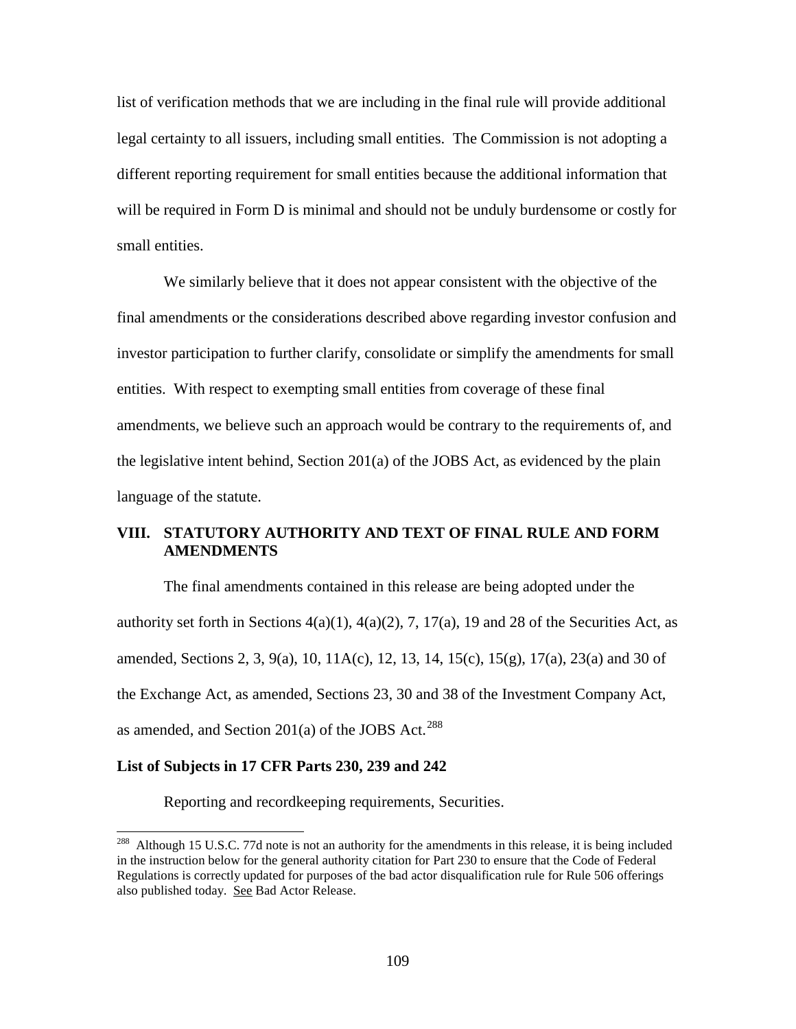list of verification methods that we are including in the final rule will provide additional legal certainty to all issuers, including small entities. The Commission is not adopting a different reporting requirement for small entities because the additional information that will be required in Form D is minimal and should not be unduly burdensome or costly for small entities.

We similarly believe that it does not appear consistent with the objective of the final amendments or the considerations described above regarding investor confusion and investor participation to further clarify, consolidate or simplify the amendments for small entities. With respect to exempting small entities from coverage of these final amendments, we believe such an approach would be contrary to the requirements of, and the legislative intent behind, Section 201(a) of the JOBS Act, as evidenced by the plain language of the statute.

## VIII. STATUTORY AUTHORITY AND TEXT OF FINAL RULE AND FORM AMENDMENTS

The final amendments contained in this release are being adopted under the authority set forth in Sections 4(a)(1), 4(a)(2), 7, 17(a), 19 and 28 of the Securities Act, as amended, Sections 2, 3, 9(a), 10, 11A(c), 12, 13, 14, 15(c), 15(g), 17(a), 23(a) and 30 of the Exchange Act, as amended, Sections 23, 30 and 38 of the Investment Company Act, as amended, and Section 201(a) of the JOBS Act.[288]

**List of Subjects in 17 CFR Parts 230, 239 and 242**

Reporting and recordkeeping requirements, Securities.

[288] Although 15 U.S.C. 77d note is not an authority for the amendments in this release, it is being included in the instruction below for the general authority citation for Part 230 to ensure that the Code of Federal Regulations is correctly updated for purposes of the bad actor disqualification rule for Rule 506 offerings also published today. See Bad Actor Release.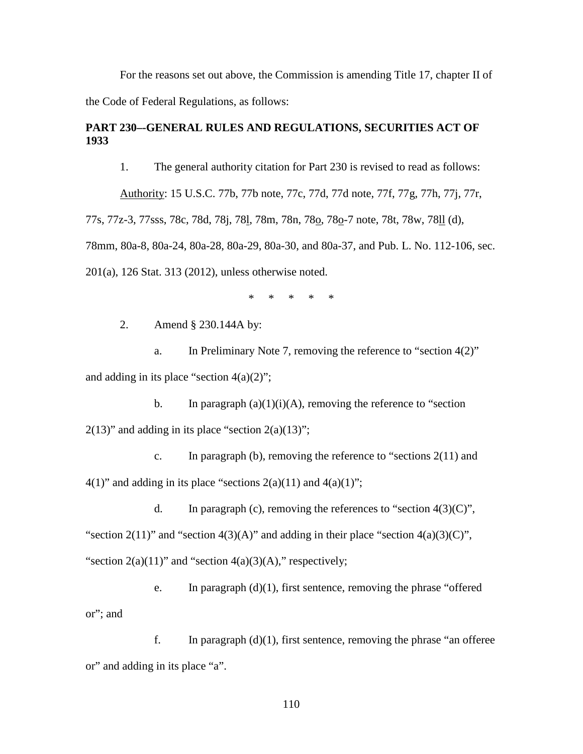For the reasons set out above, the Commission is amending Title 17, chapter II of the Code of Federal Regulations, as follows:

**PART 230–-GENERAL RULES AND REGULATIONS, SECURITIES ACT OF 1933**

1. The general authority citation for Part 230 is revised to read as follows:

Authority: 15 U.S.C. 77b, 77b note, 77c, 77d, 77d note, 77f, 77g, 77h, 77j, 77r, 77s, 77z-3, 77sss, 78c, 78d, 78j, 78l, 78m, 78n, 78o, 78o-7 note, 78t, 78w, 78ll (d), 78mm, 80a-8, 80a-24, 80a-28, 80a-29, 80a-30, and 80a-37, and Pub. L. No. 112-106, sec. 201(a), 126 Stat. 313 (2012), unless otherwise noted.

\* \* \* \* \*

2. Amend § 230.144A by:

a. In Preliminary Note 7, removing the reference to “section 4(2)” and adding in its place “section 4(a)(2)”;

b. In paragraph (a)(1)(i)(A), removing the reference to “section 2(13)” and adding in its place “section 2(a)(13)”;

c. In paragraph (b), removing the reference to “sections 2(11) and 4(1)” and adding in its place “sections 2(a)(11) and 4(a)(1)”;

d. In paragraph (c), removing the references to “section 4(3)(C)”, “section 2(11)” and “section 4(3)(A)” and adding in their place “section 4(a)(3)(C)”, “section 2(a)(11)” and “section 4(a)(3)(A),” respectively;

e. In paragraph (d)(1), first sentence, removing the phrase “offered or”; and

f. In paragraph (d)(1), first sentence, removing the phrase “an offeree or” and adding in its place “a”.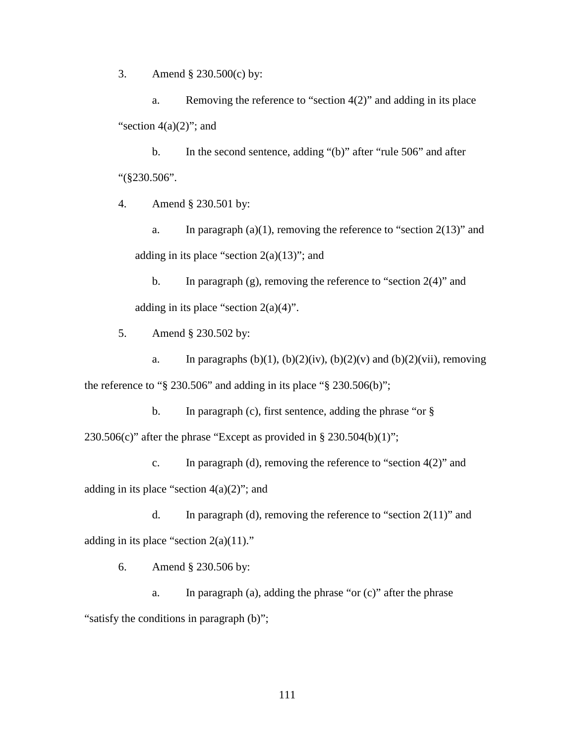3. Amend § 230.500(c) by:

   a. Removing the reference to "section 4(2)" and adding in its place "section 4(a)(2)"; and

   b. In the second sentence, adding "(b)" after "rule 506" and after "(§230.506".

4. Amend § 230.501 by:

   a. In paragraph (a)(1), removing the reference to "section 2(13)" and adding in its place "section 2(a)(13)"; and

   b. In paragraph (g), removing the reference to "section 2(4)" and adding in its place "section 2(a)(4)".

5. Amend § 230.502 by:

   a. In paragraphs (b)(1), (b)(2)(iv), (b)(2)(v) and (b)(2)(vii), removing the reference to "§ 230.506" and adding in its place "§ 230.506(b)";

   b. In paragraph (c), first sentence, adding the phrase "or § 230.506(c)" after the phrase "Except as provided in § 230.504(b)(1)";

   c. In paragraph (d), removing the reference to "section 4(2)" and adding in its place "section 4(a)(2)"; and

   d. In paragraph (d), removing the reference to "section 2(11)" and adding in its place "section 2(a)(11)."

6. Amend § 230.506 by:

   a. In paragraph (a), adding the phrase "or (c)" after the phrase "satisfy the conditions in paragraph (b)";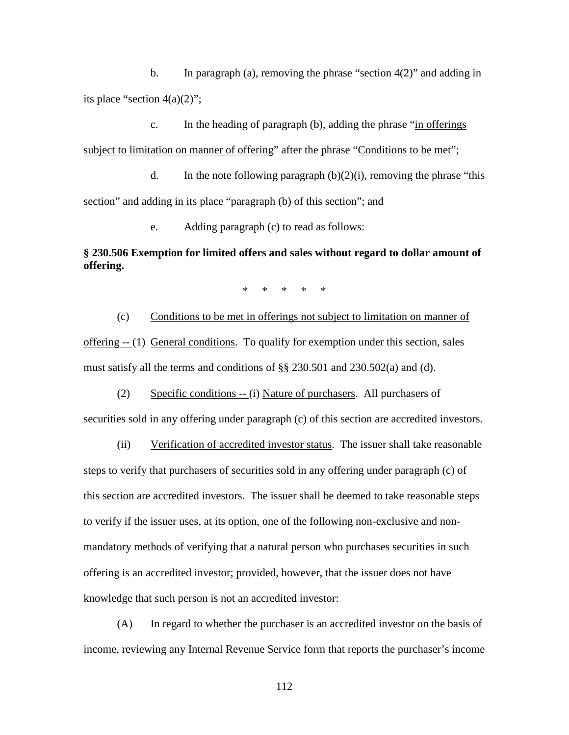b. In paragraph (a), removing the phrase "section 4(2)" and adding in its place "section 4(a)(2)";

c. In the heading of paragraph (b), adding the phrase "in offerings subject to limitation on manner of offering" after the phrase "Conditions to be met";

d. In the note following paragraph (b)(2)(i), removing the phrase "this section" and adding in its place "paragraph (b) of this section"; and

e. Adding paragraph (c) to read as follows:

**§ 230.506 Exemption for limited offers and sales without regard to dollar amount of offering.**

\* \* \* \* \*

(c) Conditions to be met in offerings not subject to limitation on manner of offering -- (1) General conditions. To qualify for exemption under this section, sales must satisfy all the terms and conditions of §§ 230.501 and 230.502(a) and (d).

(2) Specific conditions -- (i) Nature of purchasers. All purchasers of securities sold in any offering under paragraph (c) of this section are accredited investors.

(ii) Verification of accredited investor status. The issuer shall take reasonable steps to verify that purchasers of securities sold in any offering under paragraph (c) of this section are accredited investors. The issuer shall be deemed to take reasonable steps to verify if the issuer uses, at its option, one of the following non-exclusive and non-mandatory methods of verifying that a natural person who purchases securities in such offering is an accredited investor; provided, however, that the issuer does not have knowledge that such person is not an accredited investor:

(A) In regard to whether the purchaser is an accredited investor on the basis of income, reviewing any Internal Revenue Service form that reports the purchaser's income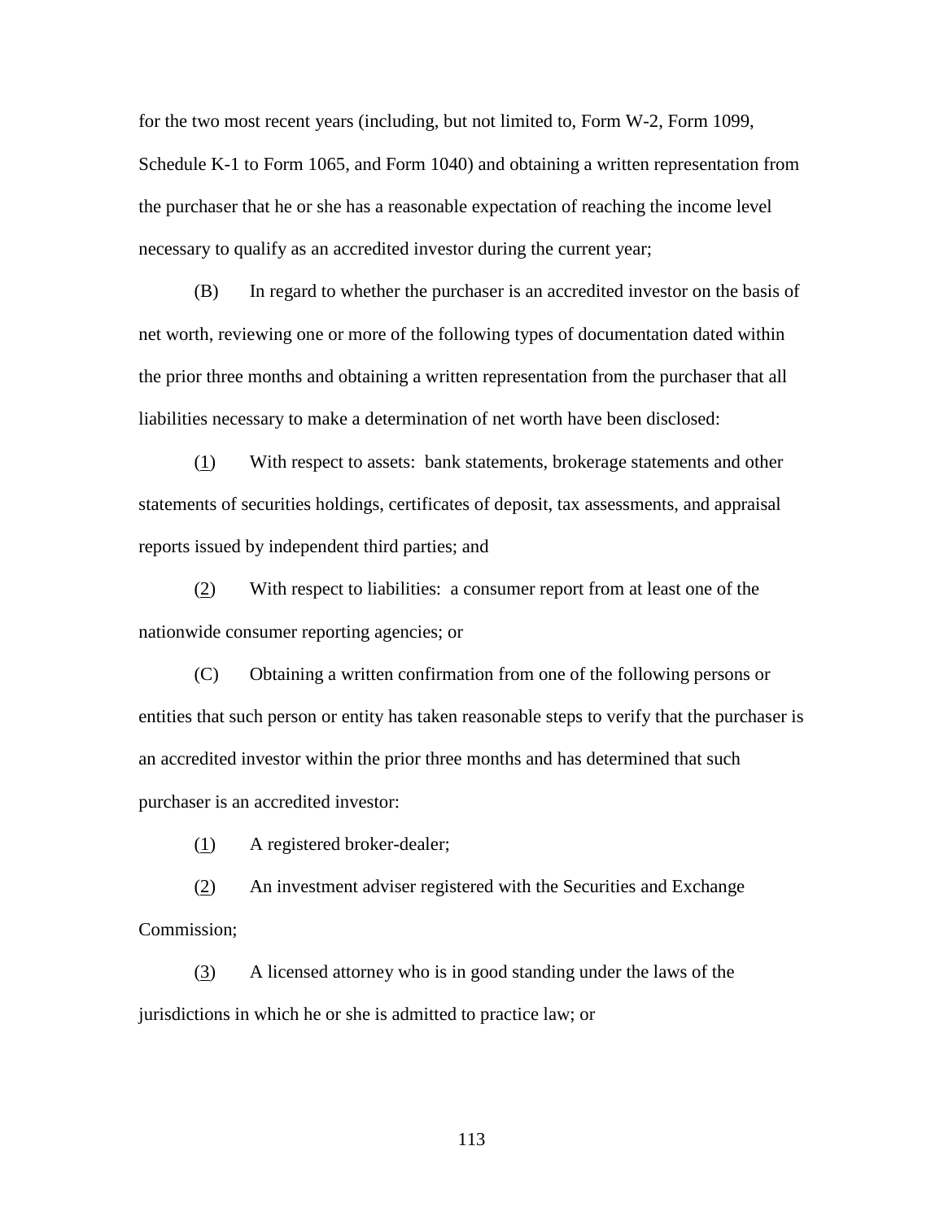for the two most recent years (including, but not limited to, Form W-2, Form 1099, Schedule K-1 to Form 1065, and Form 1040) and obtaining a written representation from the purchaser that he or she has a reasonable expectation of reaching the income level necessary to qualify as an accredited investor during the current year;

(B) In regard to whether the purchaser is an accredited investor on the basis of net worth, reviewing one or more of the following types of documentation dated within the prior three months and obtaining a written representation from the purchaser that all liabilities necessary to make a determination of net worth have been disclosed:

(1) With respect to assets: bank statements, brokerage statements and other statements of securities holdings, certificates of deposit, tax assessments, and appraisal reports issued by independent third parties; and

(2) With respect to liabilities: a consumer report from at least one of the nationwide consumer reporting agencies; or

(C) Obtaining a written confirmation from one of the following persons or entities that such person or entity has taken reasonable steps to verify that the purchaser is an accredited investor within the prior three months and has determined that such purchaser is an accredited investor:

(1) A registered broker-dealer;

(2) An investment adviser registered with the Securities and Exchange Commission;

(3) A licensed attorney who is in good standing under the laws of the jurisdictions in which he or she is admitted to practice law; or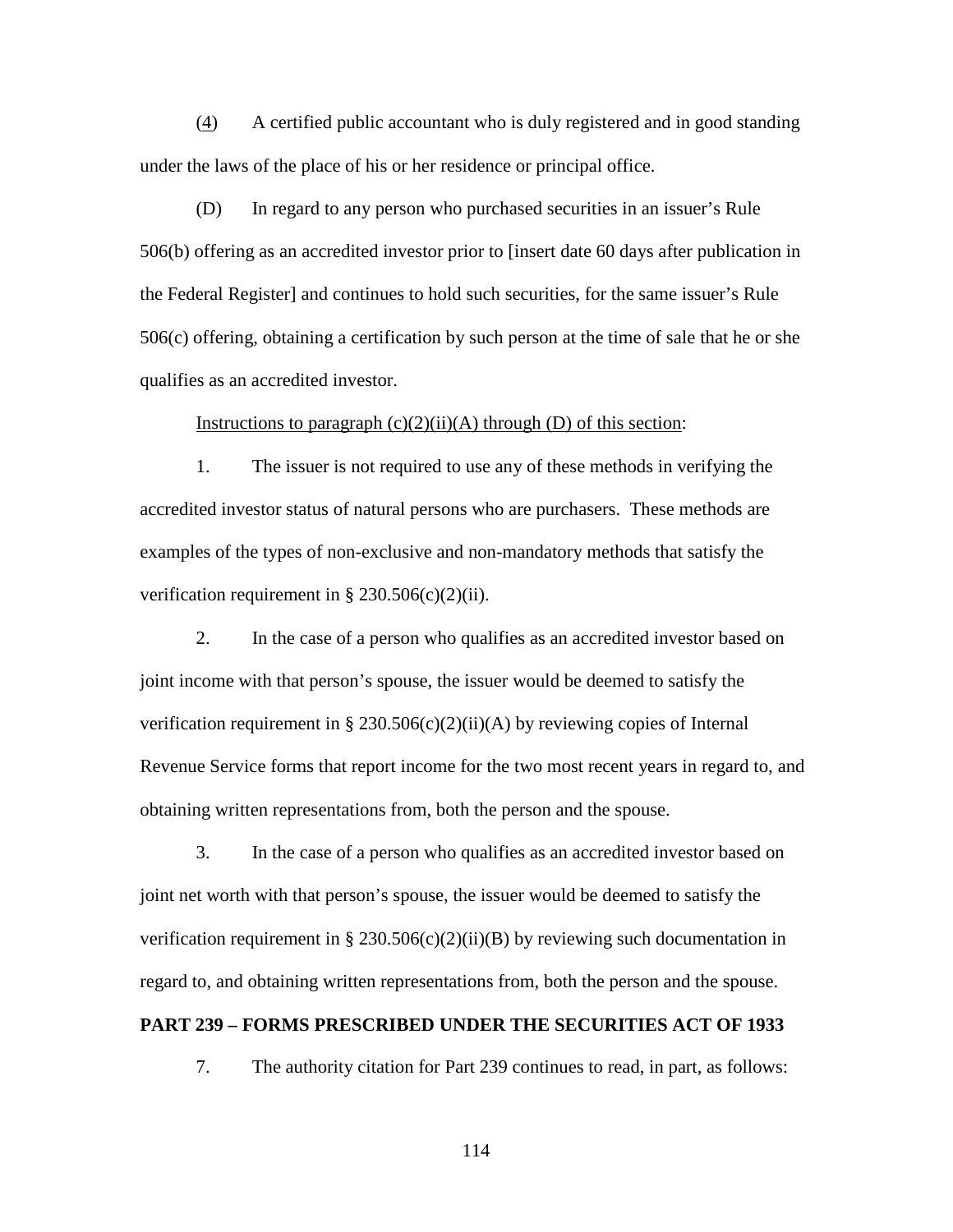(4) A certified public accountant who is duly registered and in good standing under the laws of the place of his or her residence or principal office.

(D) In regard to any person who purchased securities in an issuer's Rule 506(b) offering as an accredited investor prior to [insert date 60 days after publication in the Federal Register] and continues to hold such securities, for the same issuer's Rule 506(c) offering, obtaining a certification by such person at the time of sale that he or she qualifies as an accredited investor.

Instructions to paragraph (c)(2)(ii)(A) through (D) of this section:

1. The issuer is not required to use any of these methods in verifying the accredited investor status of natural persons who are purchasers. These methods are examples of the types of non-exclusive and non-mandatory methods that satisfy the verification requirement in § 230.506(c)(2)(ii).

2. In the case of a person who qualifies as an accredited investor based on joint income with that person's spouse, the issuer would be deemed to satisfy the verification requirement in § 230.506(c)(2)(ii)(A) by reviewing copies of Internal Revenue Service forms that report income for the two most recent years in regard to, and obtaining written representations from, both the person and the spouse.

3. In the case of a person who qualifies as an accredited investor based on joint net worth with that person's spouse, the issuer would be deemed to satisfy the verification requirement in § 230.506(c)(2)(ii)(B) by reviewing such documentation in regard to, and obtaining written representations from, both the person and the spouse.

**PART 239 – FORMS PRESCRIBED UNDER THE SECURITIES ACT OF 1933**

7. The authority citation for Part 239 continues to read, in part, as follows: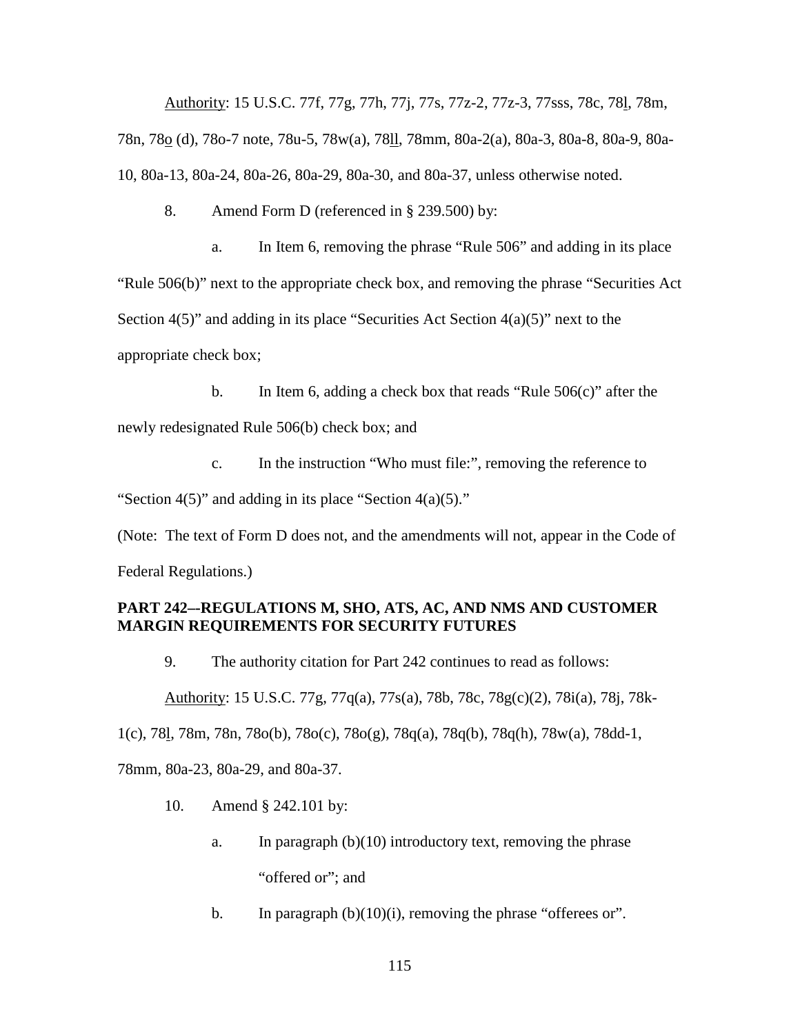Authority: 15 U.S.C. 77f, 77g, 77h, 77j, 77s, 77z-2, 77z-3, 77sss, 78c, 78l, 78m, 78n, 78o (d), 78o-7 note, 78u-5, 78w(a), 78ll, 78mm, 80a-2(a), 80a-3, 80a-8, 80a-9, 80a-10, 80a-13, 80a-24, 80a-26, 80a-29, 80a-30, and 80a-37, unless otherwise noted.

8. Amend Form D (referenced in § 239.500) by:

a. In Item 6, removing the phrase "Rule 506" and adding in its place "Rule 506(b)" next to the appropriate check box, and removing the phrase "Securities Act Section 4(5)" and adding in its place "Securities Act Section 4(a)(5)" next to the appropriate check box;

b. In Item 6, adding a check box that reads "Rule 506(c)" after the newly redesignated Rule 506(b) check box; and

c. In the instruction "Who must file:", removing the reference to "Section 4(5)" and adding in its place "Section 4(a)(5)."

(Note: The text of Form D does not, and the amendments will not, appear in the Code of Federal Regulations.)

**PART 242--REGULATIONS M, SHO, ATS, AC, AND NMS AND CUSTOMER MARGIN REQUIREMENTS FOR SECURITY FUTURES**

9. The authority citation for Part 242 continues to read as follows:

Authority: 15 U.S.C. 77g, 77q(a), 77s(a), 78b, 78c, 78g(c)(2), 78i(a), 78j, 78k-1(c), 78l, 78m, 78n, 78o(b), 78o(c), 78o(g), 78q(a), 78q(b), 78q(h), 78w(a), 78dd-1, 78mm, 80a-23, 80a-29, and 80a-37.

10. Amend § 242.101 by:

a. In paragraph (b)(10) introductory text, removing the phrase "offered or"; and

b. In paragraph (b)(10)(i), removing the phrase "offerees or".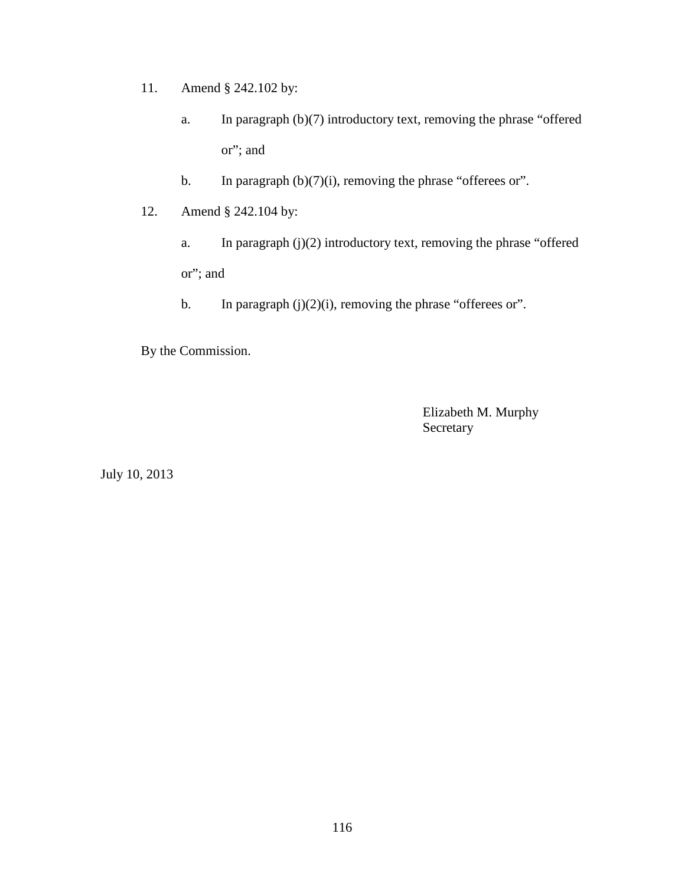11. Amend § 242.102 by:

    a. In paragraph (b)(7) introductory text, removing the phrase "offered or"; and

    b. In paragraph (b)(7)(i), removing the phrase "offerees or".

12. Amend § 242.104 by:

    a. In paragraph (j)(2) introductory text, removing the phrase "offered or"; and

    b. In paragraph (j)(2)(i), removing the phrase "offerees or".

By the Commission.

Elizabeth M. Murphy
Secretary

July 10, 2013